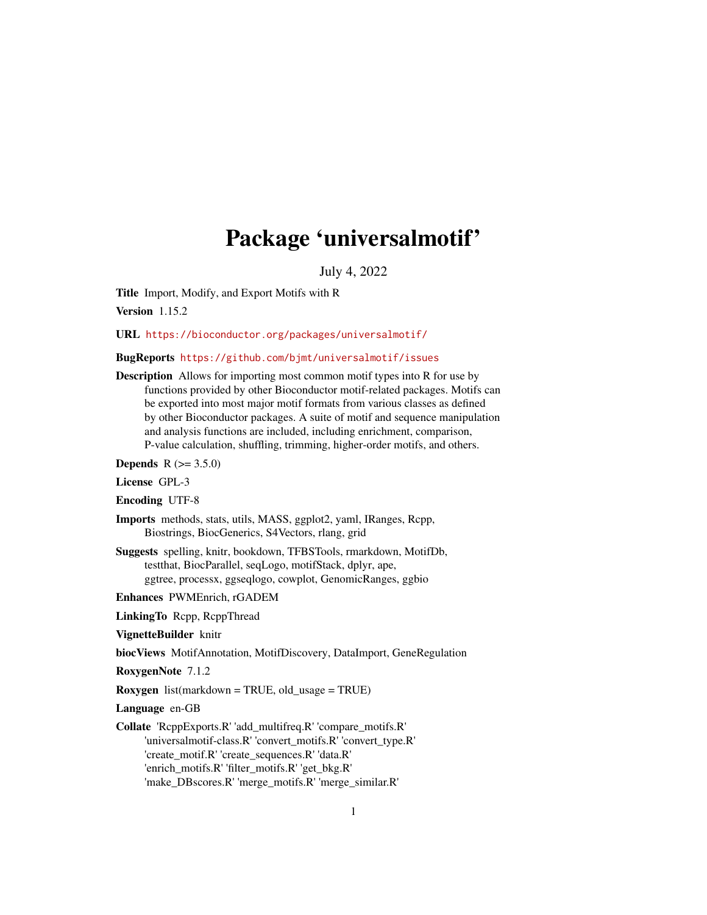# Package 'universalmotif'

July 4, 2022

**Title** Import, Modify, and Export Motifs with R

**Version** 1.15.2

**URL** https://bioconductor.org/packages/universalmotif/

**BugReports** https://github.com/bjmt/universalmotif/issues

**Description** Allows for importing most common motif types into R for use by functions provided by other Bioconductor motif-related packages. Motifs can be exported into most major motif formats from various classes as defined by other Bioconductor packages. A suite of motif and sequence manipulation and analysis functions are included, including enrichment, comparison, P-value calculation, shuffling, trimming, higher-order motifs, and others.

**Depends** R (>= 3.5.0)

**License** GPL-3

**Encoding** UTF-8

**Imports** methods, stats, utils, MASS, ggplot2, yaml, IRanges, Rcpp, Biostrings, BiocGenerics, S4Vectors, rlang, grid

**Suggests** spelling, knitr, bookdown, TFBSTools, rmarkdown, MotifDb, testthat, BiocParallel, seqLogo, motifStack, dplyr, ape, ggtree, processx, ggseqlogo, cowplot, GenomicRanges, ggbio

**Enhances** PWMEnrich, rGADEM

**LinkingTo** Rcpp, RcppThread

**VignetteBuilder** knitr

**biocViews** MotifAnnotation, MotifDiscovery, DataImport, GeneRegulation

**RoxygenNote** 7.1.2

**Roxygen** list(markdown = TRUE, old_usage = TRUE)

**Language** en-GB

**Collate** 'RcppExports.R' 'add_multifreq.R' 'compare_motifs.R' 'universalmotif-class.R' 'convert_motifs.R' 'convert_type.R' 'create_motif.R' 'create_sequences.R' 'data.R' 'enrich_motifs.R' 'filter_motifs.R' 'get_bkg.R' 'make_DBscores.R' 'merge_motifs.R' 'merge_similar.R'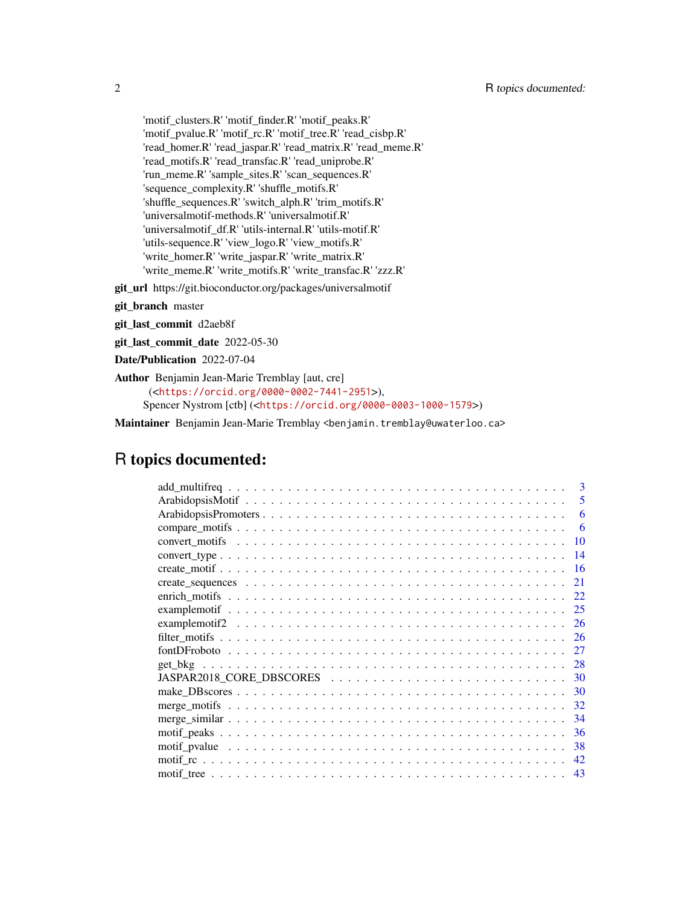'motif_clusters.R' 'motif_finder.R' 'motif_peaks.R'
'motif_pvalue.R' 'motif_rc.R' 'motif_tree.R' 'read_cisbp.R'
'read_homer.R' 'read_jaspar.R' 'read_matrix.R' 'read_meme.R'
'read_motifs.R' 'read_transfac.R' 'read_uniprobe.R'
'run_meme.R' 'sample_sites.R' 'scan_sequences.R'
'sequence_complexity.R' 'shuffle_motifs.R'
'shuffle_sequences.R' 'switch_alph.R' 'trim_motifs.R'
'universalmotif-methods.R' 'universalmotif.R'
'universalmotif_df.R' 'utils-internal.R' 'utils-motif.R'
'utils-sequence.R' 'view_logo.R' 'view_motifs.R'
'write_homer.R' 'write_jaspar.R' 'write_matrix.R'
'write_meme.R' 'write_motifs.R' 'write_transfac.R' 'zzz.R'

**git_url** https://git.bioconductor.org/packages/universalmotif

**git_branch** master

**git_last_commit** d2aeb8f

**git_last_commit_date** 2022-05-30

**Date/Publication** 2022-07-04

**Author** Benjamin Jean-Marie Tremblay [aut, cre] (<https://orcid.org/0000-0002-7441-2951>), Spencer Nystrom [ctb] (<https://orcid.org/0000-0003-1000-1579>)

**Maintainer** Benjamin Jean-Marie Tremblay <benjamin.tremblay@uwaterloo.ca>

# R topics documented:

- add_multifreq . . . . . 3
- ArabidopsisMotif . . . . . 5
- ArabidopsisPromoters . . . . . 6
- compare_motifs . . . . . 6
- convert_motifs . . . . . 10
- convert_type . . . . . 14
- create_motif . . . . . 16
- create_sequences . . . . . 21
- enrich_motifs . . . . . 22
- examplemotif . . . . . 25
- examplemotif2 . . . . . 26
- filter_motifs . . . . . 26
- fontDFroboto . . . . . 27
- get_bkg . . . . . 28
- JASPAR2018_CORE_DBSCORES . . . . . 30
- make_DBscores . . . . . 30
- merge_motifs . . . . . 32
- merge_similar . . . . . 34
- motif_peaks . . . . . 36
- motif_pvalue . . . . . 38
- motif_rc . . . . . 42
- motif_tree . . . . . 43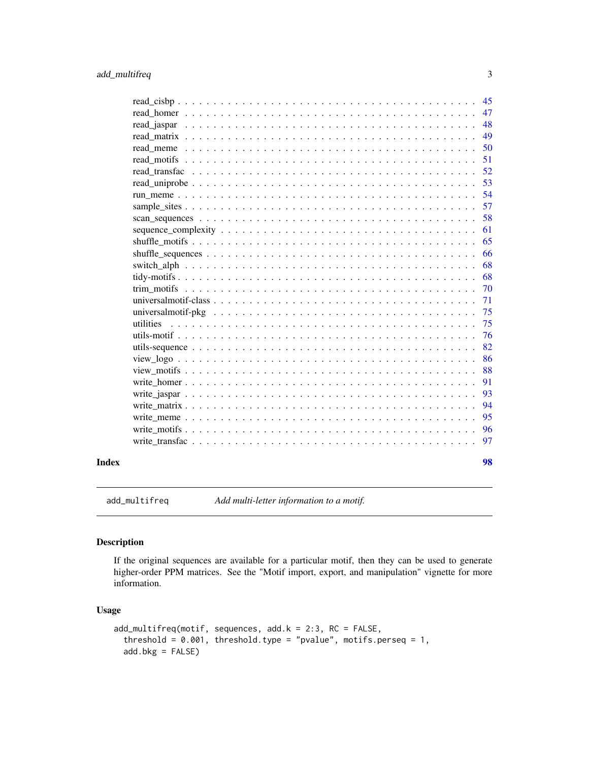read_cisbp . . . . . . . . . . . . . . . . . . . . . . . . . . . . . . . . . . . . . . 45
read_homer . . . . . . . . . . . . . . . . . . . . . . . . . . . . . . . . . . . . . . 47
read_jaspar . . . . . . . . . . . . . . . . . . . . . . . . . . . . . . . . . . . . . . 48
read_matrix . . . . . . . . . . . . . . . . . . . . . . . . . . . . . . . . . . . . . . 49
read_meme . . . . . . . . . . . . . . . . . . . . . . . . . . . . . . . . . . . . . . 50
read_motifs . . . . . . . . . . . . . . . . . . . . . . . . . . . . . . . . . . . . . . 51
read_transfac . . . . . . . . . . . . . . . . . . . . . . . . . . . . . . . . . . . . . . 52
read_uniprobe . . . . . . . . . . . . . . . . . . . . . . . . . . . . . . . . . . . . . . 53
run_meme . . . . . . . . . . . . . . . . . . . . . . . . . . . . . . . . . . . . . . 54
sample_sites . . . . . . . . . . . . . . . . . . . . . . . . . . . . . . . . . . . . . . 57
scan_sequences . . . . . . . . . . . . . . . . . . . . . . . . . . . . . . . . . . . . . . 58
sequence_complexity . . . . . . . . . . . . . . . . . . . . . . . . . . . . . . . . . . . . . . 61
shuffle_motifs . . . . . . . . . . . . . . . . . . . . . . . . . . . . . . . . . . . . . . 65
shuffle_sequences . . . . . . . . . . . . . . . . . . . . . . . . . . . . . . . . . . . . . . 66
switch_alph . . . . . . . . . . . . . . . . . . . . . . . . . . . . . . . . . . . . . . 68
tidy-motifs . . . . . . . . . . . . . . . . . . . . . . . . . . . . . . . . . . . . . . 68
trim_motifs . . . . . . . . . . . . . . . . . . . . . . . . . . . . . . . . . . . . . . 70
universalmotif-class . . . . . . . . . . . . . . . . . . . . . . . . . . . . . . . . . . . . . . 71
universalmotif-pkg . . . . . . . . . . . . . . . . . . . . . . . . . . . . . . . . . . . . . . 75
utilities . . . . . . . . . . . . . . . . . . . . . . . . . . . . . . . . . . . . . . 75
utils-motif . . . . . . . . . . . . . . . . . . . . . . . . . . . . . . . . . . . . . . 76
utils-sequence . . . . . . . . . . . . . . . . . . . . . . . . . . . . . . . . . . . . . . 82
view_logo . . . . . . . . . . . . . . . . . . . . . . . . . . . . . . . . . . . . . . 86
view_motifs . . . . . . . . . . . . . . . . . . . . . . . . . . . . . . . . . . . . . . 88
write_homer . . . . . . . . . . . . . . . . . . . . . . . . . . . . . . . . . . . . . . 91
write_jaspar . . . . . . . . . . . . . . . . . . . . . . . . . . . . . . . . . . . . . . 93
write_matrix . . . . . . . . . . . . . . . . . . . . . . . . . . . . . . . . . . . . . . 94
write_meme . . . . . . . . . . . . . . . . . . . . . . . . . . . . . . . . . . . . . . 95
write_motifs . . . . . . . . . . . . . . . . . . . . . . . . . . . . . . . . . . . . . . 96
write_transfac . . . . . . . . . . . . . . . . . . . . . . . . . . . . . . . . . . . . . . 97

**Index** **98**

---

`add_multifreq` *Add multi-letter information to a motif.*

---

## Description

If the original sequences are available for a particular motif, then they can be used to generate higher-order PPM matrices. See the "Motif import, export, and manipulation" vignette for more information.

## Usage

```
add_multifreq(motif, sequences, add.k = 2:3, RC = FALSE,
  threshold = 0.001, threshold.type = "pvalue", motifs.perseq = 1,
  add.bkg = FALSE)
```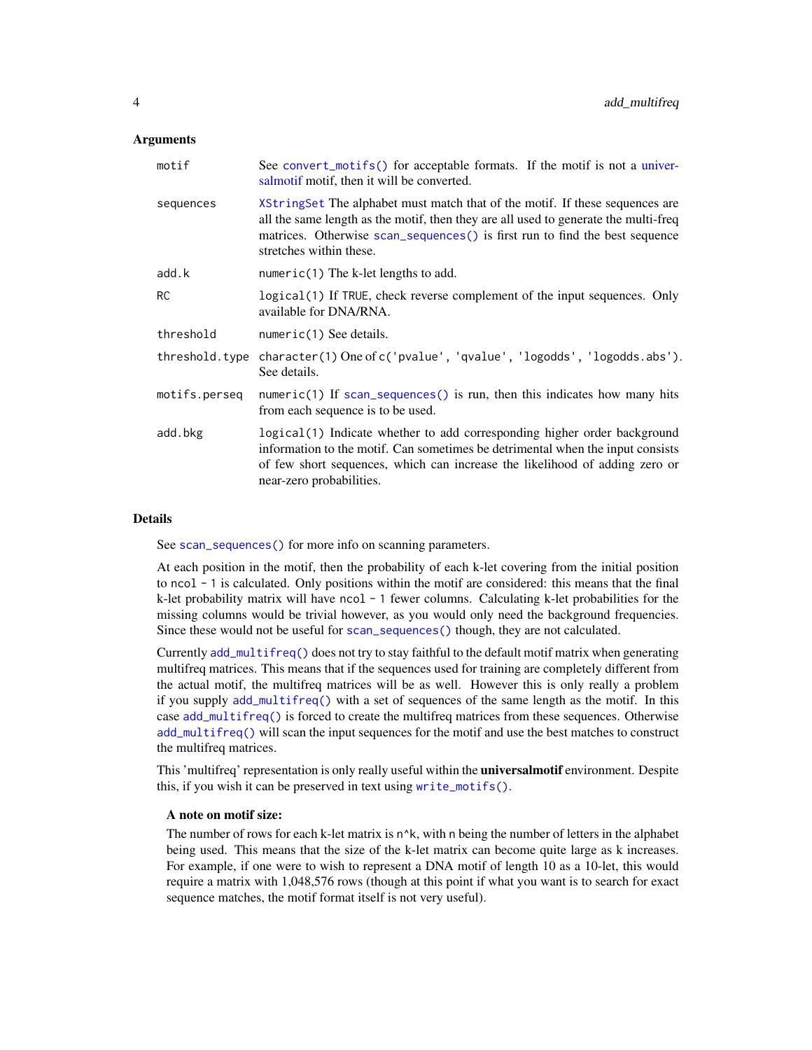### Arguments

| | |
|---|---|
| `motif` | See `convert_motifs()` for acceptable formats. If the motif is not a universalmotif motif, then it will be converted. |
| `sequences` | `XStringSet` The alphabet must match that of the motif. If these sequences are all the same length as the motif, then they are all used to generate the multi-freq matrices. Otherwise `scan_sequences()` is first run to find the best sequence stretches within these. |
| `add.k` | `numeric(1)` The k-let lengths to add. |
| `RC` | `logical(1)` If `TRUE`, check reverse complement of the input sequences. Only available for DNA/RNA. |
| `threshold` | `numeric(1)` See details. |
| `threshold.type` | `character(1)` One of `c('pvalue', 'qvalue', 'logodds', 'logodds.abs')`. See details. |
| `motifs.perseq` | `numeric(1)` If `scan_sequences()` is run, then this indicates how many hits from each sequence is to be used. |
| `add.bkg` | `logical(1)` Indicate whether to add corresponding higher order background information to the motif. Can sometimes be detrimental when the input consists of few short sequences, which can increase the likelihood of adding zero or near-zero probabilities. |

### Details

See `scan_sequences()` for more info on scanning parameters.

At each position in the motif, then the probability of each k-let covering from the initial position to `ncol - 1` is calculated. Only positions within the motif are considered: this means that the final k-let probability matrix will have `ncol - 1` fewer columns. Calculating k-let probabilities for the missing columns would be trivial however, as you would only need the background frequencies. Since these would not be useful for `scan_sequences()` though, they are not calculated.

Currently `add_multifreq()` does not try to stay faithful to the default motif matrix when generating multifreq matrices. This means that if the sequences used for training are completely different from the actual motif, the multifreq matrices will be as well. However this is only really a problem if you supply `add_multifreq()` with a set of sequences of the same length as the motif. In this case `add_multifreq()` is forced to create the multifreq matrices from these sequences. Otherwise `add_multifreq()` will scan the input sequences for the motif and use the best matches to construct the multifreq matrices.

This 'multifreq' representation is only really useful within the **universalmotif** environment. Despite this, if you wish it can be preserved in text using `write_motifs()`.

#### A note on motif size:

The number of rows for each k-let matrix is `n^k`, with `n` being the number of letters in the alphabet being used. This means that the size of the k-let matrix can become quite large as k increases. For example, if one were to wish to represent a DNA motif of length 10 as a 10-let, this would require a matrix with 1,048,576 rows (though at this point if what you want is to search for exact sequence matches, the motif format itself is not very useful).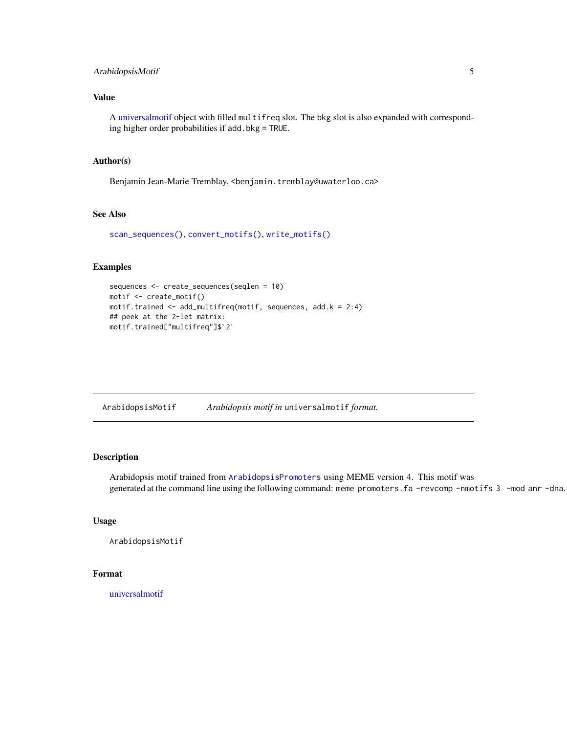### Value

A universalmotif object with filled `multifreq` slot. The `bkg` slot is also expanded with corresponding higher order probabilities if `add.bkg = TRUE`.

### Author(s)

Benjamin Jean-Marie Tremblay, <benjamin.tremblay@uwaterloo.ca>

### See Also

`scan_sequences()`, `convert_motifs()`, `write_motifs()`

### Examples

```
sequences <- create_sequences(seqlen = 10)
motif <- create_motif()
motif.trained <- add_multifreq(motif, sequences, add.k = 2:4)
## peek at the 2-let matrix:
motif.trained["multifreq"]$`2`
```

---

## ArabidopsisMotif &nbsp;&nbsp;&nbsp; *Arabidopsis motif in* `universalmotif` *format.*

### Description

Arabidopsis motif trained from `ArabidopsisPromoters` using MEME version 4. This motif was generated at the command line using the following command: `meme promoters.fa -revcomp -nmotifs 3 -mod anr -dna`.

### Usage

```
ArabidopsisMotif
```

### Format

universalmotif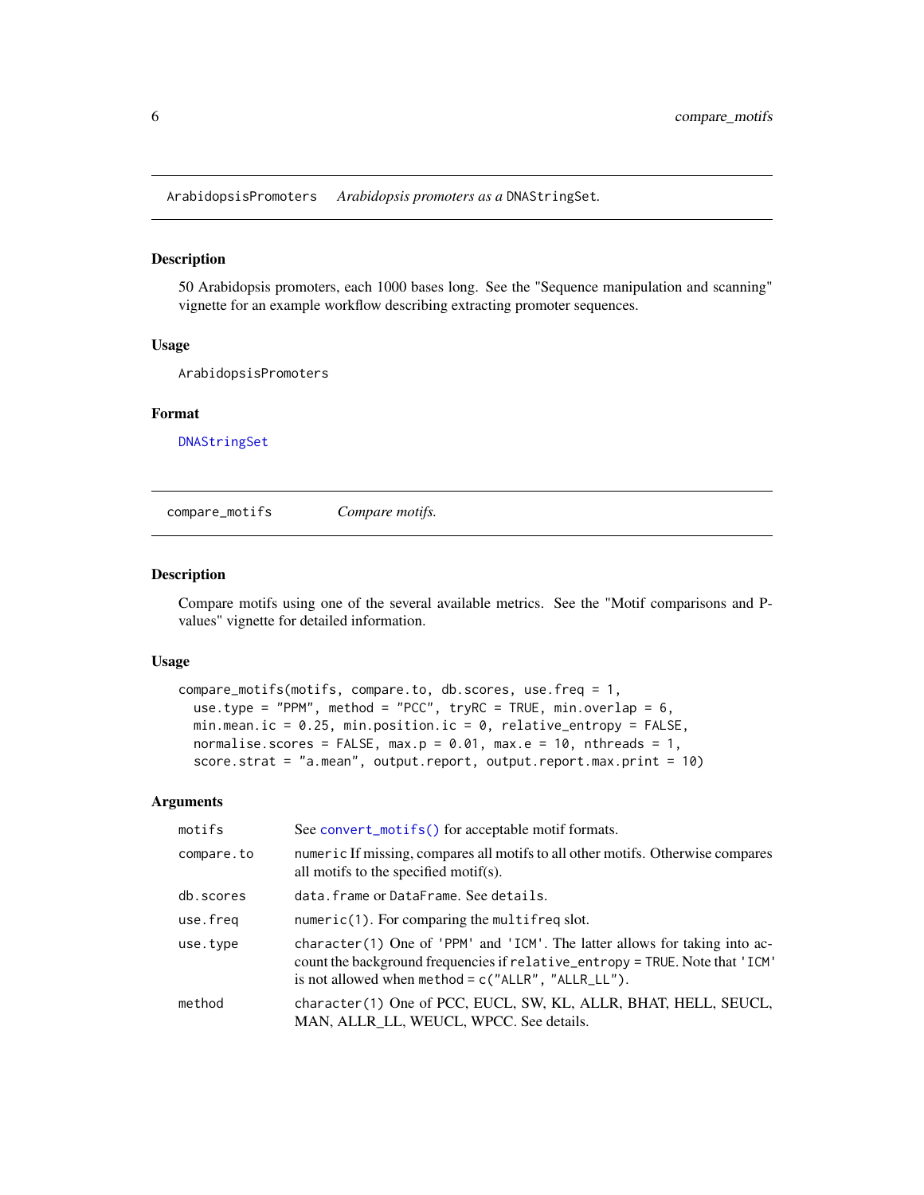## ArabidopsisPromoters *Arabidopsis promoters as a* `DNAStringSet`*.*

### Description

50 Arabidopsis promoters, each 1000 bases long. See the "Sequence manipulation and scanning" vignette for an example workflow describing extracting promoter sequences.

### Usage

```
ArabidopsisPromoters
```

### Format

DNAStringSet

## compare_motifs *Compare motifs.*

### Description

Compare motifs using one of the several available metrics. See the "Motif comparisons and P-values" vignette for detailed information.

### Usage

```
compare_motifs(motifs, compare.to, db.scores, use.freq = 1,
  use.type = "PPM", method = "PCC", tryRC = TRUE, min.overlap = 6,
  min.mean.ic = 0.25, min.position.ic = 0, relative_entropy = FALSE,
  normalise.scores = FALSE, max.p = 0.01, max.e = 10, nthreads = 1,
  score.strat = "a.mean", output.report, output.report.max.print = 10)
```

### Arguments

| | |
|---|---|
| `motifs` | See `convert_motifs()` for acceptable motif formats. |
| `compare.to` | `numeric` If missing, compares all motifs to all other motifs. Otherwise compares all motifs to the specified motif(s). |
| `db.scores` | `data.frame` or `DataFrame`. See `details`. |
| `use.freq` | `numeric(1)`. For comparing the `multifreq` slot. |
| `use.type` | `character(1)` One of `'PPM'` and `'ICM'`. The latter allows for taking into account the background frequencies if `relative_entropy = TRUE`. Note that `'ICM'` is not allowed when `method = c("ALLR", "ALLR_LL")`. |
| `method` | `character(1)` One of PCC, EUCL, SW, KL, ALLR, BHAT, HELL, SEUCL, MAN, ALLR_LL, WEUCL, WPCC. See details. |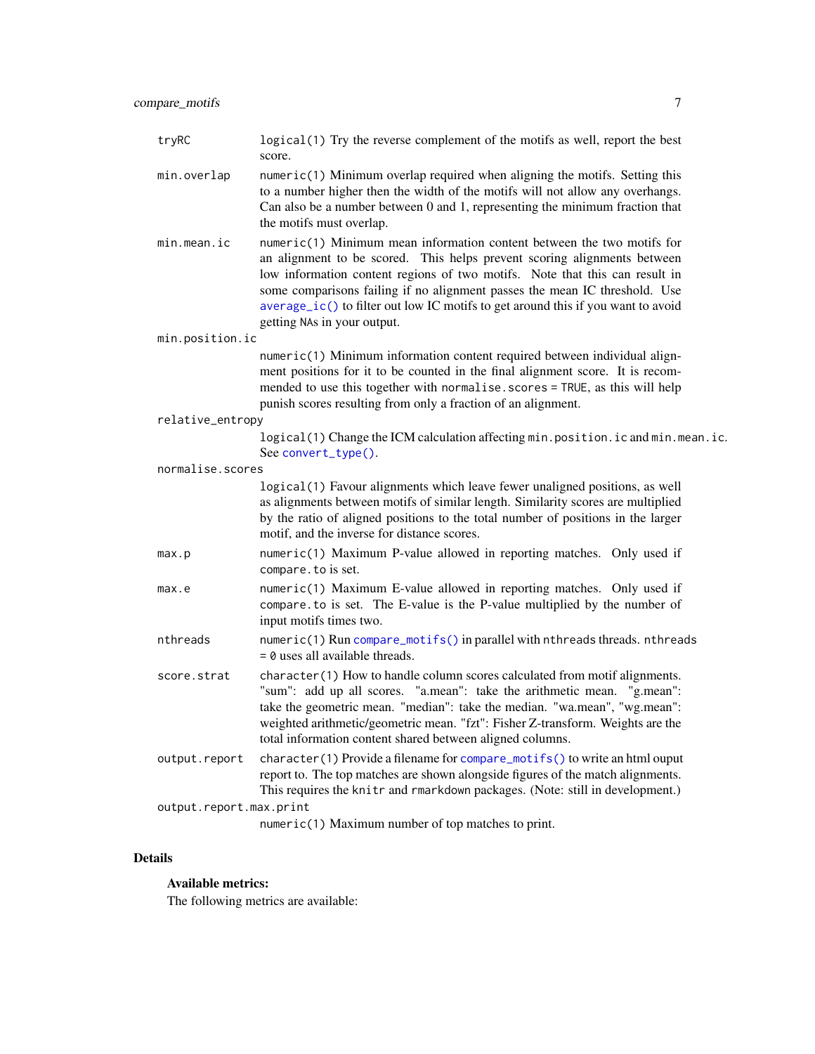| | |
|---|---|
| `tryRC` | `logical(1)` Try the reverse complement of the motifs as well, report the best score. |
| `min.overlap` | `numeric(1)` Minimum overlap required when aligning the motifs. Setting this to a number higher then the width of the motifs will not allow any overhangs. Can also be a number between 0 and 1, representing the minimum fraction that the motifs must overlap. |
| `min.mean.ic` | `numeric(1)` Minimum mean information content between the two motifs for an alignment to be scored. This helps prevent scoring alignments between low information content regions of two motifs. Note that this can result in some comparisons failing if no alignment passes the mean IC threshold. Use `average_ic()` to filter out low IC motifs to get around this if you want to avoid getting `NA`s in your output. |
| `min.position.ic` | `numeric(1)` Minimum information content required between individual alignment positions for it to be counted in the final alignment score. It is recommended to use this together with `normalise.scores = TRUE`, as this will help punish scores resulting from only a fraction of an alignment. |
| `relative_entropy` | `logical(1)` Change the ICM calculation affecting `min.position.ic` and `min.mean.ic`. See `convert_type()`. |
| `normalise.scores` | `logical(1)` Favour alignments which leave fewer unaligned positions, as well as alignments between motifs of similar length. Similarity scores are multiplied by the ratio of aligned positions to the total number of positions in the larger motif, and the inverse for distance scores. |
| `max.p` | `numeric(1)` Maximum P-value allowed in reporting matches. Only used if `compare.to` is set. |
| `max.e` | `numeric(1)` Maximum E-value allowed in reporting matches. Only used if `compare.to` is set. The E-value is the P-value multiplied by the number of input motifs times two. |
| `nthreads` | `numeric(1)` Run `compare_motifs()` in parallel with `nthreads` threads. `nthreads = 0` uses all available threads. |
| `score.strat` | `character(1)` How to handle column scores calculated from motif alignments. "sum": add up all scores. "a.mean": take the arithmetic mean. "g.mean": take the geometric mean. "median": take the median. "wa.mean", "wg.mean": weighted arithmetic/geometric mean. "fzt": Fisher Z-transform. Weights are the total information content shared between aligned columns. |
| `output.report` | `character(1)` Provide a filename for `compare_motifs()` to write an html ouput report to. The top matches are shown alongside figures of the match alignments. This requires the `knitr` and `rmarkdown` packages. (Note: still in development.) |
| `output.report.max.print` | `numeric(1)` Maximum number of top matches to print. |

## Details

### Available metrics:

The following metrics are available: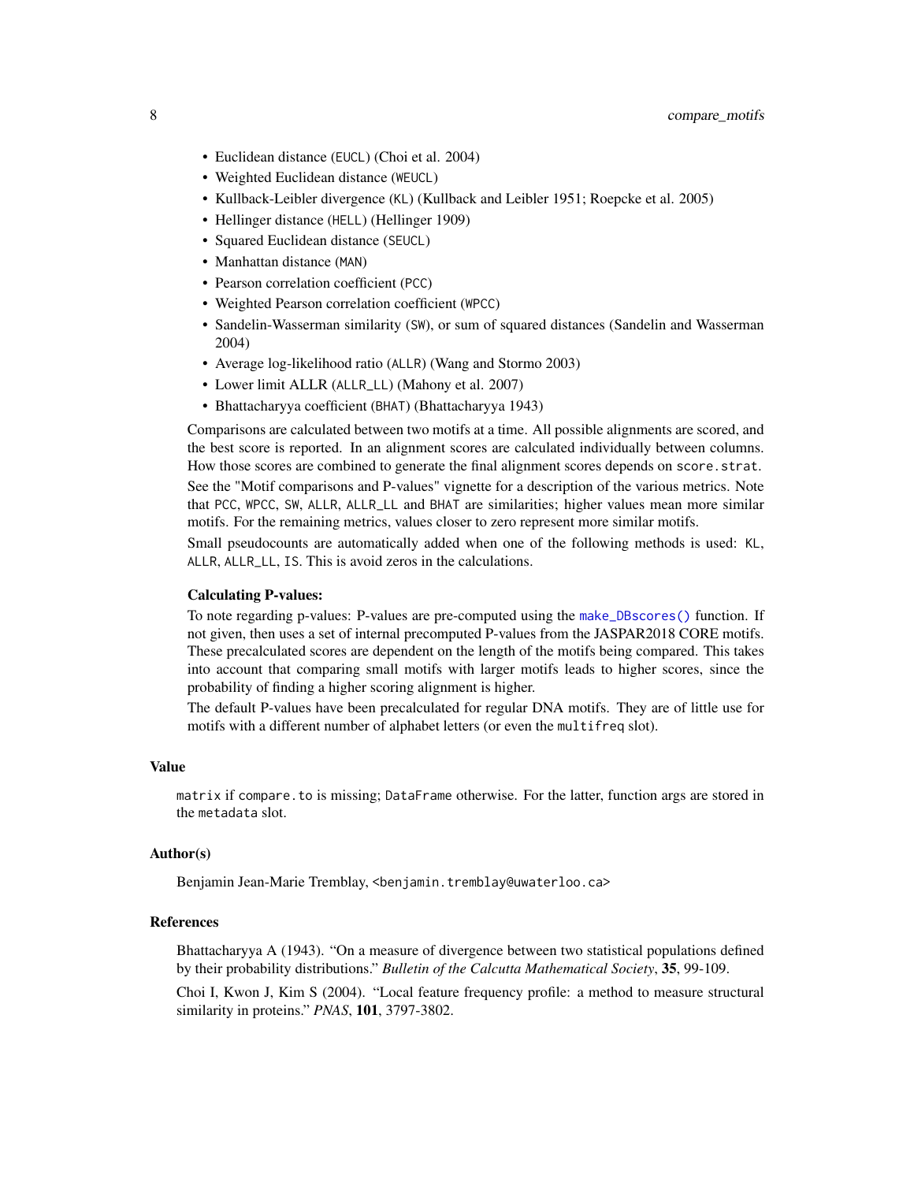- Euclidean distance (`EUCL`) (Choi et al. 2004)
- Weighted Euclidean distance (`WEUCL`)
- Kullback-Leibler divergence (`KL`) (Kullback and Leibler 1951; Roepcke et al. 2005)
- Hellinger distance (`HELL`) (Hellinger 1909)
- Squared Euclidean distance (`SEUCL`)
- Manhattan distance (`MAN`)
- Pearson correlation coefficient (`PCC`)
- Weighted Pearson correlation coefficient (`WPCC`)
- Sandelin-Wasserman similarity (`SW`), or sum of squared distances (Sandelin and Wasserman 2004)
- Average log-likelihood ratio (`ALLR`) (Wang and Stormo 2003)
- Lower limit ALLR (`ALLR_LL`) (Mahony et al. 2007)
- Bhattacharyya coefficient (`BHAT`) (Bhattacharyya 1943)

Comparisons are calculated between two motifs at a time. All possible alignments are scored, and the best score is reported. In an alignment scores are calculated individually between columns. How those scores are combined to generate the final alignment scores depends on `score.strat`.

See the "Motif comparisons and P-values" vignette for a description of the various metrics. Note that `PCC`, `WPCC`, `SW`, `ALLR`, `ALLR_LL` and `BHAT` are similarities; higher values mean more similar motifs. For the remaining metrics, values closer to zero represent more similar motifs.

Small pseudocounts are automatically added when one of the following methods is used: `KL`, `ALLR`, `ALLR_LL`, `IS`. This is avoid zeros in the calculations.

**Calculating P-values:**

To note regarding p-values: P-values are pre-computed using the `make_DBscores()` function. If not given, then uses a set of internal precomputed P-values from the JASPAR2018 CORE motifs. These precalculated scores are dependent on the length of the motifs being compared. This takes into account that comparing small motifs with larger motifs leads to higher scores, since the probability of finding a higher scoring alignment is higher.

The default P-values have been precalculated for regular DNA motifs. They are of little use for motifs with a different number of alphabet letters (or even the `multifreq` slot).

## Value

`matrix` if `compare.to` is missing; `DataFrame` otherwise. For the latter, function args are stored in the `metadata` slot.

## Author(s)

Benjamin Jean-Marie Tremblay, <benjamin.tremblay@uwaterloo.ca>

## References

Bhattacharyya A (1943). "On a measure of divergence between two statistical populations defined by their probability distributions." *Bulletin of the Calcutta Mathematical Society*, **35**, 99-109.

Choi I, Kwon J, Kim S (2004). "Local feature frequency profile: a method to measure structural similarity in proteins." *PNAS*, **101**, 3797-3802.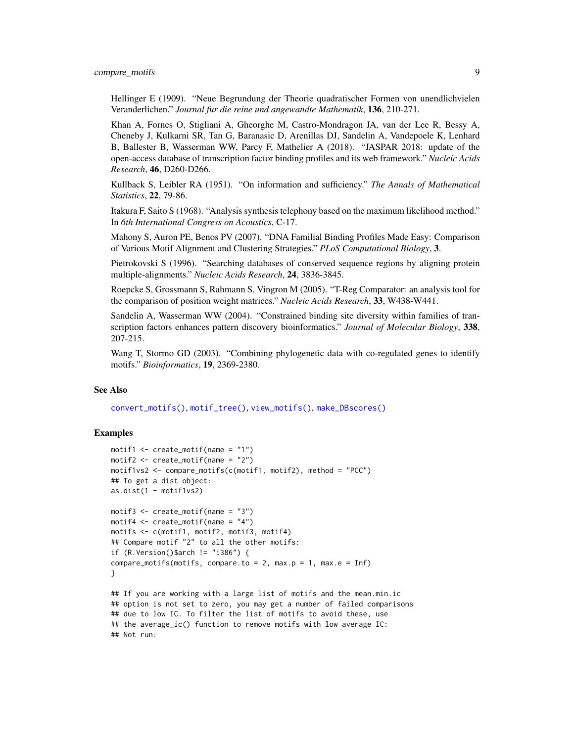Hellinger E (1909). "Neue Begrundung der Theorie quadratischer Formen von unendlichvielen Veranderlichen." *Journal fur die reine und angewandte Mathematik*, **136**, 210-271.

Khan A, Fornes O, Stigliani A, Gheorghe M, Castro-Mondragon JA, van der Lee R, Bessy A, Cheneby J, Kulkarni SR, Tan G, Baranasic D, Arenillas DJ, Sandelin A, Vandepoele K, Lenhard B, Ballester B, Wasserman WW, Parcy F, Mathelier A (2018). "JASPAR 2018: update of the open-access database of transcription factor binding profiles and its web framework." *Nucleic Acids Research*, **46**, D260-D266.

Kullback S, Leibler RA (1951). "On information and sufficiency." *The Annals of Mathematical Statistics*, **22**, 79-86.

Itakura F, Saito S (1968). "Analysis synthesis telephony based on the maximum likelihood method." In *6th International Congress on Acoustics*, C-17.

Mahony S, Auron PE, Benos PV (2007). "DNA Familial Binding Profiles Made Easy: Comparison of Various Motif Alignment and Clustering Strategies." *PLoS Computational Biology*, **3**.

Pietrokovski S (1996). "Searching databases of conserved sequence regions by aligning protein multiple-alignments." *Nucleic Acids Research*, **24**, 3836-3845.

Roepcke S, Grossmann S, Rahmann S, Vingron M (2005). "T-Reg Comparator: an analysis tool for the comparison of position weight matrices." *Nucleic Acids Research*, **33**, W438-W441.

Sandelin A, Wasserman WW (2004). "Constrained binding site diversity within families of transcription factors enhances pattern discovery bioinformatics." *Journal of Molecular Biology*, **338**, 207-215.

Wang T, Stormo GD (2003). "Combining phylogenetic data with co-regulated genes to identify motifs." *Bioinformatics*, **19**, 2369-2380.

### See Also

convert_motifs(), motif_tree(), view_motifs(), make_DBscores()

### Examples

```
motif1 <- create_motif(name = "1")
motif2 <- create_motif(name = "2")
motif1vs2 <- compare_motifs(c(motif1, motif2), method = "PCC")
## To get a dist object:
as.dist(1 - motif1vs2)

motif3 <- create_motif(name = "3")
motif4 <- create_motif(name = "4")
motifs <- c(motif1, motif2, motif3, motif4)
## Compare motif "2" to all the other motifs:
if (R.Version()$arch != "i386") {
compare_motifs(motifs, compare.to = 2, max.p = 1, max.e = Inf)
}

## If you are working with a large list of motifs and the mean.min.ic
## option is not set to zero, you may get a number of failed comparisons
## due to low IC. To filter the list of motifs to avoid these, use
## the average_ic() function to remove motifs with low average IC:
## Not run:
```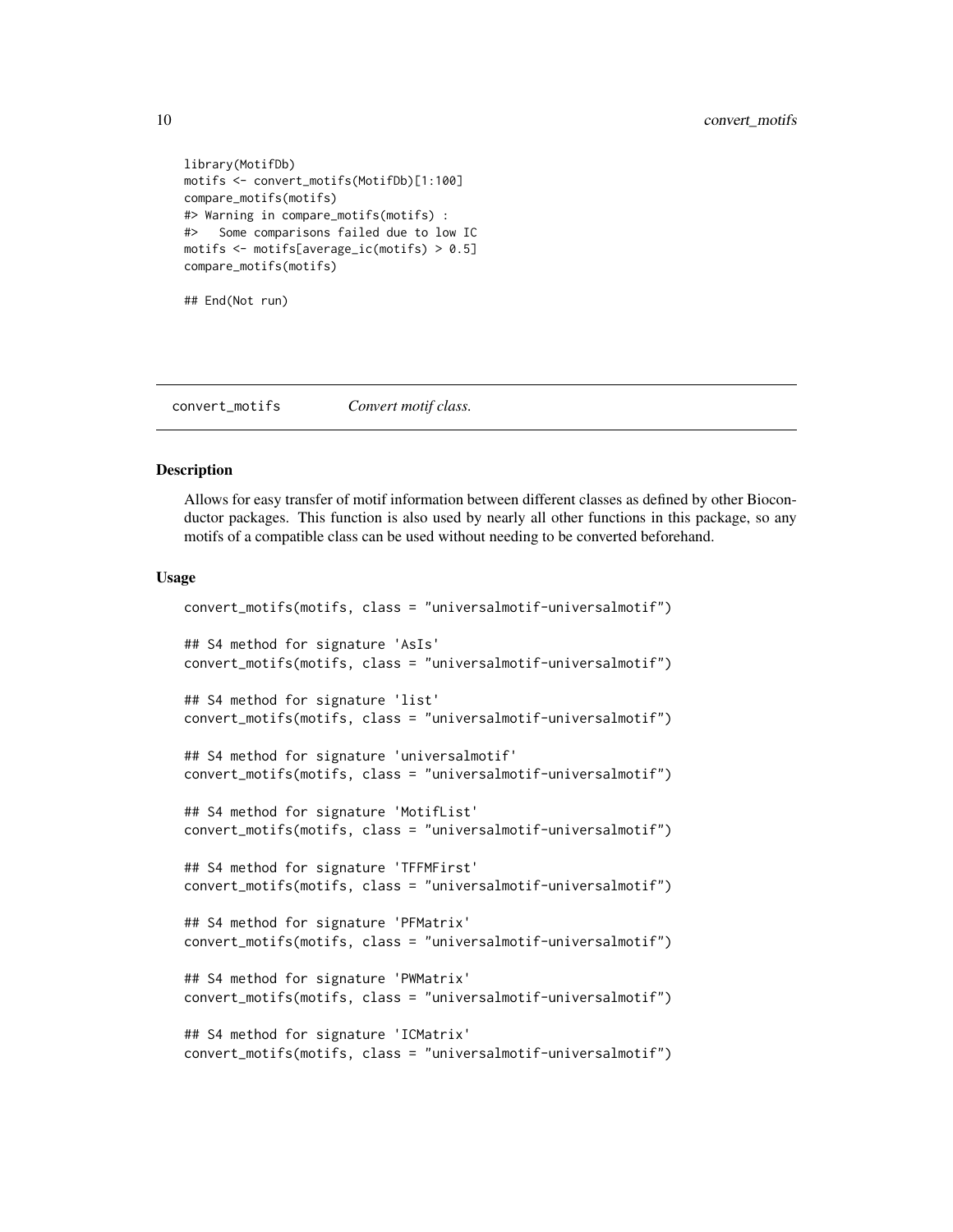```
library(MotifDb)
motifs <- convert_motifs(MotifDb)[1:100]
compare_motifs(motifs)
#> Warning in compare_motifs(motifs) :
#>   Some comparisons failed due to low IC
motifs <- motifs[average_ic(motifs) > 0.5]
compare_motifs(motifs)

## End(Not run)
```

## convert_motifs — *Convert motif class.*

### Description

Allows for easy transfer of motif information between different classes as defined by other Bioconductor packages. This function is also used by nearly all other functions in this package, so any motifs of a compatible class can be used without needing to be converted beforehand.

### Usage

```
convert_motifs(motifs, class = "universalmotif-universalmotif")

## S4 method for signature 'AsIs'
convert_motifs(motifs, class = "universalmotif-universalmotif")

## S4 method for signature 'list'
convert_motifs(motifs, class = "universalmotif-universalmotif")

## S4 method for signature 'universalmotif'
convert_motifs(motifs, class = "universalmotif-universalmotif")

## S4 method for signature 'MotifList'
convert_motifs(motifs, class = "universalmotif-universalmotif")

## S4 method for signature 'TFFMFirst'
convert_motifs(motifs, class = "universalmotif-universalmotif")

## S4 method for signature 'PFMatrix'
convert_motifs(motifs, class = "universalmotif-universalmotif")

## S4 method for signature 'PWMatrix'
convert_motifs(motifs, class = "universalmotif-universalmotif")

## S4 method for signature 'ICMatrix'
convert_motifs(motifs, class = "universalmotif-universalmotif")
```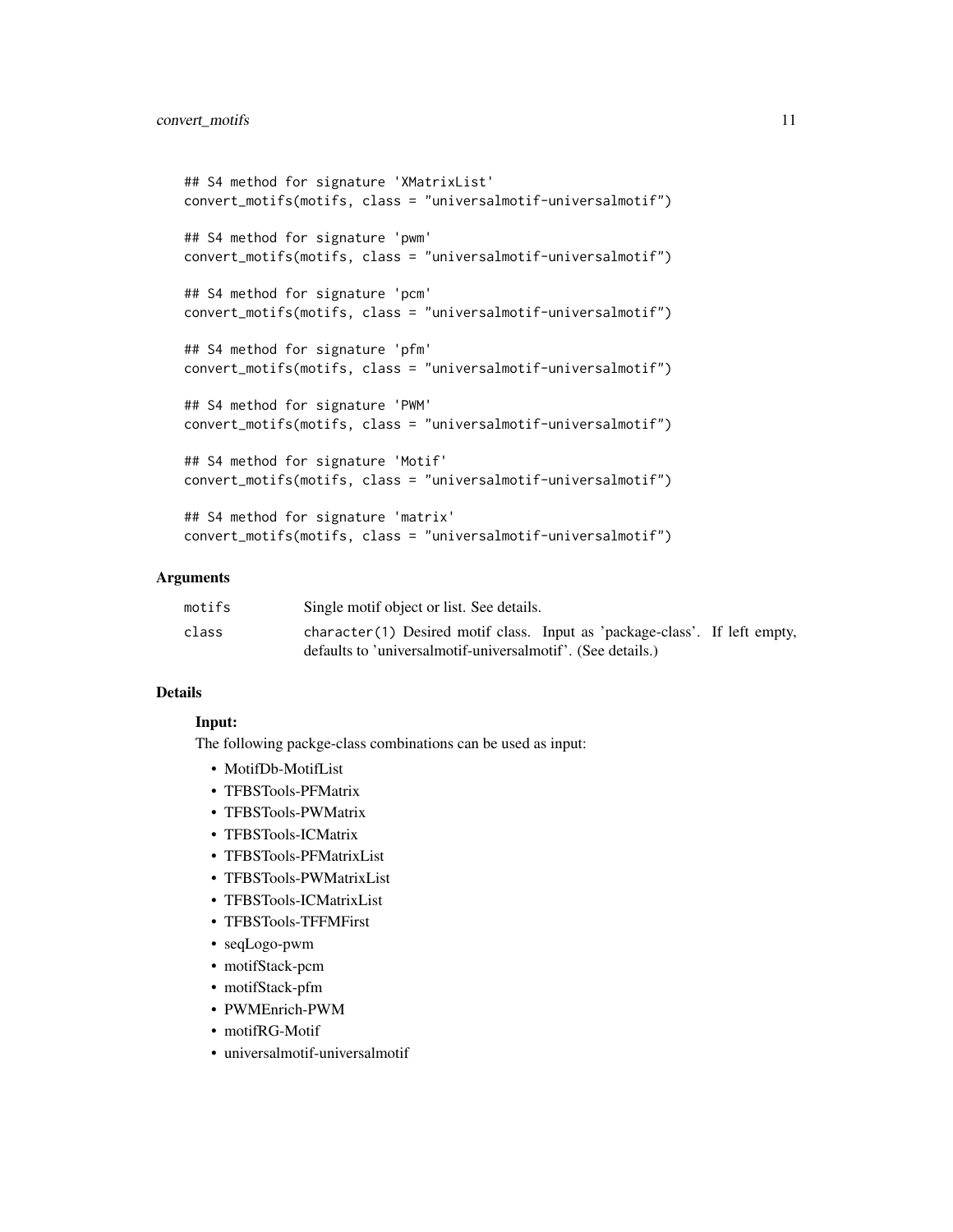```
## S4 method for signature 'XMatrixList'
convert_motifs(motifs, class = "universalmotif-universalmotif")

## S4 method for signature 'pwm'
convert_motifs(motifs, class = "universalmotif-universalmotif")

## S4 method for signature 'pcm'
convert_motifs(motifs, class = "universalmotif-universalmotif")

## S4 method for signature 'pfm'
convert_motifs(motifs, class = "universalmotif-universalmotif")

## S4 method for signature 'PWM'
convert_motifs(motifs, class = "universalmotif-universalmotif")

## S4 method for signature 'Motif'
convert_motifs(motifs, class = "universalmotif-universalmotif")

## S4 method for signature 'matrix'
convert_motifs(motifs, class = "universalmotif-universalmotif")
```

## Arguments

| | |
|---|---|
| motifs | Single motif object or list. See details. |
| class | character(1) Desired motif class. Input as 'package-class'. If left empty, defaults to 'universalmotif-universalmotif'. (See details.) |

## Details

### Input:

The following packge-class combinations can be used as input:

- MotifDb-MotifList
- TFBSTools-PFMatrix
- TFBSTools-PWMatrix
- TFBSTools-ICMatrix
- TFBSTools-PFMatrixList
- TFBSTools-PWMatrixList
- TFBSTools-ICMatrixList
- TFBSTools-TFFMFirst
- seqLogo-pwm
- motifStack-pcm
- motifStack-pfm
- PWMEnrich-PWM
- motifRG-Motif
- universalmotif-universalmotif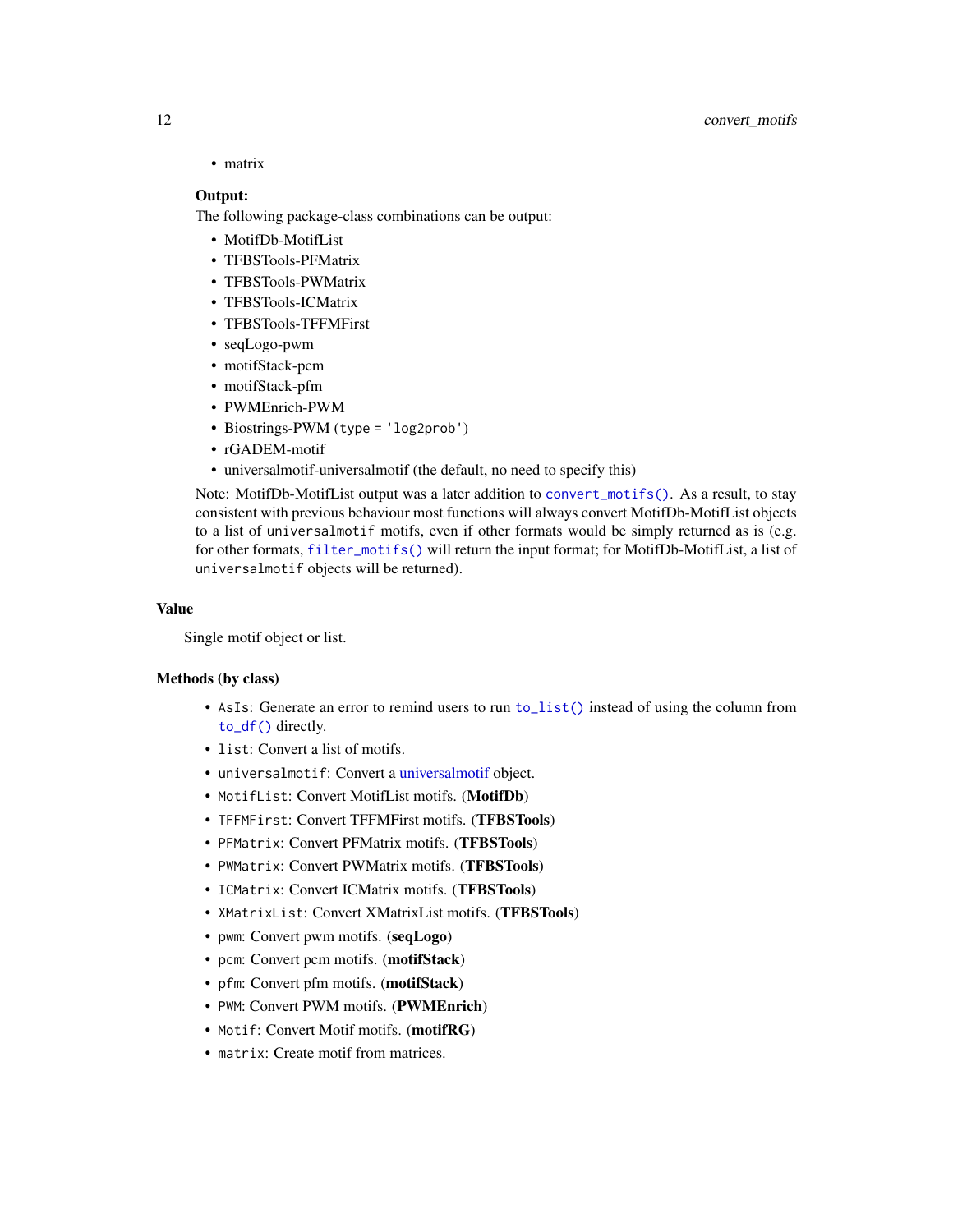- matrix

**Output:**

The following package-class combinations can be output:

- MotifDb-MotifList
- TFBSTools-PFMatrix
- TFBSTools-PWMatrix
- TFBSTools-ICMatrix
- TFBSTools-TFFMFirst
- seqLogo-pwm
- motifStack-pcm
- motifStack-pfm
- PWMEnrich-PWM
- Biostrings-PWM (`type = 'log2prob'`)
- rGADEM-motif
- universalmotif-universalmotif (the default, no need to specify this)

Note: MotifDb-MotifList output was a later addition to `convert_motifs()`. As a result, to stay consistent with previous behaviour most functions will always convert MotifDb-MotifList objects to a list of `universalmotif` motifs, even if other formats would be simply returned as is (e.g. for other formats, `filter_motifs()` will return the input format; for MotifDb-MotifList, a list of `universalmotif` objects will be returned).

## Value

Single motif object or list.

## Methods (by class)

- `AsIs`: Generate an error to remind users to run `to_list()` instead of using the column from `to_df()` directly.
- `list`: Convert a list of motifs.
- `universalmotif`: Convert a universalmotif object.
- `MotifList`: Convert MotifList motifs. (**MotifDb**)
- `TFFMFirst`: Convert TFFMFirst motifs. (**TFBSTools**)
- `PFMatrix`: Convert PFMatrix motifs. (**TFBSTools**)
- `PWMatrix`: Convert PWMatrix motifs. (**TFBSTools**)
- `ICMatrix`: Convert ICMatrix motifs. (**TFBSTools**)
- `XMatrixList`: Convert XMatrixList motifs. (**TFBSTools**)
- `pwm`: Convert pwm motifs. (**seqLogo**)
- `pcm`: Convert pcm motifs. (**motifStack**)
- `pfm`: Convert pfm motifs. (**motifStack**)
- `PWM`: Convert PWM motifs. (**PWMEnrich**)
- `Motif`: Convert Motif motifs. (**motifRG**)
- `matrix`: Create motif from matrices.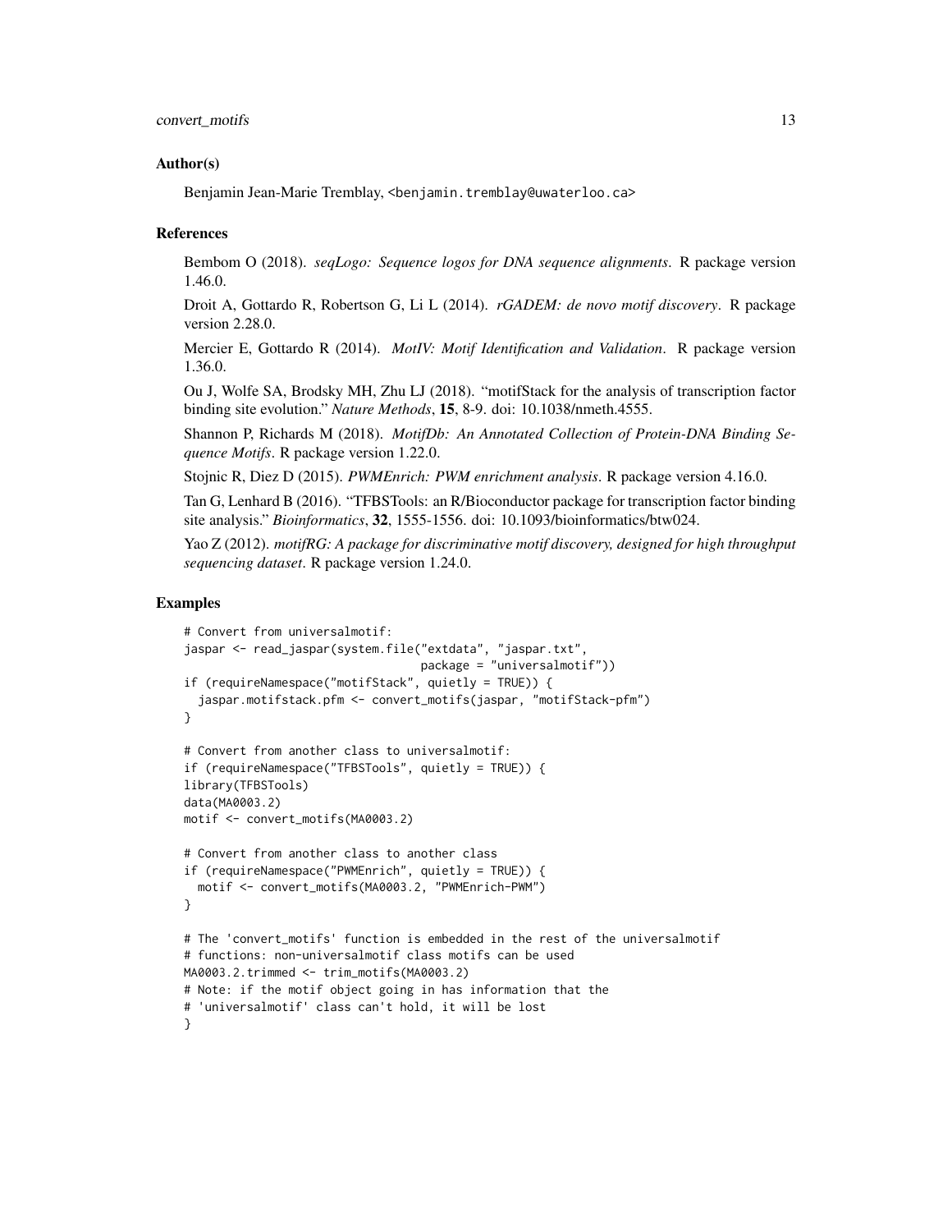## Author(s)

Benjamin Jean-Marie Tremblay, <benjamin.tremblay@uwaterloo.ca>

## References

Bembom O (2018). *seqLogo: Sequence logos for DNA sequence alignments*. R package version 1.46.0.

Droit A, Gottardo R, Robertson G, Li L (2014). *rGADEM: de novo motif discovery*. R package version 2.28.0.

Mercier E, Gottardo R (2014). *MotIV: Motif Identification and Validation*. R package version 1.36.0.

Ou J, Wolfe SA, Brodsky MH, Zhu LJ (2018). "motifStack for the analysis of transcription factor binding site evolution." *Nature Methods*, **15**, 8-9. doi: 10.1038/nmeth.4555.

Shannon P, Richards M (2018). *MotifDb: An Annotated Collection of Protein-DNA Binding Sequence Motifs*. R package version 1.22.0.

Stojnic R, Diez D (2015). *PWMEnrich: PWM enrichment analysis*. R package version 4.16.0.

Tan G, Lenhard B (2016). "TFBSTools: an R/Bioconductor package for transcription factor binding site analysis." *Bioinformatics*, **32**, 1555-1556. doi: 10.1093/bioinformatics/btw024.

Yao Z (2012). *motifRG: A package for discriminative motif discovery, designed for high throughput sequencing dataset*. R package version 1.24.0.

## Examples

```
# Convert from universalmotif:
jaspar <- read_jaspar(system.file("extdata", "jaspar.txt",
                                  package = "universalmotif"))
if (requireNamespace("motifStack", quietly = TRUE)) {
  jaspar.motifstack.pfm <- convert_motifs(jaspar, "motifStack-pfm")
}

# Convert from another class to universalmotif:
if (requireNamespace("TFBSTools", quietly = TRUE)) {
library(TFBSTools)
data(MA0003.2)
motif <- convert_motifs(MA0003.2)

# Convert from another class to another class
if (requireNamespace("PWMEnrich", quietly = TRUE)) {
  motif <- convert_motifs(MA0003.2, "PWMEnrich-PWM")
}

# The 'convert_motifs' function is embedded in the rest of the universalmotif
# functions: non-universalmotif class motifs can be used
MA0003.2.trimmed <- trim_motifs(MA0003.2)
# Note: if the motif object going in has information that the
# 'universalmotif' class can't hold, it will be lost
}
```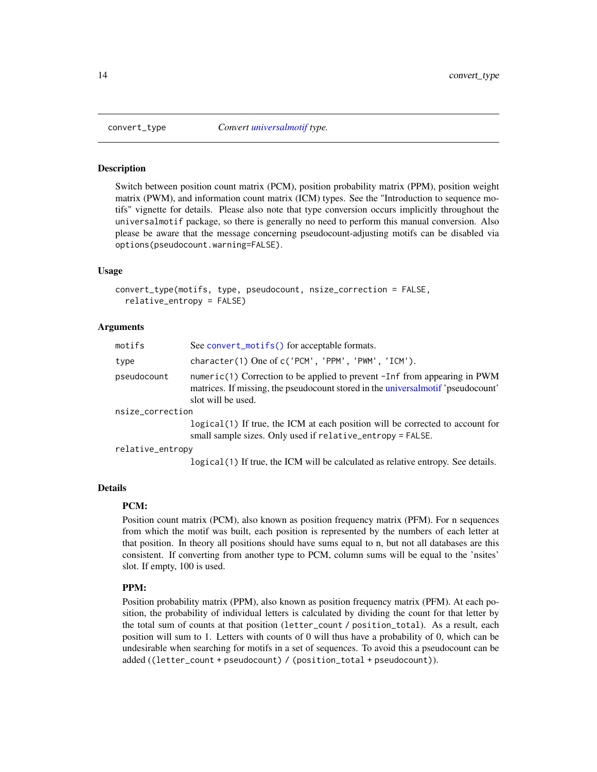## convert_type — *Convert universalmotif type.*

### Description

Switch between position count matrix (PCM), position probability matrix (PPM), position weight matrix (PWM), and information count matrix (ICM) types. See the "Introduction to sequence motifs" vignette for details. Please also note that type conversion occurs implicitly throughout the `universalmotif` package, so there is generally no need to perform this manual conversion. Also please be aware that the message concerning pseudocount-adjusting motifs can be disabled via `options(pseudocount.warning=FALSE)`.

### Usage

```
convert_type(motifs, type, pseudocount, nsize_correction = FALSE,
  relative_entropy = FALSE)
```

### Arguments

- `motifs` — See `convert_motifs()` for acceptable formats.
- `type` — `character(1)` One of `c('PCM', 'PPM', 'PWM', 'ICM')`.
- `pseudocount` — `numeric(1)` Correction to be applied to prevent `-Inf` from appearing in PWM matrices. If missing, the pseudocount stored in the universalmotif 'pseudocount' slot will be used.
- `nsize_correction` — `logical(1)` If true, the ICM at each position will be corrected to account for small sample sizes. Only used if `relative_entropy = FALSE`.
- `relative_entropy` — `logical(1)` If true, the ICM will be calculated as relative entropy. See details.

### Details

**PCM:**

Position count matrix (PCM), also known as position frequency matrix (PFM). For n sequences from which the motif was built, each position is represented by the numbers of each letter at that position. In theory all positions should have sums equal to n, but not all databases are this consistent. If converting from another type to PCM, column sums will be equal to the 'nsites' slot. If empty, 100 is used.

**PPM:**

Position probability matrix (PPM), also known as position frequency matrix (PFM). At each position, the probability of individual letters is calculated by dividing the count for that letter by the total sum of counts at that position (`letter_count / position_total`). As a result, each position will sum to 1. Letters with counts of 0 will thus have a probability of 0, which can be undesirable when searching for motifs in a set of sequences. To avoid this a pseudocount can be added (`(letter_count + pseudocount) / (position_total + pseudocount)`).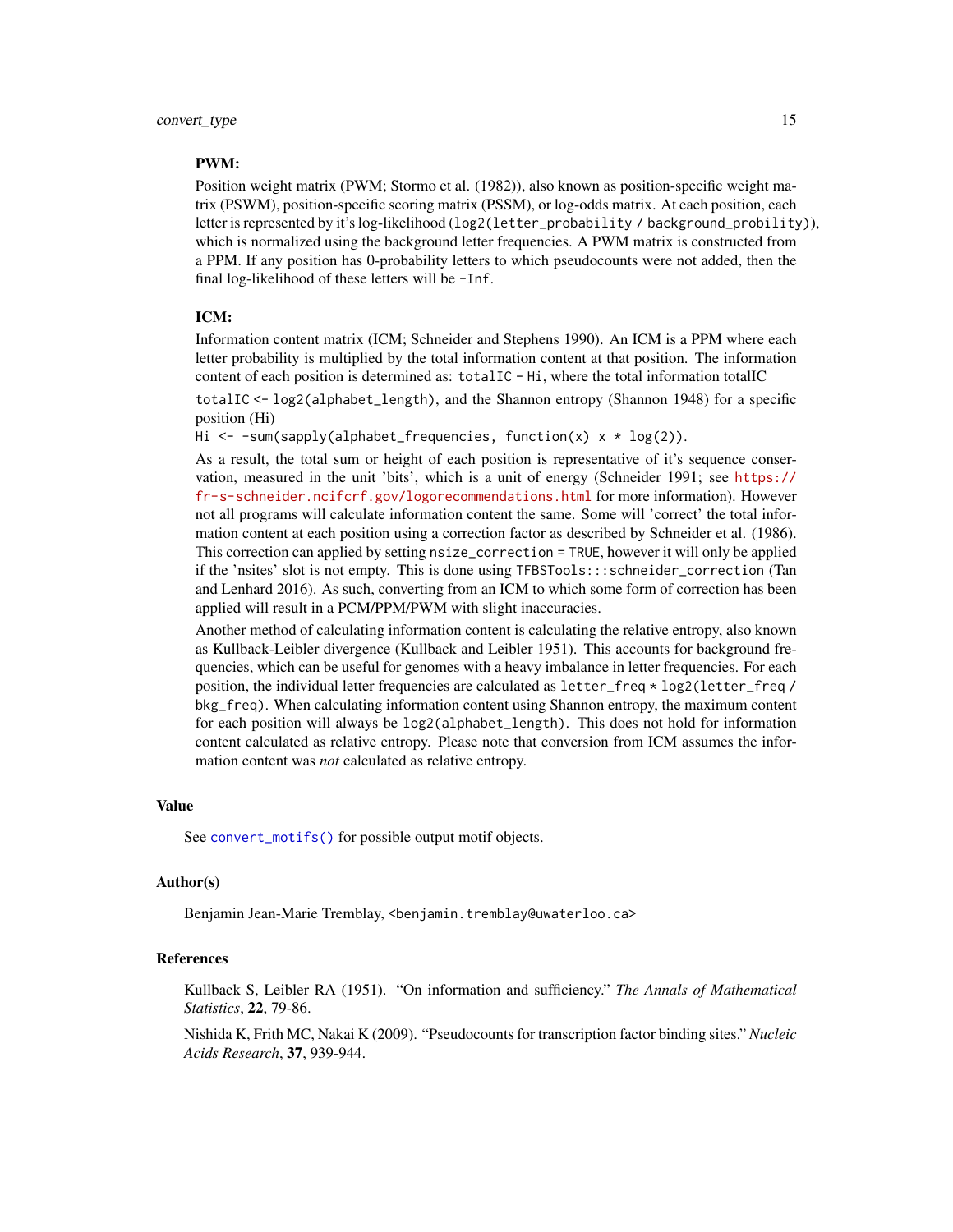**PWM:**

Position weight matrix (PWM; Stormo et al. (1982)), also known as position-specific weight matrix (PSWM), position-specific scoring matrix (PSSM), or log-odds matrix. At each position, each letter is represented by it's log-likelihood (`log2(letter_probability / background_probility)`), which is normalized using the background letter frequencies. A PWM matrix is constructed from a PPM. If any position has 0-probability letters to which pseudocounts were not added, then the final log-likelihood of these letters will be `-Inf`.

**ICM:**

Information content matrix (ICM; Schneider and Stephens 1990). An ICM is a PPM where each letter probability is multiplied by the total information content at that position. The information content of each position is determined as: `totalIC - Hi`, where the total information totalIC

`totalIC <- log2(alphabet_length)`, and the Shannon entropy (Shannon 1948) for a specific position (Hi)

`Hi <- -sum(sapply(alphabet_frequencies, function(x) x * log(2))`.

As a result, the total sum or height of each position is representative of it's sequence conservation, measured in the unit 'bits', which is a unit of energy (Schneider 1991; see https://fr-s-schneider.ncifcrf.gov/logorecommendations.html for more information). However not all programs will calculate information content the same. Some will 'correct' the total information content at each position using a correction factor as described by Schneider et al. (1986). This correction can applied by setting `nsize_correction = TRUE`, however it will only be applied if the 'nsites' slot is not empty. This is done using `TFBSTools:::schneider_correction` (Tan and Lenhard 2016). As such, converting from an ICM to which some form of correction has been applied will result in a PCM/PPM/PWM with slight inaccuracies.

Another method of calculating information content is calculating the relative entropy, also known as Kullback-Leibler divergence (Kullback and Leibler 1951). This accounts for background frequencies, which can be useful for genomes with a heavy imbalance in letter frequencies. For each position, the individual letter frequencies are calculated as `letter_freq * log2(letter_freq / bkg_freq)`. When calculating information content using Shannon entropy, the maximum content for each position will always be `log2(alphabet_length)`. This does not hold for information content calculated as relative entropy. Please note that conversion from ICM assumes the information content was *not* calculated as relative entropy.

## Value

See `convert_motifs()` for possible output motif objects.

## Author(s)

Benjamin Jean-Marie Tremblay, <benjamin.tremblay@uwaterloo.ca>

## References

Kullback S, Leibler RA (1951). "On information and sufficiency." *The Annals of Mathematical Statistics*, **22**, 79-86.

Nishida K, Frith MC, Nakai K (2009). "Pseudocounts for transcription factor binding sites." *Nucleic Acids Research*, **37**, 939-944.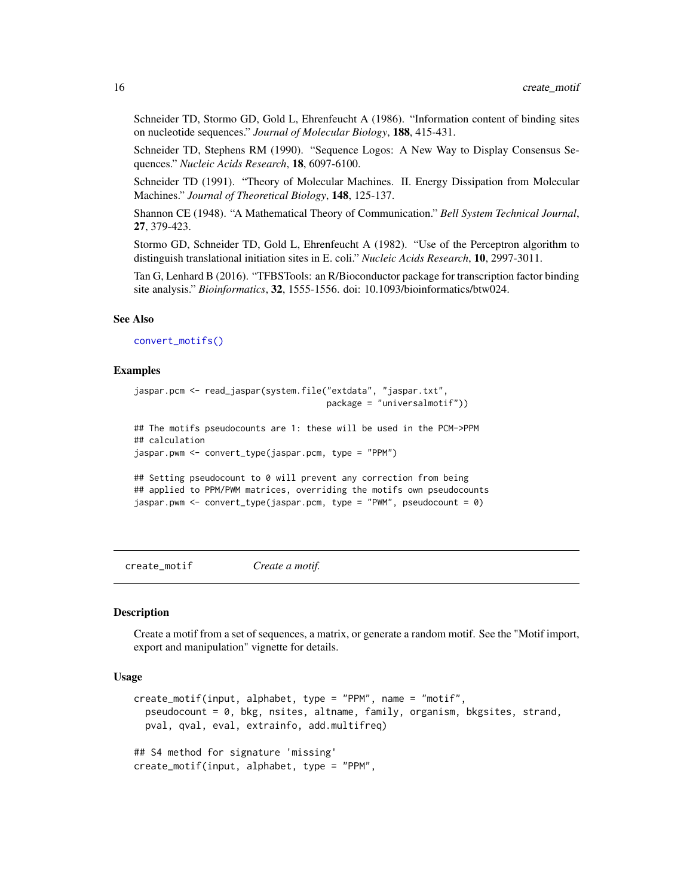Schneider TD, Stormo GD, Gold L, Ehrenfeucht A (1986). "Information content of binding sites on nucleotide sequences." *Journal of Molecular Biology*, **188**, 415-431.

Schneider TD, Stephens RM (1990). "Sequence Logos: A New Way to Display Consensus Sequences." *Nucleic Acids Research*, **18**, 6097-6100.

Schneider TD (1991). "Theory of Molecular Machines. II. Energy Dissipation from Molecular Machines." *Journal of Theoretical Biology*, **148**, 125-137.

Shannon CE (1948). "A Mathematical Theory of Communication." *Bell System Technical Journal*, **27**, 379-423.

Stormo GD, Schneider TD, Gold L, Ehrenfeucht A (1982). "Use of the Perceptron algorithm to distinguish translational initiation sites in E. coli." *Nucleic Acids Research*, **10**, 2997-3011.

Tan G, Lenhard B (2016). "TFBSTools: an R/Bioconductor package for transcription factor binding site analysis." *Bioinformatics*, **32**, 1555-1556. doi: 10.1093/bioinformatics/btw024.

### See Also

convert_motifs()

### Examples

```
jaspar.pcm <- read_jaspar(system.file("extdata", "jaspar.txt",
                                      package = "universalmotif"))

## The motifs pseudocounts are 1: these will be used in the PCM->PPM
## calculation
jaspar.pwm <- convert_type(jaspar.pcm, type = "PPM")

## Setting pseudocount to 0 will prevent any correction from being
## applied to PPM/PWM matrices, overriding the motifs own pseudocounts
jaspar.pwm <- convert_type(jaspar.pcm, type = "PWM", pseudocount = 0)
```

## create_motif    *Create a motif.*

### Description

Create a motif from a set of sequences, a matrix, or generate a random motif. See the "Motif import, export and manipulation" vignette for details.

### Usage

```
create_motif(input, alphabet, type = "PPM", name = "motif",
  pseudocount = 0, bkg, nsites, altname, family, organism, bkgsites, strand,
  pval, qval, eval, extrainfo, add.multifreq)

## S4 method for signature 'missing'
create_motif(input, alphabet, type = "PPM",
```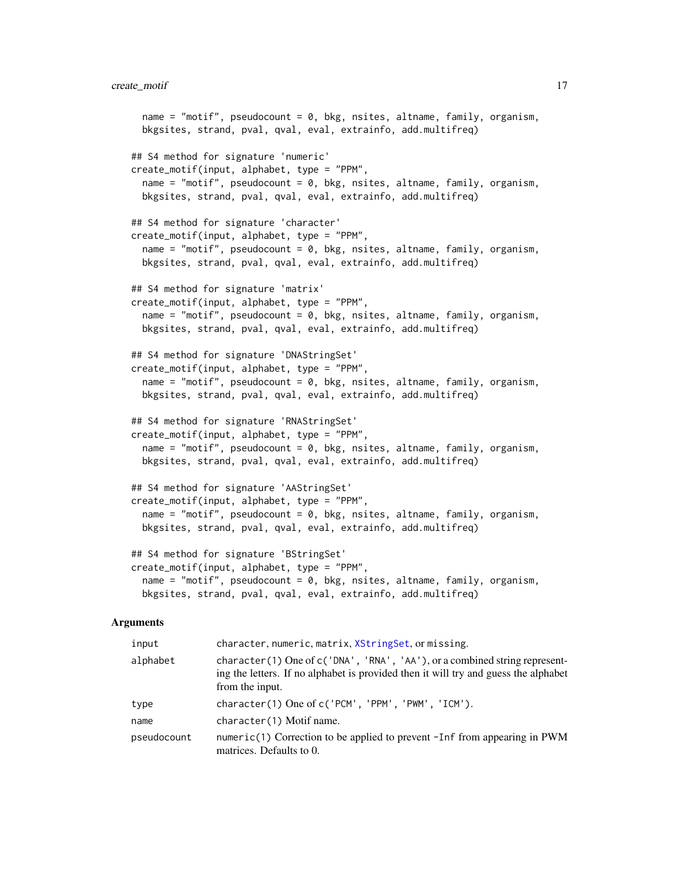```
  name = "motif", pseudocount = 0, bkg, nsites, altname, family, organism,
  bkgsites, strand, pval, qval, eval, extrainfo, add.multifreq)

## S4 method for signature 'numeric'
create_motif(input, alphabet, type = "PPM",
  name = "motif", pseudocount = 0, bkg, nsites, altname, family, organism,
  bkgsites, strand, pval, qval, eval, extrainfo, add.multifreq)

## S4 method for signature 'character'
create_motif(input, alphabet, type = "PPM",
  name = "motif", pseudocount = 0, bkg, nsites, altname, family, organism,
  bkgsites, strand, pval, qval, eval, extrainfo, add.multifreq)

## S4 method for signature 'matrix'
create_motif(input, alphabet, type = "PPM",
  name = "motif", pseudocount = 0, bkg, nsites, altname, family, organism,
  bkgsites, strand, pval, qval, eval, extrainfo, add.multifreq)

## S4 method for signature 'DNAStringSet'
create_motif(input, alphabet, type = "PPM",
  name = "motif", pseudocount = 0, bkg, nsites, altname, family, organism,
  bkgsites, strand, pval, qval, eval, extrainfo, add.multifreq)

## S4 method for signature 'RNAStringSet'
create_motif(input, alphabet, type = "PPM",
  name = "motif", pseudocount = 0, bkg, nsites, altname, family, organism,
  bkgsites, strand, pval, qval, eval, extrainfo, add.multifreq)

## S4 method for signature 'AAStringSet'
create_motif(input, alphabet, type = "PPM",
  name = "motif", pseudocount = 0, bkg, nsites, altname, family, organism,
  bkgsites, strand, pval, qval, eval, extrainfo, add.multifreq)

## S4 method for signature 'BStringSet'
create_motif(input, alphabet, type = "PPM",
  name = "motif", pseudocount = 0, bkg, nsites, altname, family, organism,
  bkgsites, strand, pval, qval, eval, extrainfo, add.multifreq)
```

### Arguments

| | |
|---|---|
| `input` | `character`, `numeric`, `matrix`, `XStringSet`, or `missing`. |
| `alphabet` | `character(1)` One of `c('DNA', 'RNA', 'AA')`, or a combined string representing the letters. If no alphabet is provided then it will try and guess the alphabet from the input. |
| `type` | `character(1)` One of `c('PCM', 'PPM', 'PWM', 'ICM')`. |
| `name` | `character(1)` Motif name. |
| `pseudocount` | `numeric(1)` Correction to be applied to prevent `-Inf` from appearing in PWM matrices. Defaults to 0. |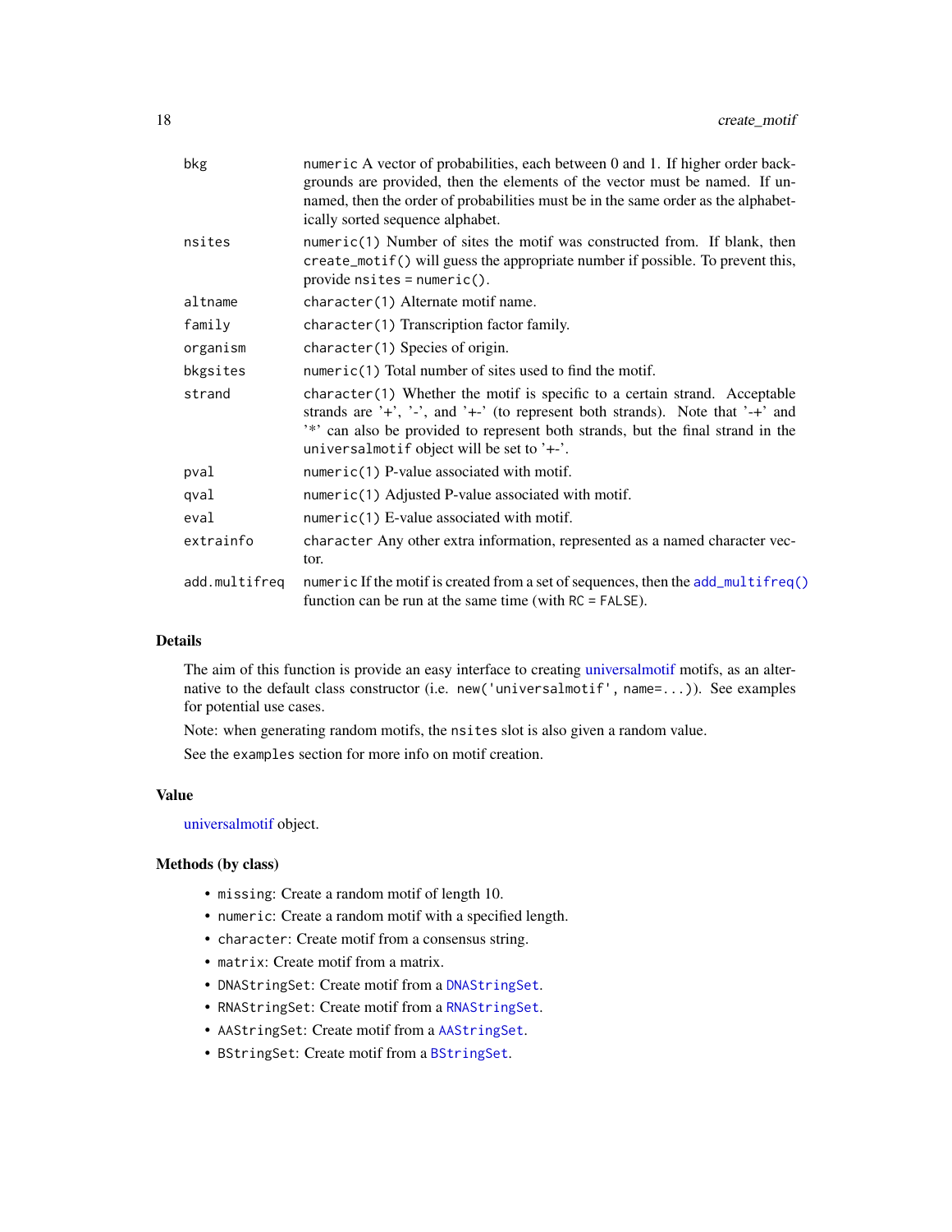| | |
|---|---|
| bkg | `numeric` A vector of probabilities, each between 0 and 1. If higher order backgrounds are provided, then the elements of the vector must be named. If unnamed, then the order of probabilities must be in the same order as the alphabetically sorted sequence alphabet. |
| nsites | `numeric(1)` Number of sites the motif was constructed from. If blank, then `create_motif()` will guess the appropriate number if possible. To prevent this, provide `nsites = numeric()`. |
| altname | `character(1)` Alternate motif name. |
| family | `character(1)` Transcription factor family. |
| organism | `character(1)` Species of origin. |
| bkgsites | `numeric(1)` Total number of sites used to find the motif. |
| strand | `character(1)` Whether the motif is specific to a certain strand. Acceptable strands are '+', '-', and '+-' (to represent both strands). Note that '-+' and '*' can also be provided to represent both strands, but the final strand in the `universalmotif` object will be set to '+-'. |
| pval | `numeric(1)` P-value associated with motif. |
| qval | `numeric(1)` Adjusted P-value associated with motif. |
| eval | `numeric(1)` E-value associated with motif. |
| extrainfo | `character` Any other extra information, represented as a named character vector. |
| add.multifreq | `numeric` If the motif is created from a set of sequences, then the `add_multifreq()` function can be run at the same time (with `RC = FALSE`). |

## Details

The aim of this function is provide an easy interface to creating universalmotif motifs, as an alternative to the default class constructor (i.e. `new('universalmotif', name=...)`). See examples for potential use cases.

Note: when generating random motifs, the `nsites` slot is also given a random value.

See the `examples` section for more info on motif creation.

## Value

universalmotif object.

## Methods (by class)

- `missing`: Create a random motif of length 10.
- `numeric`: Create a random motif with a specified length.
- `character`: Create motif from a consensus string.
- `matrix`: Create motif from a matrix.
- `DNAStringSet`: Create motif from a `DNAStringSet`.
- `RNAStringSet`: Create motif from a `RNAStringSet`.
- `AAStringSet`: Create motif from a `AAStringSet`.
- `BStringSet`: Create motif from a `BStringSet`.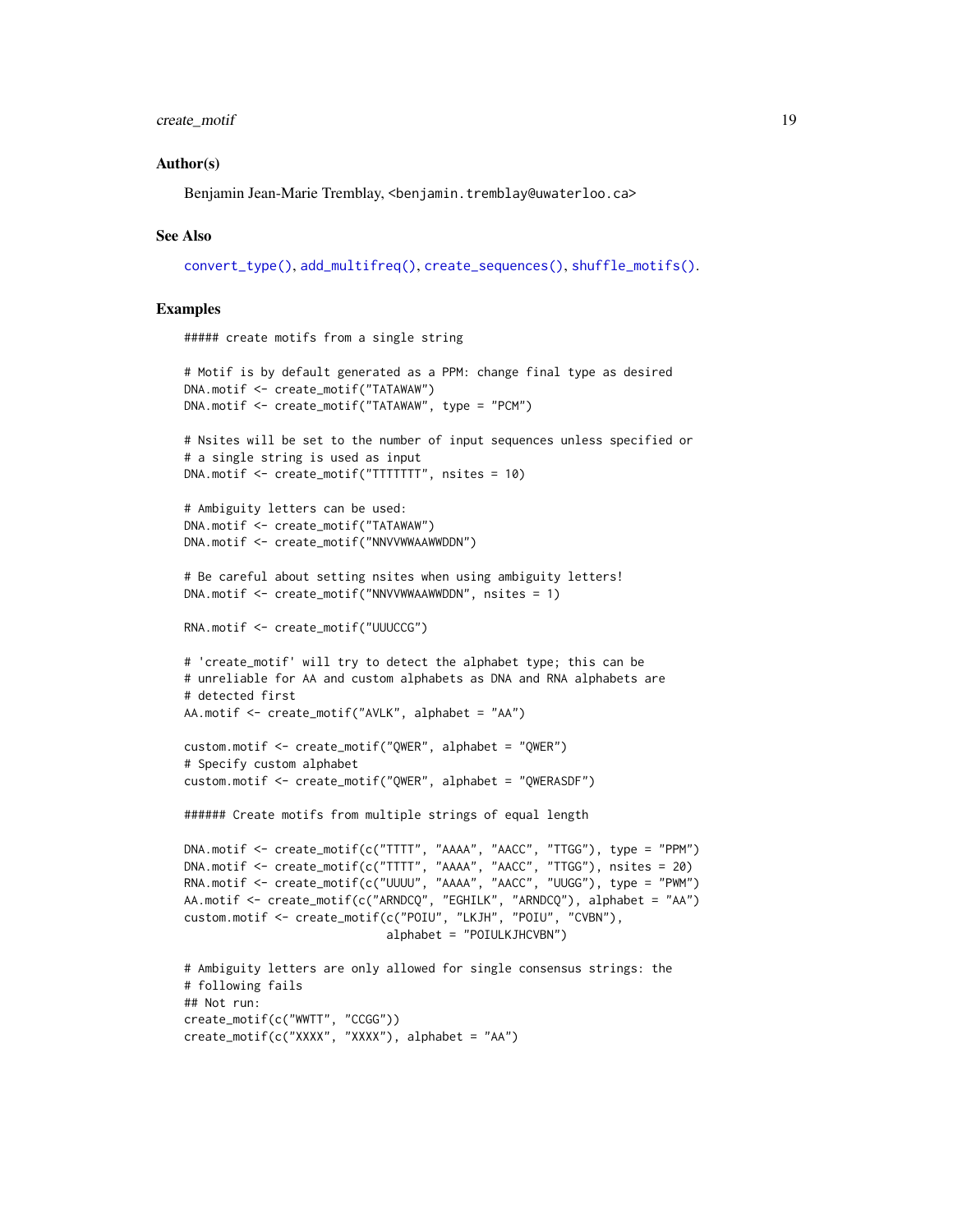### Author(s)

Benjamin Jean-Marie Tremblay, <benjamin.tremblay@uwaterloo.ca>

### See Also

convert_type(), add_multifreq(), create_sequences(), shuffle_motifs().

### Examples

```
##### create motifs from a single string

# Motif is by default generated as a PPM: change final type as desired
DNA.motif <- create_motif("TATAWAW")
DNA.motif <- create_motif("TATAWAW", type = "PCM")

# Nsites will be set to the number of input sequences unless specified or
# a single string is used as input
DNA.motif <- create_motif("TTTTTTT", nsites = 10)

# Ambiguity letters can be used:
DNA.motif <- create_motif("TATAWAW")
DNA.motif <- create_motif("NNVVWWAAWWDDN")

# Be careful about setting nsites when using ambiguity letters!
DNA.motif <- create_motif("NNVVWWAAWWDDN", nsites = 1)

RNA.motif <- create_motif("UUUCCG")

# 'create_motif' will try to detect the alphabet type; this can be
# unreliable for AA and custom alphabets as DNA and RNA alphabets are
# detected first
AA.motif <- create_motif("AVLK", alphabet = "AA")

custom.motif <- create_motif("QWER", alphabet = "QWER")
# Specify custom alphabet
custom.motif <- create_motif("QWER", alphabet = "QWERASDF")

###### Create motifs from multiple strings of equal length

DNA.motif <- create_motif(c("TTTT", "AAAA", "AACC", "TTGG"), type = "PPM")
DNA.motif <- create_motif(c("TTTT", "AAAA", "AACC", "TTGG"), nsites = 20)
RNA.motif <- create_motif(c("UUUU", "AAAA", "AACC", "UUGG"), type = "PWM")
AA.motif <- create_motif(c("ARNDCQ", "EGHILK", "ARNDCQ"), alphabet = "AA")
custom.motif <- create_motif(c("POIU", "LKJH", "POIU", "CVBN"),
                             alphabet = "POIULKJHCVBN")

# Ambiguity letters are only allowed for single consensus strings: the
# following fails
## Not run:
create_motif(c("WWTT", "CCGG"))
create_motif(c("XXXX", "XXXX"), alphabet = "AA")
```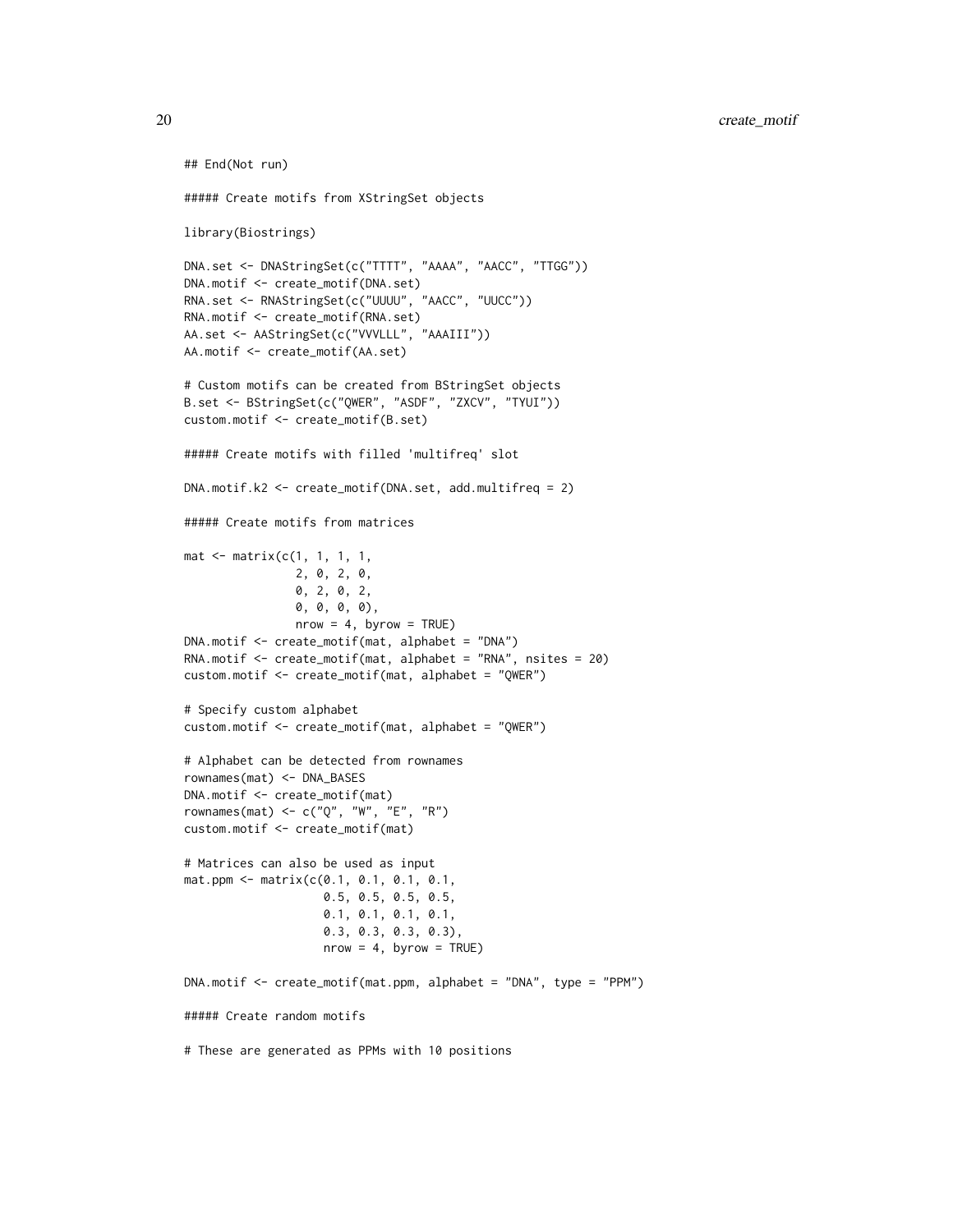```
## End(Not run)

##### Create motifs from XStringSet objects

library(Biostrings)

DNA.set <- DNAStringSet(c("TTTT", "AAAA", "AACC", "TTGG"))
DNA.motif <- create_motif(DNA.set)
RNA.set <- RNAStringSet(c("UUUU", "AACC", "UUCC"))
RNA.motif <- create_motif(RNA.set)
AA.set <- AAStringSet(c("VVVLLL", "AAAIII"))
AA.motif <- create_motif(AA.set)

# Custom motifs can be created from BStringSet objects
B.set <- BStringSet(c("QWER", "ASDF", "ZXCV", "TYUI"))
custom.motif <- create_motif(B.set)

##### Create motifs with filled 'multifreq' slot

DNA.motif.k2 <- create_motif(DNA.set, add.multifreq = 2)

##### Create motifs from matrices

mat <- matrix(c(1, 1, 1, 1,
                2, 0, 2, 0,
                0, 2, 0, 2,
                0, 0, 0, 0),
                nrow = 4, byrow = TRUE)
DNA.motif <- create_motif(mat, alphabet = "DNA")
RNA.motif <- create_motif(mat, alphabet = "RNA", nsites = 20)
custom.motif <- create_motif(mat, alphabet = "QWER")

# Specify custom alphabet
custom.motif <- create_motif(mat, alphabet = "QWER")

# Alphabet can be detected from rownames
rownames(mat) <- DNA_BASES
DNA.motif <- create_motif(mat)
rownames(mat) <- c("Q", "W", "E", "R")
custom.motif <- create_motif(mat)

# Matrices can also be used as input
mat.ppm <- matrix(c(0.1, 0.1, 0.1, 0.1,
                    0.5, 0.5, 0.5, 0.5,
                    0.1, 0.1, 0.1, 0.1,
                    0.3, 0.3, 0.3, 0.3),
                    nrow = 4, byrow = TRUE)

DNA.motif <- create_motif(mat.ppm, alphabet = "DNA", type = "PPM")

##### Create random motifs

# These are generated as PPMs with 10 positions
```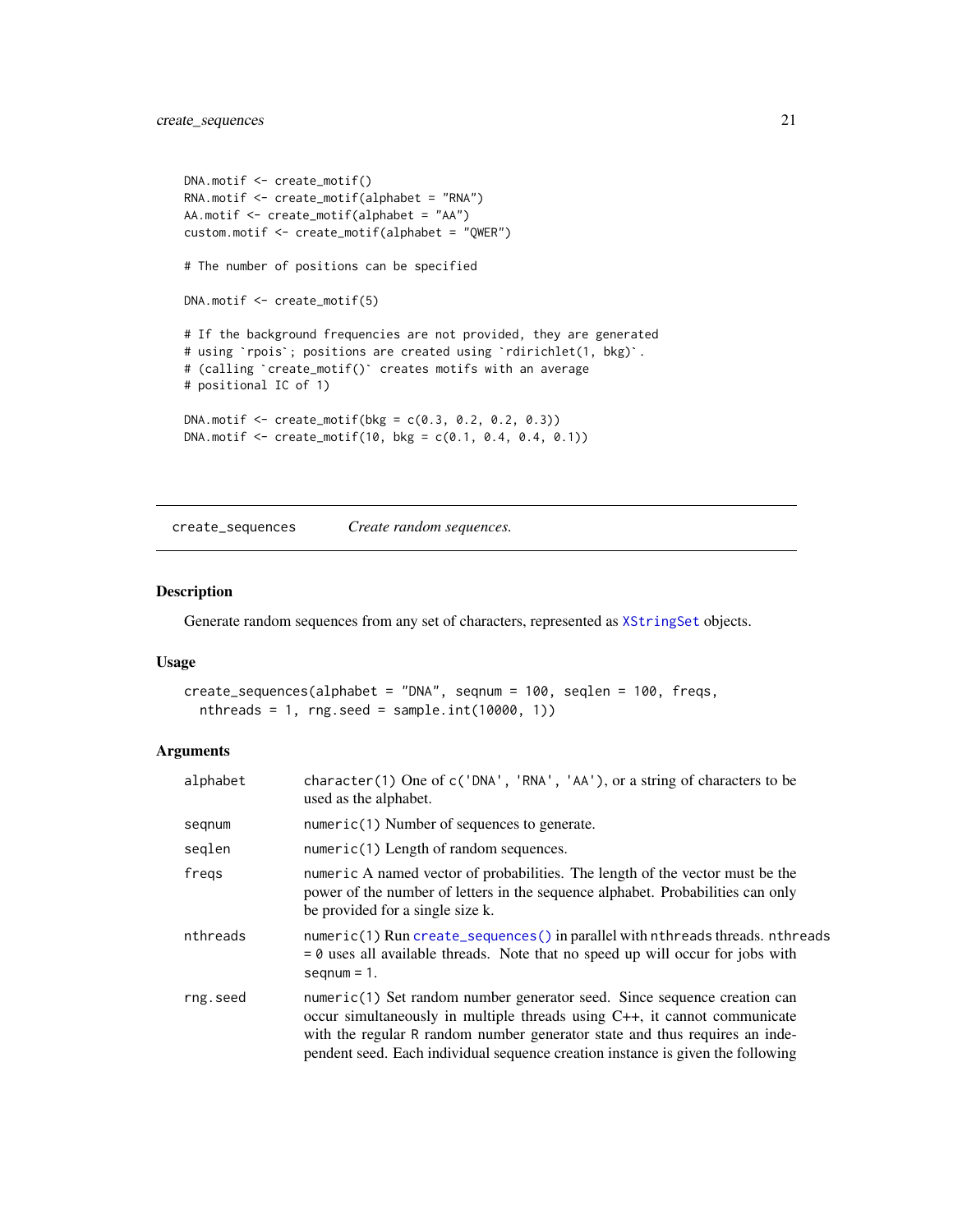```
DNA.motif <- create_motif()
RNA.motif <- create_motif(alphabet = "RNA")
AA.motif <- create_motif(alphabet = "AA")
custom.motif <- create_motif(alphabet = "QWER")

# The number of positions can be specified

DNA.motif <- create_motif(5)

# If the background frequencies are not provided, they are generated
# using `rpois`; positions are created using `rdirichlet(1, bkg)`.
# (calling `create_motif()` creates motifs with an average
# positional IC of 1)

DNA.motif <- create_motif(bkg = c(0.3, 0.2, 0.2, 0.3))
DNA.motif <- create_motif(10, bkg = c(0.1, 0.4, 0.4, 0.1))
```

---

## create_sequences — *Create random sequences.*

### Description

Generate random sequences from any set of characters, represented as `XStringSet` objects.

### Usage

```
create_sequences(alphabet = "DNA", seqnum = 100, seqlen = 100, freqs,
  nthreads = 1, rng.seed = sample.int(10000, 1))
```

### Arguments

| | |
|---|---|
| alphabet | `character(1)` One of `c('DNA', 'RNA', 'AA')`, or a string of characters to be used as the alphabet. |
| seqnum | `numeric(1)` Number of sequences to generate. |
| seqlen | `numeric(1)` Length of random sequences. |
| freqs | `numeric` A named vector of probabilities. The length of the vector must be the power of the number of letters in the sequence alphabet. Probabilities can only be provided for a single size k. |
| nthreads | `numeric(1)` Run `create_sequences()` in parallel with `nthreads` threads. `nthreads = 0` uses all available threads. Note that no speed up will occur for jobs with `seqnum = 1`. |
| rng.seed | `numeric(1)` Set random number generator seed. Since sequence creation can occur simultaneously in multiple threads using C++, it cannot communicate with the regular R random number generator state and thus requires an independent seed. Each individual sequence creation instance is given the following |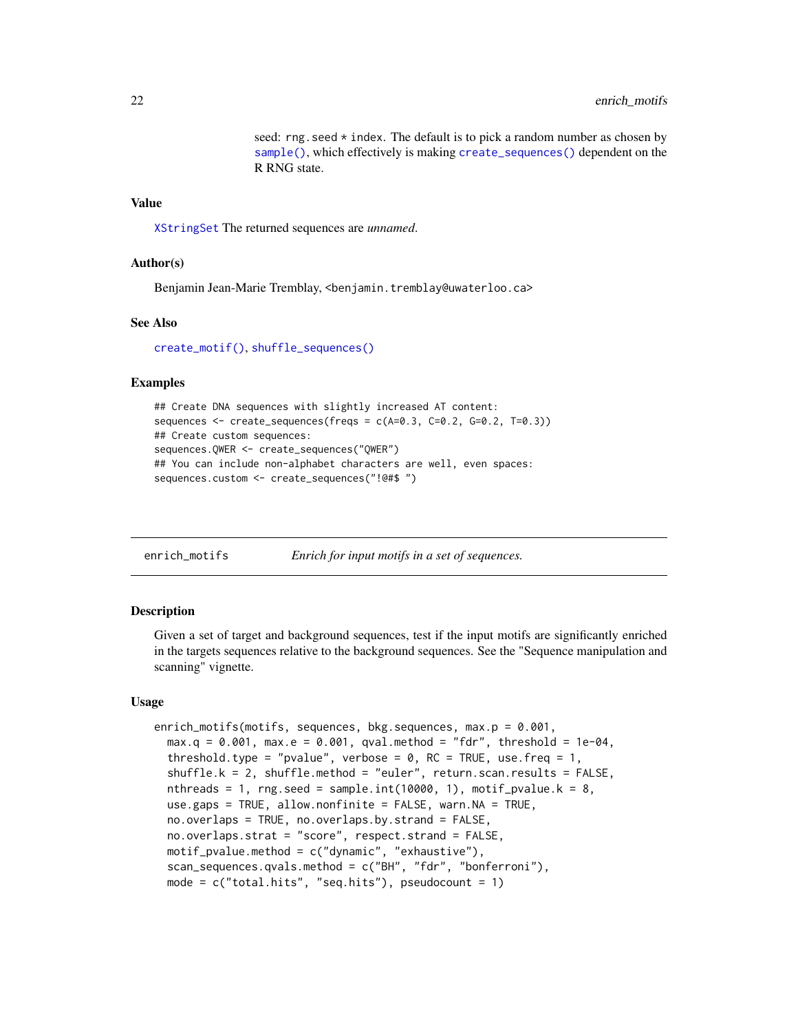seed: `rng.seed * index`. The default is to pick a random number as chosen by `sample()`, which effectively is making `create_sequences()` dependent on the R RNG state.

### Value

`XStringSet` The returned sequences are *unnamed*.

### Author(s)

Benjamin Jean-Marie Tremblay, <benjamin.tremblay@uwaterloo.ca>

### See Also

`create_motif()`, `shuffle_sequences()`

### Examples

```
## Create DNA sequences with slightly increased AT content:
sequences <- create_sequences(freqs = c(A=0.3, C=0.2, G=0.2, T=0.3))
## Create custom sequences:
sequences.QWER <- create_sequences("QWER")
## You can include non-alphabet characters are well, even spaces:
sequences.custom <- create_sequences("!@#$ ")
```

---

## enrich_motifs — *Enrich for input motifs in a set of sequences.*

---

### Description

Given a set of target and background sequences, test if the input motifs are significantly enriched in the targets sequences relative to the background sequences. See the "Sequence manipulation and scanning" vignette.

### Usage

```
enrich_motifs(motifs, sequences, bkg.sequences, max.p = 0.001,
  max.q = 0.001, max.e = 0.001, qval.method = "fdr", threshold = 1e-04,
  threshold.type = "pvalue", verbose = 0, RC = TRUE, use.freq = 1,
  shuffle.k = 2, shuffle.method = "euler", return.scan.results = FALSE,
  nthreads = 1, rng.seed = sample.int(10000, 1), motif_pvalue.k = 8,
  use.gaps = TRUE, allow.nonfinite = FALSE, warn.NA = TRUE,
  no.overlaps = TRUE, no.overlaps.by.strand = FALSE,
  no.overlaps.strat = "score", respect.strand = FALSE,
  motif_pvalue.method = c("dynamic", "exhaustive"),
  scan_sequences.qvals.method = c("BH", "fdr", "bonferroni"),
  mode = c("total.hits", "seq.hits"), pseudocount = 1)
```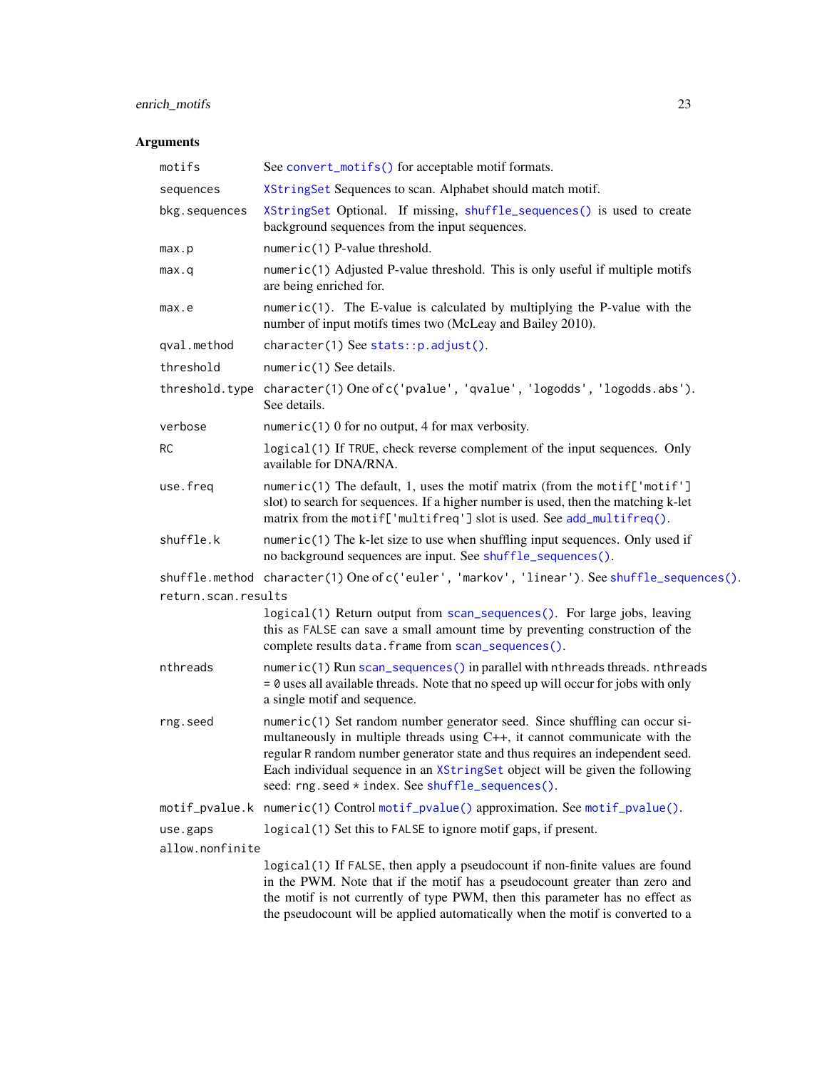## Arguments

| | |
|---|---|
| `motifs` | See `convert_motifs()` for acceptable motif formats. |
| `sequences` | `XStringSet` Sequences to scan. Alphabet should match motif. |
| `bkg.sequences` | `XStringSet` Optional. If missing, `shuffle_sequences()` is used to create background sequences from the input sequences. |
| `max.p` | `numeric(1)` P-value threshold. |
| `max.q` | `numeric(1)` Adjusted P-value threshold. This is only useful if multiple motifs are being enriched for. |
| `max.e` | `numeric(1)`. The E-value is calculated by multiplying the P-value with the number of input motifs times two (McLeay and Bailey 2010). |
| `qval.method` | `character(1)` See `stats::p.adjust()`. |
| `threshold` | `numeric(1)` See details. |
| `threshold.type` | `character(1)` One of `c('pvalue', 'qvalue', 'logodds', 'logodds.abs')`. See details. |
| `verbose` | `numeric(1)` 0 for no output, 4 for max verbosity. |
| `RC` | `logical(1)` If `TRUE`, check reverse complement of the input sequences. Only available for DNA/RNA. |
| `use.freq` | `numeric(1)` The default, 1, uses the motif matrix (from the `motif['motif']` slot) to search for sequences. If a higher number is used, then the matching k-let matrix from the `motif['multifreq']` slot is used. See `add_multifreq()`. |
| `shuffle.k` | `numeric(1)` The k-let size to use when shuffling input sequences. Only used if no background sequences are input. See `shuffle_sequences()`. |
| `shuffle.method` | `character(1)` One of `c('euler', 'markov', 'linear')`. See `shuffle_sequences()`. |
| `return.scan.results` | `logical(1)` Return output from `scan_sequences()`. For large jobs, leaving this as `FALSE` can save a small amount time by preventing construction of the complete results `data.frame` from `scan_sequences()`. |
| `nthreads` | `numeric(1)` Run `scan_sequences()` in parallel with `nthreads` threads. `nthreads = 0` uses all available threads. Note that no speed up will occur for jobs with only a single motif and sequence. |
| `rng.seed` | `numeric(1)` Set random number generator seed. Since shuffling can occur simultaneously in multiple threads using C++, it cannot communicate with the regular R random number generator state and thus requires an independent seed. Each individual sequence in an `XStringSet` object will be given the following seed: `rng.seed * index`. See `shuffle_sequences()`. |
| `motif_pvalue.k` | `numeric(1)` Control `motif_pvalue()` approximation. See `motif_pvalue()`. |
| `use.gaps` | `logical(1)` Set this to `FALSE` to ignore motif gaps, if present. |
| `allow.nonfinite` | `logical(1)` If `FALSE`, then apply a pseudocount if non-finite values are found in the PWM. Note that if the motif has a pseudocount greater than zero and the motif is not currently of type PWM, then this parameter has no effect as the pseudocount will be applied automatically when the motif is converted to a |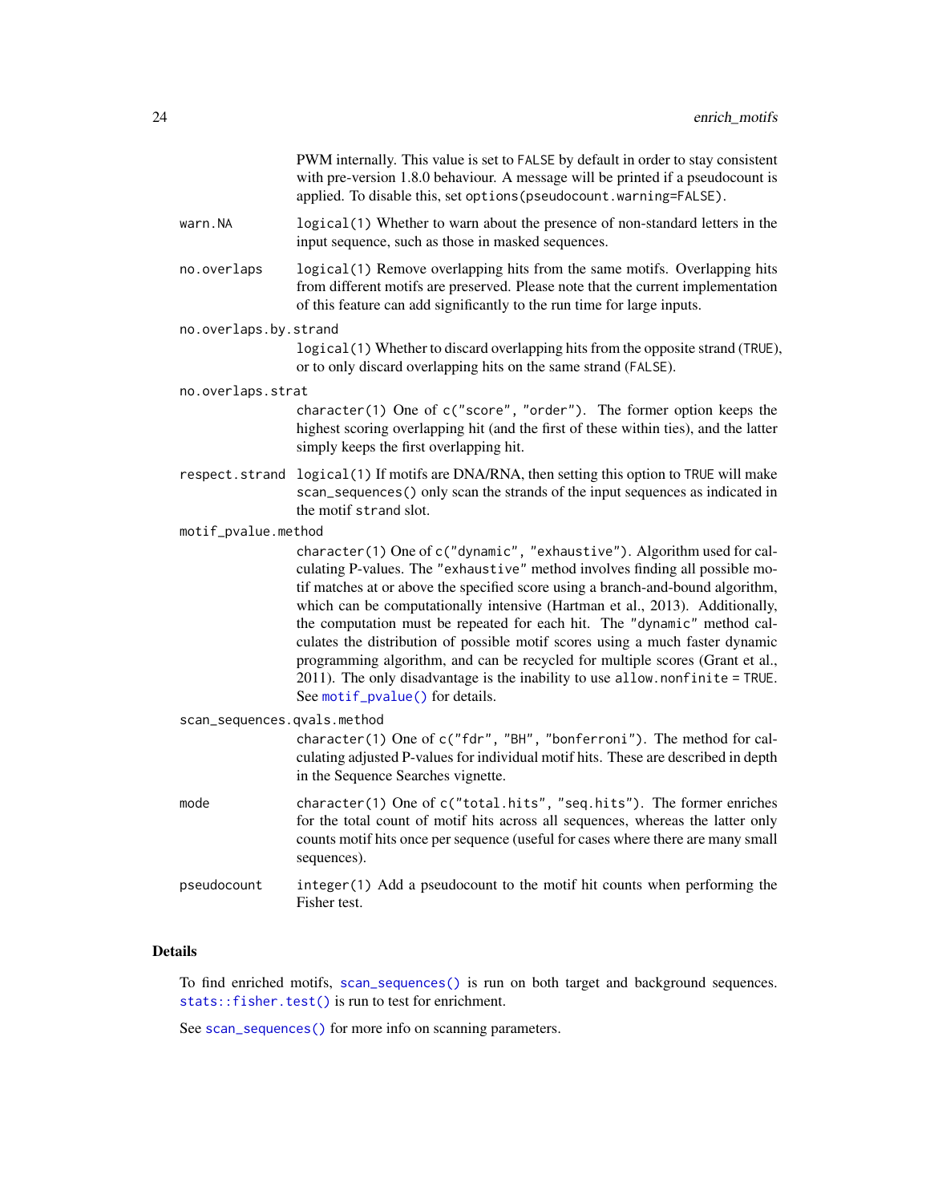PWM internally. This value is set to `FALSE` by default in order to stay consistent with pre-version 1.8.0 behaviour. A message will be printed if a pseudocount is applied. To disable this, set `options(pseudocount.warning=FALSE)`.

`warn.NA`
: `logical(1)` Whether to warn about the presence of non-standard letters in the input sequence, such as those in masked sequences.

`no.overlaps`
: `logical(1)` Remove overlapping hits from the same motifs. Overlapping hits from different motifs are preserved. Please note that the current implementation of this feature can add significantly to the run time for large inputs.

`no.overlaps.by.strand`
: `logical(1)` Whether to discard overlapping hits from the opposite strand (`TRUE`), or to only discard overlapping hits on the same strand (`FALSE`).

`no.overlaps.strat`
: `character(1)` One of `c("score", "order")`. The former option keeps the highest scoring overlapping hit (and the first of these within ties), and the latter simply keeps the first overlapping hit.

`respect.strand`
: `logical(1)` If motifs are DNA/RNA, then setting this option to `TRUE` will make `scan_sequences()` only scan the strands of the input sequences as indicated in the motif `strand` slot.

`motif_pvalue.method`
: `character(1)` One of `c("dynamic", "exhaustive")`. Algorithm used for calculating P-values. The `"exhaustive"` method involves finding all possible motif matches at or above the specified score using a branch-and-bound algorithm, which can be computationally intensive (Hartman et al., 2013). Additionally, the computation must be repeated for each hit. The `"dynamic"` method calculates the distribution of possible motif scores using a much faster dynamic programming algorithm, and can be recycled for multiple scores (Grant et al., 2011). The only disadvantage is the inability to use `allow.nonfinite = TRUE`. See `motif_pvalue()` for details.

`scan_sequences.qvals.method`
: `character(1)` One of `c("fdr", "BH", "bonferroni")`. The method for calculating adjusted P-values for individual motif hits. These are described in depth in the Sequence Searches vignette.

`mode`
: `character(1)` One of `c("total.hits", "seq.hits")`. The former enriches for the total count of motif hits across all sequences, whereas the latter only counts motif hits once per sequence (useful for cases where there are many small sequences).

`pseudocount`
: `integer(1)` Add a pseudocount to the motif hit counts when performing the Fisher test.

## Details

To find enriched motifs, `scan_sequences()` is run on both target and background sequences. `stats::fisher.test()` is run to test for enrichment.

See `scan_sequences()` for more info on scanning parameters.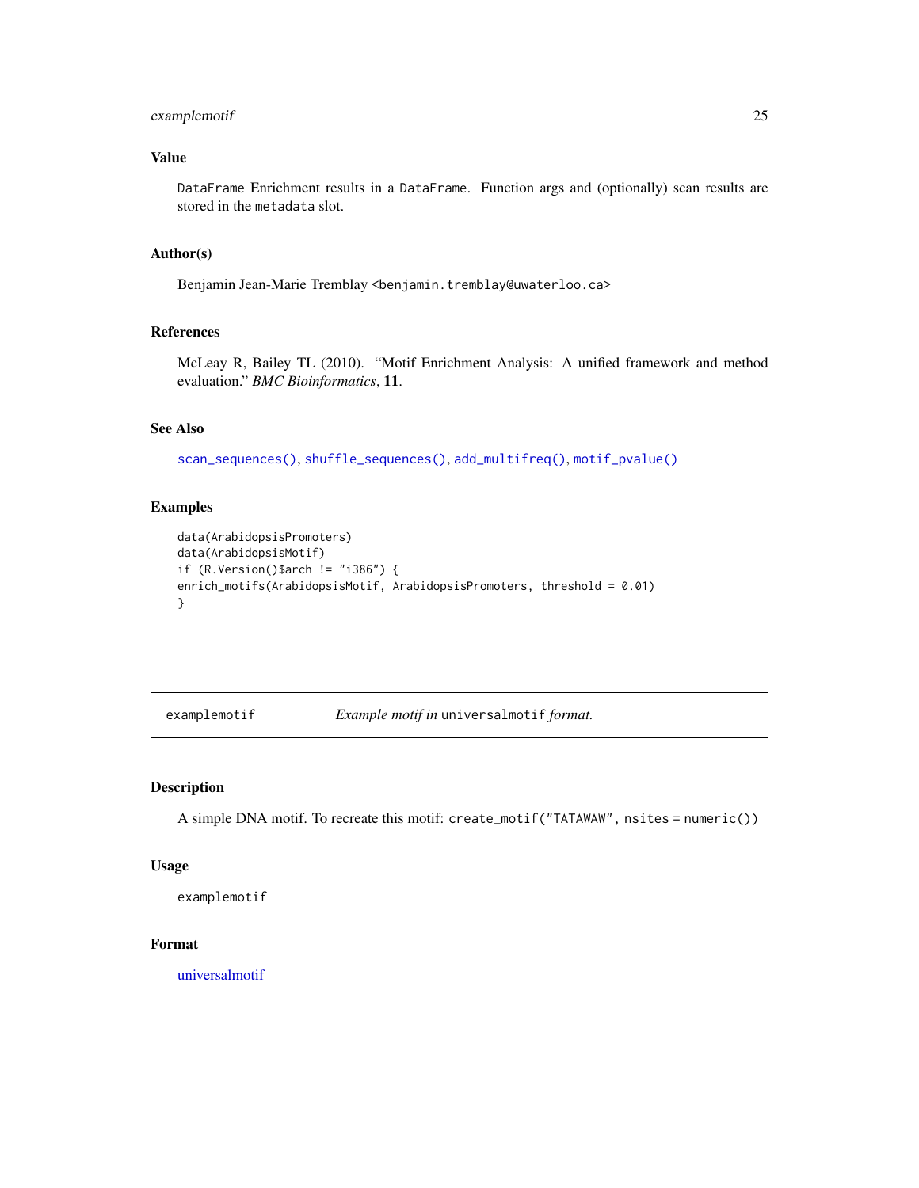## Value

`DataFrame` Enrichment results in a `DataFrame`. Function args and (optionally) scan results are stored in the `metadata` slot.

## Author(s)

Benjamin Jean-Marie Tremblay <benjamin.tremblay@uwaterloo.ca>

## References

McLeay R, Bailey TL (2010). "Motif Enrichment Analysis: A unified framework and method evaluation." *BMC Bioinformatics*, **11**.

## See Also

`scan_sequences()`, `shuffle_sequences()`, `add_multifreq()`, `motif_pvalue()`

## Examples

```
data(ArabidopsisPromoters)
data(ArabidopsisMotif)
if (R.Version()$arch != "i386") {
enrich_motifs(ArabidopsisMotif, ArabidopsisPromoters, threshold = 0.01)
}
```

---

# examplemotif — *Example motif in* `universalmotif` *format.*

## Description

A simple DNA motif. To recreate this motif: `create_motif("TATAWAW", nsites = numeric())`

## Usage

```
examplemotif
```

## Format

universalmotif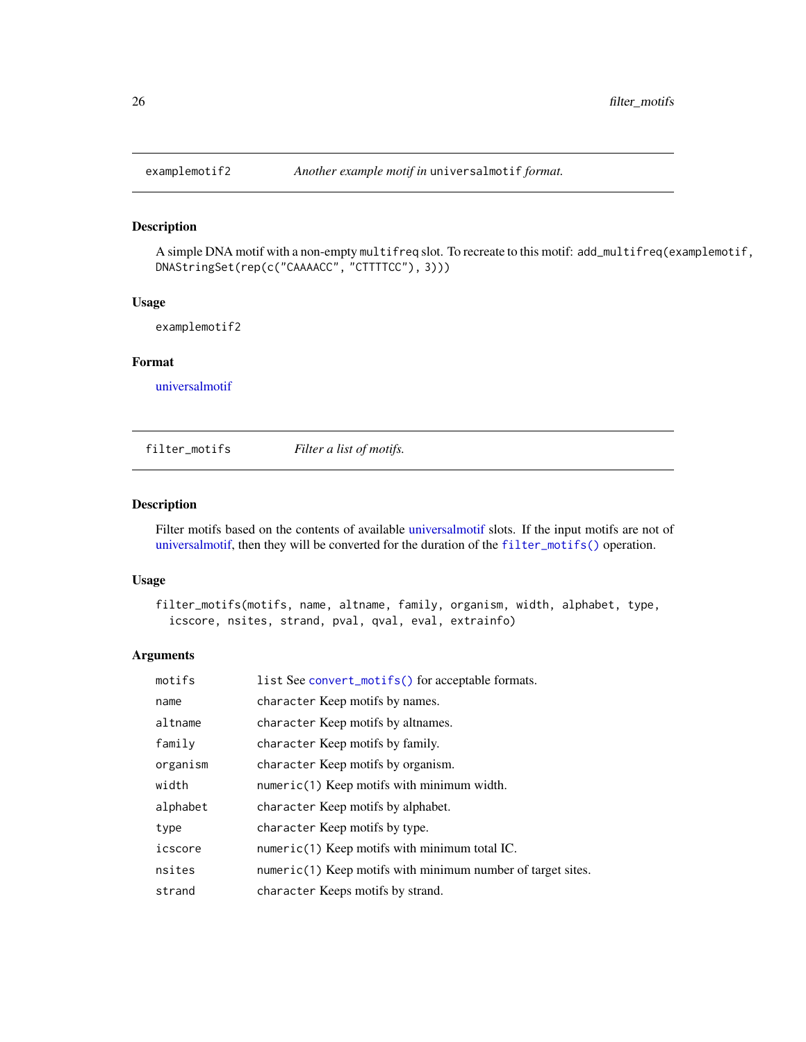## examplemotif2 — *Another example motif in* `universalmotif` *format.*

### Description

A simple DNA motif with a non-empty `multifreq` slot. To recreate to this motif: `add_multifreq(examplemotif, DNAStringSet(rep(c("CAAAACC", "CTTTTCC"), 3)))`

### Usage

```
examplemotif2
```

### Format

universalmotif

## filter_motifs — *Filter a list of motifs.*

### Description

Filter motifs based on the contents of available universalmotif slots. If the input motifs are not of universalmotif, then they will be converted for the duration of the `filter_motifs()` operation.

### Usage

```
filter_motifs(motifs, name, altname, family, organism, width, alphabet, type,
  icscore, nsites, strand, pval, qval, eval, extrainfo)
```

### Arguments

| | |
|---|---|
| `motifs` | `list` See `convert_motifs()` for acceptable formats. |
| `name` | `character` Keep motifs by names. |
| `altname` | `character` Keep motifs by altnames. |
| `family` | `character` Keep motifs by family. |
| `organism` | `character` Keep motifs by organism. |
| `width` | `numeric(1)` Keep motifs with minimum width. |
| `alphabet` | `character` Keep motifs by alphabet. |
| `type` | `character` Keep motifs by type. |
| `icscore` | `numeric(1)` Keep motifs with minimum total IC. |
| `nsites` | `numeric(1)` Keep motifs with minimum number of target sites. |
| `strand` | `character` Keeps motifs by strand. |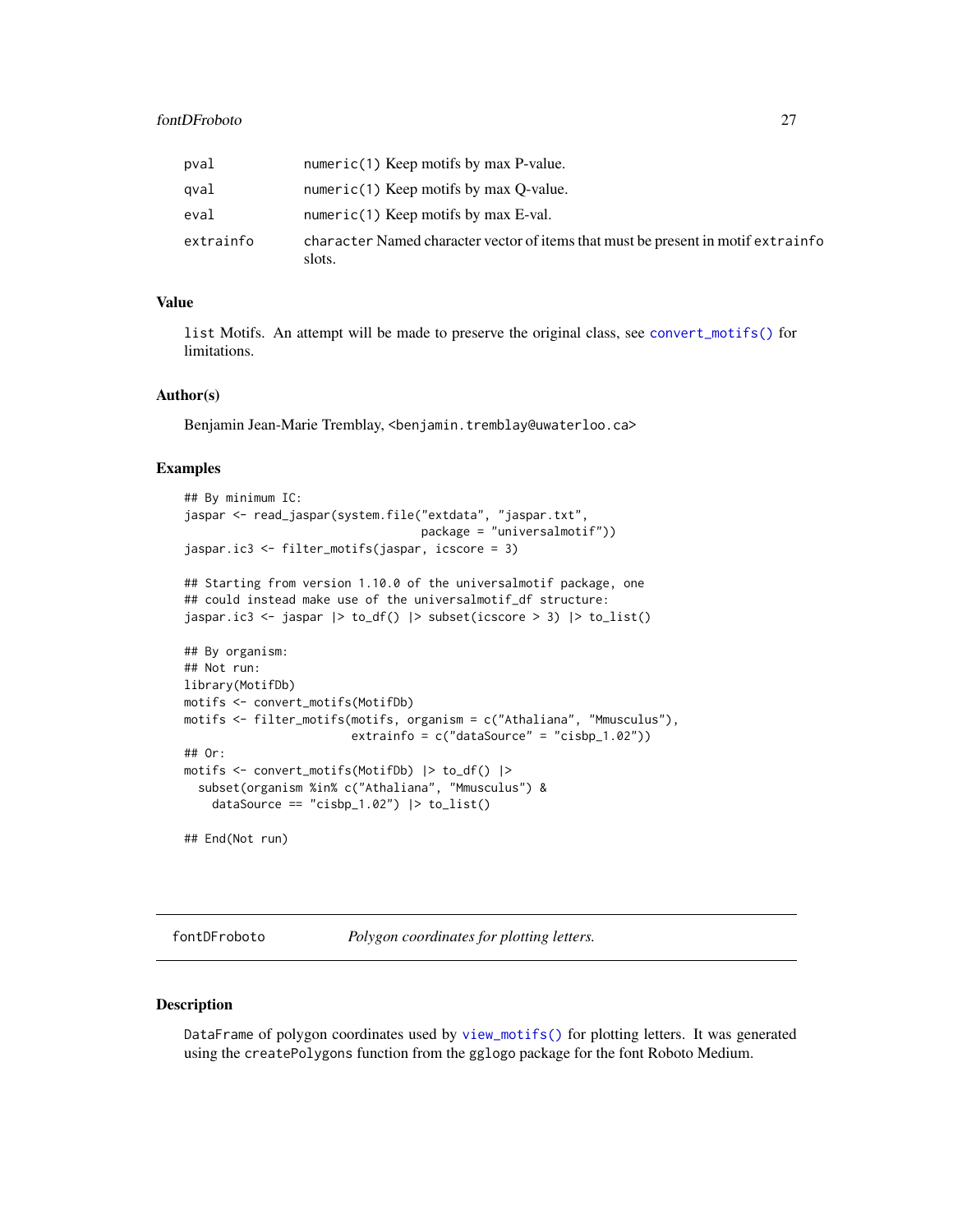| | |
|---|---|
| pval | numeric(1) Keep motifs by max P-value. |
| qval | numeric(1) Keep motifs by max Q-value. |
| eval | numeric(1) Keep motifs by max E-val. |
| extrainfo | character Named character vector of items that must be present in motif extrainfo slots. |

### Value

list Motifs. An attempt will be made to preserve the original class, see convert_motifs() for limitations.

### Author(s)

Benjamin Jean-Marie Tremblay, <benjamin.tremblay@uwaterloo.ca>

### Examples

```
## By minimum IC:
jaspar <- read_jaspar(system.file("extdata", "jaspar.txt",
                                  package = "universalmotif"))
jaspar.ic3 <- filter_motifs(jaspar, icscore = 3)

## Starting from version 1.10.0 of the universalmotif package, one
## could instead make use of the universalmotif_df structure:
jaspar.ic3 <- jaspar |> to_df() |> subset(icscore > 3) |> to_list()

## By organism:
## Not run:
library(MotifDb)
motifs <- convert_motifs(MotifDb)
motifs <- filter_motifs(motifs, organism = c("Athaliana", "Mmusculus"),
                        extrainfo = c("dataSource" = "cisbp_1.02"))
## Or:
motifs <- convert_motifs(MotifDb) |> to_df() |>
  subset(organism %in% c("Athaliana", "Mmusculus") &
    dataSource == "cisbp_1.02") |> to_list()

## End(Not run)
```

---

## fontDFroboto — *Polygon coordinates for plotting letters.*

---

### Description

DataFrame of polygon coordinates used by view_motifs() for plotting letters. It was generated using the createPolygons function from the gglogo package for the font Roboto Medium.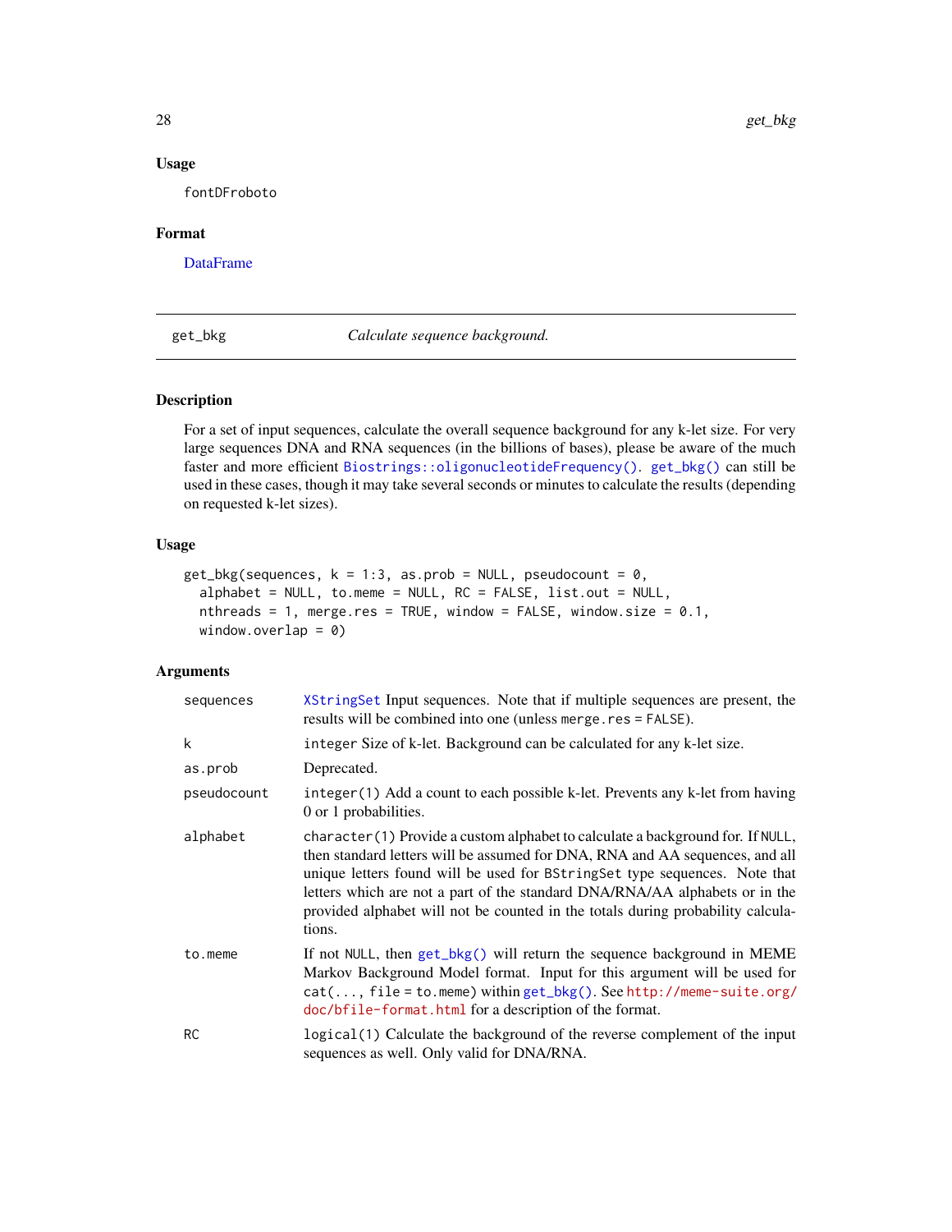### Usage

```
fontDFroboto
```

### Format

DataFrame

---

## get_bkg — *Calculate sequence background.*

### Description

For a set of input sequences, calculate the overall sequence background for any k-let size. For very large sequences DNA and RNA sequences (in the billions of bases), please be aware of the much faster and more efficient `Biostrings::oligonucleotideFrequency()`. `get_bkg()` can still be used in these cases, though it may take several seconds or minutes to calculate the results (depending on requested k-let sizes).

### Usage

```
get_bkg(sequences, k = 1:3, as.prob = NULL, pseudocount = 0,
  alphabet = NULL, to.meme = NULL, RC = FALSE, list.out = NULL,
  nthreads = 1, merge.res = TRUE, window = FALSE, window.size = 0.1,
  window.overlap = 0)
```

### Arguments

| Argument | Description |
|---|---|
| `sequences` | `XStringSet` Input sequences. Note that if multiple sequences are present, the results will be combined into one (unless `merge.res = FALSE`). |
| `k` | `integer` Size of k-let. Background can be calculated for any k-let size. |
| `as.prob` | Deprecated. |
| `pseudocount` | `integer(1)` Add a count to each possible k-let. Prevents any k-let from having 0 or 1 probabilities. |
| `alphabet` | `character(1)` Provide a custom alphabet to calculate a background for. If `NULL`, then standard letters will be assumed for DNA, RNA and AA sequences, and all unique letters found will be used for `BStringSet` type sequences. Note that letters which are not a part of the standard DNA/RNA/AA alphabets or in the provided alphabet will not be counted in the totals during probability calculations. |
| `to.meme` | If not `NULL`, then `get_bkg()` will return the sequence background in MEME Markov Background Model format. Input for this argument will be used for `cat(..., file = to.meme)` within `get_bkg()`. See http://meme-suite.org/doc/bfile-format.html for a description of the format. |
| `RC` | `logical(1)` Calculate the background of the reverse complement of the input sequences as well. Only valid for DNA/RNA. |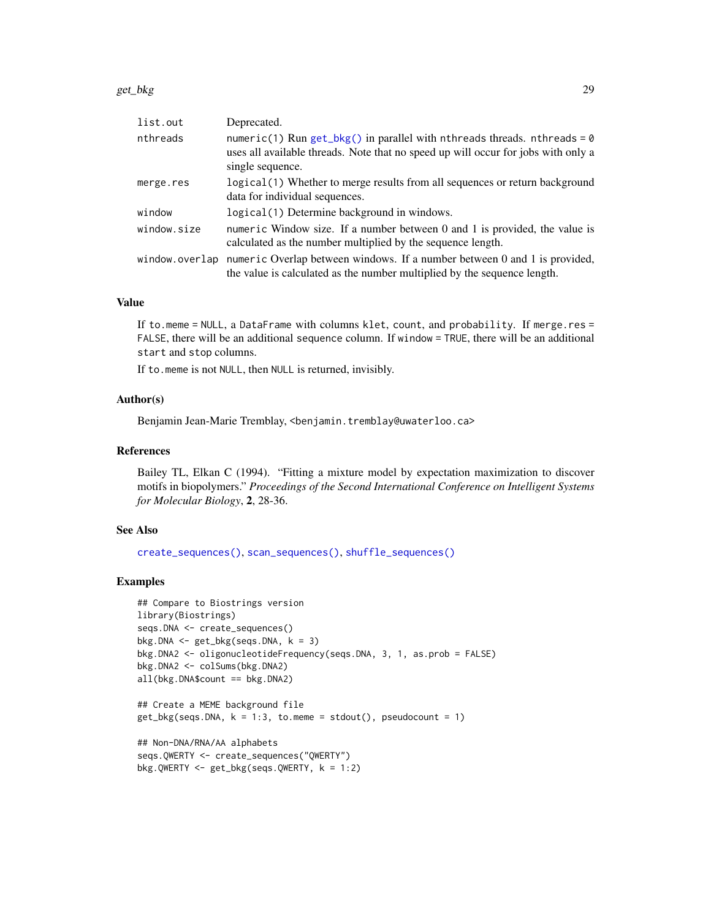| | |
|---|---|
| list.out | Deprecated. |
| nthreads | numeric(1) Run get_bkg() in parallel with nthreads threads. nthreads = 0 uses all available threads. Note that no speed up will occur for jobs with only a single sequence. |
| merge.res | logical(1) Whether to merge results from all sequences or return background data for individual sequences. |
| window | logical(1) Determine background in windows. |
| window.size | numeric Window size. If a number between 0 and 1 is provided, the value is calculated as the number multiplied by the sequence length. |
| window.overlap | numeric Overlap between windows. If a number between 0 and 1 is provided, the value is calculated as the number multiplied by the sequence length. |

### Value

If `to.meme = NULL`, a `DataFrame` with columns `klet`, `count`, and `probability`. If `merge.res = FALSE`, there will be an additional `sequence` column. If `window = TRUE`, there will be an additional `start` and `stop` columns.

If `to.meme` is not `NULL`, then `NULL` is returned, invisibly.

### Author(s)

Benjamin Jean-Marie Tremblay, <benjamin.tremblay@uwaterloo.ca>

### References

Bailey TL, Elkan C (1994). "Fitting a mixture model by expectation maximization to discover motifs in biopolymers." *Proceedings of the Second International Conference on Intelligent Systems for Molecular Biology*, **2**, 28-36.

### See Also

create_sequences(), scan_sequences(), shuffle_sequences()

### Examples

```
## Compare to Biostrings version
library(Biostrings)
seqs.DNA <- create_sequences()
bkg.DNA <- get_bkg(seqs.DNA, k = 3)
bkg.DNA2 <- oligonucleotideFrequency(seqs.DNA, 3, 1, as.prob = FALSE)
bkg.DNA2 <- colSums(bkg.DNA2)
all(bkg.DNA$count == bkg.DNA2)

## Create a MEME background file
get_bkg(seqs.DNA, k = 1:3, to.meme = stdout(), pseudocount = 1)

## Non-DNA/RNA/AA alphabets
seqs.QWERTY <- create_sequences("QWERTY")
bkg.QWERTY <- get_bkg(seqs.QWERTY, k = 1:2)
```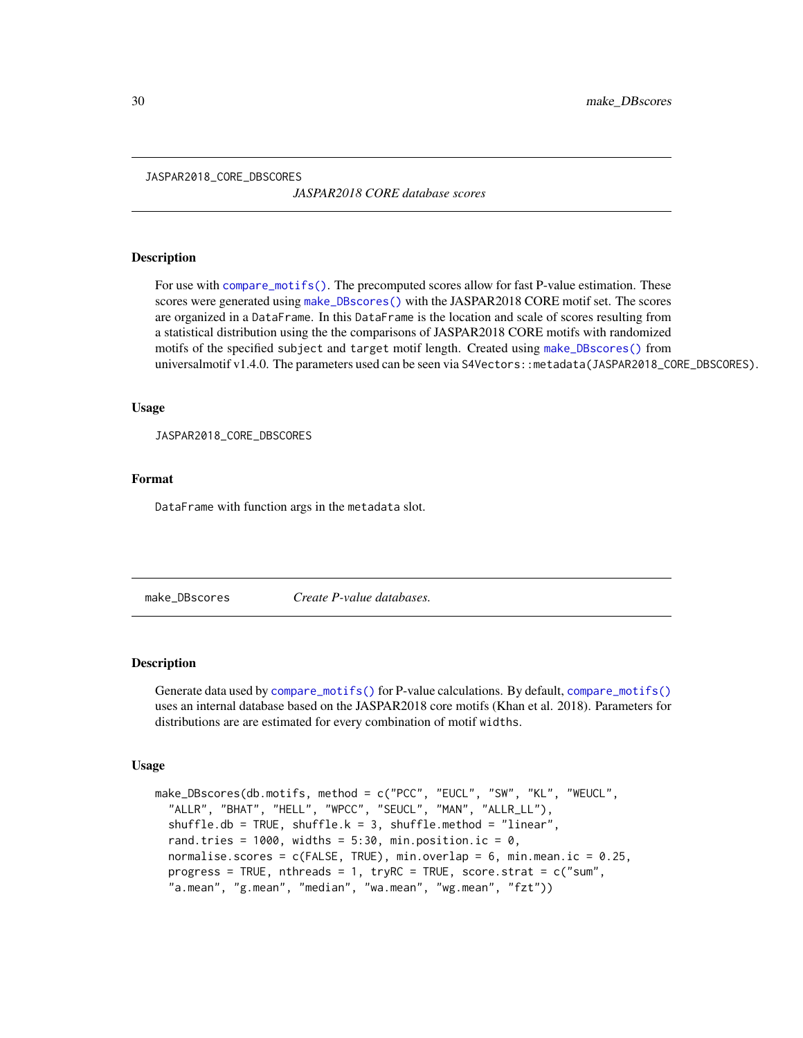## JASPAR2018_CORE_DBSCORES

*JASPAR2018 CORE database scores*

### Description

For use with `compare_motifs()`. The precomputed scores allow for fast P-value estimation. These scores were generated using `make_DBscores()` with the JASPAR2018 CORE motif set. The scores are organized in a `DataFrame`. In this `DataFrame` is the location and scale of scores resulting from a statistical distribution using the the comparisons of JASPAR2018 CORE motifs with randomized motifs of the specified `subject` and `target` motif length. Created using `make_DBscores()` from universalmotif v1.4.0. The parameters used can be seen via `S4Vectors::metadata(JASPAR2018_CORE_DBSCORES)`.

### Usage

```
JASPAR2018_CORE_DBSCORES
```

### Format

`DataFrame` with function args in the `metadata` slot.

## make_DBscores

*Create P-value databases.*

### Description

Generate data used by `compare_motifs()` for P-value calculations. By default, `compare_motifs()` uses an internal database based on the JASPAR2018 core motifs (Khan et al. 2018). Parameters for distributions are are estimated for every combination of motif `widths`.

### Usage

```
make_DBscores(db.motifs, method = c("PCC", "EUCL", "SW", "KL", "WEUCL",
  "ALLR", "BHAT", "HELL", "WPCC", "SEUCL", "MAN", "ALLR_LL"),
  shuffle.db = TRUE, shuffle.k = 3, shuffle.method = "linear",
  rand.tries = 1000, widths = 5:30, min.position.ic = 0,
  normalise.scores = c(FALSE, TRUE), min.overlap = 6, min.mean.ic = 0.25,
  progress = TRUE, nthreads = 1, tryRC = TRUE, score.strat = c("sum",
  "a.mean", "g.mean", "median", "wa.mean", "wg.mean", "fzt"))
```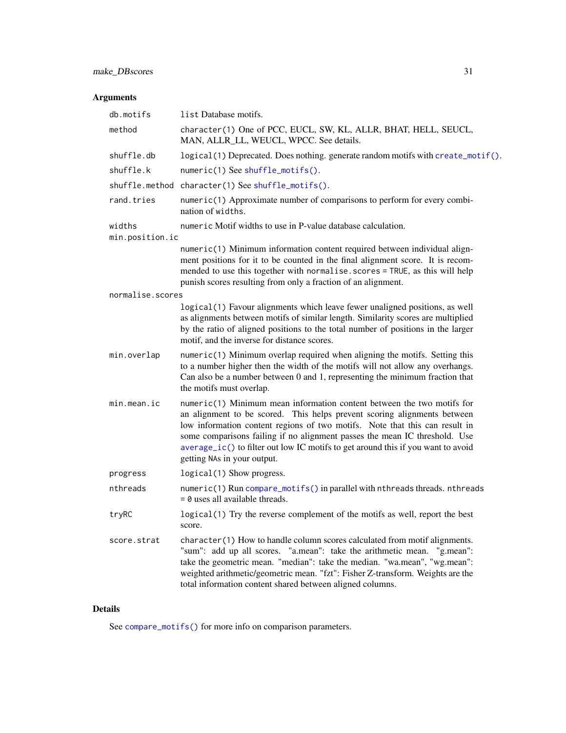## Arguments

- `db.motifs` — `list` Database motifs.
- `method` — `character(1)` One of PCC, EUCL, SW, KL, ALLR, BHAT, HELL, SEUCL, MAN, ALLR_LL, WEUCL, WPCC. See details.
- `shuffle.db` — `logical(1)` Deprecated. Does nothing. generate random motifs with `create_motif()`.
- `shuffle.k` — `numeric(1)` See `shuffle_motifs()`.
- `shuffle.method` — `character(1)` See `shuffle_motifs()`.
- `rand.tries` — `numeric(1)` Approximate number of comparisons to perform for every combination of `widths`.
- `widths` — `numeric` Motif widths to use in P-value database calculation.
- `min.position.ic` — `numeric(1)` Minimum information content required between individual alignment positions for it to be counted in the final alignment score. It is recommended to use this together with `normalise.scores = TRUE`, as this will help punish scores resulting from only a fraction of an alignment.
- `normalise.scores` — `logical(1)` Favour alignments which leave fewer unaligned positions, as well as alignments between motifs of similar length. Similarity scores are multiplied by the ratio of aligned positions to the total number of positions in the larger motif, and the inverse for distance scores.
- `min.overlap` — `numeric(1)` Minimum overlap required when aligning the motifs. Setting this to a number higher then the width of the motifs will not allow any overhangs. Can also be a number between 0 and 1, representing the minimum fraction that the motifs must overlap.
- `min.mean.ic` — `numeric(1)` Minimum mean information content between the two motifs for an alignment to be scored. This helps prevent scoring alignments between low information content regions of two motifs. Note that this can result in some comparisons failing if no alignment passes the mean IC threshold. Use `average_ic()` to filter out low IC motifs to get around this if you want to avoid getting `NA`s in your output.
- `progress` — `logical(1)` Show progress.
- `nthreads` — `numeric(1)` Run `compare_motifs()` in parallel with `nthreads` threads. `nthreads = 0` uses all available threads.
- `tryRC` — `logical(1)` Try the reverse complement of the motifs as well, report the best score.
- `score.strat` — `character(1)` How to handle column scores calculated from motif alignments. "sum": add up all scores. "a.mean": take the arithmetic mean. "g.mean": take the geometric mean. "median": take the median. "wa.mean", "wg.mean": weighted arithmetic/geometric mean. "fzt": Fisher Z-transform. Weights are the total information content shared between aligned columns.

## Details

See `compare_motifs()` for more info on comparison parameters.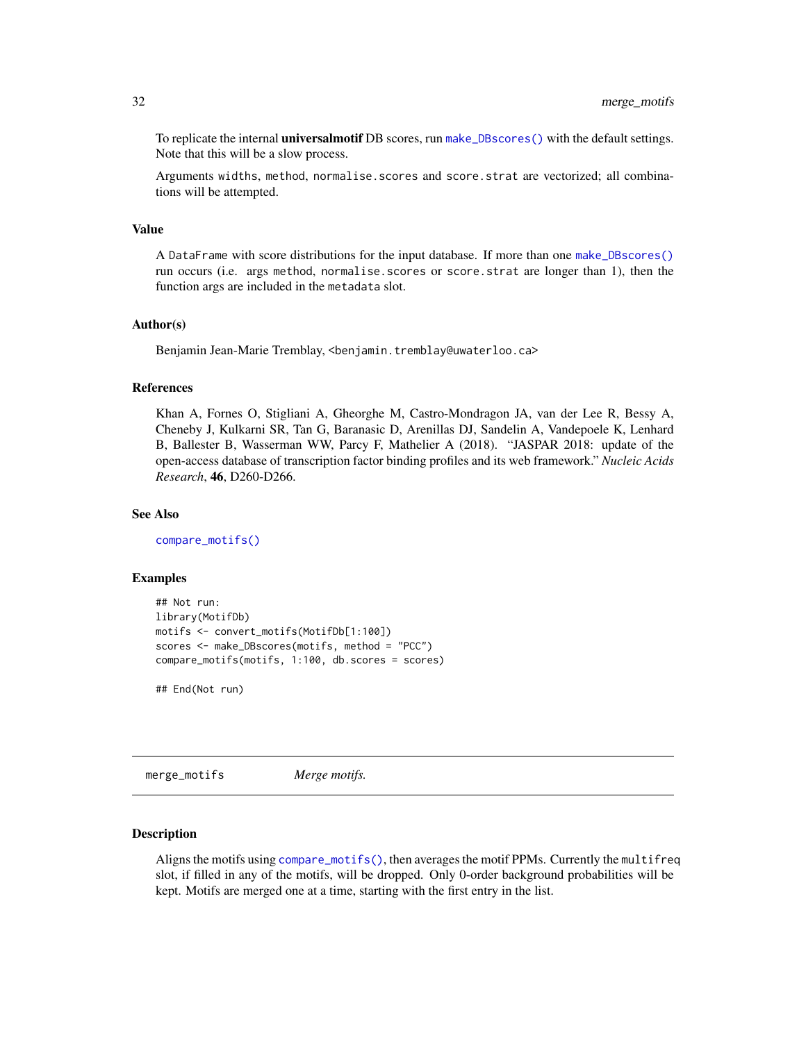To replicate the internal **universalmotif** DB scores, run `make_DBscores()` with the default settings. Note that this will be a slow process.

Arguments `widths`, `method`, `normalise.scores` and `score.strat` are vectorized; all combinations will be attempted.

### Value

A `DataFrame` with score distributions for the input database. If more than one `make_DBscores()` run occurs (i.e. args `method`, `normalise.scores` or `score.strat` are longer than 1), then the function args are included in the `metadata` slot.

### Author(s)

Benjamin Jean-Marie Tremblay, <benjamin.tremblay@uwaterloo.ca>

### References

Khan A, Fornes O, Stigliani A, Gheorghe M, Castro-Mondragon JA, van der Lee R, Bessy A, Cheneby J, Kulkarni SR, Tan G, Baranasic D, Arenillas DJ, Sandelin A, Vandepoele K, Lenhard B, Ballester B, Wasserman WW, Parcy F, Mathelier A (2018). "JASPAR 2018: update of the open-access database of transcription factor binding profiles and its web framework." *Nucleic Acids Research*, **46**, D260-D266.

### See Also

`compare_motifs()`

### Examples

```
## Not run:
library(MotifDb)
motifs <- convert_motifs(MotifDb[1:100])
scores <- make_DBscores(motifs, method = "PCC")
compare_motifs(motifs, 1:100, db.scores = scores)

## End(Not run)
```

---

## merge_motifs *Merge motifs.*

---

### Description

Aligns the motifs using `compare_motifs()`, then averages the motif PPMs. Currently the `multifreq` slot, if filled in any of the motifs, will be dropped. Only 0-order background probabilities will be kept. Motifs are merged one at a time, starting with the first entry in the list.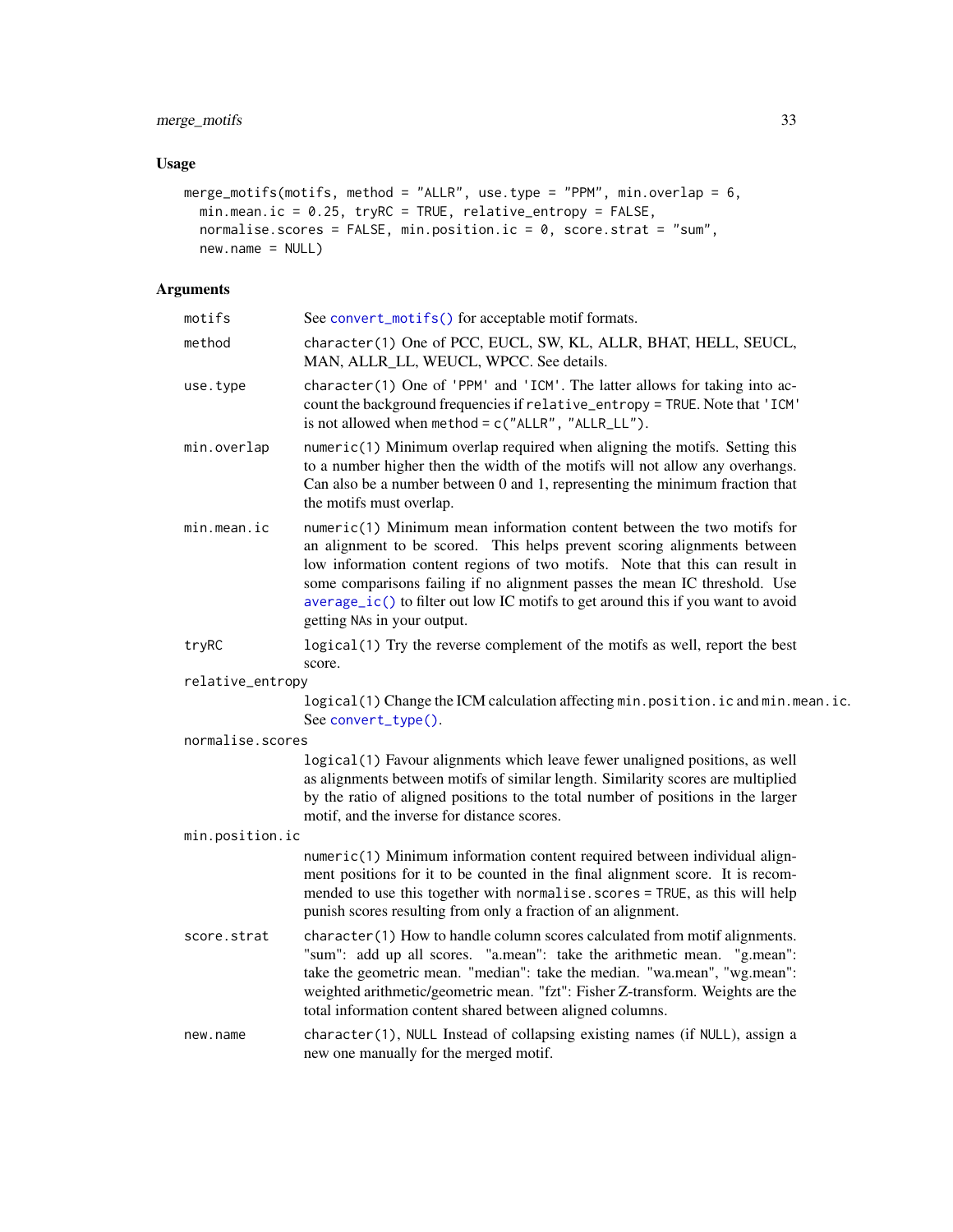## Usage

```
merge_motifs(motifs, method = "ALLR", use.type = "PPM", min.overlap = 6,
  min.mean.ic = 0.25, tryRC = TRUE, relative_entropy = FALSE,
  normalise.scores = FALSE, min.position.ic = 0, score.strat = "sum",
  new.name = NULL)
```

## Arguments

| Argument | Description |
|---|---|
| `motifs` | See `convert_motifs()` for acceptable motif formats. |
| `method` | `character(1)` One of PCC, EUCL, SW, KL, ALLR, BHAT, HELL, SEUCL, MAN, ALLR_LL, WEUCL, WPCC. See details. |
| `use.type` | `character(1)` One of `'PPM'` and `'ICM'`. The latter allows for taking into account the background frequencies if `relative_entropy = TRUE`. Note that `'ICM'` is not allowed when `method = c("ALLR", "ALLR_LL")`. |
| `min.overlap` | `numeric(1)` Minimum overlap required when aligning the motifs. Setting this to a number higher then the width of the motifs will not allow any overhangs. Can also be a number between 0 and 1, representing the minimum fraction that the motifs must overlap. |
| `min.mean.ic` | `numeric(1)` Minimum mean information content between the two motifs for an alignment to be scored. This helps prevent scoring alignments between low information content regions of two motifs. Note that this can result in some comparisons failing if no alignment passes the mean IC threshold. Use `average_ic()` to filter out low IC motifs to get around this if you want to avoid getting `NA`s in your output. |
| `tryRC` | `logical(1)` Try the reverse complement of the motifs as well, report the best score. |
| `relative_entropy` | `logical(1)` Change the ICM calculation affecting `min.position.ic` and `min.mean.ic`. See `convert_type()`. |
| `normalise.scores` | `logical(1)` Favour alignments which leave fewer unaligned positions, as well as alignments between motifs of similar length. Similarity scores are multiplied by the ratio of aligned positions to the total number of positions in the larger motif, and the inverse for distance scores. |
| `min.position.ic` | `numeric(1)` Minimum information content required between individual alignment positions for it to be counted in the final alignment score. It is recommended to use this together with `normalise.scores = TRUE`, as this will help punish scores resulting from only a fraction of an alignment. |
| `score.strat` | `character(1)` How to handle column scores calculated from motif alignments. "sum": add up all scores. "a.mean": take the arithmetic mean. "g.mean": take the geometric mean. "median": take the median. "wa.mean", "wg.mean": weighted arithmetic/geometric mean. "fzt": Fisher Z-transform. Weights are the total information content shared between aligned columns. |
| `new.name` | `character(1)`, `NULL` Instead of collapsing existing names (if `NULL`), assign a new one manually for the merged motif. |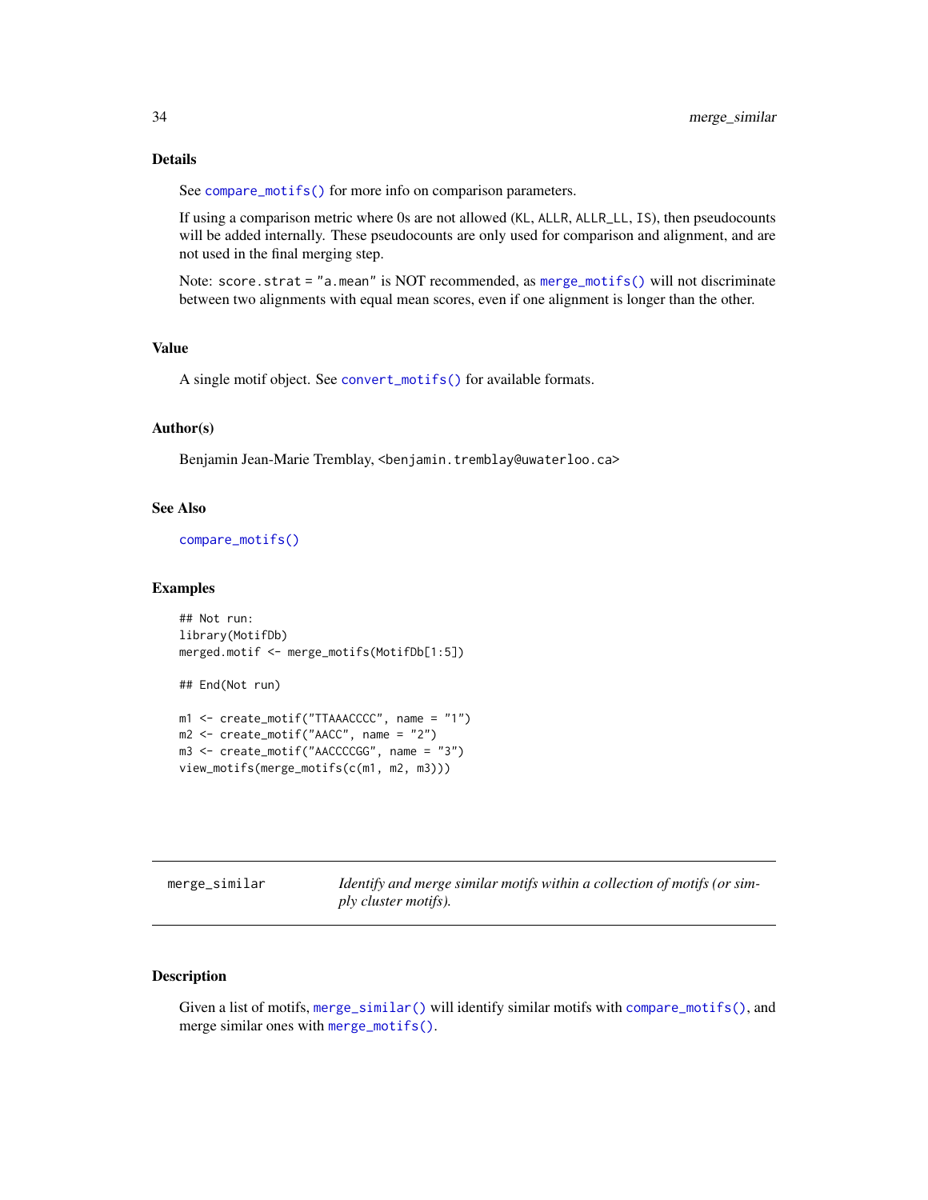### Details

See `compare_motifs()` for more info on comparison parameters.

If using a comparison metric where 0s are not allowed (`KL`, `ALLR`, `ALLR_LL`, `IS`), then pseudocounts will be added internally. These pseudocounts are only used for comparison and alignment, and are not used in the final merging step.

Note: `score.strat = "a.mean"` is NOT recommended, as `merge_motifs()` will not discriminate between two alignments with equal mean scores, even if one alignment is longer than the other.

### Value

A single motif object. See `convert_motifs()` for available formats.

### Author(s)

Benjamin Jean-Marie Tremblay, <benjamin.tremblay@uwaterloo.ca>

### See Also

`compare_motifs()`

### Examples

```
## Not run:
library(MotifDb)
merged.motif <- merge_motifs(MotifDb[1:5])

## End(Not run)

m1 <- create_motif("TTAAACCCC", name = "1")
m2 <- create_motif("AACC", name = "2")
m3 <- create_motif("AACCCCGG", name = "3")
view_motifs(merge_motifs(c(m1, m2, m3)))
```

---

## merge_similar

*Identify and merge similar motifs within a collection of motifs (or simply cluster motifs).*

---

### Description

Given a list of motifs, `merge_similar()` will identify similar motifs with `compare_motifs()`, and merge similar ones with `merge_motifs()`.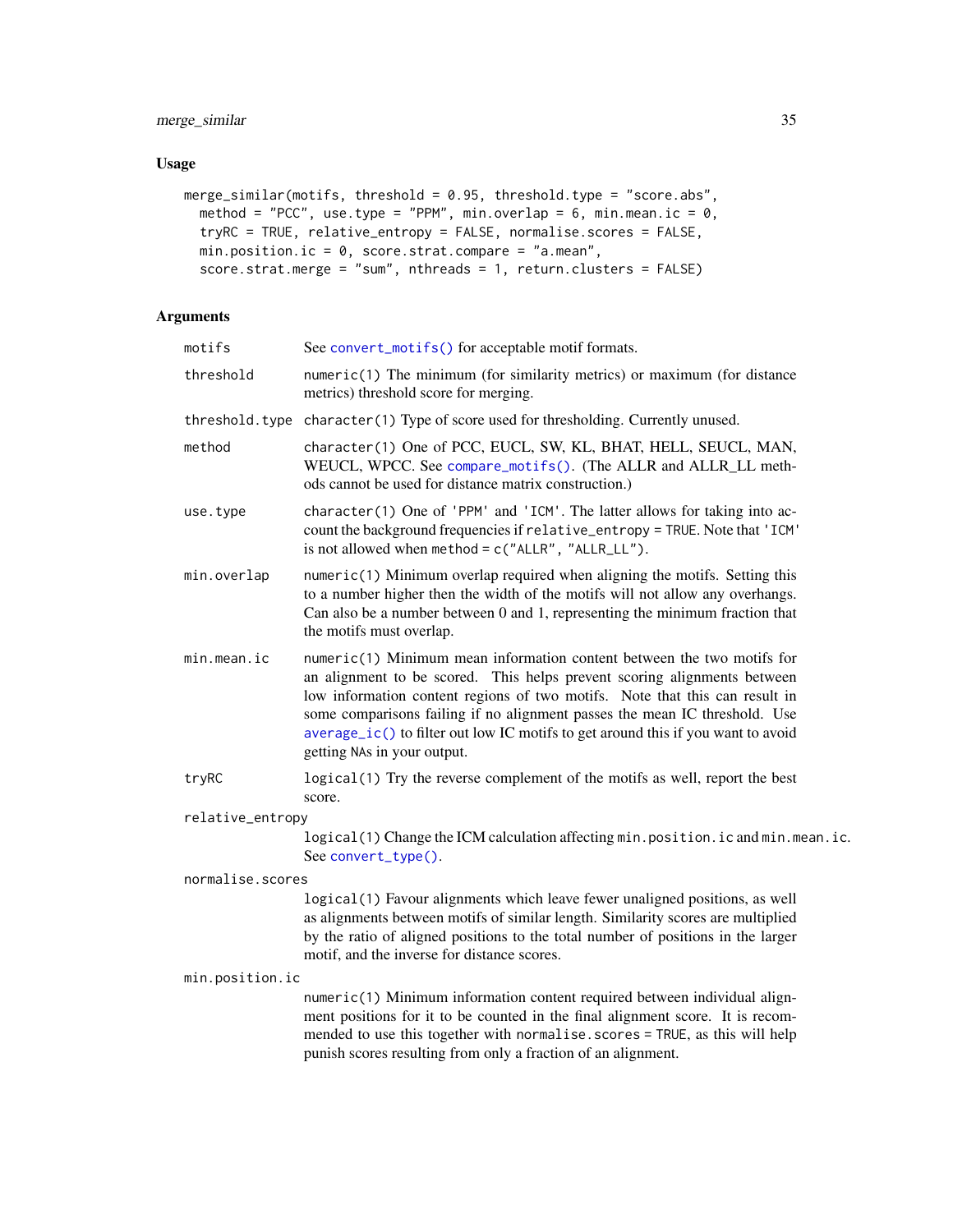## Usage

```
merge_similar(motifs, threshold = 0.95, threshold.type = "score.abs",
  method = "PCC", use.type = "PPM", min.overlap = 6, min.mean.ic = 0,
  tryRC = TRUE, relative_entropy = FALSE, normalise.scores = FALSE,
  min.position.ic = 0, score.strat.compare = "a.mean",
  score.strat.merge = "sum", nthreads = 1, return.clusters = FALSE)
```

## Arguments

| | |
|---|---|
| `motifs` | See `convert_motifs()` for acceptable motif formats. |
| `threshold` | `numeric(1)` The minimum (for similarity metrics) or maximum (for distance metrics) threshold score for merging. |
| `threshold.type` | `character(1)` Type of score used for thresholding. Currently unused. |
| `method` | `character(1)` One of PCC, EUCL, SW, KL, BHAT, HELL, SEUCL, MAN, WEUCL, WPCC. See `compare_motifs()`. (The ALLR and ALLR_LL methods cannot be used for distance matrix construction.) |
| `use.type` | `character(1)` One of `'PPM'` and `'ICM'`. The latter allows for taking into account the background frequencies if `relative_entropy = TRUE`. Note that `'ICM'` is not allowed when `method = c("ALLR", "ALLR_LL")`. |
| `min.overlap` | `numeric(1)` Minimum overlap required when aligning the motifs. Setting this to a number higher then the width of the motifs will not allow any overhangs. Can also be a number between 0 and 1, representing the minimum fraction that the motifs must overlap. |
| `min.mean.ic` | `numeric(1)` Minimum mean information content between the two motifs for an alignment to be scored. This helps prevent scoring alignments between low information content regions of two motifs. Note that this can result in some comparisons failing if no alignment passes the mean IC threshold. Use `average_ic()` to filter out low IC motifs to get around this if you want to avoid getting NAs in your output. |
| `tryRC` | `logical(1)` Try the reverse complement of the motifs as well, report the best score. |
| `relative_entropy` | `logical(1)` Change the ICM calculation affecting `min.position.ic` and `min.mean.ic`. See `convert_type()`. |
| `normalise.scores` | `logical(1)` Favour alignments which leave fewer unaligned positions, as well as alignments between motifs of similar length. Similarity scores are multiplied by the ratio of aligned positions to the total number of positions in the larger motif, and the inverse for distance scores. |
| `min.position.ic` | `numeric(1)` Minimum information content required between individual alignment positions for it to be counted in the final alignment score. It is recommended to use this together with `normalise.scores = TRUE`, as this will help punish scores resulting from only a fraction of an alignment. |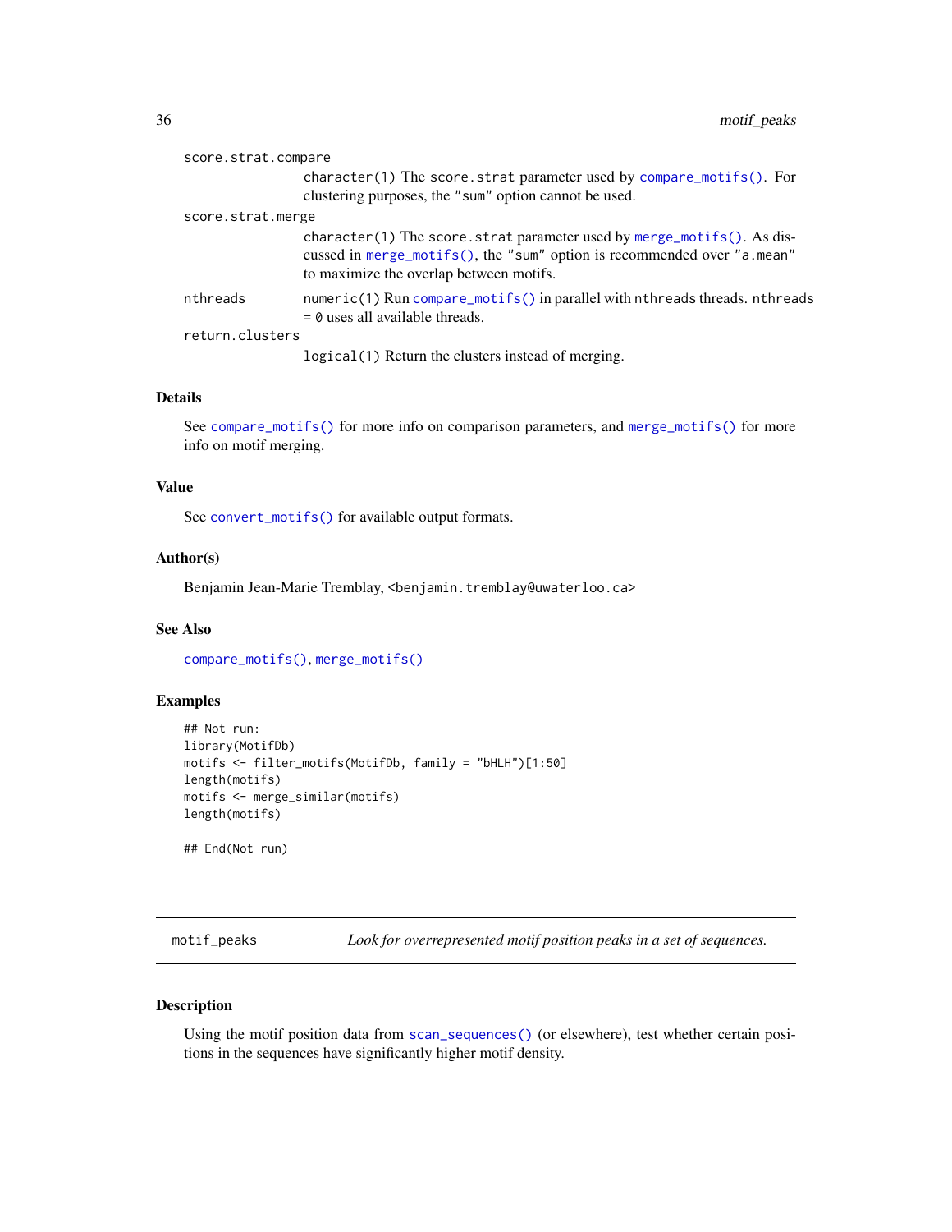score.strat.compare
: `character(1)` The `score.strat` parameter used by `compare_motifs()`. For clustering purposes, the `"sum"` option cannot be used.

score.strat.merge
: `character(1)` The `score.strat` parameter used by `merge_motifs()`. As discussed in `merge_motifs()`, the `"sum"` option is recommended over `"a.mean"` to maximize the overlap between motifs.

nthreads
: `numeric(1)` Run `compare_motifs()` in parallel with `nthreads` threads. `nthreads = 0` uses all available threads.

return.clusters
: `logical(1)` Return the clusters instead of merging.

### Details

See `compare_motifs()` for more info on comparison parameters, and `merge_motifs()` for more info on motif merging.

### Value

See `convert_motifs()` for available output formats.

### Author(s)

Benjamin Jean-Marie Tremblay, <benjamin.tremblay@uwaterloo.ca>

### See Also

`compare_motifs()`, `merge_motifs()`

### Examples

```
## Not run:
library(MotifDb)
motifs <- filter_motifs(MotifDb, family = "bHLH")[1:50]
length(motifs)
motifs <- merge_similar(motifs)
length(motifs)

## End(Not run)
```

---

## motif_peaks — *Look for overrepresented motif position peaks in a set of sequences.*

---

### Description

Using the motif position data from `scan_sequences()` (or elsewhere), test whether certain positions in the sequences have significantly higher motif density.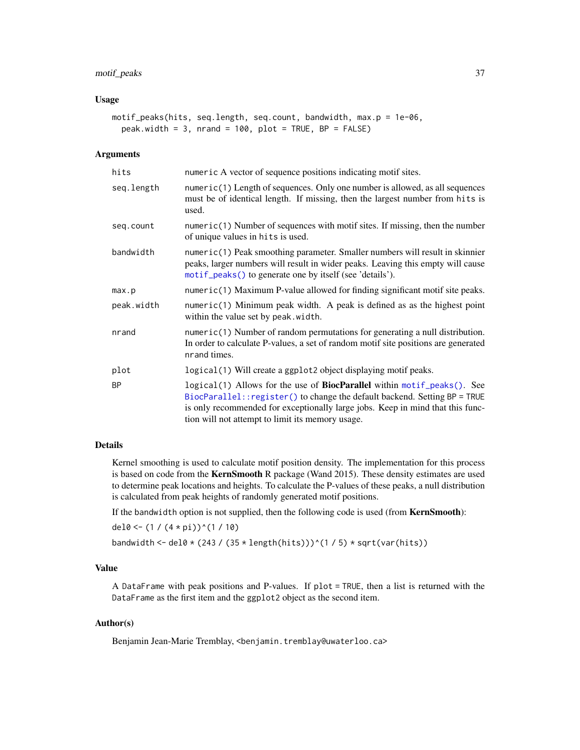### Usage

```
motif_peaks(hits, seq.length, seq.count, bandwidth, max.p = 1e-06,
  peak.width = 3, nrand = 100, plot = TRUE, BP = FALSE)
```

### Arguments

| | |
|---|---|
| `hits` | `numeric` A vector of sequence positions indicating motif sites. |
| `seq.length` | `numeric(1)` Length of sequences. Only one number is allowed, as all sequences must be of identical length. If missing, then the largest number from `hits` is used. |
| `seq.count` | `numeric(1)` Number of sequences with motif sites. If missing, then the number of unique values in `hits` is used. |
| `bandwidth` | `numeric(1)` Peak smoothing parameter. Smaller numbers will result in skinnier peaks, larger numbers will result in wider peaks. Leaving this empty will cause `motif_peaks()` to generate one by itself (see 'details'). |
| `max.p` | `numeric(1)` Maximum P-value allowed for finding significant motif site peaks. |
| `peak.width` | `numeric(1)` Minimum peak width. A peak is defined as as the highest point within the value set by `peak.width`. |
| `nrand` | `numeric(1)` Number of random permutations for generating a null distribution. In order to calculate P-values, a set of random motif site positions are generated `nrand` times. |
| `plot` | `logical(1)` Will create a `ggplot2` object displaying motif peaks. |
| `BP` | `logical(1)` Allows for the use of **BiocParallel** within `motif_peaks()`. See `BiocParallel::register()` to change the default backend. Setting `BP = TRUE` is only recommended for exceptionally large jobs. Keep in mind that this function will not attempt to limit its memory usage. |

### Details

Kernel smoothing is used to calculate motif position density. The implementation for this process is based on code from the **KernSmooth** R package (Wand 2015). These density estimates are used to determine peak locations and heights. To calculate the P-values of these peaks, a null distribution is calculated from peak heights of randomly generated motif positions.

If the `bandwidth` option is not supplied, then the following code is used (from **KernSmooth**):

```
del0 <- (1 / (4 * pi))^(1 / 10)
```

```
bandwidth <- del0 * (243 / (35 * length(hits)))^(1 / 5) * sqrt(var(hits))
```

### Value

A `DataFrame` with peak positions and P-values. If `plot = TRUE`, then a list is returned with the `DataFrame` as the first item and the `ggplot2` object as the second item.

### Author(s)

Benjamin Jean-Marie Tremblay, <benjamin.tremblay@uwaterloo.ca>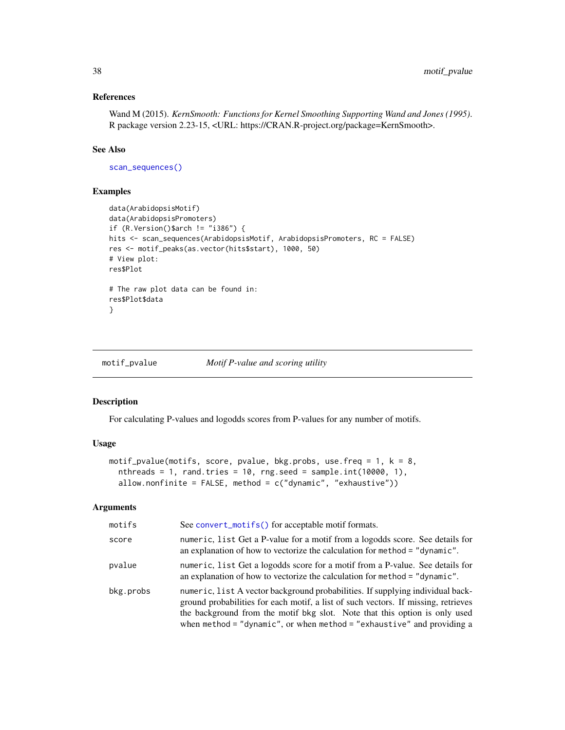## References

Wand M (2015). *KernSmooth: Functions for Kernel Smoothing Supporting Wand and Jones (1995)*. R package version 2.23-15, <URL: https://CRAN.R-project.org/package=KernSmooth>.

## See Also

scan_sequences()

## Examples

```
data(ArabidopsisMotif)
data(ArabidopsisPromoters)
if (R.Version()$arch != "i386") {
hits <- scan_sequences(ArabidopsisMotif, ArabidopsisPromoters, RC = FALSE)
res <- motif_peaks(as.vector(hits$start), 1000, 50)
# View plot:
res$Plot

# The raw plot data can be found in:
res$Plot$data
}
```

---

# motif_pvalue — *Motif P-value and scoring utility*

## Description

For calculating P-values and logodds scores from P-values for any number of motifs.

## Usage

```
motif_pvalue(motifs, score, pvalue, bkg.probs, use.freq = 1, k = 8,
  nthreads = 1, rand.tries = 10, rng.seed = sample.int(10000, 1),
  allow.nonfinite = FALSE, method = c("dynamic", "exhaustive"))
```

## Arguments

| | |
|---|---|
| motifs | See convert_motifs() for acceptable motif formats. |
| score | numeric, list Get a P-value for a motif from a logodds score. See details for an explanation of how to vectorize the calculation for method = "dynamic". |
| pvalue | numeric, list Get a logodds score for a motif from a P-value. See details for an explanation of how to vectorize the calculation for method = "dynamic". |
| bkg.probs | numeric, list A vector background probabilities. If supplying individual background probabilities for each motif, a list of such vectors. If missing, retrieves the background from the motif bkg slot. Note that this option is only used when method = "dynamic", or when method = "exhaustive" and providing a |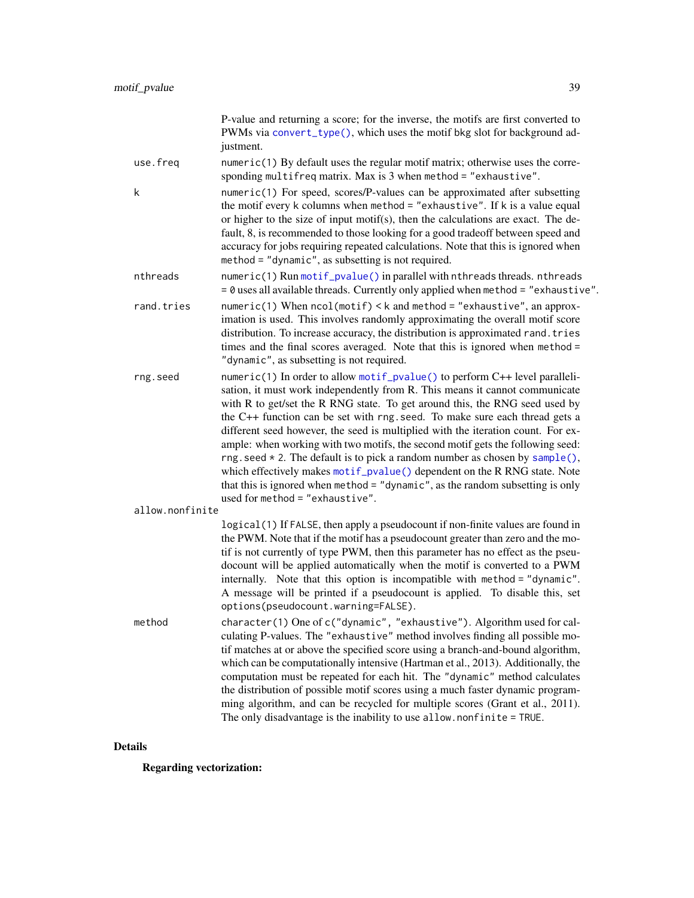P-value and returning a score; for the inverse, the motifs are first converted to PWMs via `convert_type()`, which uses the motif bkg slot for background adjustment.

use.freq
: `numeric(1)` By default uses the regular motif matrix; otherwise uses the corresponding `multifreq` matrix. Max is 3 when `method = "exhaustive"`.

k
: `numeric(1)` For speed, scores/P-values can be approximated after subsetting the motif every `k` columns when `method = "exhaustive"`. If `k` is a value equal or higher to the size of input motif(s), then the calculations are exact. The default, 8, is recommended to those looking for a good tradeoff between speed and accuracy for jobs requiring repeated calculations. Note that this is ignored when `method = "dynamic"`, as subsetting is not required.

nthreads
: `numeric(1)` Run `motif_pvalue()` in parallel with `nthreads` threads. `nthreads = 0` uses all available threads. Currently only applied when `method = "exhaustive"`.

rand.tries
: `numeric(1)` When `ncol(motif) < k` and `method = "exhaustive"`, an approximation is used. This involves randomly approximating the overall motif score distribution. To increase accuracy, the distribution is approximated `rand.tries` times and the final scores averaged. Note that this is ignored when `method = "dynamic"`, as subsetting is not required.

rng.seed
: `numeric(1)` In order to allow `motif_pvalue()` to perform C++ level parallelisation, it must work independently from R. This means it cannot communicate with R to get/set the R RNG state. To get around this, the RNG seed used by the C++ function can be set with `rng.seed`. To make sure each thread gets a different seed however, the seed is multiplied with the iteration count. For example: when working with two motifs, the second motif gets the following seed: `rng.seed * 2`. The default is to pick a random number as chosen by `sample()`, which effectively makes `motif_pvalue()` dependent on the R RNG state. Note that this is ignored when `method = "dynamic"`, as the random subsetting is only used for `method = "exhaustive"`.

allow.nonfinite
: `logical(1)` If `FALSE`, then apply a pseudocount if non-finite values are found in the PWM. Note that if the motif has a pseudocount greater than zero and the motif is not currently of type PWM, then this parameter has no effect as the pseudocount will be applied automatically when the motif is converted to a PWM internally. Note that this option is incompatible with `method = "dynamic"`. A message will be printed if a pseudocount is applied. To disable this, set `options(pseudocount.warning=FALSE)`.

method
: `character(1)` One of `c("dynamic", "exhaustive")`. Algorithm used for calculating P-values. The `"exhaustive"` method involves finding all possible motif matches at or above the specified score using a branch-and-bound algorithm, which can be computationally intensive (Hartman et al., 2013). Additionally, the computation must be repeated for each hit. The `"dynamic"` method calculates the distribution of possible motif scores using a much faster dynamic programming algorithm, and can be recycled for multiple scores (Grant et al., 2011). The only disadvantage is the inability to use `allow.nonfinite = TRUE`.

## Details

**Regarding vectorization:**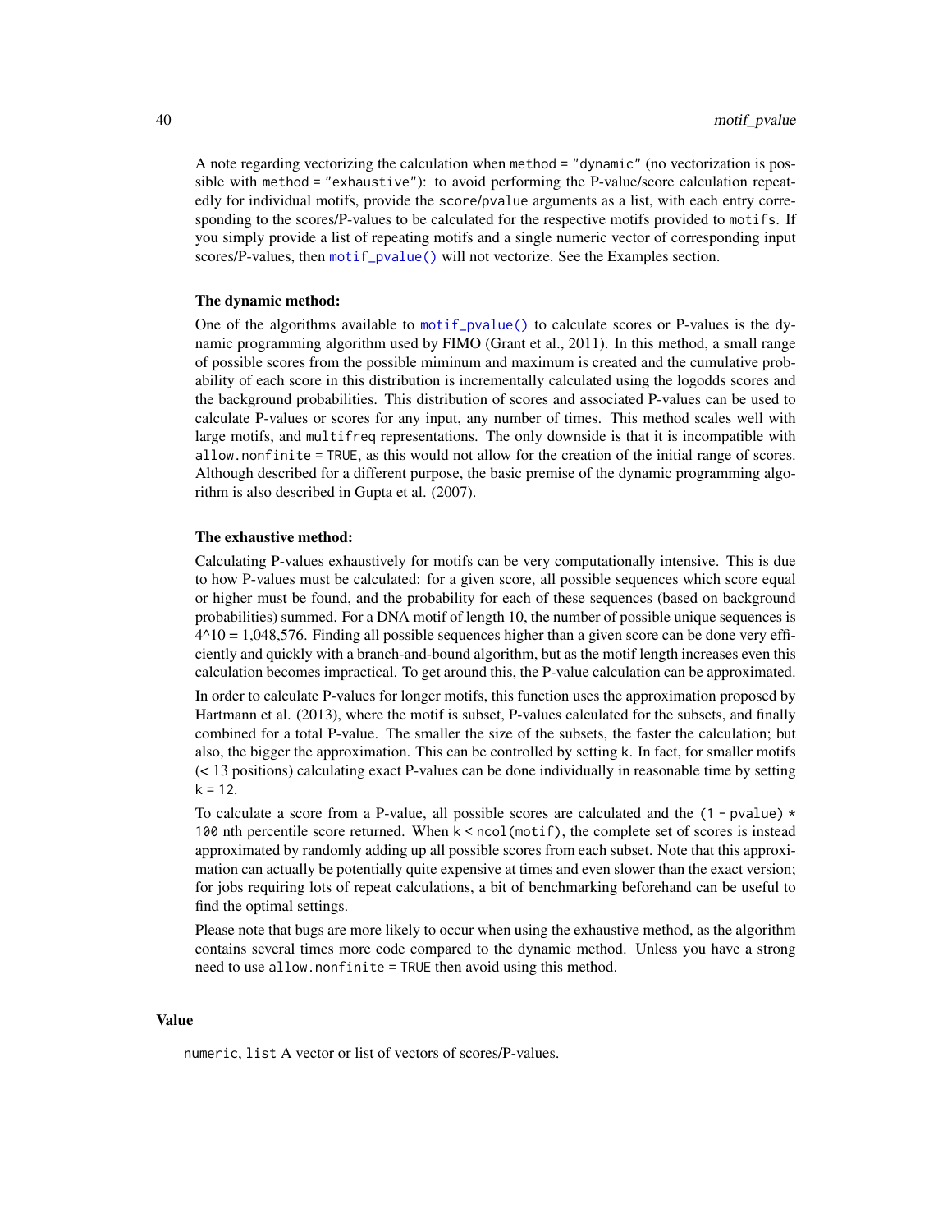A note regarding vectorizing the calculation when `method = "dynamic"` (no vectorization is possible with `method = "exhaustive"`): to avoid performing the P-value/score calculation repeatedly for individual motifs, provide the `score`/`pvalue` arguments as a list, with each entry corresponding to the scores/P-values to be calculated for the respective motifs provided to `motifs`. If you simply provide a list of repeating motifs and a single numeric vector of corresponding input scores/P-values, then `motif_pvalue()` will not vectorize. See the Examples section.

**The dynamic method:**

One of the algorithms available to `motif_pvalue()` to calculate scores or P-values is the dynamic programming algorithm used by FIMO (Grant et al., 2011). In this method, a small range of possible scores from the possible miminum and maximum is created and the cumulative probability of each score in this distribution is incrementally calculated using the logodds scores and the background probabilities. This distribution of scores and associated P-values can be used to calculate P-values or scores for any input, any number of times. This method scales well with large motifs, and `multifreq` representations. The only downside is that it is incompatible with `allow.nonfinite = TRUE`, as this would not allow for the creation of the initial range of scores. Although described for a different purpose, the basic premise of the dynamic programming algorithm is also described in Gupta et al. (2007).

**The exhaustive method:**

Calculating P-values exhaustively for motifs can be very computationally intensive. This is due to how P-values must be calculated: for a given score, all possible sequences which score equal or higher must be found, and the probability for each of these sequences (based on background probabilities) summed. For a DNA motif of length 10, the number of possible unique sequences is 4^10 = 1,048,576. Finding all possible sequences higher than a given score can be done very efficiently and quickly with a branch-and-bound algorithm, but as the motif length increases even this calculation becomes impractical. To get around this, the P-value calculation can be approximated.

In order to calculate P-values for longer motifs, this function uses the approximation proposed by Hartmann et al. (2013), where the motif is subset, P-values calculated for the subsets, and finally combined for a total P-value. The smaller the size of the subsets, the faster the calculation; but also, the bigger the approximation. This can be controlled by setting `k`. In fact, for smaller motifs (< 13 positions) calculating exact P-values can be done individually in reasonable time by setting `k = 12`.

To calculate a score from a P-value, all possible scores are calculated and the `(1 - pvalue) * 100` nth percentile score returned. When `k < ncol(motif)`, the complete set of scores is instead approximated by randomly adding up all possible scores from each subset. Note that this approximation can actually be potentially quite expensive at times and even slower than the exact version; for jobs requiring lots of repeat calculations, a bit of benchmarking beforehand can be useful to find the optimal settings.

Please note that bugs are more likely to occur when using the exhaustive method, as the algorithm contains several times more code compared to the dynamic method. Unless you have a strong need to use `allow.nonfinite = TRUE` then avoid using this method.

## Value

`numeric`, `list` A vector or list of vectors of scores/P-values.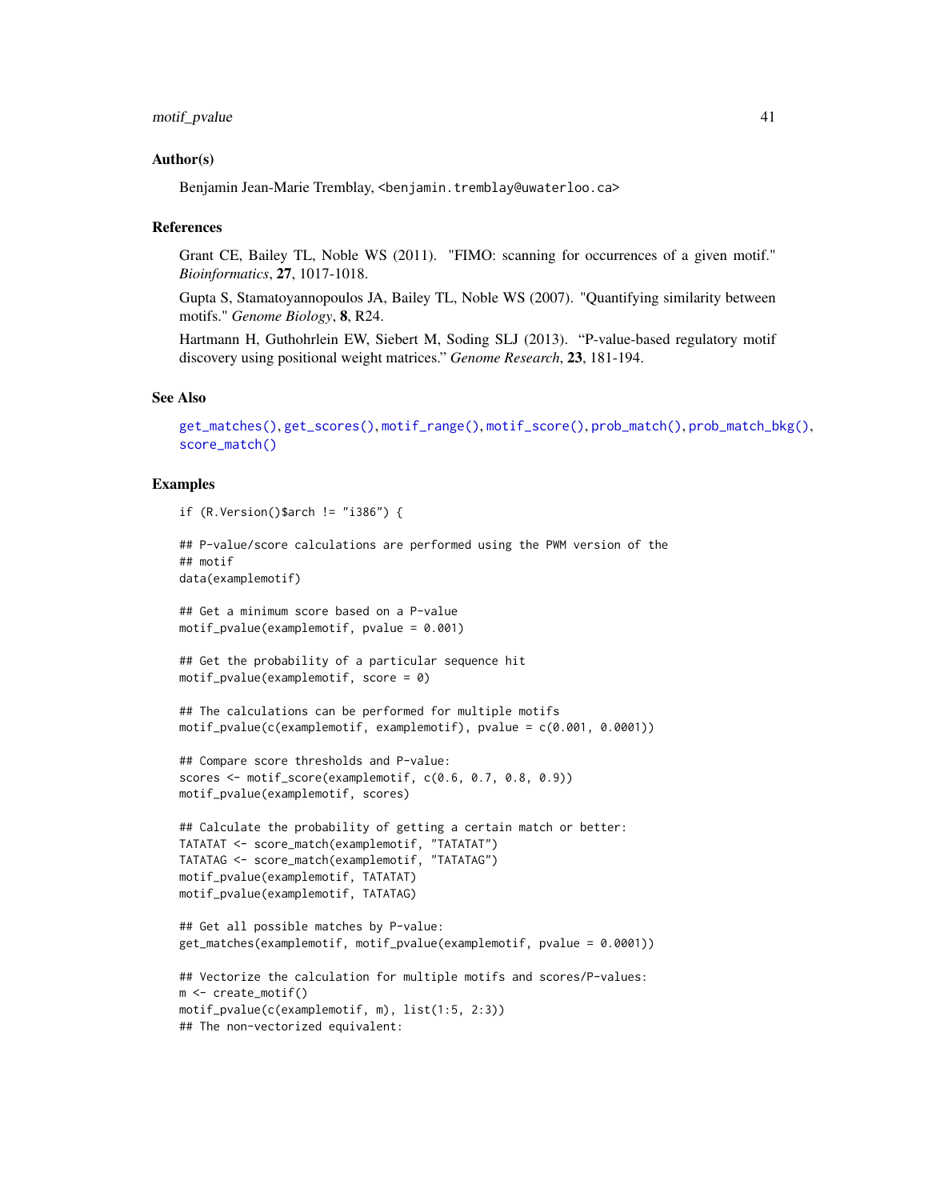### Author(s)

Benjamin Jean-Marie Tremblay, <benjamin.tremblay@uwaterloo.ca>

### References

Grant CE, Bailey TL, Noble WS (2011). "FIMO: scanning for occurrences of a given motif." *Bioinformatics*, **27**, 1017-1018.

Gupta S, Stamatoyannopoulos JA, Bailey TL, Noble WS (2007). "Quantifying similarity between motifs." *Genome Biology*, **8**, R24.

Hartmann H, Guthohrlein EW, Siebert M, Soding SLJ (2013). "P-value-based regulatory motif discovery using positional weight matrices." *Genome Research*, **23**, 181-194.

### See Also

get_matches(), get_scores(), motif_range(), motif_score(), prob_match(), prob_match_bkg(), score_match()

### Examples

```
if (R.Version()$arch != "i386") {

## P-value/score calculations are performed using the PWM version of the
## motif
data(examplemotif)

## Get a minimum score based on a P-value
motif_pvalue(examplemotif, pvalue = 0.001)

## Get the probability of a particular sequence hit
motif_pvalue(examplemotif, score = 0)

## The calculations can be performed for multiple motifs
motif_pvalue(c(examplemotif, examplemotif), pvalue = c(0.001, 0.0001))

## Compare score thresholds and P-value:
scores <- motif_score(examplemotif, c(0.6, 0.7, 0.8, 0.9))
motif_pvalue(examplemotif, scores)

## Calculate the probability of getting a certain match or better:
TATATAT <- score_match(examplemotif, "TATATAT")
TATATAG <- score_match(examplemotif, "TATATAG")
motif_pvalue(examplemotif, TATATAT)
motif_pvalue(examplemotif, TATATAG)

## Get all possible matches by P-value:
get_matches(examplemotif, motif_pvalue(examplemotif, pvalue = 0.0001))

## Vectorize the calculation for multiple motifs and scores/P-values:
m <- create_motif()
motif_pvalue(c(examplemotif, m), list(1:5, 2:3))
## The non-vectorized equivalent:
```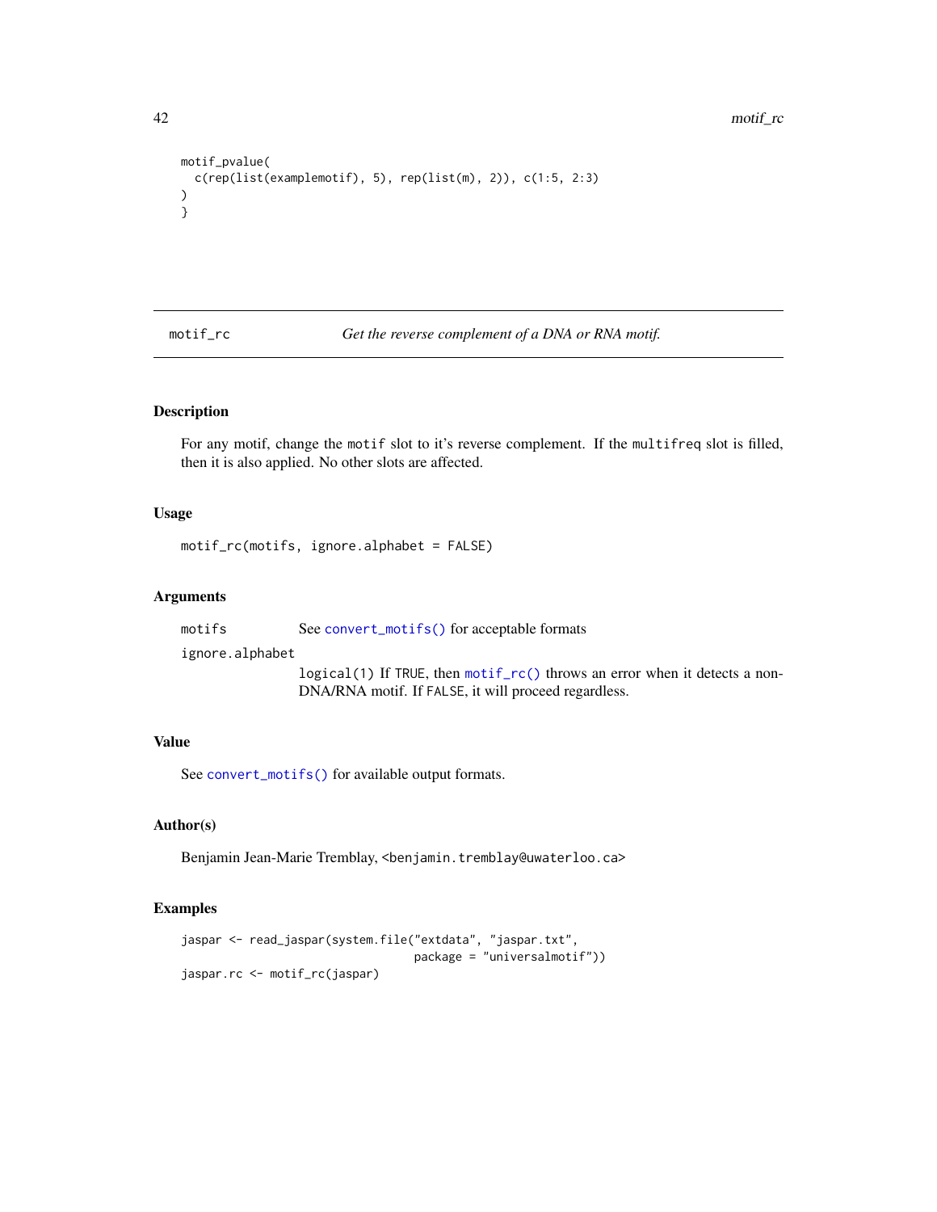```
motif_pvalue(
  c(rep(list(examplemotif), 5), rep(list(m), 2)), c(1:5, 2:3)
)
}
```

---

## motif_rc — *Get the reverse complement of a DNA or RNA motif.*

---

### Description

For any motif, change the `motif` slot to it's reverse complement. If the `multifreq` slot is filled, then it is also applied. No other slots are affected.

### Usage

```
motif_rc(motifs, ignore.alphabet = FALSE)
```

### Arguments

**motifs** See `convert_motifs()` for acceptable formats

**ignore.alphabet** `logical(1)` If `TRUE`, then `motif_rc()` throws an error when it detects a non-DNA/RNA motif. If `FALSE`, it will proceed regardless.

### Value

See `convert_motifs()` for available output formats.

### Author(s)

Benjamin Jean-Marie Tremblay, <benjamin.tremblay@uwaterloo.ca>

### Examples

```
jaspar <- read_jaspar(system.file("extdata", "jaspar.txt",
                                  package = "universalmotif"))
jaspar.rc <- motif_rc(jaspar)
```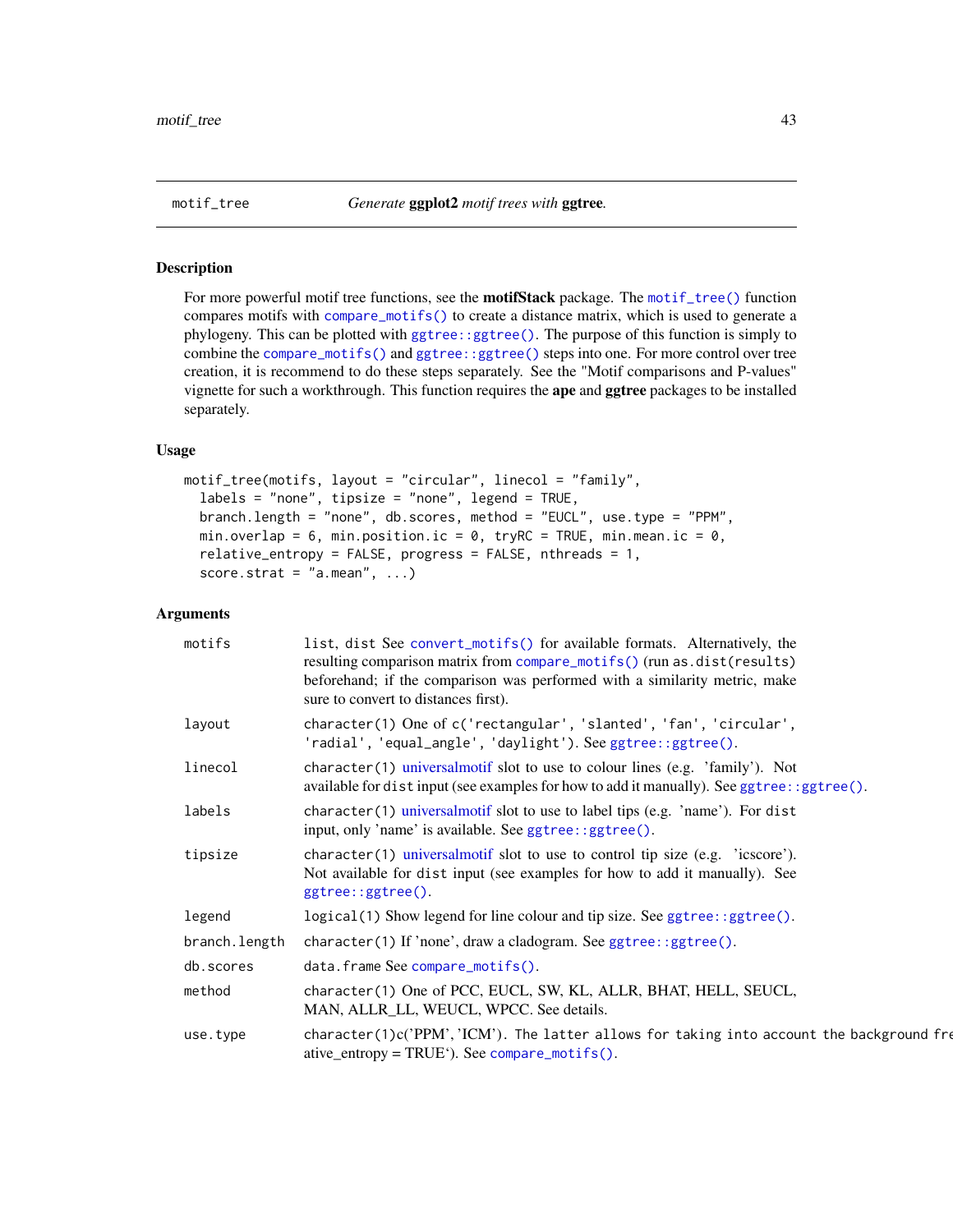motif_tree — *Generate* **ggplot2** *motif trees with* **ggtree**.

## Description

For more powerful motif tree functions, see the **motifStack** package. The `motif_tree()` function compares motifs with `compare_motifs()` to create a distance matrix, which is used to generate a phylogeny. This can be plotted with `ggtree::ggtree()`. The purpose of this function is simply to combine the `compare_motifs()` and `ggtree::ggtree()` steps into one. For more control over tree creation, it is recommend to do these steps separately. See the "Motif comparisons and P-values" vignette for such a workthrough. This function requires the **ape** and **ggtree** packages to be installed separately.

## Usage

```
motif_tree(motifs, layout = "circular", linecol = "family",
  labels = "none", tipsize = "none", legend = TRUE,
  branch.length = "none", db.scores, method = "EUCL", use.type = "PPM",
  min.overlap = 6, min.position.ic = 0, tryRC = TRUE, min.mean.ic = 0,
  relative_entropy = FALSE, progress = FALSE, nthreads = 1,
  score.strat = "a.mean", ...)
```

## Arguments

| | |
|---|---|
| `motifs` | `list`, `dist` See `convert_motifs()` for available formats. Alternatively, the resulting comparison matrix from `compare_motifs()` (run `as.dist(results)` beforehand; if the comparison was performed with a similarity metric, make sure to convert to distances first). |
| `layout` | `character(1)` One of `c('rectangular', 'slanted', 'fan', 'circular', 'radial', 'equal_angle', 'daylight')`. See `ggtree::ggtree()`. |
| `linecol` | `character(1)` universalmotif slot to use to colour lines (e.g. 'family'). Not available for `dist` input (see examples for how to add it manually). See `ggtree::ggtree()`. |
| `labels` | `character(1)` universalmotif slot to use to label tips (e.g. 'name'). For `dist` input, only 'name' is available. See `ggtree::ggtree()`. |
| `tipsize` | `character(1)` universalmotif slot to use to control tip size (e.g. 'icscore'). Not available for `dist` input (see examples for how to add it manually). See `ggtree::ggtree()`. |
| `legend` | `logical(1)` Show legend for line colour and tip size. See `ggtree::ggtree()`. |
| `branch.length` | `character(1)` If 'none', draw a cladogram. See `ggtree::ggtree()`. |
| `db.scores` | `data.frame` See `compare_motifs()`. |
| `method` | `character(1)` One of PCC, EUCL, SW, KL, ALLR, BHAT, HELL, SEUCL, MAN, ALLR_LL, WEUCL, WPCC. See details. |
| `use.type` | `character(1)c('PPM', 'ICM')`. The latter allows for taking into account the background fre ative_entropy = TRUE`). See `compare_motifs()`. |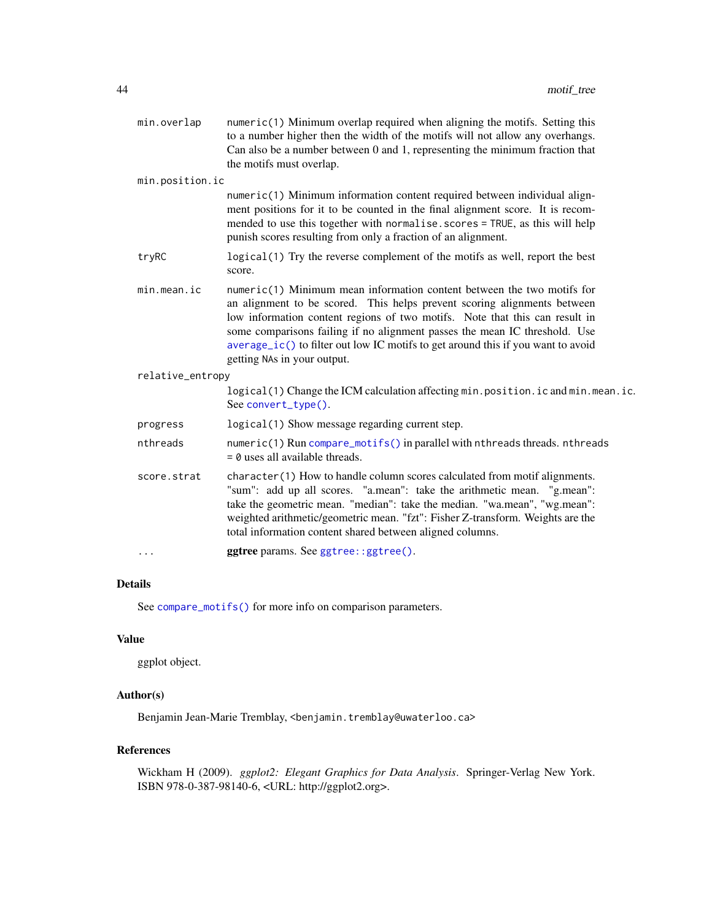| | |
|---|---|
| `min.overlap` | `numeric(1)` Minimum overlap required when aligning the motifs. Setting this to a number higher then the width of the motifs will not allow any overhangs. Can also be a number between 0 and 1, representing the minimum fraction that the motifs must overlap. |
| `min.position.ic` | `numeric(1)` Minimum information content required between individual alignment positions for it to be counted in the final alignment score. It is recommended to use this together with `normalise.scores = TRUE`, as this will help punish scores resulting from only a fraction of an alignment. |
| `tryRC` | `logical(1)` Try the reverse complement of the motifs as well, report the best score. |
| `min.mean.ic` | `numeric(1)` Minimum mean information content between the two motifs for an alignment to be scored. This helps prevent scoring alignments between low information content regions of two motifs. Note that this can result in some comparisons failing if no alignment passes the mean IC threshold. Use `average_ic()` to filter out low IC motifs to get around this if you want to avoid getting `NA`s in your output. |
| `relative_entropy` | `logical(1)` Change the ICM calculation affecting `min.position.ic` and `min.mean.ic`. See `convert_type()`. |
| `progress` | `logical(1)` Show message regarding current step. |
| `nthreads` | `numeric(1)` Run `compare_motifs()` in parallel with `nthreads` threads. `nthreads = 0` uses all available threads. |
| `score.strat` | `character(1)` How to handle column scores calculated from motif alignments. "sum": add up all scores. "a.mean": take the arithmetic mean. "g.mean": take the geometric mean. "median": take the median. "wa.mean", "wg.mean": weighted arithmetic/geometric mean. "fzt": Fisher Z-transform. Weights are the total information content shared between aligned columns. |
| `...` | **ggtree** params. See `ggtree::ggtree()`. |

### Details

See `compare_motifs()` for more info on comparison parameters.

### Value

ggplot object.

### Author(s)

Benjamin Jean-Marie Tremblay, <benjamin.tremblay@uwaterloo.ca>

### References

Wickham H (2009). *ggplot2: Elegant Graphics for Data Analysis*. Springer-Verlag New York. ISBN 978-0-387-98140-6, <URL: http://ggplot2.org>.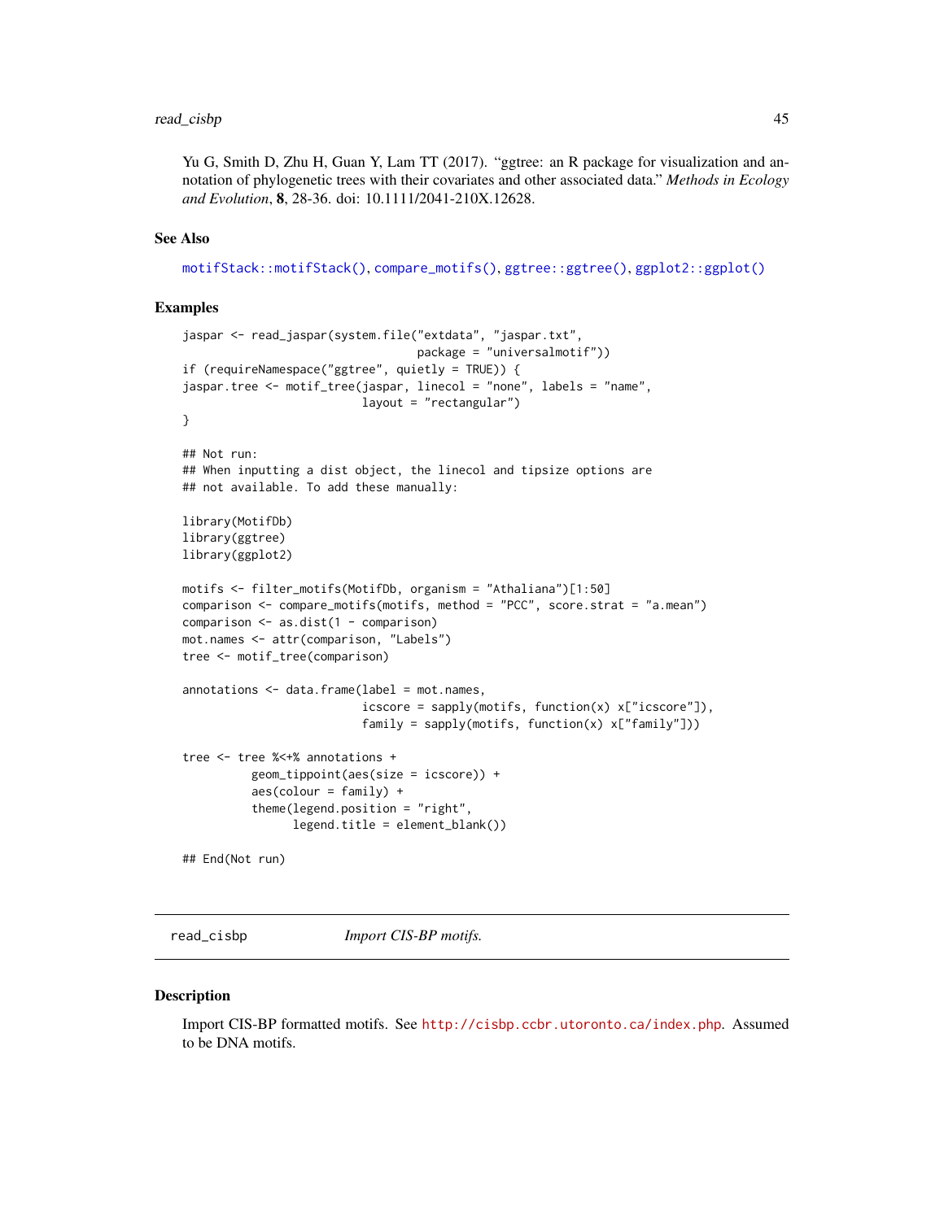Yu G, Smith D, Zhu H, Guan Y, Lam TT (2017). "ggtree: an R package for visualization and annotation of phylogenetic trees with their covariates and other associated data." *Methods in Ecology and Evolution*, **8**, 28-36. doi: 10.1111/2041-210X.12628.

## See Also

`motifStack::motifStack()`, `compare_motifs()`, `ggtree::ggtree()`, `ggplot2::ggplot()`

## Examples

```
jaspar <- read_jaspar(system.file("extdata", "jaspar.txt",
                                  package = "universalmotif"))
if (requireNamespace("ggtree", quietly = TRUE)) {
jaspar.tree <- motif_tree(jaspar, linecol = "none", labels = "name",
                          layout = "rectangular")
}

## Not run:
## When inputting a dist object, the linecol and tipsize options are
## not available. To add these manually:

library(MotifDb)
library(ggtree)
library(ggplot2)

motifs <- filter_motifs(MotifDb, organism = "Athaliana")[1:50]
comparison <- compare_motifs(motifs, method = "PCC", score.strat = "a.mean")
comparison <- as.dist(1 - comparison)
mot.names <- attr(comparison, "Labels")
tree <- motif_tree(comparison)

annotations <- data.frame(label = mot.names,
                          icscore = sapply(motifs, function(x) x["icscore"]),
                          family = sapply(motifs, function(x) x["family"]))

tree <- tree %<+% annotations +
          geom_tippoint(aes(size = icscore)) +
          aes(colour = family) +
          theme(legend.position = "right",
                legend.title = element_blank())

## End(Not run)
```

---

# read_cisbp *Import CIS-BP motifs.*

## Description

Import CIS-BP formatted motifs. See http://cisbp.ccbr.utoronto.ca/index.php. Assumed to be DNA motifs.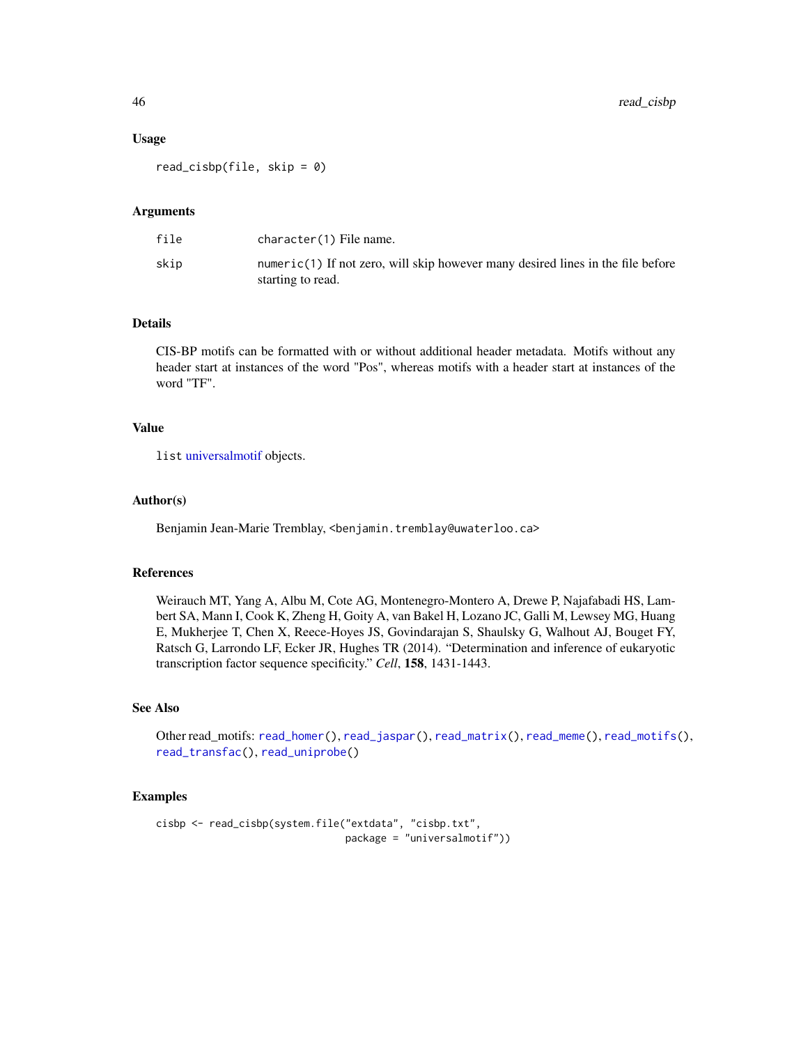### Usage

```
read_cisbp(file, skip = 0)
```

### Arguments

| | |
|---|---|
| file | character(1) File name. |
| skip | numeric(1) If not zero, will skip however many desired lines in the file before starting to read. |

### Details

CIS-BP motifs can be formatted with or without additional header metadata. Motifs without any header start at instances of the word "Pos", whereas motifs with a header start at instances of the word "TF".

### Value

list universalmotif objects.

### Author(s)

Benjamin Jean-Marie Tremblay, <benjamin.tremblay@uwaterloo.ca>

### References

Weirauch MT, Yang A, Albu M, Cote AG, Montenegro-Montero A, Drewe P, Najafabadi HS, Lambert SA, Mann I, Cook K, Zheng H, Goity A, van Bakel H, Lozano JC, Galli M, Lewsey MG, Huang E, Mukherjee T, Chen X, Reece-Hoyes JS, Govindarajan S, Shaulsky G, Walhout AJ, Bouget FY, Ratsch G, Larrondo LF, Ecker JR, Hughes TR (2014). "Determination and inference of eukaryotic transcription factor sequence specificity." *Cell*, **158**, 1431-1443.

### See Also

Other read_motifs: read_homer(), read_jaspar(), read_matrix(), read_meme(), read_motifs(), read_transfac(), read_uniprobe()

### Examples

```
cisbp <- read_cisbp(system.file("extdata", "cisbp.txt",
                                package = "universalmotif"))
```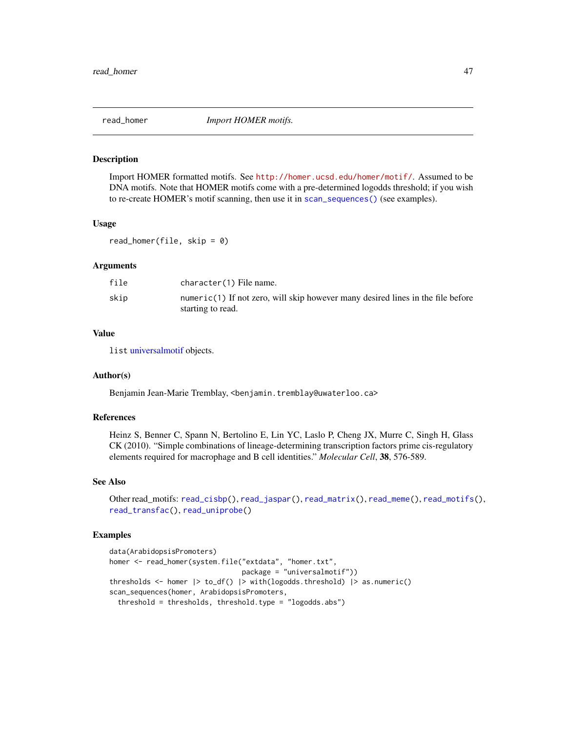# read_homer    *Import HOMER motifs.*

## Description

Import HOMER formatted motifs. See http://homer.ucsd.edu/homer/motif/. Assumed to be DNA motifs. Note that HOMER motifs come with a pre-determined logodds threshold; if you wish to re-create HOMER's motif scanning, then use it in `scan_sequences()` (see examples).

## Usage

```
read_homer(file, skip = 0)
```

## Arguments

| | |
|---|---|
| file | `character(1)` File name. |
| skip | `numeric(1)` If not zero, will skip however many desired lines in the file before starting to read. |

## Value

`list` universalmotif objects.

## Author(s)

Benjamin Jean-Marie Tremblay, <benjamin.tremblay@uwaterloo.ca>

## References

Heinz S, Benner C, Spann N, Bertolino E, Lin YC, Laslo P, Cheng JX, Murre C, Singh H, Glass CK (2010). "Simple combinations of lineage-determining transcription factors prime cis-regulatory elements required for macrophage and B cell identities." *Molecular Cell*, **38**, 576-589.

## See Also

Other read_motifs: `read_cisbp()`, `read_jaspar()`, `read_matrix()`, `read_meme()`, `read_motifs()`, `read_transfac()`, `read_uniprobe()`

## Examples

```
data(ArabidopsisPromoters)
homer <- read_homer(system.file("extdata", "homer.txt",
                                package = "universalmotif"))
thresholds <- homer |> to_df() |> with(logodds.threshold) |> as.numeric()
scan_sequences(homer, ArabidopsisPromoters,
  threshold = thresholds, threshold.type = "logodds.abs")
```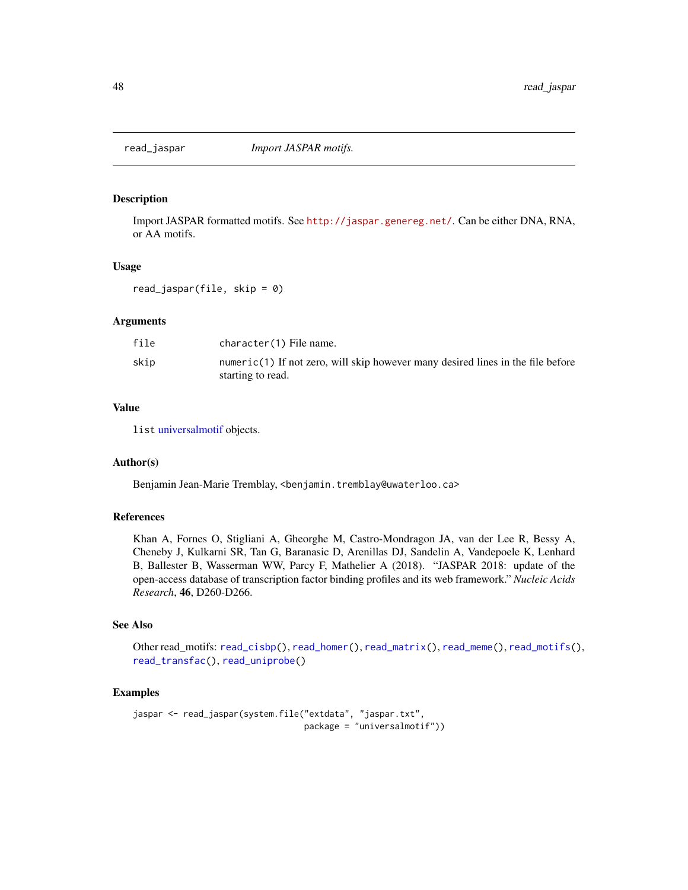read_jaspar *Import JASPAR motifs.*

## Description

Import JASPAR formatted motifs. See http://jaspar.genereg.net/. Can be either DNA, RNA, or AA motifs.

## Usage

```
read_jaspar(file, skip = 0)
```

## Arguments

| | |
|---|---|
| file | character(1) File name. |
| skip | numeric(1) If not zero, will skip however many desired lines in the file before starting to read. |

## Value

list universalmotif objects.

## Author(s)

Benjamin Jean-Marie Tremblay, <benjamin.tremblay@uwaterloo.ca>

## References

Khan A, Fornes O, Stigliani A, Gheorghe M, Castro-Mondragon JA, van der Lee R, Bessy A, Cheneby J, Kulkarni SR, Tan G, Baranasic D, Arenillas DJ, Sandelin A, Vandepoele K, Lenhard B, Ballester B, Wasserman WW, Parcy F, Mathelier A (2018). "JASPAR 2018: update of the open-access database of transcription factor binding profiles and its web framework." *Nucleic Acids Research*, **46**, D260-D266.

## See Also

Other read_motifs: read_cisbp(), read_homer(), read_matrix(), read_meme(), read_motifs(), read_transfac(), read_uniprobe()

## Examples

```
jaspar <- read_jaspar(system.file("extdata", "jaspar.txt",
                                  package = "universalmotif"))
```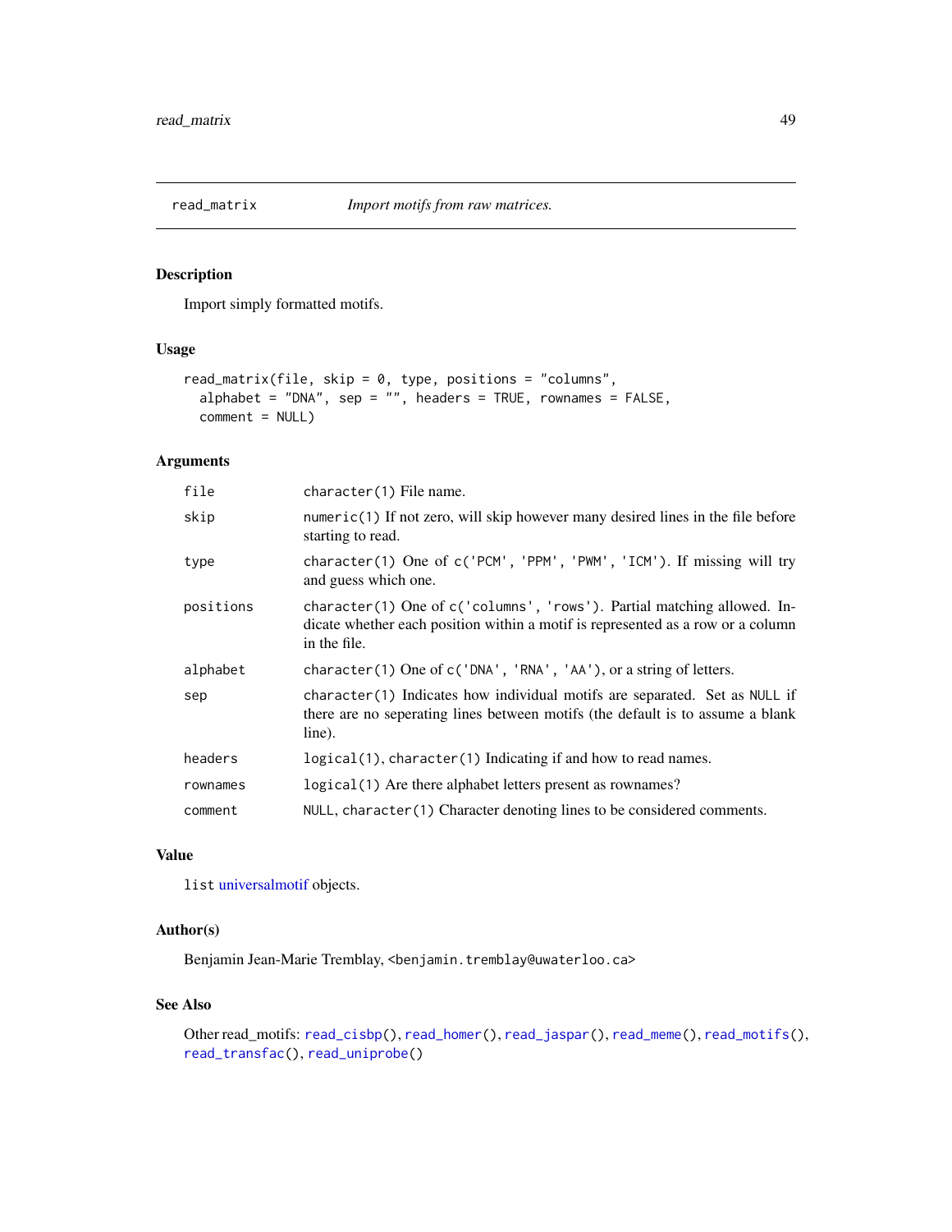# read_matrix    *Import motifs from raw matrices.*

## Description

Import simply formatted motifs.

## Usage

```
read_matrix(file, skip = 0, type, positions = "columns",
  alphabet = "DNA", sep = "", headers = TRUE, rownames = FALSE,
  comment = NULL)
```

## Arguments

| | |
|---|---|
| `file` | `character(1)` File name. |
| `skip` | `numeric(1)` If not zero, will skip however many desired lines in the file before starting to read. |
| `type` | `character(1)` One of `c('PCM', 'PPM', 'PWM', 'ICM')`. If missing will try and guess which one. |
| `positions` | `character(1)` One of `c('columns', 'rows')`. Partial matching allowed. Indicate whether each position within a motif is represented as a row or a column in the file. |
| `alphabet` | `character(1)` One of `c('DNA', 'RNA', 'AA')`, or a string of letters. |
| `sep` | `character(1)` Indicates how individual motifs are separated. Set as `NULL` if there are no seperating lines between motifs (the default is to assume a blank line). |
| `headers` | `logical(1)`, `character(1)` Indicating if and how to read names. |
| `rownames` | `logical(1)` Are there alphabet letters present as rownames? |
| `comment` | `NULL`, `character(1)` Character denoting lines to be considered comments. |

## Value

`list` universalmotif objects.

## Author(s)

Benjamin Jean-Marie Tremblay, <benjamin.tremblay@uwaterloo.ca>

## See Also

Other read_motifs: `read_cisbp()`, `read_homer()`, `read_jaspar()`, `read_meme()`, `read_motifs()`, `read_transfac()`, `read_uniprobe()`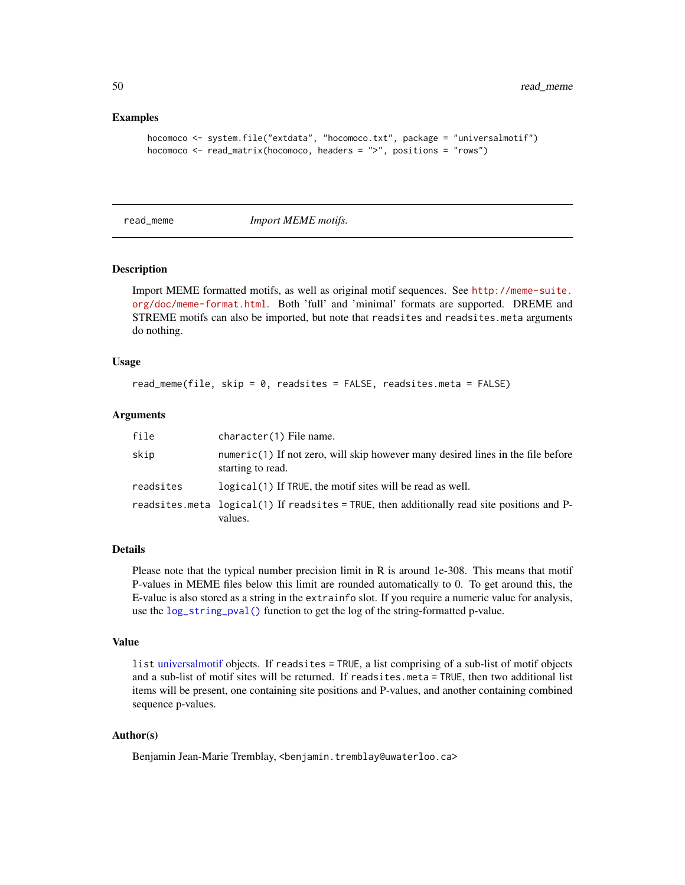### Examples

```
hocomoco <- system.file("extdata", "hocomoco.txt", package = "universalmotif")
hocomoco <- read_matrix(hocomoco, headers = ">", positions = "rows")
```

---

## read_meme — *Import MEME motifs.*

---

### Description

Import MEME formatted motifs, as well as original motif sequences. See http://meme-suite.org/doc/meme-format.html. Both 'full' and 'minimal' formats are supported. DREME and STREME motifs can also be imported, but note that `readsites` and `readsites.meta` arguments do nothing.

### Usage

```
read_meme(file, skip = 0, readsites = FALSE, readsites.meta = FALSE)
```

### Arguments

| | |
|---|---|
| `file` | `character(1)` File name. |
| `skip` | `numeric(1)` If not zero, will skip however many desired lines in the file before starting to read. |
| `readsites` | `logical(1)` If `TRUE`, the motif sites will be read as well. |
| `readsites.meta` | `logical(1)` If `readsites = TRUE`, then additionally read site positions and P-values. |

### Details

Please note that the typical number precision limit in R is around 1e-308. This means that motif P-values in MEME files below this limit are rounded automatically to 0. To get around this, the E-value is also stored as a string in the `extrainfo` slot. If you require a numeric value for analysis, use the `log_string_pval()` function to get the log of the string-formatted p-value.

### Value

`list` universalmotif objects. If `readsites = TRUE`, a list comprising of a sub-list of motif objects and a sub-list of motif sites will be returned. If `readsites.meta = TRUE`, then two additional list items will be present, one containing site positions and P-values, and another containing combined sequence p-values.

### Author(s)

Benjamin Jean-Marie Tremblay, <benjamin.tremblay@uwaterloo.ca>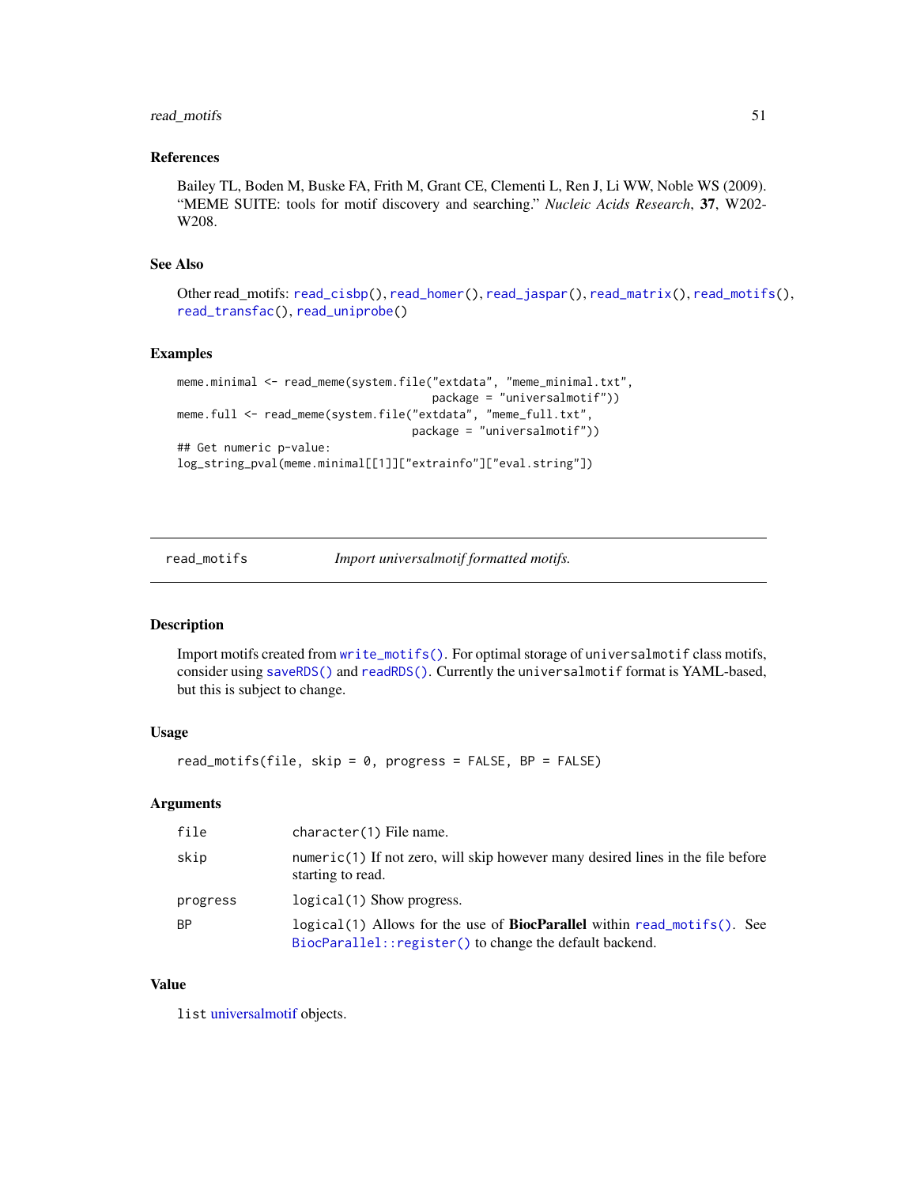### References

Bailey TL, Boden M, Buske FA, Frith M, Grant CE, Clementi L, Ren J, Li WW, Noble WS (2009). "MEME SUITE: tools for motif discovery and searching." *Nucleic Acids Research*, **37**, W202-W208.

### See Also

Other read_motifs: `read_cisbp()`, `read_homer()`, `read_jaspar()`, `read_matrix()`, `read_motifs()`, `read_transfac()`, `read_uniprobe()`

### Examples

```
meme.minimal <- read_meme(system.file("extdata", "meme_minimal.txt",
                                      package = "universalmotif"))
meme.full <- read_meme(system.file("extdata", "meme_full.txt",
                                   package = "universalmotif"))
## Get numeric p-value:
log_string_pval(meme.minimal[[1]]["extrainfo"]["eval.string"])
```

---

## read_motifs — *Import universalmotif formatted motifs.*

### Description

Import motifs created from `write_motifs()`. For optimal storage of `universalmotif` class motifs, consider using `saveRDS()` and `readRDS()`. Currently the `universalmotif` format is YAML-based, but this is subject to change.

### Usage

```
read_motifs(file, skip = 0, progress = FALSE, BP = FALSE)
```

### Arguments

| | |
|---|---|
| `file` | `character(1)` File name. |
| `skip` | `numeric(1)` If not zero, will skip however many desired lines in the file before starting to read. |
| `progress` | `logical(1)` Show progress. |
| `BP` | `logical(1)` Allows for the use of **BiocParallel** within `read_motifs()`. See `BiocParallel::register()` to change the default backend. |

### Value

`list` universalmotif objects.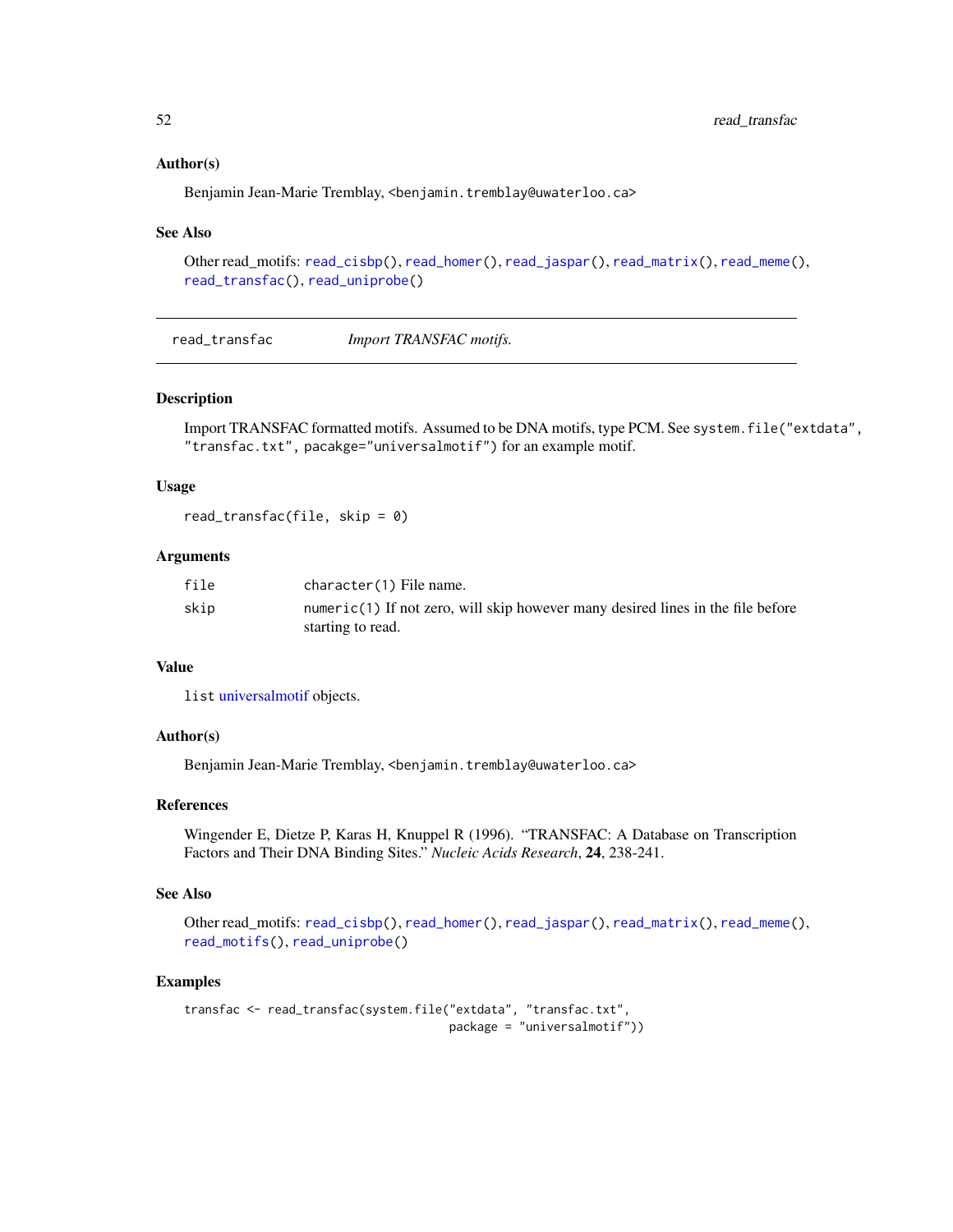### Author(s)

Benjamin Jean-Marie Tremblay, <benjamin.tremblay@uwaterloo.ca>

### See Also

Other read_motifs: `read_cisbp()`, `read_homer()`, `read_jaspar()`, `read_matrix()`, `read_meme()`, `read_transfac()`, `read_uniprobe()`

---

## read_transfac — *Import TRANSFAC motifs.*

### Description

Import TRANSFAC formatted motifs. Assumed to be DNA motifs, type PCM. See `system.file("extdata", "transfac.txt", pacakge="universalmotif")` for an example motif.

### Usage

```
read_transfac(file, skip = 0)
```

### Arguments

| | |
|---|---|
| file | `character(1)` File name. |
| skip | `numeric(1)` If not zero, will skip however many desired lines in the file before starting to read. |

### Value

`list` universalmotif objects.

### Author(s)

Benjamin Jean-Marie Tremblay, <benjamin.tremblay@uwaterloo.ca>

### References

Wingender E, Dietze P, Karas H, Knuppel R (1996). "TRANSFAC: A Database on Transcription Factors and Their DNA Binding Sites." *Nucleic Acids Research*, **24**, 238-241.

### See Also

Other read_motifs: `read_cisbp()`, `read_homer()`, `read_jaspar()`, `read_matrix()`, `read_meme()`, `read_motifs()`, `read_uniprobe()`

### Examples

```
transfac <- read_transfac(system.file("extdata", "transfac.txt",
                                      package = "universalmotif"))
```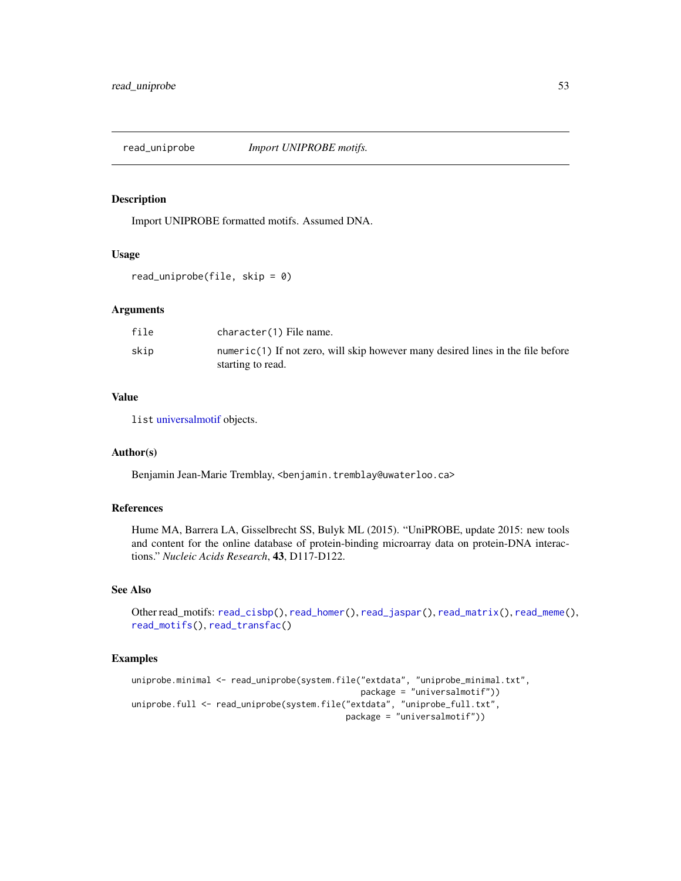## read_uniprobe *Import UNIPROBE motifs.*

### Description

Import UNIPROBE formatted motifs. Assumed DNA.

### Usage

```
read_uniprobe(file, skip = 0)
```

### Arguments

| | |
|---|---|
| file | `character(1)` File name. |
| skip | `numeric(1)` If not zero, will skip however many desired lines in the file before starting to read. |

### Value

`list` universalmotif objects.

### Author(s)

Benjamin Jean-Marie Tremblay, <benjamin.tremblay@uwaterloo.ca>

### References

Hume MA, Barrera LA, Gisselbrecht SS, Bulyk ML (2015). "UniPROBE, update 2015: new tools and content for the online database of protein-binding microarray data on protein-DNA interactions." *Nucleic Acids Research*, **43**, D117-D122.

### See Also

Other read_motifs: `read_cisbp()`, `read_homer()`, `read_jaspar()`, `read_matrix()`, `read_meme()`, `read_motifs()`, `read_transfac()`

### Examples

```
uniprobe.minimal <- read_uniprobe(system.file("extdata", "uniprobe_minimal.txt",
                                              package = "universalmotif"))
uniprobe.full <- read_uniprobe(system.file("extdata", "uniprobe_full.txt",
                                           package = "universalmotif"))
```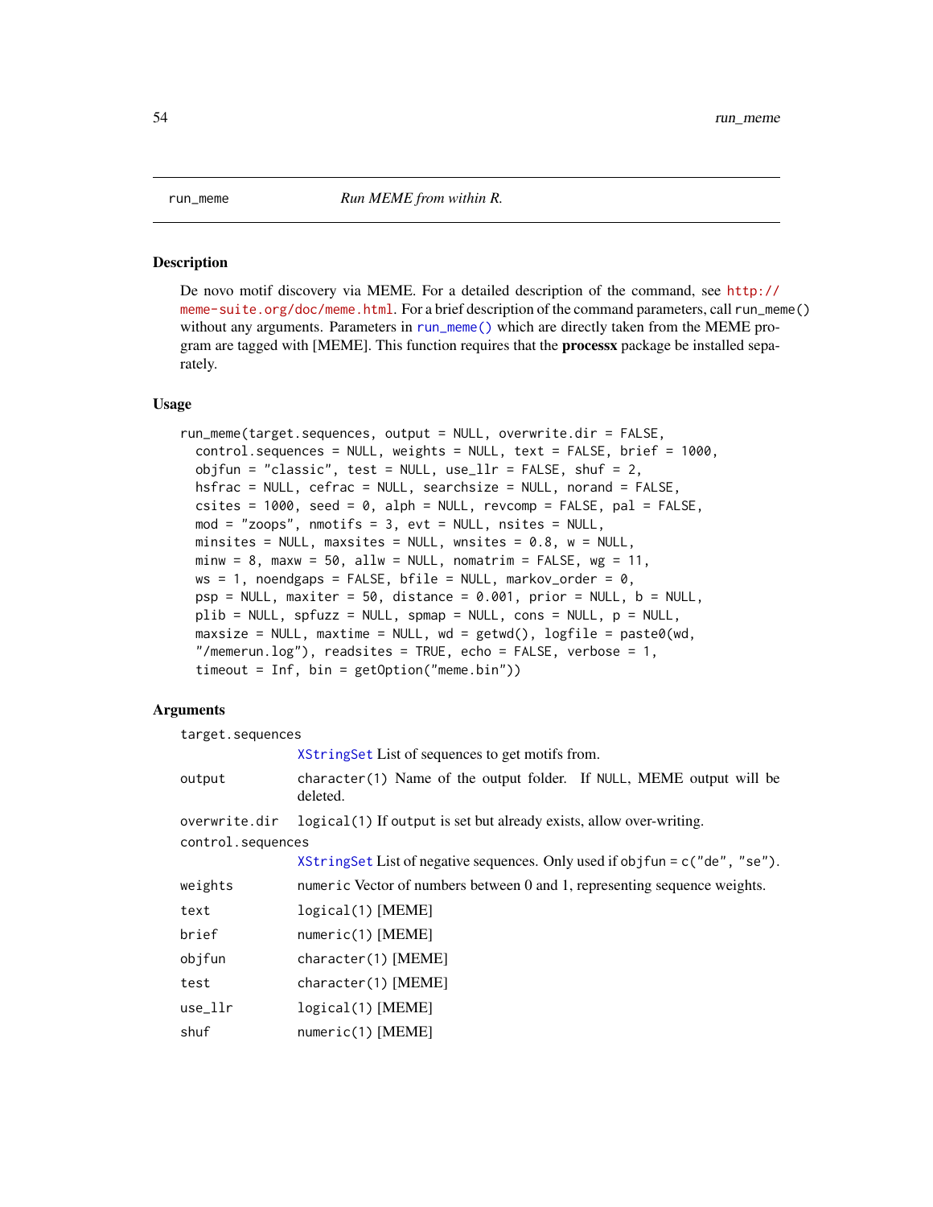## run_meme — *Run MEME from within R.*

### Description

De novo motif discovery via MEME. For a detailed description of the command, see http://meme-suite.org/doc/meme.html. For a brief description of the command parameters, call `run_meme()` without any arguments. Parameters in `run_meme()` which are directly taken from the MEME program are tagged with [MEME]. This function requires that the **processx** package be installed separately.

### Usage

```
run_meme(target.sequences, output = NULL, overwrite.dir = FALSE,
  control.sequences = NULL, weights = NULL, text = FALSE, brief = 1000,
  objfun = "classic", test = NULL, use_llr = FALSE, shuf = 2,
  hsfrac = NULL, cefrac = NULL, searchsize = NULL, norand = FALSE,
  csites = 1000, seed = 0, alph = NULL, revcomp = FALSE, pal = FALSE,
  mod = "zoops", nmotifs = 3, evt = NULL, nsites = NULL,
  minsites = NULL, maxsites = NULL, wnsites = 0.8, w = NULL,
  minw = 8, maxw = 50, allw = NULL, nomatrim = FALSE, wg = 11,
  ws = 1, noendgaps = FALSE, bfile = NULL, markov_order = 0,
  psp = NULL, maxiter = 50, distance = 0.001, prior = NULL, b = NULL,
  plib = NULL, spfuzz = NULL, spmap = NULL, cons = NULL, p = NULL,
  maxsize = NULL, maxtime = NULL, wd = getwd(), logfile = paste0(wd,
  "/memerun.log"), readsites = TRUE, echo = FALSE, verbose = 1,
  timeout = Inf, bin = getOption("meme.bin"))
```

### Arguments

| Argument | Description |
|---|---|
| target.sequences | `XStringSet` List of sequences to get motifs from. |
| output | `character(1)` Name of the output folder. If `NULL`, MEME output will be deleted. |
| overwrite.dir | `logical(1)` If `output` is set but already exists, allow over-writing. |
| control.sequences | `XStringSet` List of negative sequences. Only used if `objfun = c("de", "se")`. |
| weights | `numeric` Vector of numbers between 0 and 1, representing sequence weights. |
| text | `logical(1)` [MEME] |
| brief | `numeric(1)` [MEME] |
| objfun | `character(1)` [MEME] |
| test | `character(1)` [MEME] |
| use_llr | `logical(1)` [MEME] |
| shuf | `numeric(1)` [MEME] |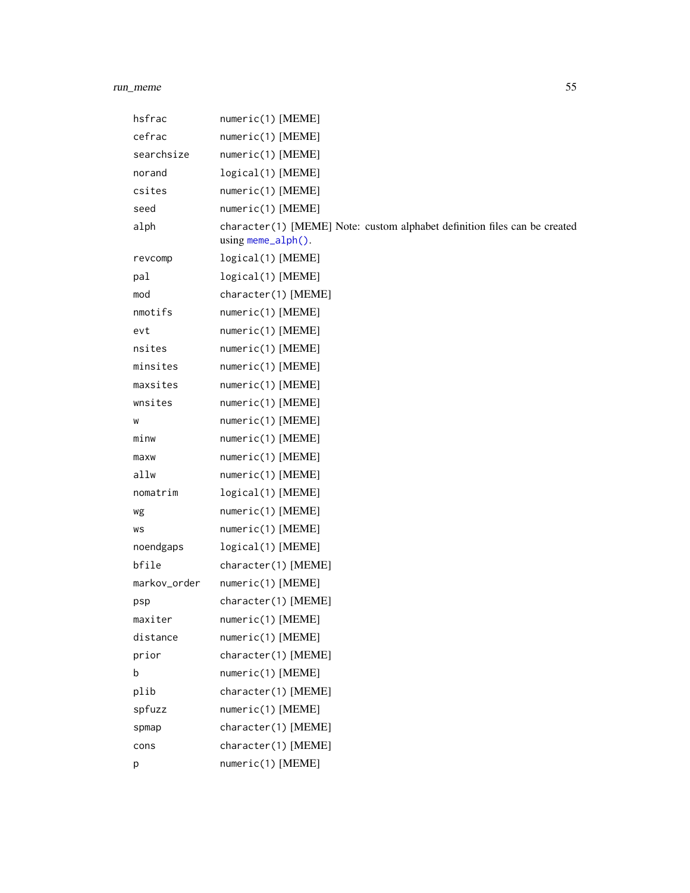| | |
|---|---|
| hsfrac | numeric(1) [MEME] |
| cefrac | numeric(1) [MEME] |
| searchsize | numeric(1) [MEME] |
| norand | logical(1) [MEME] |
| csites | numeric(1) [MEME] |
| seed | numeric(1) [MEME] |
| alph | character(1) [MEME] Note: custom alphabet definition files can be created using `meme_alph()`. |
| revcomp | logical(1) [MEME] |
| pal | logical(1) [MEME] |
| mod | character(1) [MEME] |
| nmotifs | numeric(1) [MEME] |
| evt | numeric(1) [MEME] |
| nsites | numeric(1) [MEME] |
| minsites | numeric(1) [MEME] |
| maxsites | numeric(1) [MEME] |
| wnsites | numeric(1) [MEME] |
| w | numeric(1) [MEME] |
| minw | numeric(1) [MEME] |
| maxw | numeric(1) [MEME] |
| allw | numeric(1) [MEME] |
| nomatrim | logical(1) [MEME] |
| wg | numeric(1) [MEME] |
| ws | numeric(1) [MEME] |
| noendgaps | logical(1) [MEME] |
| bfile | character(1) [MEME] |
| markov_order | numeric(1) [MEME] |
| psp | character(1) [MEME] |
| maxiter | numeric(1) [MEME] |
| distance | numeric(1) [MEME] |
| prior | character(1) [MEME] |
| b | numeric(1) [MEME] |
| plib | character(1) [MEME] |
| spfuzz | numeric(1) [MEME] |
| spmap | character(1) [MEME] |
| cons | character(1) [MEME] |
| p | numeric(1) [MEME] |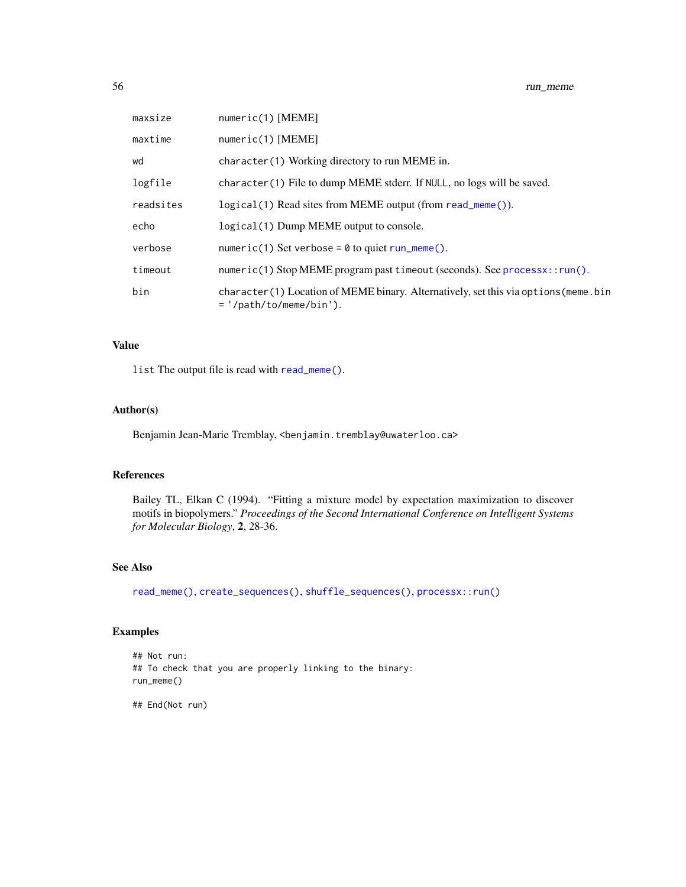| | |
|---|---|
| maxsize | `numeric(1)` [MEME] |
| maxtime | `numeric(1)` [MEME] |
| wd | `character(1)` Working directory to run MEME in. |
| logfile | `character(1)` File to dump MEME stderr. If `NULL`, no logs will be saved. |
| readsites | `logical(1)` Read sites from MEME output (from `read_meme()`). |
| echo | `logical(1)` Dump MEME output to console. |
| verbose | `numeric(1)` Set verbose = `0` to quiet `run_meme()`. |
| timeout | `numeric(1)` Stop MEME program past `timeout` (seconds). See `processx::run()`. |
| bin | `character(1)` Location of MEME binary. Alternatively, set this via `options(meme.bin = '/path/to/meme/bin')`. |

### Value

`list` The output file is read with `read_meme()`.

### Author(s)

Benjamin Jean-Marie Tremblay, <benjamin.tremblay@uwaterloo.ca>

### References

Bailey TL, Elkan C (1994). "Fitting a mixture model by expectation maximization to discover motifs in biopolymers." *Proceedings of the Second International Conference on Intelligent Systems for Molecular Biology*, **2**, 28-36.

### See Also

`read_meme()`, `create_sequences()`, `shuffle_sequences()`, `processx::run()`

### Examples

```
## Not run:
## To check that you are properly linking to the binary:
run_meme()

## End(Not run)
```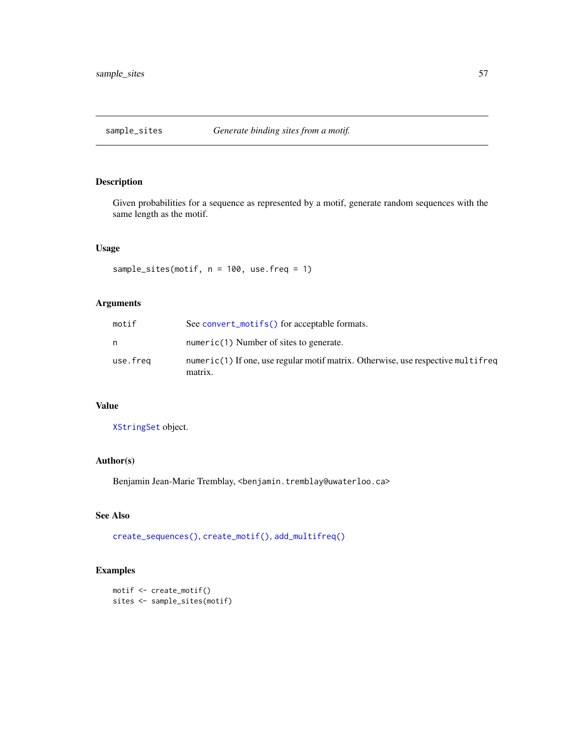## sample_sites — *Generate binding sites from a motif.*

### Description

Given probabilities for a sequence as represented by a motif, generate random sequences with the same length as the motif.

### Usage

```
sample_sites(motif, n = 100, use.freq = 1)
```

### Arguments

| | |
|---|---|
| `motif` | See `convert_motifs()` for acceptable formats. |
| `n` | `numeric(1)` Number of sites to generate. |
| `use.freq` | `numeric(1)` If one, use regular motif matrix. Otherwise, use respective `multifreq` matrix. |

### Value

`XStringSet` object.

### Author(s)

Benjamin Jean-Marie Tremblay, <benjamin.tremblay@uwaterloo.ca>

### See Also

`create_sequences()`, `create_motif()`, `add_multifreq()`

### Examples

```
motif <- create_motif()
sites <- sample_sites(motif)
```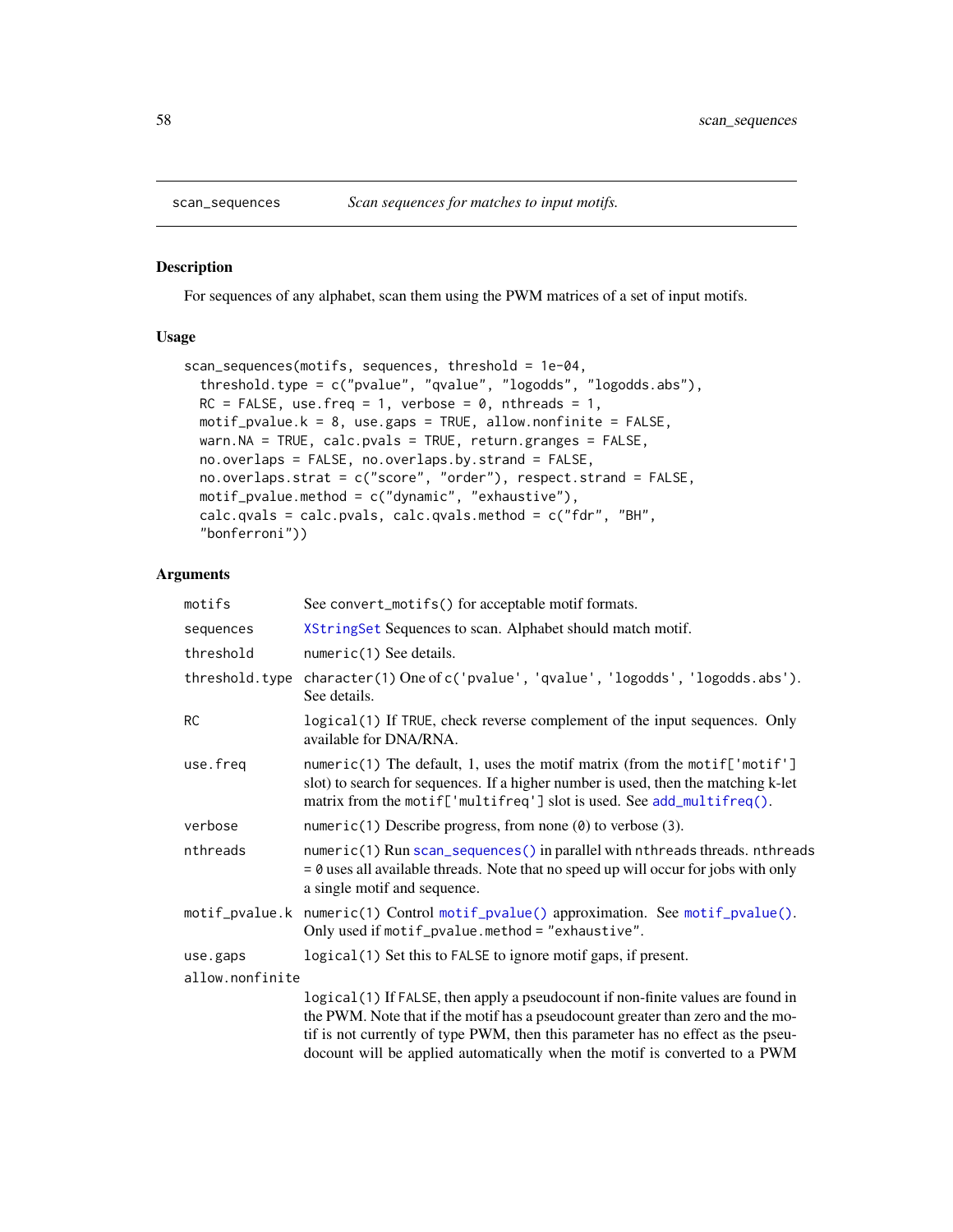scan_sequences — *Scan sequences for matches to input motifs.*

## Description

For sequences of any alphabet, scan them using the PWM matrices of a set of input motifs.

## Usage

```
scan_sequences(motifs, sequences, threshold = 1e-04,
  threshold.type = c("pvalue", "qvalue", "logodds", "logodds.abs"),
  RC = FALSE, use.freq = 1, verbose = 0, nthreads = 1,
  motif_pvalue.k = 8, use.gaps = TRUE, allow.nonfinite = FALSE,
  warn.NA = TRUE, calc.pvals = TRUE, return.granges = FALSE,
  no.overlaps = FALSE, no.overlaps.by.strand = FALSE,
  no.overlaps.strat = c("score", "order"), respect.strand = FALSE,
  motif_pvalue.method = c("dynamic", "exhaustive"),
  calc.qvals = calc.pvals, calc.qvals.method = c("fdr", "BH",
  "bonferroni"))
```

## Arguments

| | |
|---|---|
| `motifs` | See `convert_motifs()` for acceptable motif formats. |
| `sequences` | `XStringSet` Sequences to scan. Alphabet should match motif. |
| `threshold` | `numeric(1)` See details. |
| `threshold.type` | `character(1)` One of `c('pvalue', 'qvalue', 'logodds', 'logodds.abs')`. See details. |
| `RC` | `logical(1)` If `TRUE`, check reverse complement of the input sequences. Only available for DNA/RNA. |
| `use.freq` | `numeric(1)` The default, 1, uses the motif matrix (from the `motif['motif']` slot) to search for sequences. If a higher number is used, then the matching k-let matrix from the `motif['multifreq']` slot is used. See `add_multifreq()`. |
| `verbose` | `numeric(1)` Describe progress, from none (`0`) to verbose (`3`). |
| `nthreads` | `numeric(1)` Run `scan_sequences()` in parallel with `nthreads` threads. `nthreads = 0` uses all available threads. Note that no speed up will occur for jobs with only a single motif and sequence. |
| `motif_pvalue.k` | `numeric(1)` Control `motif_pvalue()` approximation. See `motif_pvalue()`. Only used if `motif_pvalue.method = "exhaustive"`. |
| `use.gaps` | `logical(1)` Set this to `FALSE` to ignore motif gaps, if present. |
| `allow.nonfinite` | `logical(1)` If `FALSE`, then apply a pseudocount if non-finite values are found in the PWM. Note that if the motif has a pseudocount greater than zero and the motif is not currently of type PWM, then this parameter has no effect as the pseudocount will be applied automatically when the motif is converted to a PWM |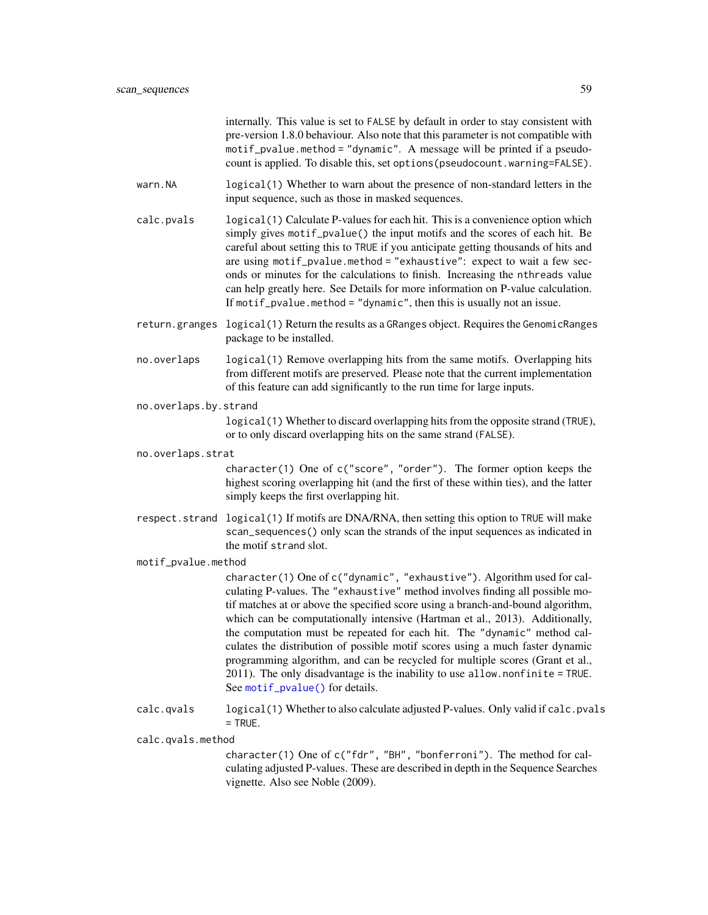internally. This value is set to FALSE by default in order to stay consistent with pre-version 1.8.0 behaviour. Also note that this parameter is not compatible with `motif_pvalue.method = "dynamic"`. A message will be printed if a pseudocount is applied. To disable this, set `options(pseudocount.warning=FALSE)`.

`warn.NA`
: `logical(1)` Whether to warn about the presence of non-standard letters in the input sequence, such as those in masked sequences.

`calc.pvals`
: `logical(1)` Calculate P-values for each hit. This is a convenience option which simply gives `motif_pvalue()` the input motifs and the scores of each hit. Be careful about setting this to TRUE if you anticipate getting thousands of hits and are using `motif_pvalue.method = "exhaustive"`: expect to wait a few seconds or minutes for the calculations to finish. Increasing the `nthreads` value can help greatly here. See Details for more information on P-value calculation. If `motif_pvalue.method = "dynamic"`, then this is usually not an issue.

`return.granges`
: `logical(1)` Return the results as a GRanges object. Requires the GenomicRanges package to be installed.

`no.overlaps`
: `logical(1)` Remove overlapping hits from the same motifs. Overlapping hits from different motifs are preserved. Please note that the current implementation of this feature can add significantly to the run time for large inputs.

`no.overlaps.by.strand`
: `logical(1)` Whether to discard overlapping hits from the opposite strand (TRUE), or to only discard overlapping hits on the same strand (FALSE).

`no.overlaps.strat`
: `character(1)` One of `c("score", "order")`. The former option keeps the highest scoring overlapping hit (and the first of these within ties), and the latter simply keeps the first overlapping hit.

`respect.strand`
: `logical(1)` If motifs are DNA/RNA, then setting this option to TRUE will make `scan_sequences()` only scan the strands of the input sequences as indicated in the motif strand slot.

`motif_pvalue.method`
: `character(1)` One of `c("dynamic", "exhaustive")`. Algorithm used for calculating P-values. The `"exhaustive"` method involves finding all possible motif matches at or above the specified score using a branch-and-bound algorithm, which can be computationally intensive (Hartman et al., 2013). Additionally, the computation must be repeated for each hit. The `"dynamic"` method calculates the distribution of possible motif scores using a much faster dynamic programming algorithm, and can be recycled for multiple scores (Grant et al., 2011). The only disadvantage is the inability to use `allow.nonfinite = TRUE`. See `motif_pvalue()` for details.

`calc.qvals`
: `logical(1)` Whether to also calculate adjusted P-values. Only valid if `calc.pvals = TRUE`.

`calc.qvals.method`
: `character(1)` One of `c("fdr", "BH", "bonferroni")`. The method for calculating adjusted P-values. These are described in depth in the Sequence Searches vignette. Also see Noble (2009).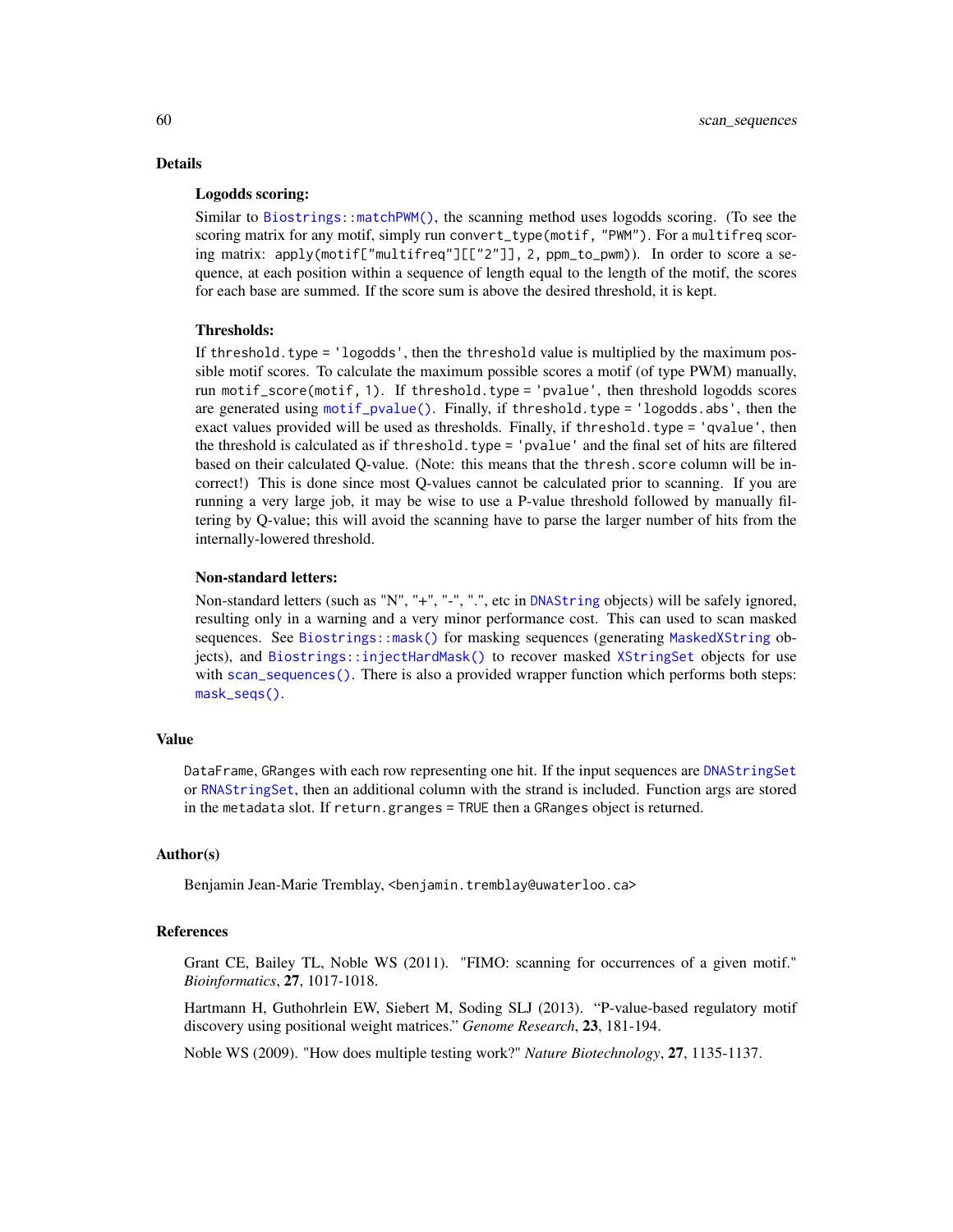## Details

### Logodds scoring:

Similar to `Biostrings::matchPWM()`, the scanning method uses logodds scoring. (To see the scoring matrix for any motif, simply run `convert_type(motif, "PWM")`. For a `multifreq` scoring matrix: `apply(motif["multifreq"][["2"]], 2, ppm_to_pwm)`). In order to score a sequence, at each position within a sequence of length equal to the length of the motif, the scores for each base are summed. If the score sum is above the desired threshold, it is kept.

### Thresholds:

If `threshold.type = 'logodds'`, then the `threshold` value is multiplied by the maximum possible motif scores. To calculate the maximum possible scores a motif (of type PWM) manually, run `motif_score(motif, 1)`. If `threshold.type = 'pvalue'`, then threshold logodds scores are generated using `motif_pvalue()`. Finally, if `threshold.type = 'logodds.abs'`, then the exact values provided will be used as thresholds. Finally, if `threshold.type = 'qvalue'`, then the threshold is calculated as if `threshold.type = 'pvalue'` and the final set of hits are filtered based on their calculated Q-value. (Note: this means that the `thresh.score` column will be incorrect!) This is done since most Q-values cannot be calculated prior to scanning. If you are running a very large job, it may be wise to use a P-value threshold followed by manually filtering by Q-value; this will avoid the scanning have to parse the larger number of hits from the internally-lowered threshold.

### Non-standard letters:

Non-standard letters (such as "N", "+", "-", ".", etc in `DNAString` objects) will be safely ignored, resulting only in a warning and a very minor performance cost. This can used to scan masked sequences. See `Biostrings::mask()` for masking sequences (generating `MaskedXString` objects), and `Biostrings::injectHardMask()` to recover masked `XStringSet` objects for use with `scan_sequences()`. There is also a provided wrapper function which performs both steps: `mask_seqs()`.

## Value

`DataFrame`, `GRanges` with each row representing one hit. If the input sequences are `DNAStringSet` or `RNAStringSet`, then an additional column with the strand is included. Function args are stored in the `metadata` slot. If `return.granges = TRUE` then a `GRanges` object is returned.

## Author(s)

Benjamin Jean-Marie Tremblay, <benjamin.tremblay@uwaterloo.ca>

## References

Grant CE, Bailey TL, Noble WS (2011). "FIMO: scanning for occurrences of a given motif." *Bioinformatics*, **27**, 1017-1018.

Hartmann H, Guthohrlein EW, Siebert M, Soding SLJ (2013). "P-value-based regulatory motif discovery using positional weight matrices." *Genome Research*, **23**, 181-194.

Noble WS (2009). "How does multiple testing work?" *Nature Biotechnology*, **27**, 1135-1137.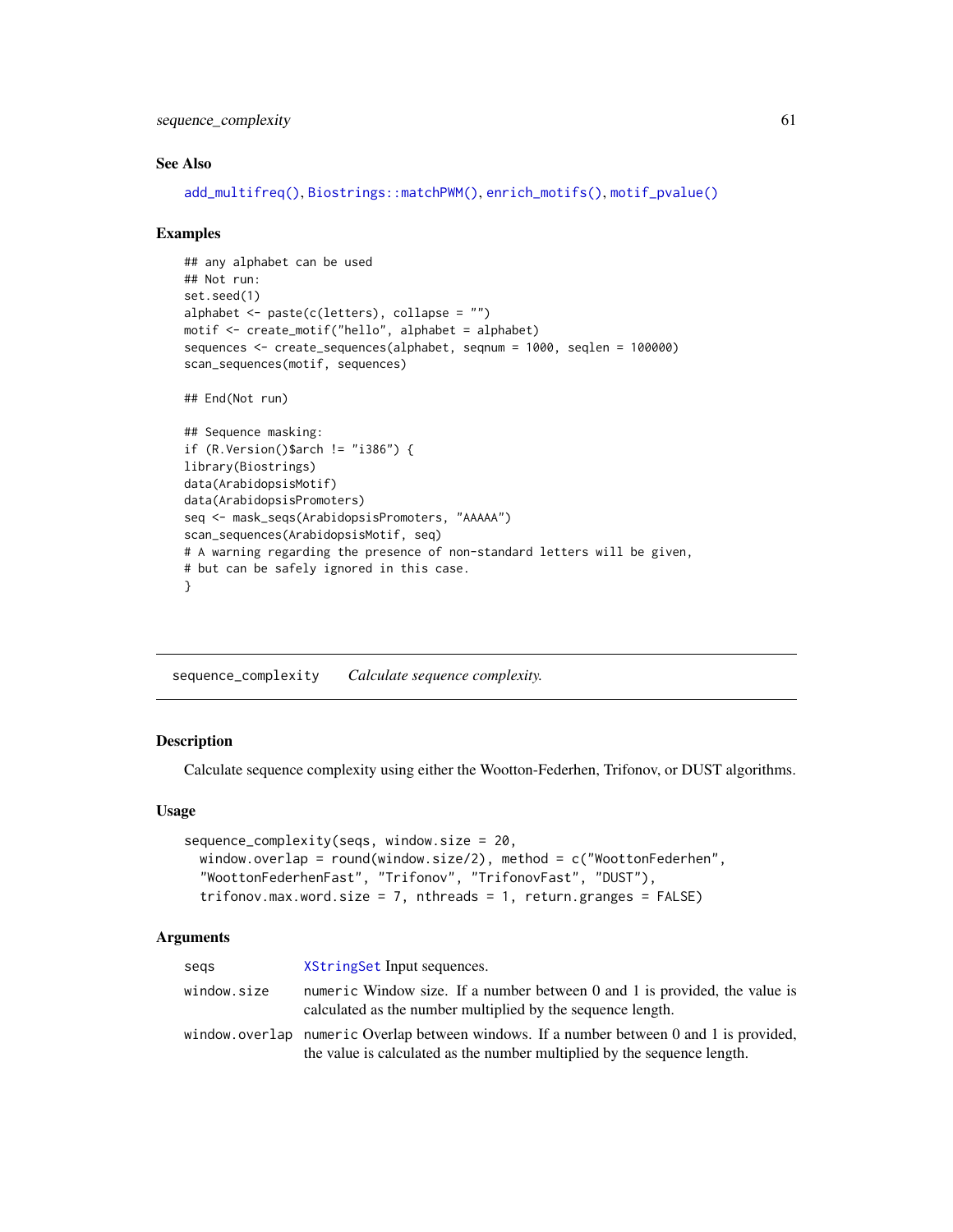## See Also

add_multifreq(), Biostrings::matchPWM(), enrich_motifs(), motif_pvalue()

## Examples

```
## any alphabet can be used
## Not run:
set.seed(1)
alphabet <- paste(c(letters), collapse = "")
motif <- create_motif("hello", alphabet = alphabet)
sequences <- create_sequences(alphabet, seqnum = 1000, seqlen = 100000)
scan_sequences(motif, sequences)

## End(Not run)

## Sequence masking:
if (R.Version()$arch != "i386") {
library(Biostrings)
data(ArabidopsisMotif)
data(ArabidopsisPromoters)
seq <- mask_seqs(ArabidopsisPromoters, "AAAAA")
scan_sequences(ArabidopsisMotif, seq)
# A warning regarding the presence of non-standard letters will be given,
# but can be safely ignored in this case.
}
```

---

# sequence_complexity *Calculate sequence complexity.*

## Description

Calculate sequence complexity using either the Wootton-Federhen, Trifonov, or DUST algorithms.

## Usage

```
sequence_complexity(seqs, window.size = 20,
  window.overlap = round(window.size/2), method = c("WoottonFederhen",
  "WoottonFederhenFast", "Trifonov", "TrifonovFast", "DUST"),
  trifonov.max.word.size = 7, nthreads = 1, return.granges = FALSE)
```

## Arguments

| | |
|---|---|
| seqs | XStringSet Input sequences. |
| window.size | numeric Window size. If a number between 0 and 1 is provided, the value is calculated as the number multiplied by the sequence length. |
| window.overlap | numeric Overlap between windows. If a number between 0 and 1 is provided, the value is calculated as the number multiplied by the sequence length. |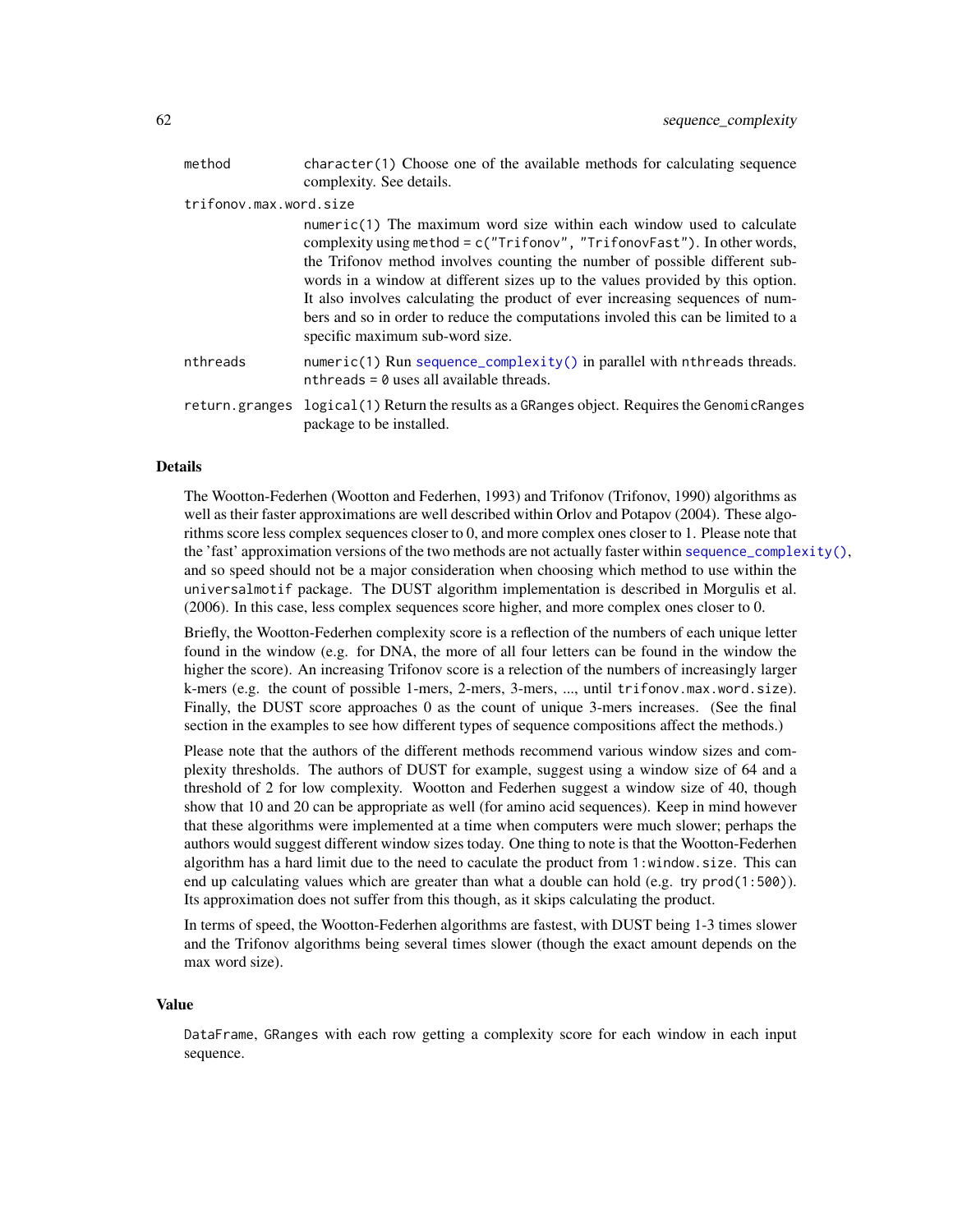| | |
|---|---|
| method | character(1) Choose one of the available methods for calculating sequence complexity. See details. |
| trifonov.max.word.size | numeric(1) The maximum word size within each window used to calculate complexity using method = c("Trifonov", "TrifonovFast"). In other words, the Trifonov method involves counting the number of possible different subwords in a window at different sizes up to the values provided by this option. It also involves calculating the product of ever increasing sequences of numbers and so in order to reduce the computations involed this can be limited to a specific maximum sub-word size. |
| nthreads | numeric(1) Run sequence_complexity() in parallel with nthreads threads. nthreads = 0 uses all available threads. |
| return.granges | logical(1) Return the results as a GRanges object. Requires the GenomicRanges package to be installed. |

## Details

The Wootton-Federhen (Wootton and Federhen, 1993) and Trifonov (Trifonov, 1990) algorithms as well as their faster approximations are well described within Orlov and Potapov (2004). These algorithms score less complex sequences closer to 0, and more complex ones closer to 1. Please note that the 'fast' approximation versions of the two methods are not actually faster within sequence_complexity(), and so speed should not be a major consideration when choosing which method to use within the universalmotif package. The DUST algorithm implementation is described in Morgulis et al. (2006). In this case, less complex sequences score higher, and more complex ones closer to 0.

Briefly, the Wootton-Federhen complexity score is a reflection of the numbers of each unique letter found in the window (e.g. for DNA, the more of all four letters can be found in the window the higher the score). An increasing Trifonov score is a relection of the numbers of increasingly larger k-mers (e.g. the count of possible 1-mers, 2-mers, 3-mers, ..., until trifonov.max.word.size). Finally, the DUST score approaches 0 as the count of unique 3-mers increases. (See the final section in the examples to see how different types of sequence compositions affect the methods.)

Please note that the authors of the different methods recommend various window sizes and complexity thresholds. The authors of DUST for example, suggest using a window size of 64 and a threshold of 2 for low complexity. Wootton and Federhen suggest a window size of 40, though show that 10 and 20 can be appropriate as well (for amino acid sequences). Keep in mind however that these algorithms were implemented at a time when computers were much slower; perhaps the authors would suggest different window sizes today. One thing to note is that the Wootton-Federhen algorithm has a hard limit due to the need to caculate the product from 1:window.size. This can end up calculating values which are greater than what a double can hold (e.g. try prod(1:500)). Its approximation does not suffer from this though, as it skips calculating the product.

In terms of speed, the Wootton-Federhen algorithms are fastest, with DUST being 1-3 times slower and the Trifonov algorithms being several times slower (though the exact amount depends on the max word size).

## Value

DataFrame, GRanges with each row getting a complexity score for each window in each input sequence.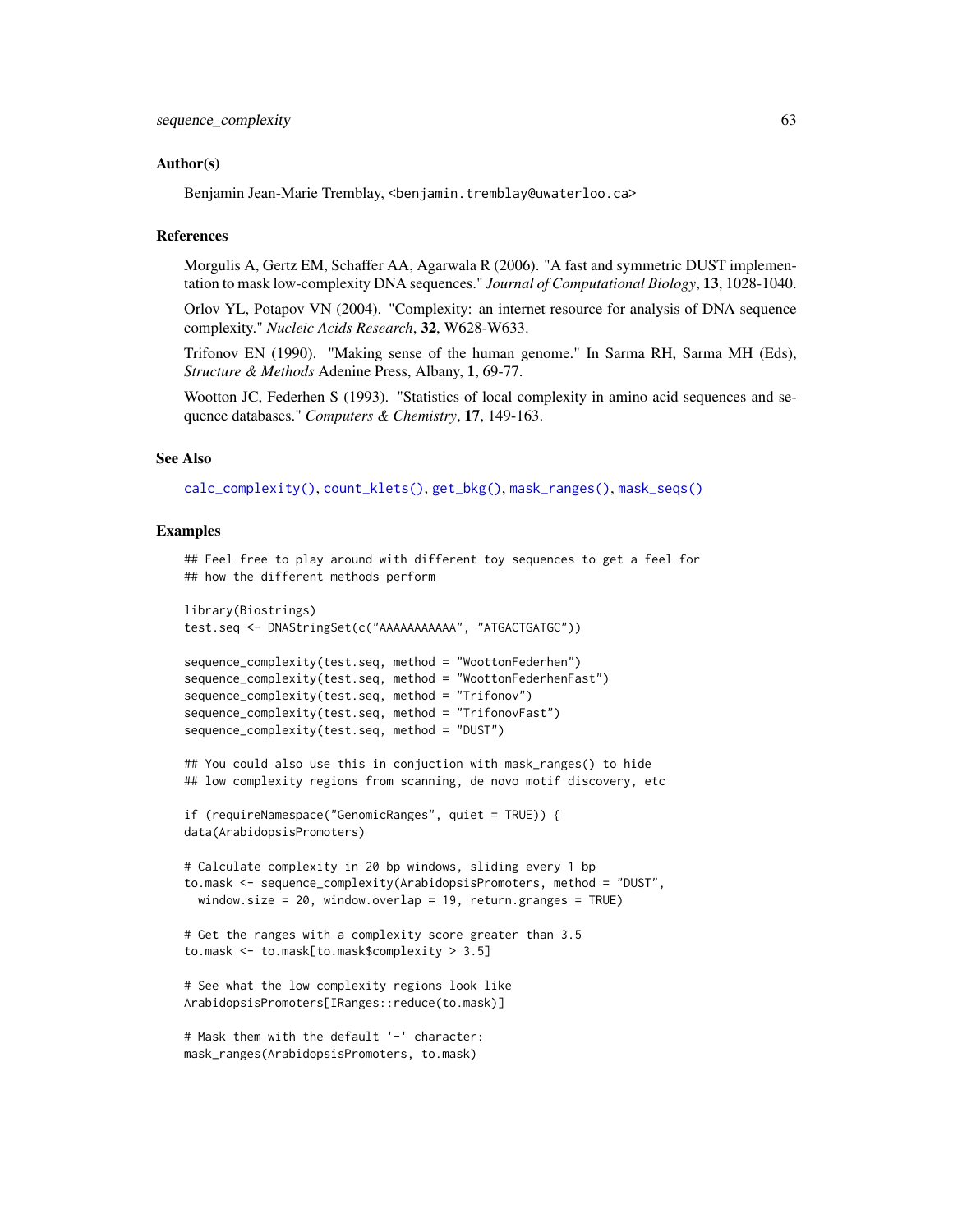## Author(s)

Benjamin Jean-Marie Tremblay, <benjamin.tremblay@uwaterloo.ca>

## References

Morgulis A, Gertz EM, Schaffer AA, Agarwala R (2006). "A fast and symmetric DUST implementation to mask low-complexity DNA sequences." *Journal of Computational Biology*, **13**, 1028-1040.

Orlov YL, Potapov VN (2004). "Complexity: an internet resource for analysis of DNA sequence complexity." *Nucleic Acids Research*, **32**, W628-W633.

Trifonov EN (1990). "Making sense of the human genome." In Sarma RH, Sarma MH (Eds), *Structure & Methods* Adenine Press, Albany, **1**, 69-77.

Wootton JC, Federhen S (1993). "Statistics of local complexity in amino acid sequences and sequence databases." *Computers & Chemistry*, **17**, 149-163.

## See Also

calc_complexity(), count_klets(), get_bkg(), mask_ranges(), mask_seqs()

## Examples

```
## Feel free to play around with different toy sequences to get a feel for
## how the different methods perform

library(Biostrings)
test.seq <- DNAStringSet(c("AAAAAAAAAAA", "ATGACTGATGC"))

sequence_complexity(test.seq, method = "WoottonFederhen")
sequence_complexity(test.seq, method = "WoottonFederhenFast")
sequence_complexity(test.seq, method = "Trifonov")
sequence_complexity(test.seq, method = "TrifonovFast")
sequence_complexity(test.seq, method = "DUST")

## You could also use this in conjuction with mask_ranges() to hide
## low complexity regions from scanning, de novo motif discovery, etc

if (requireNamespace("GenomicRanges", quiet = TRUE)) {
data(ArabidopsisPromoters)

# Calculate complexity in 20 bp windows, sliding every 1 bp
to.mask <- sequence_complexity(ArabidopsisPromoters, method = "DUST",
  window.size = 20, window.overlap = 19, return.granges = TRUE)

# Get the ranges with a complexity score greater than 3.5
to.mask <- to.mask[to.mask$complexity > 3.5]

# See what the low complexity regions look like
ArabidopsisPromoters[IRanges::reduce(to.mask)]

# Mask them with the default '-' character:
mask_ranges(ArabidopsisPromoters, to.mask)
```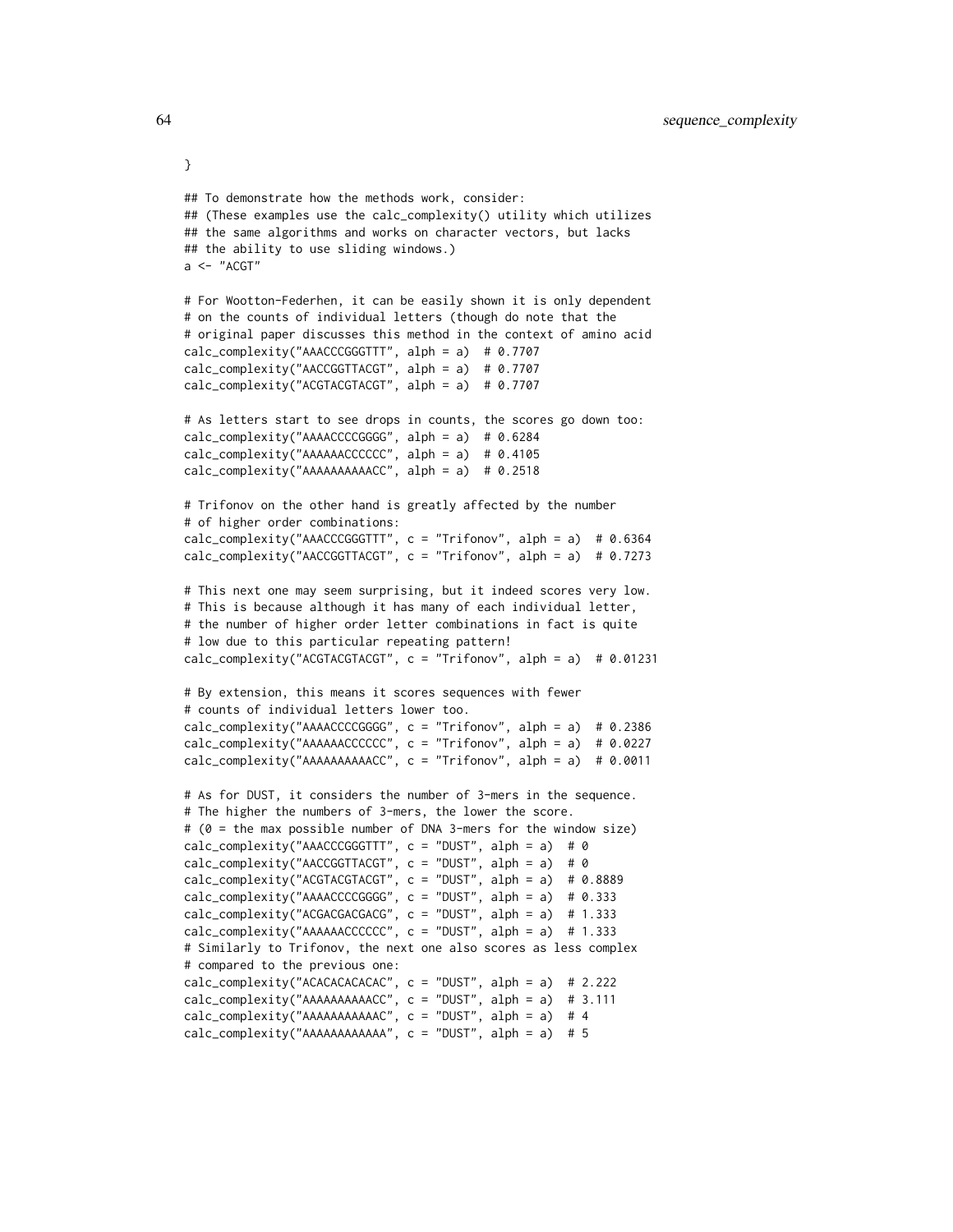```
}

## To demonstrate how the methods work, consider:
## (These examples use the calc_complexity() utility which utilizes
## the same algorithms and works on character vectors, but lacks
## the ability to use sliding windows.)
a <- "ACGT"

# For Wootton-Federhen, it can be easily shown it is only dependent
# on the counts of individual letters (though do note that the
# original paper discusses this method in the context of amino acid
calc_complexity("AAACCCGGGTTT", alph = a)  # 0.7707
calc_complexity("AACCGGTTACGT", alph = a)  # 0.7707
calc_complexity("ACGTACGTACGT", alph = a)  # 0.7707

# As letters start to see drops in counts, the scores go down too:
calc_complexity("AAAACCCCGGGG", alph = a)  # 0.6284
calc_complexity("AAAAAACCCCCC", alph = a)  # 0.4105
calc_complexity("AAAAAAAAAACC", alph = a)  # 0.2518

# Trifonov on the other hand is greatly affected by the number
# of higher order combinations:
calc_complexity("AAACCCGGGTTT", c = "Trifonov", alph = a)  # 0.6364
calc_complexity("AACCGGTTACGT", c = "Trifonov", alph = a)  # 0.7273

# This next one may seem surprising, but it indeed scores very low.
# This is because although it has many of each individual letter,
# the number of higher order letter combinations in fact is quite
# low due to this particular repeating pattern!
calc_complexity("ACGTACGTACGT", c = "Trifonov", alph = a)  # 0.01231

# By extension, this means it scores sequences with fewer
# counts of individual letters lower too.
calc_complexity("AAAACCCCGGGG", c = "Trifonov", alph = a)  # 0.2386
calc_complexity("AAAAAACCCCCC", c = "Trifonov", alph = a)  # 0.0227
calc_complexity("AAAAAAAAAACC", c = "Trifonov", alph = a)  # 0.0011

# As for DUST, it considers the number of 3-mers in the sequence.
# The higher the numbers of 3-mers, the lower the score.
# (0 = the max possible number of DNA 3-mers for the window size)
calc_complexity("AAACCCGGGTTT", c = "DUST", alph = a)  # 0
calc_complexity("AACCGGTTACGT", c = "DUST", alph = a)  # 0
calc_complexity("ACGTACGTACGT", c = "DUST", alph = a)  # 0.8889
calc_complexity("AAAACCCCGGGG", c = "DUST", alph = a)  # 0.333
calc_complexity("ACGACGACGACG", c = "DUST", alph = a)  # 1.333
calc_complexity("AAAAAACCCCCC", c = "DUST", alph = a)  # 1.333
# Similarly to Trifonov, the next one also scores as less complex
# compared to the previous one:
calc_complexity("ACACACACACAC", c = "DUST", alph = a)  # 2.222
calc_complexity("AAAAAAAAAACC", c = "DUST", alph = a)  # 3.111
calc_complexity("AAAAAAAAAAAC", c = "DUST", alph = a)  # 4
calc_complexity("AAAAAAAAAAAA", c = "DUST", alph = a)  # 5
```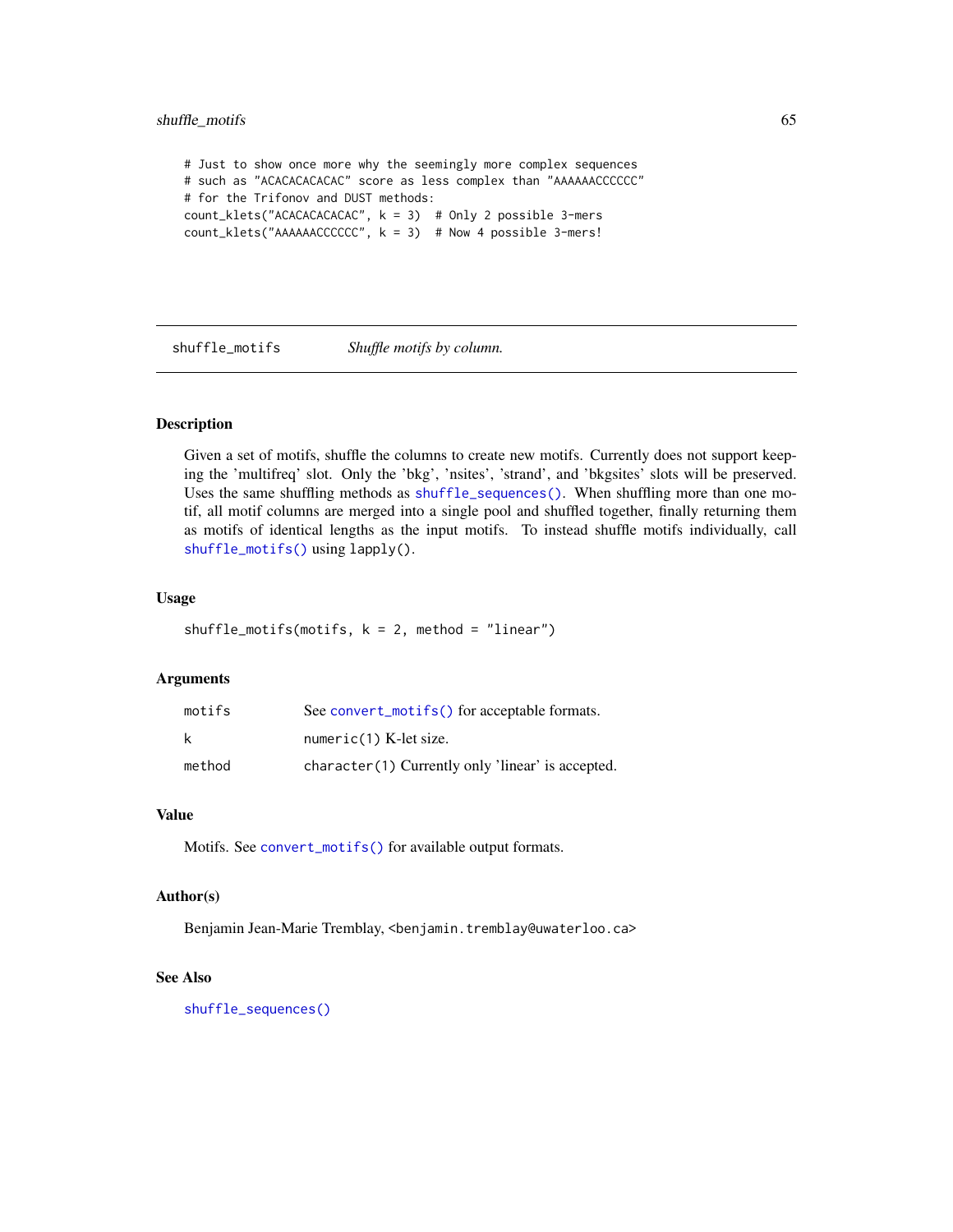```
# Just to show once more why the seemingly more complex sequences
# such as "ACACACACACAC" score as less complex than "AAAAAACCCCCC"
# for the Trifonov and DUST methods:
count_klets("ACACACACACAC", k = 3)  # Only 2 possible 3-mers
count_klets("AAAAAACCCCCC", k = 3)  # Now 4 possible 3-mers!
```

---

`shuffle_motifs` *Shuffle motifs by column.*

---

## Description

Given a set of motifs, shuffle the columns to create new motifs. Currently does not support keeping the 'multifreq' slot. Only the 'bkg', 'nsites', 'strand', and 'bkgsites' slots will be preserved. Uses the same shuffling methods as `shuffle_sequences()`. When shuffling more than one motif, all motif columns are merged into a single pool and shuffled together, finally returning them as motifs of identical lengths as the input motifs. To instead shuffle motifs individually, call `shuffle_motifs()` using `lapply()`.

## Usage

```
shuffle_motifs(motifs, k = 2, method = "linear")
```

## Arguments

| | |
|---|---|
| `motifs` | See `convert_motifs()` for acceptable formats. |
| `k` | `numeric(1)` K-let size. |
| `method` | `character(1)` Currently only 'linear' is accepted. |

## Value

Motifs. See `convert_motifs()` for available output formats.

## Author(s)

Benjamin Jean-Marie Tremblay, <benjamin.tremblay@uwaterloo.ca>

## See Also

`shuffle_sequences()`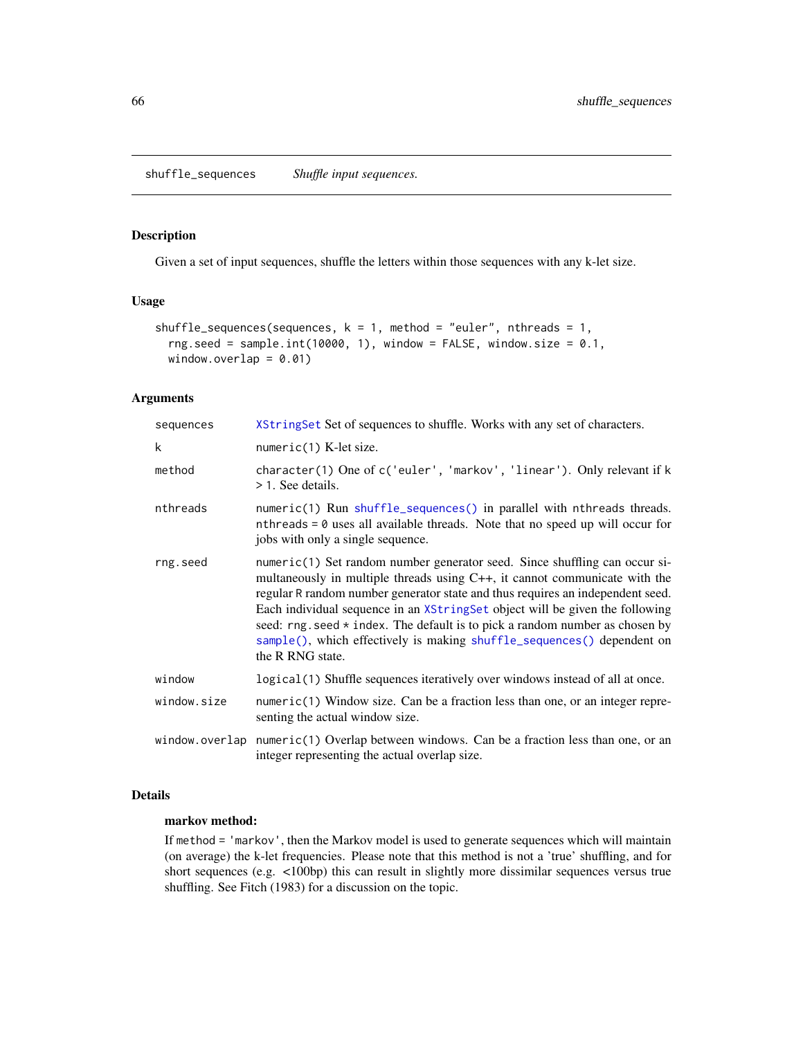## shuffle_sequences *Shuffle input sequences.*

### Description

Given a set of input sequences, shuffle the letters within those sequences with any k-let size.

### Usage

```
shuffle_sequences(sequences, k = 1, method = "euler", nthreads = 1,
  rng.seed = sample.int(10000, 1), window = FALSE, window.size = 0.1,
  window.overlap = 0.01)
```

### Arguments

| | |
|---|---|
| sequences | XStringSet Set of sequences to shuffle. Works with any set of characters. |
| k | numeric(1) K-let size. |
| method | character(1) One of c('euler', 'markov', 'linear'). Only relevant if k > 1. See details. |
| nthreads | numeric(1) Run shuffle_sequences() in parallel with nthreads threads. nthreads = 0 uses all available threads. Note that no speed up will occur for jobs with only a single sequence. |
| rng.seed | numeric(1) Set random number generator seed. Since shuffling can occur simultaneously in multiple threads using C++, it cannot communicate with the regular R random number generator state and thus requires an independent seed. Each individual sequence in an XStringSet object will be given the following seed: rng.seed * index. The default is to pick a random number as chosen by sample(), which effectively is making shuffle_sequences() dependent on the R RNG state. |
| window | logical(1) Shuffle sequences iteratively over windows instead of all at once. |
| window.size | numeric(1) Window size. Can be a fraction less than one, or an integer representing the actual window size. |
| window.overlap | numeric(1) Overlap between windows. Can be a fraction less than one, or an integer representing the actual overlap size. |

### Details

**markov method:**

If method = 'markov', then the Markov model is used to generate sequences which will maintain (on average) the k-let frequencies. Please note that this method is not a 'true' shuffling, and for short sequences (e.g. <100bp) this can result in slightly more dissimilar sequences versus true shuffling. See Fitch (1983) for a discussion on the topic.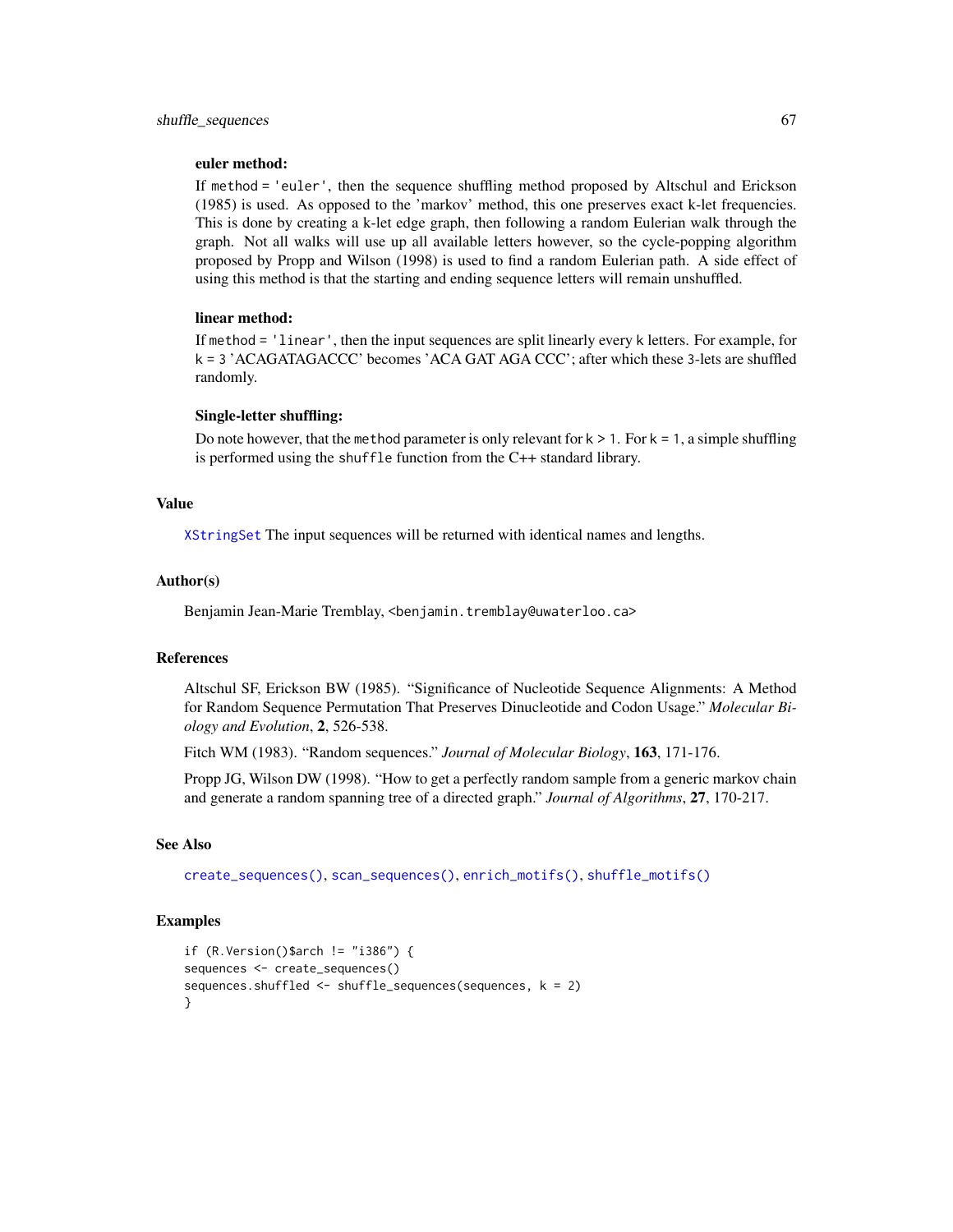**euler method:**

If `method = 'euler'`, then the sequence shuffling method proposed by Altschul and Erickson (1985) is used. As opposed to the 'markov' method, this one preserves exact k-let frequencies. This is done by creating a k-let edge graph, then following a random Eulerian walk through the graph. Not all walks will use up all available letters however, so the cycle-popping algorithm proposed by Propp and Wilson (1998) is used to find a random Eulerian path. A side effect of using this method is that the starting and ending sequence letters will remain unshuffled.

**linear method:**

If `method = 'linear'`, then the input sequences are split linearly every `k` letters. For example, for `k = 3` 'ACAGATAGACCC' becomes 'ACA GAT AGA CCC'; after which these 3-lets are shuffled randomly.

**Single-letter shuffling:**

Do note however, that the `method` parameter is only relevant for `k > 1`. For `k = 1`, a simple shuffling is performed using the `shuffle` function from the C++ standard library.

## Value

`XStringSet` The input sequences will be returned with identical names and lengths.

## Author(s)

Benjamin Jean-Marie Tremblay, <benjamin.tremblay@uwaterloo.ca>

## References

Altschul SF, Erickson BW (1985). "Significance of Nucleotide Sequence Alignments: A Method for Random Sequence Permutation That Preserves Dinucleotide and Codon Usage." *Molecular Biology and Evolution*, **2**, 526-538.

Fitch WM (1983). "Random sequences." *Journal of Molecular Biology*, **163**, 171-176.

Propp JG, Wilson DW (1998). "How to get a perfectly random sample from a generic markov chain and generate a random spanning tree of a directed graph." *Journal of Algorithms*, **27**, 170-217.

## See Also

`create_sequences()`, `scan_sequences()`, `enrich_motifs()`, `shuffle_motifs()`

## Examples

```
if (R.Version()$arch != "i386") {
sequences <- create_sequences()
sequences.shuffled <- shuffle_sequences(sequences, k = 2)
}
```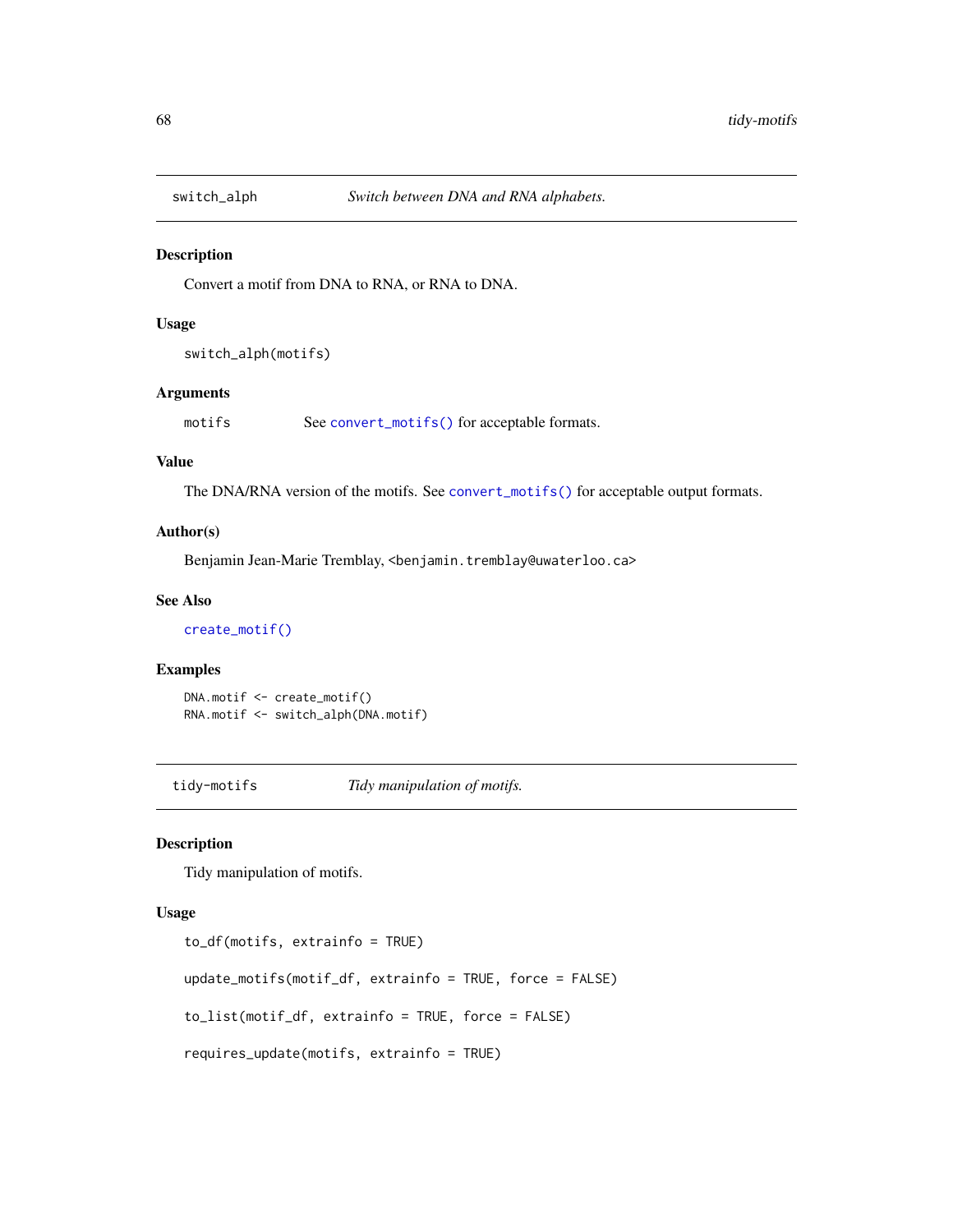## switch_alph — *Switch between DNA and RNA alphabets.*

### Description

Convert a motif from DNA to RNA, or RNA to DNA.

### Usage

```
switch_alph(motifs)
```

### Arguments

motifs — See convert_motifs() for acceptable formats.

### Value

The DNA/RNA version of the motifs. See convert_motifs() for acceptable output formats.

### Author(s)

Benjamin Jean-Marie Tremblay, <benjamin.tremblay@uwaterloo.ca>

### See Also

create_motif()

### Examples

```
DNA.motif <- create_motif()
RNA.motif <- switch_alph(DNA.motif)
```

## tidy-motifs — *Tidy manipulation of motifs.*

### Description

Tidy manipulation of motifs.

### Usage

```
to_df(motifs, extrainfo = TRUE)

update_motifs(motif_df, extrainfo = TRUE, force = FALSE)

to_list(motif_df, extrainfo = TRUE, force = FALSE)

requires_update(motifs, extrainfo = TRUE)
```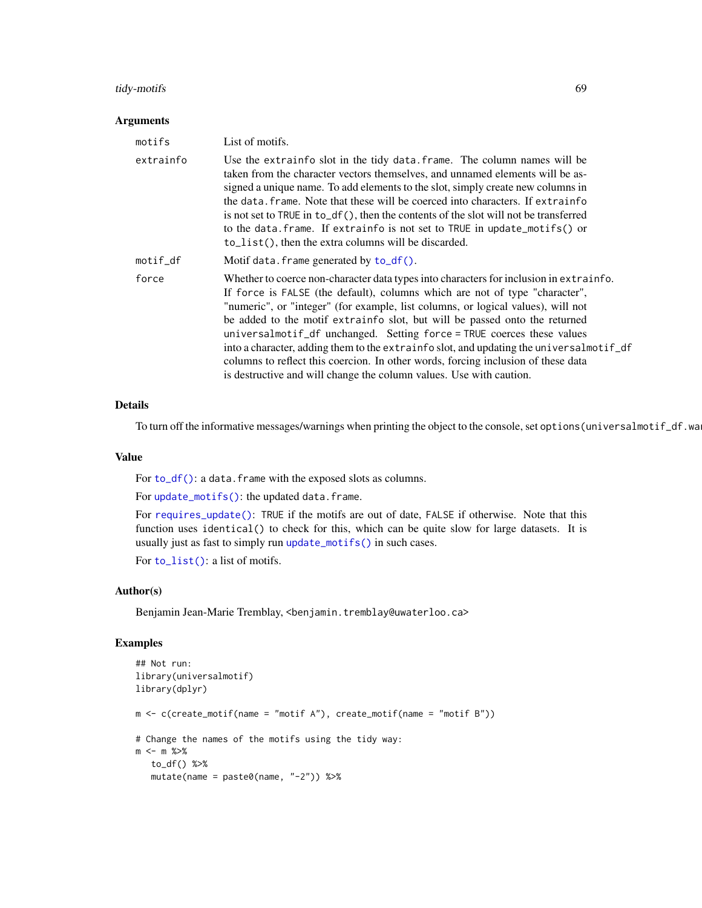### Arguments

| | |
|---|---|
| motifs | List of motifs. |
| extrainfo | Use the extrainfo slot in the tidy data.frame. The column names will be taken from the character vectors themselves, and unnamed elements will be assigned a unique name. To add elements to the slot, simply create new columns in the data.frame. Note that these will be coerced into characters. If extrainfo is not set to TRUE in to_df(), then the contents of the slot will not be transferred to the data.frame. If extrainfo is not set to TRUE in update_motifs() or to_list(), then the extra columns will be discarded. |
| motif_df | Motif data.frame generated by to_df(). |
| force | Whether to coerce non-character data types into characters for inclusion in extrainfo. If force is FALSE (the default), columns which are not of type "character", "numeric", or "integer" (for example, list columns, or logical values), will not be added to the motif extrainfo slot, but will be passed onto the returned universalmotif_df unchanged. Setting force = TRUE coerces these values into a character, adding them to the extrainfo slot, and updating the universalmotif_df columns to reflect this coercion. In other words, forcing inclusion of these data is destructive and will change the column values. Use with caution. |

### Details

To turn off the informative messages/warnings when printing the object to the console, set options(universalmotif_df.war

### Value

For to_df(): a data.frame with the exposed slots as columns.

For update_motifs(): the updated data.frame.

For requires_update(): TRUE if the motifs are out of date, FALSE if otherwise. Note that this function uses identical() to check for this, which can be quite slow for large datasets. It is usually just as fast to simply run update_motifs() in such cases.

For to_list(): a list of motifs.

### Author(s)

Benjamin Jean-Marie Tremblay, <benjamin.tremblay@uwaterloo.ca>

### Examples

```
## Not run:
library(universalmotif)
library(dplyr)

m <- c(create_motif(name = "motif A"), create_motif(name = "motif B"))

# Change the names of the motifs using the tidy way:
m <- m %>%
   to_df() %>%
   mutate(name = paste0(name, "-2")) %>%
```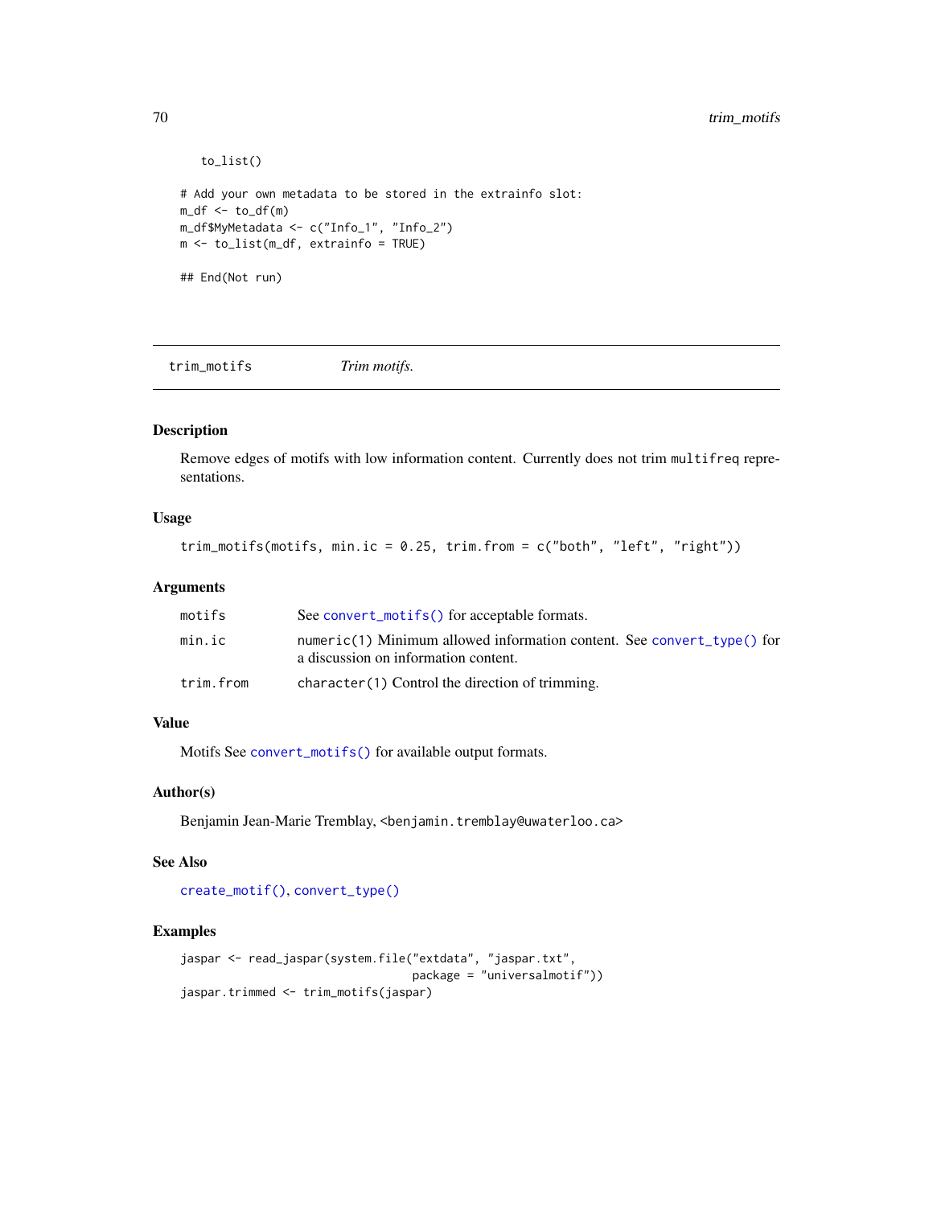```
    to_list()

# Add your own metadata to be stored in the extrainfo slot:
m_df <- to_df(m)
m_df$MyMetadata <- c("Info_1", "Info_2")
m <- to_list(m_df, extrainfo = TRUE)

## End(Not run)
```

---

trim_motifs &nbsp;&nbsp;&nbsp;&nbsp; *Trim motifs.*

---

### Description

Remove edges of motifs with low information content. Currently does not trim `multifreq` representations.

### Usage

```
trim_motifs(motifs, min.ic = 0.25, trim.from = c("both", "left", "right"))
```

### Arguments

| | |
|---|---|
| `motifs` | See `convert_motifs()` for acceptable formats. |
| `min.ic` | `numeric(1)` Minimum allowed information content. See `convert_type()` for a discussion on information content. |
| `trim.from` | `character(1)` Control the direction of trimming. |

### Value

Motifs See `convert_motifs()` for available output formats.

### Author(s)

Benjamin Jean-Marie Tremblay, <benjamin.tremblay@uwaterloo.ca>

### See Also

`create_motif()`, `convert_type()`

### Examples

```
jaspar <- read_jaspar(system.file("extdata", "jaspar.txt",
                                  package = "universalmotif"))
jaspar.trimmed <- trim_motifs(jaspar)
```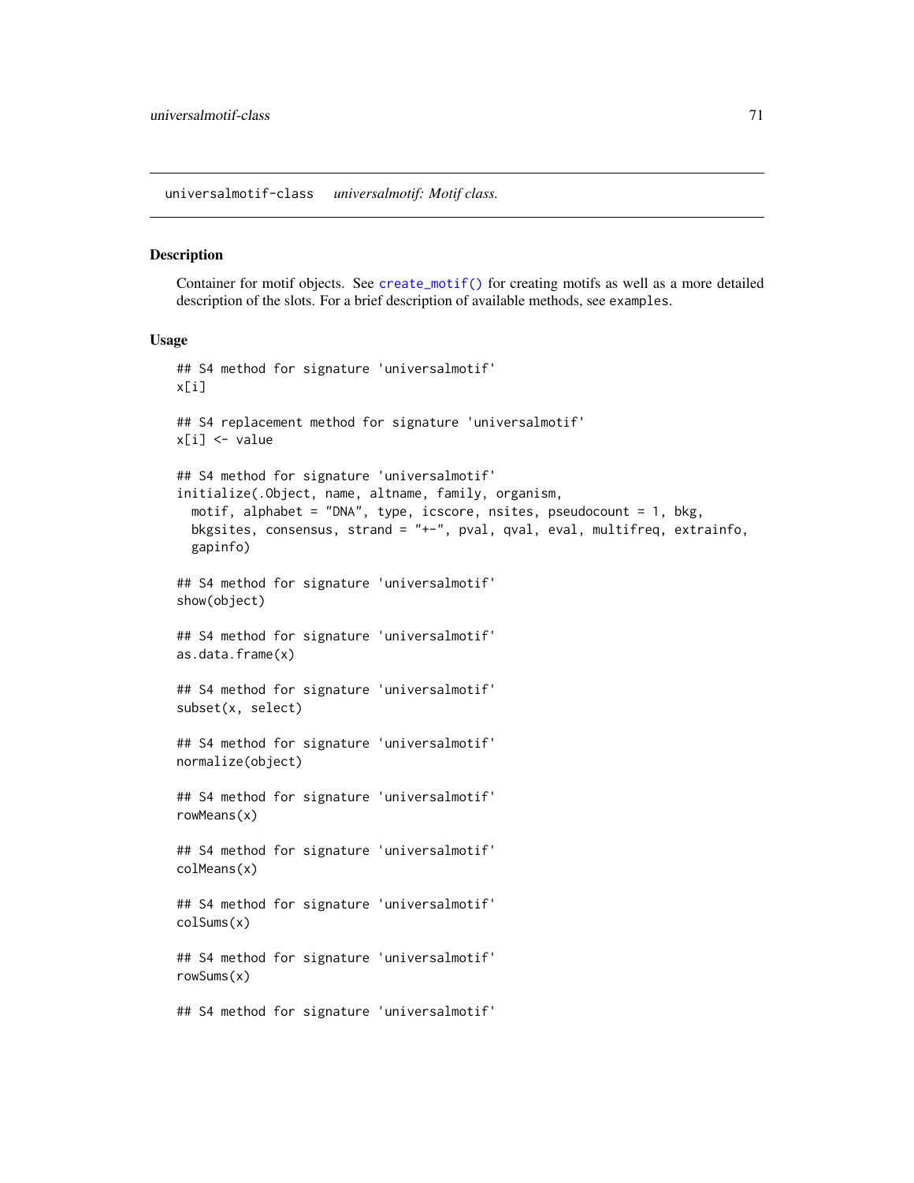universalmotif-class *universalmotif: Motif class.*

## Description

Container for motif objects. See `create_motif()` for creating motifs as well as a more detailed description of the slots. For a brief description of available methods, see `examples`.

## Usage

```
## S4 method for signature 'universalmotif'
x[i]

## S4 replacement method for signature 'universalmotif'
x[i] <- value

## S4 method for signature 'universalmotif'
initialize(.Object, name, altname, family, organism,
  motif, alphabet = "DNA", type, icscore, nsites, pseudocount = 1, bkg,
  bkgsites, consensus, strand = "+-", pval, qval, eval, multifreq, extrainfo,
  gapinfo)

## S4 method for signature 'universalmotif'
show(object)

## S4 method for signature 'universalmotif'
as.data.frame(x)

## S4 method for signature 'universalmotif'
subset(x, select)

## S4 method for signature 'universalmotif'
normalize(object)

## S4 method for signature 'universalmotif'
rowMeans(x)

## S4 method for signature 'universalmotif'
colMeans(x)

## S4 method for signature 'universalmotif'
colSums(x)

## S4 method for signature 'universalmotif'
rowSums(x)

## S4 method for signature 'universalmotif'
```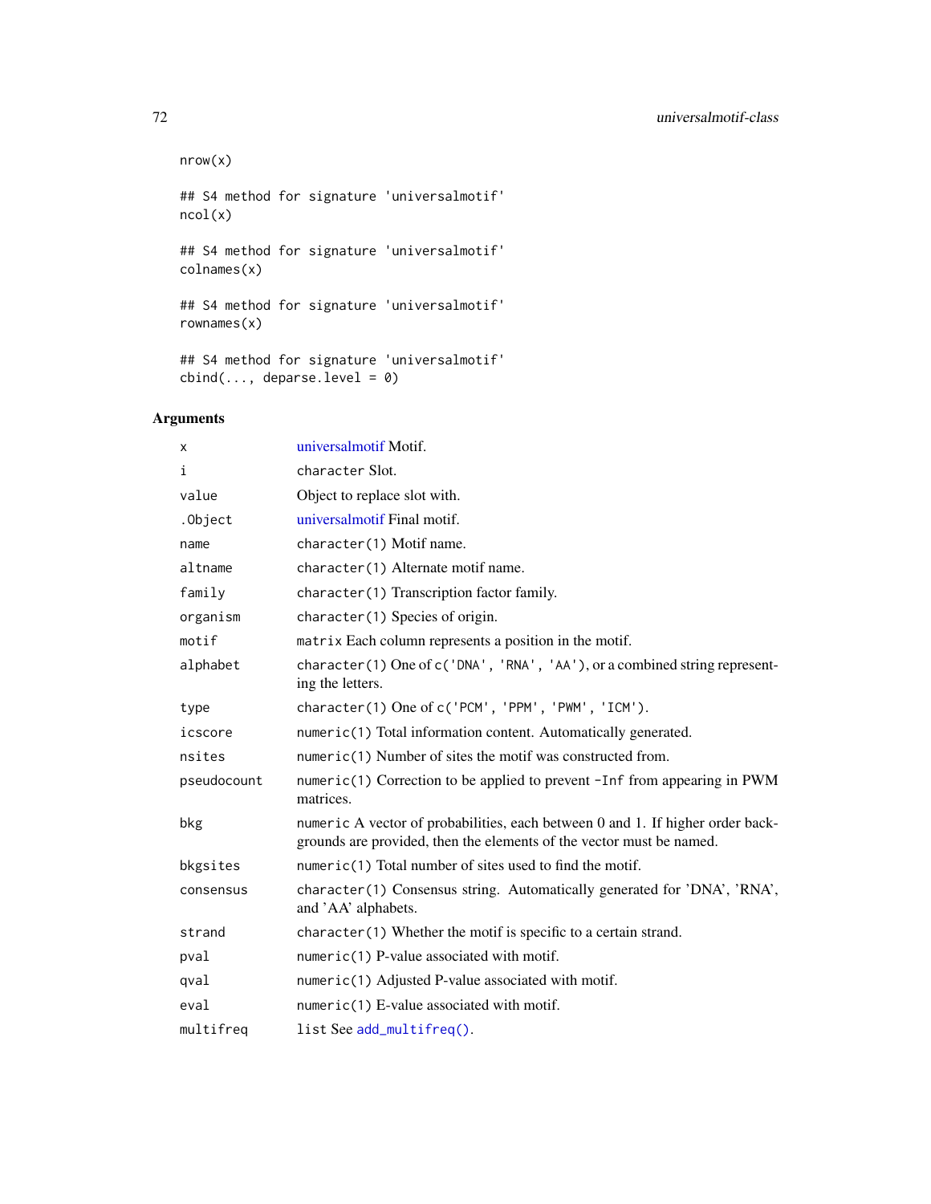```
nrow(x)

## S4 method for signature 'universalmotif'
ncol(x)

## S4 method for signature 'universalmotif'
colnames(x)

## S4 method for signature 'universalmotif'
rownames(x)

## S4 method for signature 'universalmotif'
cbind(..., deparse.level = 0)
```

## Arguments

| | |
|---|---|
| `x` | universalmotif Motif. |
| `i` | `character` Slot. |
| `value` | Object to replace slot with. |
| `.Object` | universalmotif Final motif. |
| `name` | `character(1)` Motif name. |
| `altname` | `character(1)` Alternate motif name. |
| `family` | `character(1)` Transcription factor family. |
| `organism` | `character(1)` Species of origin. |
| `motif` | `matrix` Each column represents a position in the motif. |
| `alphabet` | `character(1)` One of `c('DNA', 'RNA', 'AA')`, or a combined string representing the letters. |
| `type` | `character(1)` One of `c('PCM', 'PPM', 'PWM', 'ICM')`. |
| `icscore` | `numeric(1)` Total information content. Automatically generated. |
| `nsites` | `numeric(1)` Number of sites the motif was constructed from. |
| `pseudocount` | `numeric(1)` Correction to be applied to prevent `-Inf` from appearing in PWM matrices. |
| `bkg` | `numeric` A vector of probabilities, each between 0 and 1. If higher order backgrounds are provided, then the elements of the vector must be named. |
| `bkgsites` | `numeric(1)` Total number of sites used to find the motif. |
| `consensus` | `character(1)` Consensus string. Automatically generated for 'DNA', 'RNA', and 'AA' alphabets. |
| `strand` | `character(1)` Whether the motif is specific to a certain strand. |
| `pval` | `numeric(1)` P-value associated with motif. |
| `qval` | `numeric(1)` Adjusted P-value associated with motif. |
| `eval` | `numeric(1)` E-value associated with motif. |
| `multifreq` | `list` See `add_multifreq()`. |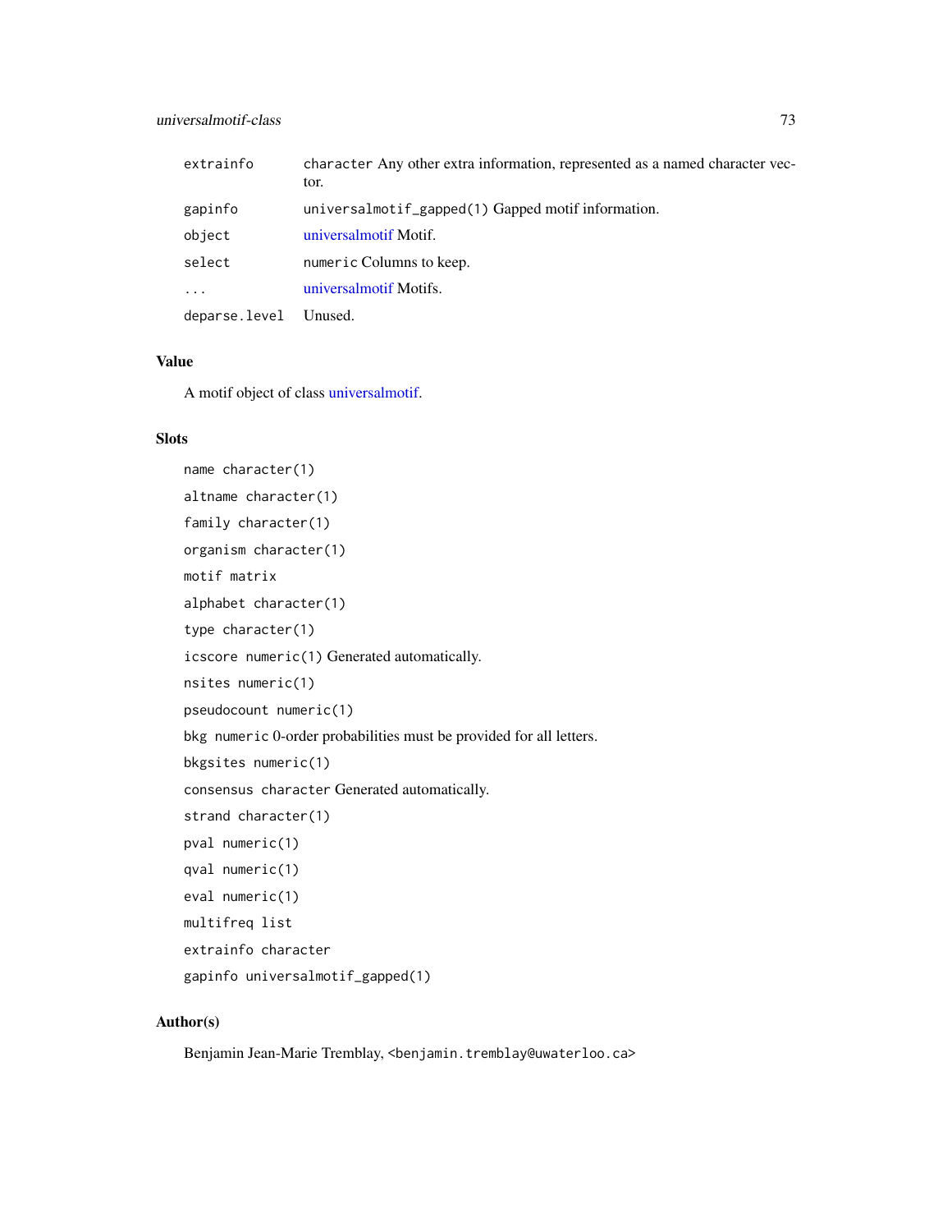| | |
|---|---|
| extrainfo | character Any other extra information, represented as a named character vector. |
| gapinfo | universalmotif_gapped(1) Gapped motif information. |
| object | universalmotif Motif. |
| select | numeric Columns to keep. |
| ... | universalmotif Motifs. |
| deparse.level | Unused. |

## Value

A motif object of class universalmotif.

## Slots

name character(1)

altname character(1)

family character(1)

organism character(1)

motif matrix

alphabet character(1)

type character(1)

icscore numeric(1) Generated automatically.

nsites numeric(1)

pseudocount numeric(1)

bkg numeric 0-order probabilities must be provided for all letters.

bkgsites numeric(1)

consensus character Generated automatically.

strand character(1)

pval numeric(1)

qval numeric(1)

eval numeric(1)

multifreq list

extrainfo character

gapinfo universalmotif_gapped(1)

## Author(s)

Benjamin Jean-Marie Tremblay, <benjamin.tremblay@uwaterloo.ca>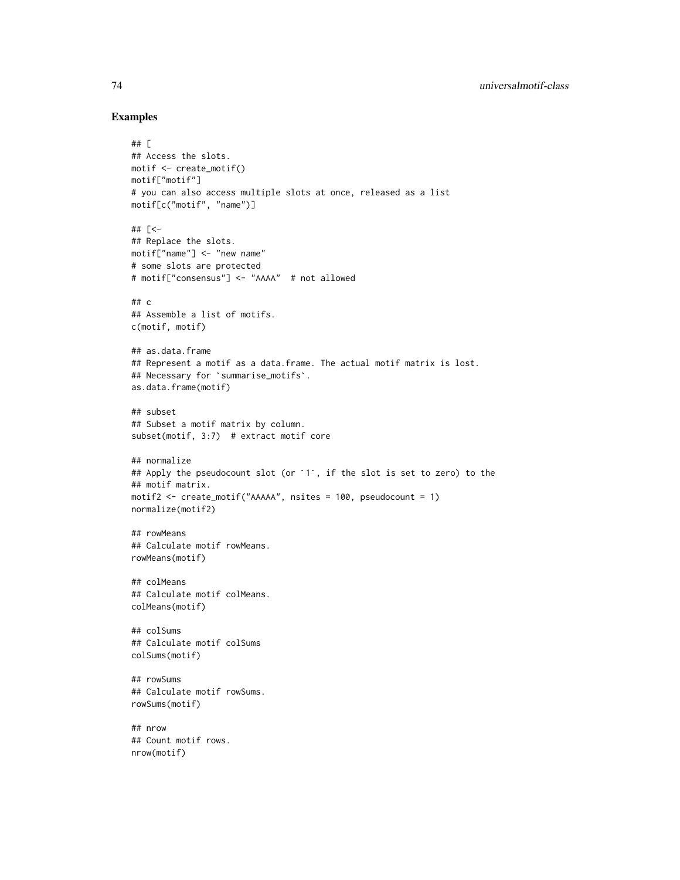## Examples

```
## [
## Access the slots.
motif <- create_motif()
motif["motif"]
# you can also access multiple slots at once, released as a list
motif[c("motif", "name")]

## [<-
## Replace the slots.
motif["name"] <- "new name"
# some slots are protected
# motif["consensus"] <- "AAAA"  # not allowed

## c
## Assemble a list of motifs.
c(motif, motif)

## as.data.frame
## Represent a motif as a data.frame. The actual motif matrix is lost.
## Necessary for `summarise_motifs`.
as.data.frame(motif)

## subset
## Subset a motif matrix by column.
subset(motif, 3:7)  # extract motif core

## normalize
## Apply the pseudocount slot (or `1`, if the slot is set to zero) to the
## motif matrix.
motif2 <- create_motif("AAAAA", nsites = 100, pseudocount = 1)
normalize(motif2)

## rowMeans
## Calculate motif rowMeans.
rowMeans(motif)

## colMeans
## Calculate motif colMeans.
colMeans(motif)

## colSums
## Calculate motif colSums
colSums(motif)

## rowSums
## Calculate motif rowSums.
rowSums(motif)

## nrow
## Count motif rows.
nrow(motif)
```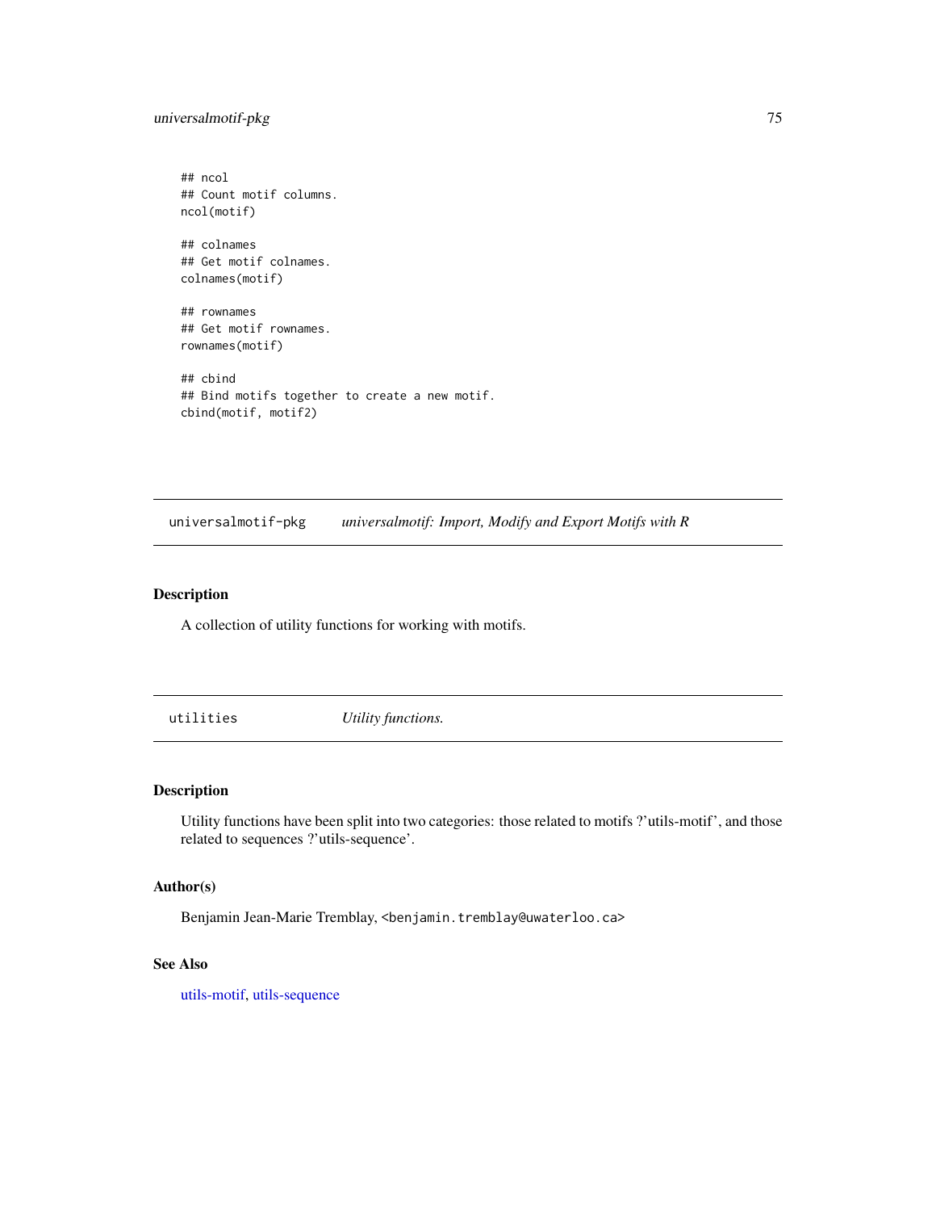```
## ncol
## Count motif columns.
ncol(motif)

## colnames
## Get motif colnames.
colnames(motif)

## rownames
## Get motif rownames.
rownames(motif)

## cbind
## Bind motifs together to create a new motif.
cbind(motif, motif2)
```

## universalmotif-pkg — *universalmotif: Import, Modify and Export Motifs with R*

### Description

A collection of utility functions for working with motifs.

## utilities — *Utility functions.*

### Description

Utility functions have been split into two categories: those related to motifs ?'utils-motif', and those related to sequences ?'utils-sequence'.

### Author(s)

Benjamin Jean-Marie Tremblay, <benjamin.tremblay@uwaterloo.ca>

### See Also

utils-motif, utils-sequence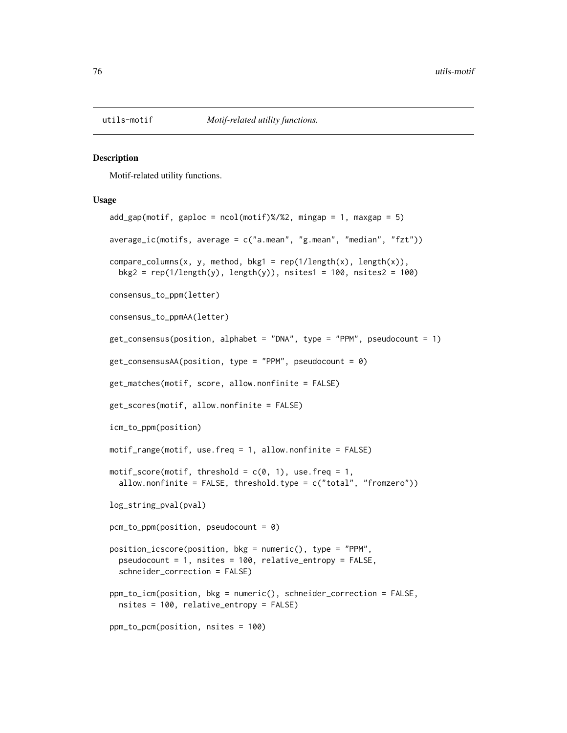## utils-motif *Motif-related utility functions.*

### Description

Motif-related utility functions.

### Usage

```
add_gap(motif, gaploc = ncol(motif)%/%2, mingap = 1, maxgap = 5)

average_ic(motifs, average = c("a.mean", "g.mean", "median", "fzt"))

compare_columns(x, y, method, bkg1 = rep(1/length(x), length(x)),
  bkg2 = rep(1/length(y), length(y)), nsites1 = 100, nsites2 = 100)

consensus_to_ppm(letter)

consensus_to_ppmAA(letter)

get_consensus(position, alphabet = "DNA", type = "PPM", pseudocount = 1)

get_consensusAA(position, type = "PPM", pseudocount = 0)

get_matches(motif, score, allow.nonfinite = FALSE)

get_scores(motif, allow.nonfinite = FALSE)

icm_to_ppm(position)

motif_range(motif, use.freq = 1, allow.nonfinite = FALSE)

motif_score(motif, threshold = c(0, 1), use.freq = 1,
  allow.nonfinite = FALSE, threshold.type = c("total", "fromzero"))

log_string_pval(pval)

pcm_to_ppm(position, pseudocount = 0)

position_icscore(position, bkg = numeric(), type = "PPM",
  pseudocount = 1, nsites = 100, relative_entropy = FALSE,
  schneider_correction = FALSE)

ppm_to_icm(position, bkg = numeric(), schneider_correction = FALSE,
  nsites = 100, relative_entropy = FALSE)

ppm_to_pcm(position, nsites = 100)
```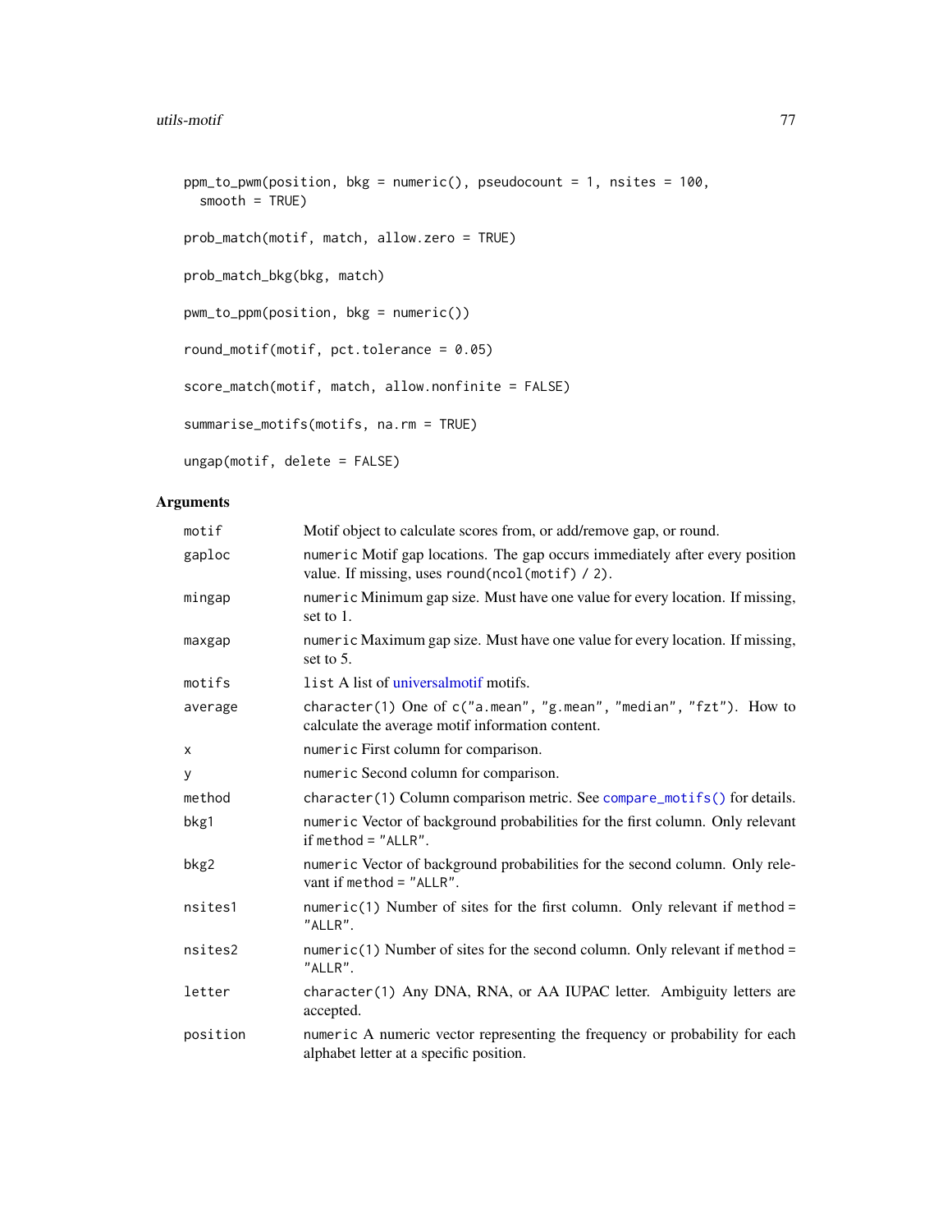```
ppm_to_pwm(position, bkg = numeric(), pseudocount = 1, nsites = 100,
  smooth = TRUE)

prob_match(motif, match, allow.zero = TRUE)

prob_match_bkg(bkg, match)

pwm_to_ppm(position, bkg = numeric())

round_motif(motif, pct.tolerance = 0.05)

score_match(motif, match, allow.nonfinite = FALSE)

summarise_motifs(motifs, na.rm = TRUE)

ungap(motif, delete = FALSE)
```

## Arguments

| | |
|---|---|
| `motif` | Motif object to calculate scores from, or add/remove gap, or round. |
| `gaploc` | `numeric` Motif gap locations. The gap occurs immediately after every position value. If missing, uses `round(ncol(motif) / 2)`. |
| `mingap` | `numeric` Minimum gap size. Must have one value for every location. If missing, set to 1. |
| `maxgap` | `numeric` Maximum gap size. Must have one value for every location. If missing, set to 5. |
| `motifs` | `list` A list of universalmotif motifs. |
| `average` | `character(1)` One of `c("a.mean", "g.mean", "median", "fzt")`. How to calculate the average motif information content. |
| `x` | `numeric` First column for comparison. |
| `y` | `numeric` Second column for comparison. |
| `method` | `character(1)` Column comparison metric. See `compare_motifs()` for details. |
| `bkg1` | `numeric` Vector of background probabilities for the first column. Only relevant if `method = "ALLR"`. |
| `bkg2` | `numeric` Vector of background probabilities for the second column. Only relevant if `method = "ALLR"`. |
| `nsites1` | `numeric(1)` Number of sites for the first column. Only relevant if `method = "ALLR"`. |
| `nsites2` | `numeric(1)` Number of sites for the second column. Only relevant if `method = "ALLR"`. |
| `letter` | `character(1)` Any DNA, RNA, or AA IUPAC letter. Ambiguity letters are accepted. |
| `position` | `numeric` A numeric vector representing the frequency or probability for each alphabet letter at a specific position. |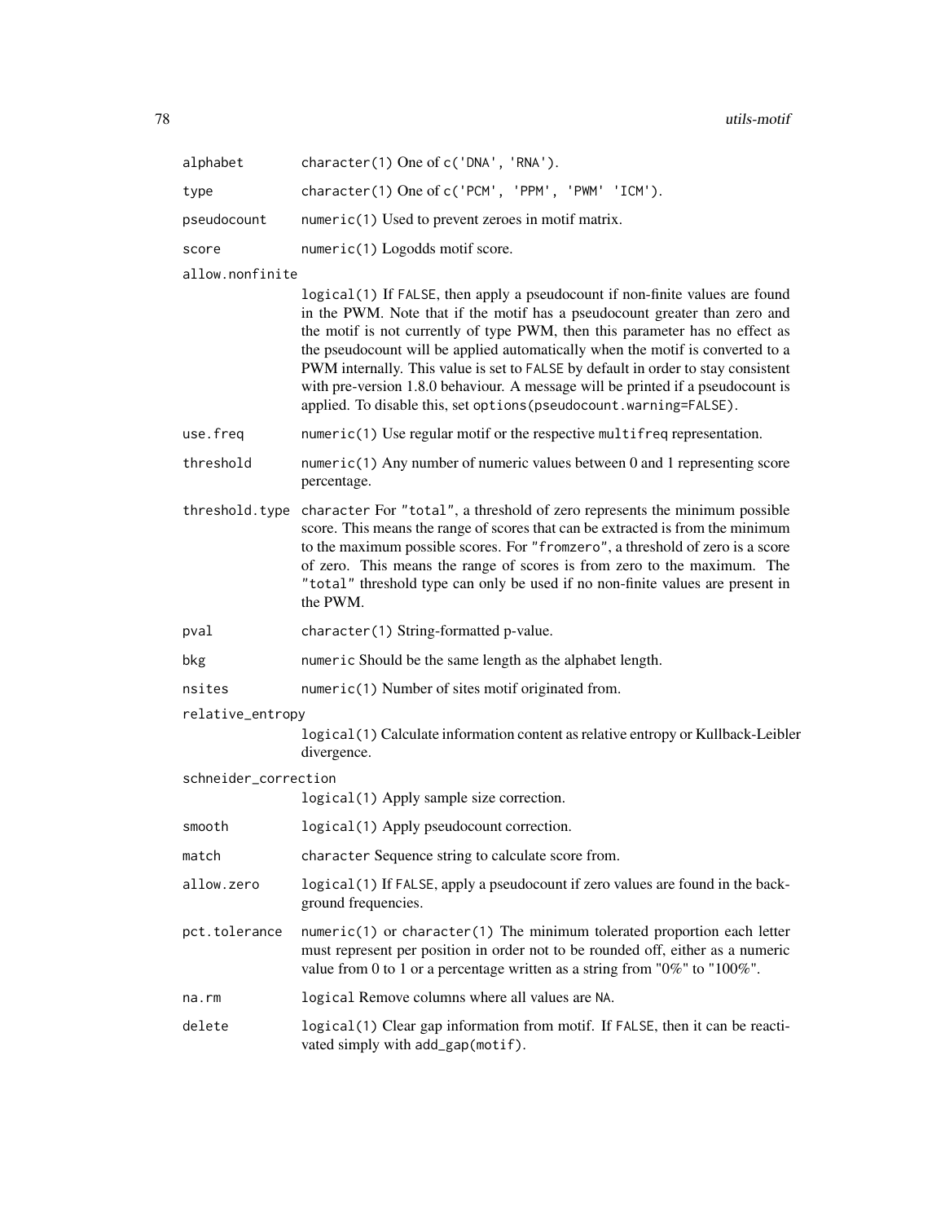| | |
|---|---|
| alphabet | `character(1)` One of `c('DNA', 'RNA')`. |
| type | `character(1)` One of `c('PCM', 'PPM', 'PWM' 'ICM')`. |
| pseudocount | `numeric(1)` Used to prevent zeroes in motif matrix. |
| score | `numeric(1)` Logodds motif score. |
| allow.nonfinite | `logical(1)` If `FALSE`, then apply a pseudocount if non-finite values are found in the PWM. Note that if the motif has a pseudocount greater than zero and the motif is not currently of type PWM, then this parameter has no effect as the pseudocount will be applied automatically when the motif is converted to a PWM internally. This value is set to `FALSE` by default in order to stay consistent with pre-version 1.8.0 behaviour. A message will be printed if a pseudocount is applied. To disable this, set `options(pseudocount.warning=FALSE)`. |
| use.freq | `numeric(1)` Use regular motif or the respective `multifreq` representation. |
| threshold | `numeric(1)` Any number of numeric values between 0 and 1 representing score percentage. |
| threshold.type | `character` For `"total"`, a threshold of zero represents the minimum possible score. This means the range of scores that can be extracted is from the minimum to the maximum possible scores. For `"fromzero"`, a threshold of zero is a score of zero. This means the range of scores is from zero to the maximum. The `"total"` threshold type can only be used if no non-finite values are present in the PWM. |
| pval | `character(1)` String-formatted p-value. |
| bkg | `numeric` Should be the same length as the alphabet length. |
| nsites | `numeric(1)` Number of sites motif originated from. |
| relative_entropy | `logical(1)` Calculate information content as relative entropy or Kullback-Leibler divergence. |
| schneider_correction | `logical(1)` Apply sample size correction. |
| smooth | `logical(1)` Apply pseudocount correction. |
| match | `character` Sequence string to calculate score from. |
| allow.zero | `logical(1)` If `FALSE`, apply a pseudocount if zero values are found in the background frequencies. |
| pct.tolerance | `numeric(1)` or `character(1)` The minimum tolerated proportion each letter must represent per position in order not to be rounded off, either as a numeric value from 0 to 1 or a percentage written as a string from "0%" to "100%". |
| na.rm | `logical` Remove columns where all values are `NA`. |
| delete | `logical(1)` Clear gap information from motif. If `FALSE`, then it can be reactivated simply with `add_gap(motif)`. |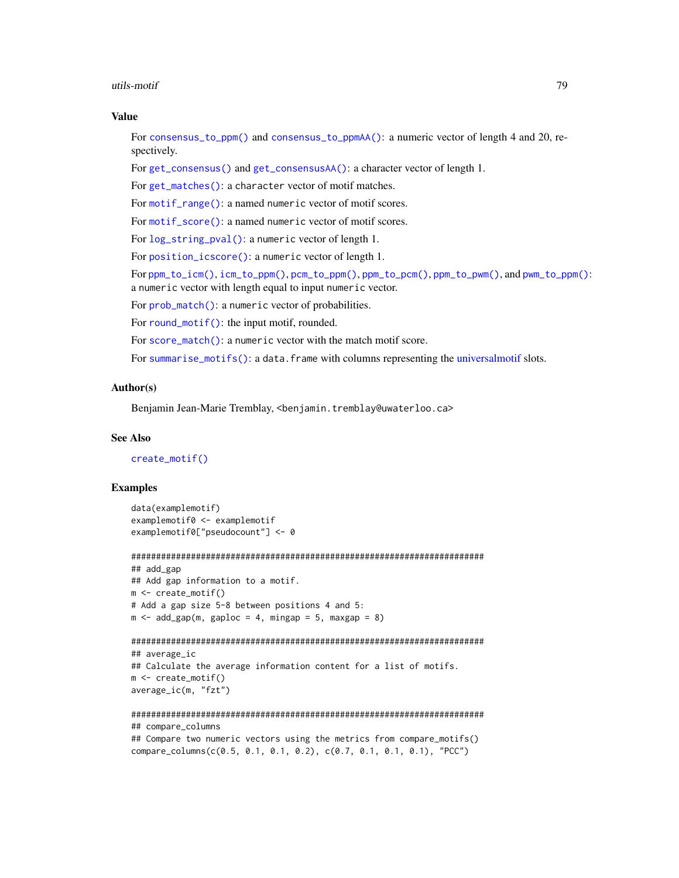## Value

For consensus_to_ppm() and consensus_to_ppmAA(): a numeric vector of length 4 and 20, respectively.

For get_consensus() and get_consensusAA(): a character vector of length 1.

For get_matches(): a character vector of motif matches.

For motif_range(): a named numeric vector of motif scores.

For motif_score(): a named numeric vector of motif scores.

For log_string_pval(): a numeric vector of length 1.

For position_icscore(): a numeric vector of length 1.

For ppm_to_icm(), icm_to_ppm(), pcm_to_ppm(), ppm_to_pcm(), ppm_to_pwm(), and pwm_to_ppm(): a numeric vector with length equal to input numeric vector.

For prob_match(): a numeric vector of probabilities.

For round_motif(): the input motif, rounded.

For score_match(): a numeric vector with the match motif score.

For summarise_motifs(): a data.frame with columns representing the universalmotif slots.

## Author(s)

Benjamin Jean-Marie Tremblay, <benjamin.tremblay@uwaterloo.ca>

## See Also

create_motif()

## Examples

```
data(examplemotif)
examplemotif0 <- examplemotif
examplemotif0["pseudocount"] <- 0

#######################################################################
## add_gap
## Add gap information to a motif.
m <- create_motif()
# Add a gap size 5-8 between positions 4 and 5:
m <- add_gap(m, gaploc = 4, mingap = 5, maxgap = 8)

#######################################################################
## average_ic
## Calculate the average information content for a list of motifs.
m <- create_motif()
average_ic(m, "fzt")

#######################################################################
## compare_columns
## Compare two numeric vectors using the metrics from compare_motifs()
compare_columns(c(0.5, 0.1, 0.1, 0.2), c(0.7, 0.1, 0.1, 0.1), "PCC")
```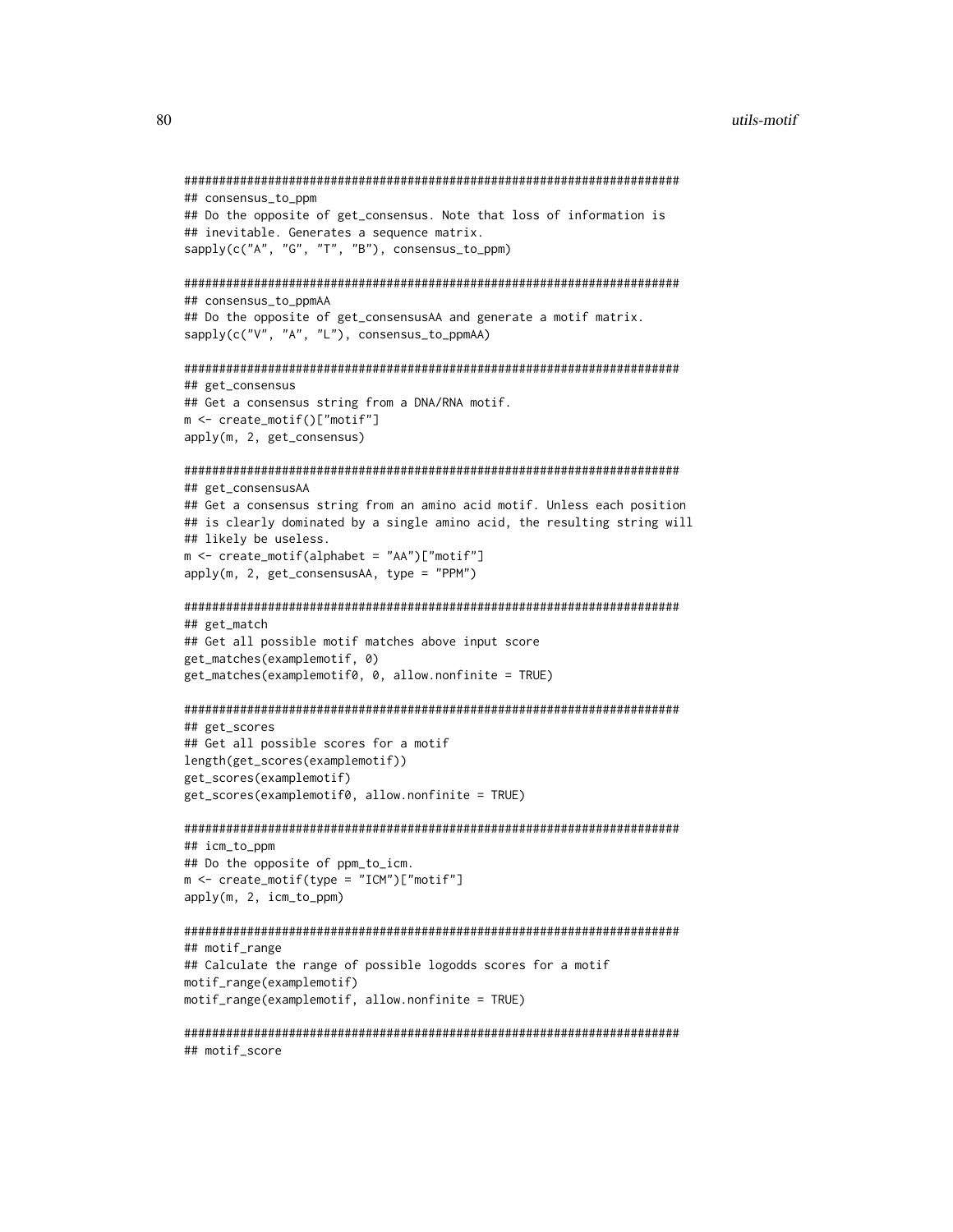```
#######################################################################
## consensus_to_ppm
## Do the opposite of get_consensus. Note that loss of information is
## inevitable. Generates a sequence matrix.
sapply(c("A", "G", "T", "B"), consensus_to_ppm)

#######################################################################
## consensus_to_ppmAA
## Do the opposite of get_consensusAA and generate a motif matrix.
sapply(c("V", "A", "L"), consensus_to_ppmAA)

#######################################################################
## get_consensus
## Get a consensus string from a DNA/RNA motif.
m <- create_motif()["motif"]
apply(m, 2, get_consensus)

#######################################################################
## get_consensusAA
## Get a consensus string from an amino acid motif. Unless each position
## is clearly dominated by a single amino acid, the resulting string will
## likely be useless.
m <- create_motif(alphabet = "AA")["motif"]
apply(m, 2, get_consensusAA, type = "PPM")

#######################################################################
## get_match
## Get all possible motif matches above input score
get_matches(examplemotif, 0)
get_matches(examplemotif0, 0, allow.nonfinite = TRUE)

#######################################################################
## get_scores
## Get all possible scores for a motif
length(get_scores(examplemotif))
get_scores(examplemotif)
get_scores(examplemotif0, allow.nonfinite = TRUE)

#######################################################################
## icm_to_ppm
## Do the opposite of ppm_to_icm.
m <- create_motif(type = "ICM")["motif"]
apply(m, 2, icm_to_ppm)

#######################################################################
## motif_range
## Calculate the range of possible logodds scores for a motif
motif_range(examplemotif)
motif_range(examplemotif, allow.nonfinite = TRUE)

#######################################################################
## motif_score
```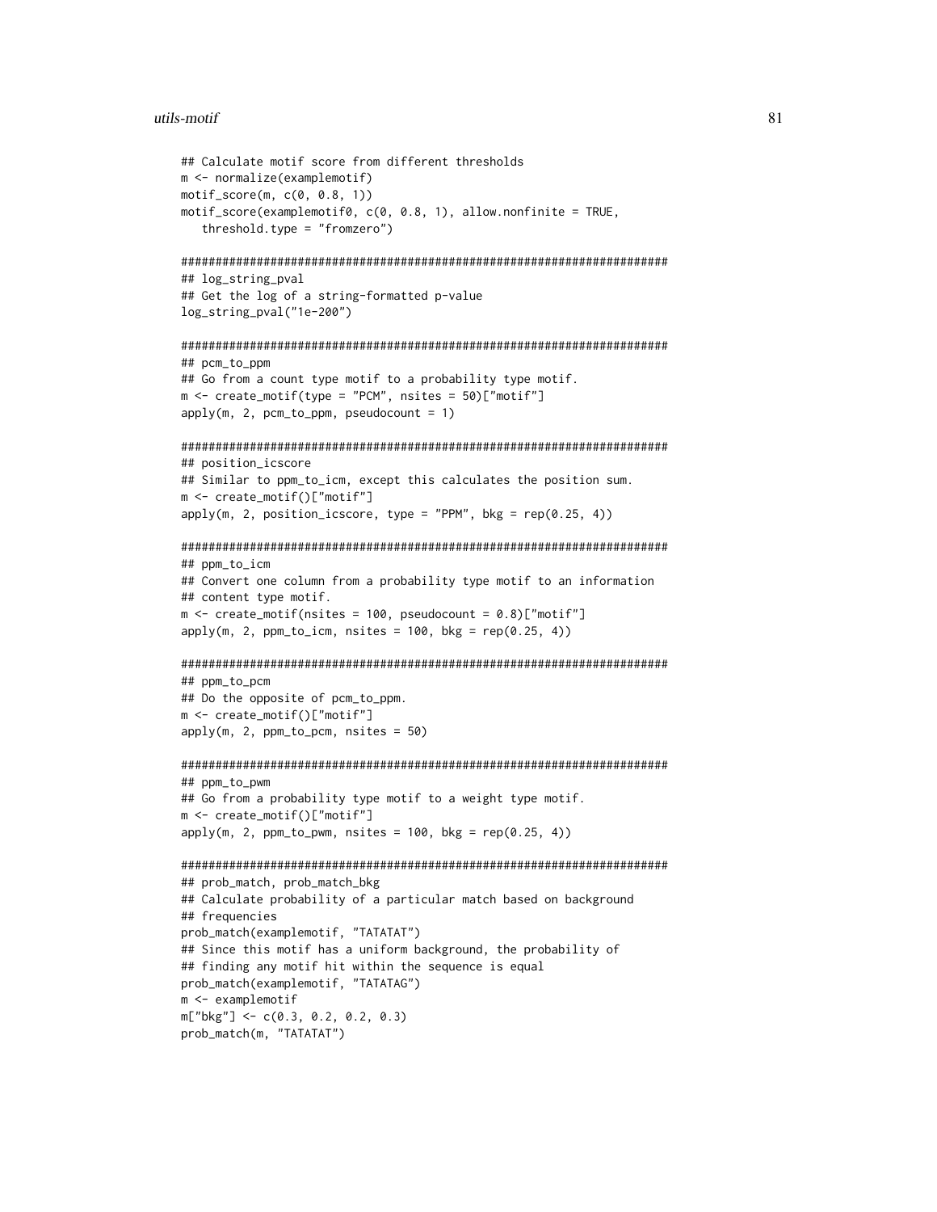```
## Calculate motif score from different thresholds
m <- normalize(examplemotif)
motif_score(m, c(0, 0.8, 1))
motif_score(examplemotif0, c(0, 0.8, 1), allow.nonfinite = TRUE,
   threshold.type = "fromzero")

#######################################################################
## log_string_pval
## Get the log of a string-formatted p-value
log_string_pval("1e-200")

#######################################################################
## pcm_to_ppm
## Go from a count type motif to a probability type motif.
m <- create_motif(type = "PCM", nsites = 50)["motif"]
apply(m, 2, pcm_to_ppm, pseudocount = 1)

#######################################################################
## position_icscore
## Similar to ppm_to_icm, except this calculates the position sum.
m <- create_motif()["motif"]
apply(m, 2, position_icscore, type = "PPM", bkg = rep(0.25, 4))

#######################################################################
## ppm_to_icm
## Convert one column from a probability type motif to an information
## content type motif.
m <- create_motif(nsites = 100, pseudocount = 0.8)["motif"]
apply(m, 2, ppm_to_icm, nsites = 100, bkg = rep(0.25, 4))

#######################################################################
## ppm_to_pcm
## Do the opposite of pcm_to_ppm.
m <- create_motif()["motif"]
apply(m, 2, ppm_to_pcm, nsites = 50)

#######################################################################
## ppm_to_pwm
## Go from a probability type motif to a weight type motif.
m <- create_motif()["motif"]
apply(m, 2, ppm_to_pwm, nsites = 100, bkg = rep(0.25, 4))

#######################################################################
## prob_match, prob_match_bkg
## Calculate probability of a particular match based on background
## frequencies
prob_match(examplemotif, "TATATAT")
## Since this motif has a uniform background, the probability of
## finding any motif hit within the sequence is equal
prob_match(examplemotif, "TATATAG")
m <- examplemotif
m["bkg"] <- c(0.3, 0.2, 0.2, 0.3)
prob_match(m, "TATATAT")
```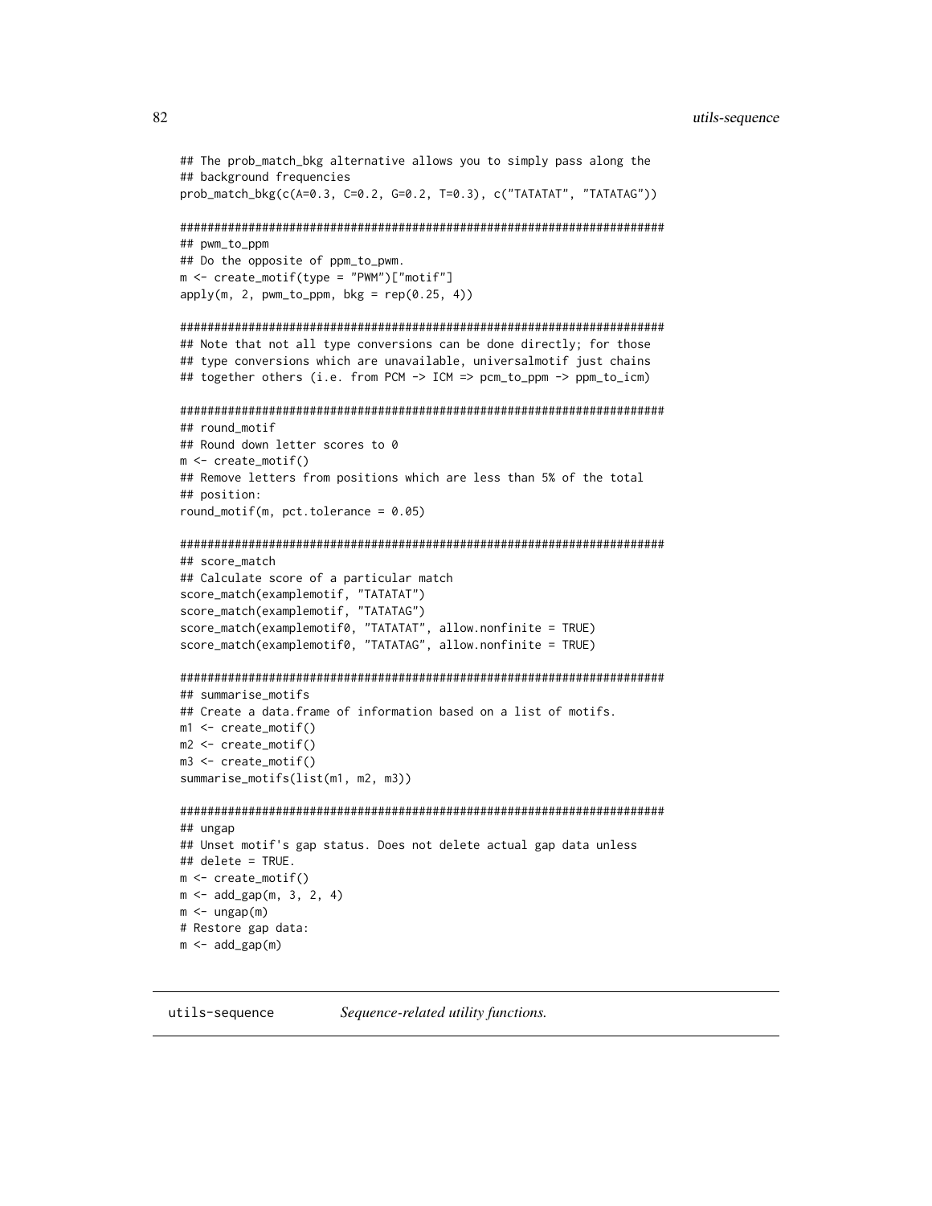```
## The prob_match_bkg alternative allows you to simply pass along the
## background frequencies
prob_match_bkg(c(A=0.3, C=0.2, G=0.2, T=0.3), c("TATATAT", "TATATAG"))

#######################################################################
## pwm_to_ppm
## Do the opposite of ppm_to_pwm.
m <- create_motif(type = "PWM")["motif"]
apply(m, 2, pwm_to_ppm, bkg = rep(0.25, 4))

#######################################################################
## Note that not all type conversions can be done directly; for those
## type conversions which are unavailable, universalmotif just chains
## together others (i.e. from PCM -> ICM => pcm_to_ppm -> ppm_to_icm)

#######################################################################
## round_motif
## Round down letter scores to 0
m <- create_motif()
## Remove letters from positions which are less than 5% of the total
## position:
round_motif(m, pct.tolerance = 0.05)

#######################################################################
## score_match
## Calculate score of a particular match
score_match(examplemotif, "TATATAT")
score_match(examplemotif, "TATATAG")
score_match(examplemotif0, "TATATAT", allow.nonfinite = TRUE)
score_match(examplemotif0, "TATATAG", allow.nonfinite = TRUE)

#######################################################################
## summarise_motifs
## Create a data.frame of information based on a list of motifs.
m1 <- create_motif()
m2 <- create_motif()
m3 <- create_motif()
summarise_motifs(list(m1, m2, m3))

#######################################################################
## ungap
## Unset motif's gap status. Does not delete actual gap data unless
## delete = TRUE.
m <- create_motif()
m <- add_gap(m, 3, 2, 4)
m <- ungap(m)
# Restore gap data:
m <- add_gap(m)
```

---

utils-sequence *Sequence-related utility functions.*

---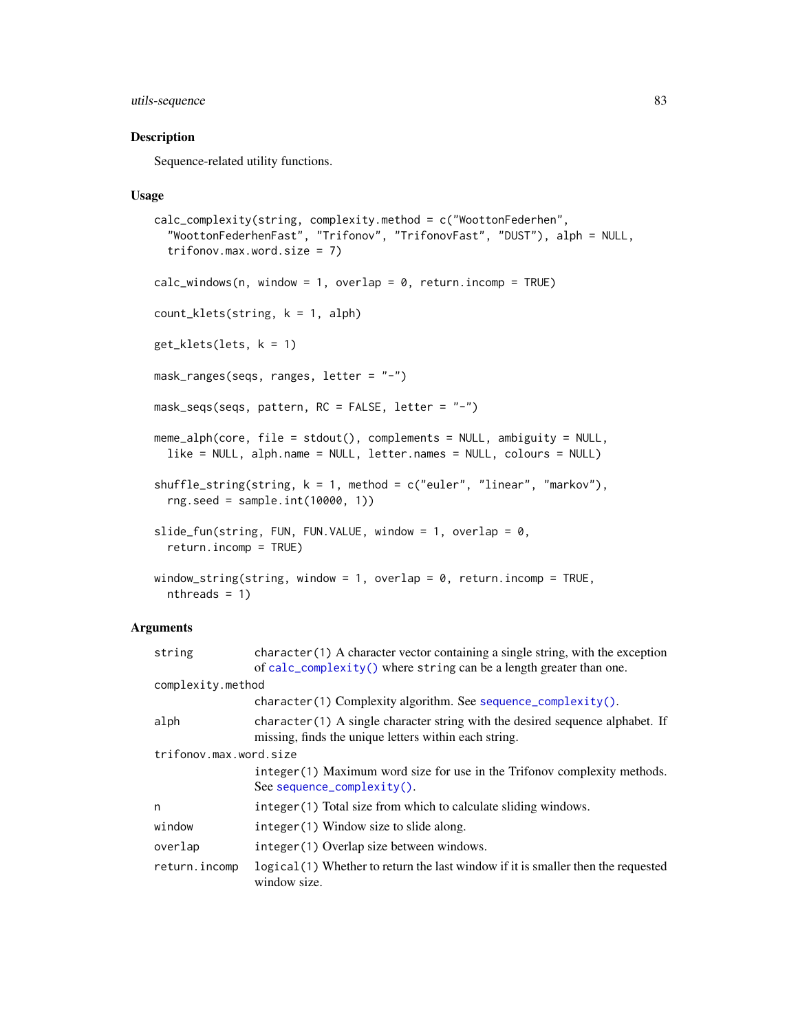## Description

Sequence-related utility functions.

## Usage

```
calc_complexity(string, complexity.method = c("WoottonFederhen",
  "WoottonFederhenFast", "Trifonov", "TrifonovFast", "DUST"), alph = NULL,
  trifonov.max.word.size = 7)

calc_windows(n, window = 1, overlap = 0, return.incomp = TRUE)

count_klets(string, k = 1, alph)

get_klets(lets, k = 1)

mask_ranges(seqs, ranges, letter = "-")

mask_seqs(seqs, pattern, RC = FALSE, letter = "-")

meme_alph(core, file = stdout(), complements = NULL, ambiguity = NULL,
  like = NULL, alph.name = NULL, letter.names = NULL, colours = NULL)

shuffle_string(string, k = 1, method = c("euler", "linear", "markov"),
  rng.seed = sample.int(10000, 1))

slide_fun(string, FUN, FUN.VALUE, window = 1, overlap = 0,
  return.incomp = TRUE)

window_string(string, window = 1, overlap = 0, return.incomp = TRUE,
  nthreads = 1)
```

## Arguments

| | |
|---|---|
| `string` | `character(1)` A character vector containing a single string, with the exception of `calc_complexity()` where `string` can be a length greater than one. |
| `complexity.method` | `character(1)` Complexity algorithm. See `sequence_complexity()`. |
| `alph` | `character(1)` A single character string with the desired sequence alphabet. If missing, finds the unique letters within each string. |
| `trifonov.max.word.size` | `integer(1)` Maximum word size for use in the Trifonov complexity methods. See `sequence_complexity()`. |
| `n` | `integer(1)` Total size from which to calculate sliding windows. |
| `window` | `integer(1)` Window size to slide along. |
| `overlap` | `integer(1)` Overlap size between windows. |
| `return.incomp` | `logical(1)` Whether to return the last window if it is smaller then the requested window size. |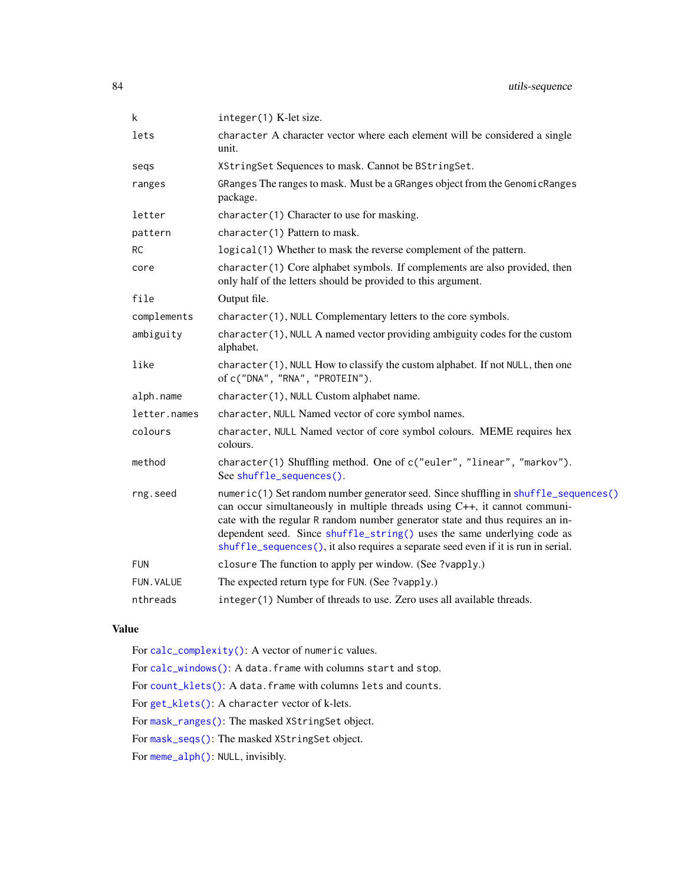| | |
|---|---|
| `k` | `integer(1)` K-let size. |
| `lets` | `character` A character vector where each element will be considered a single unit. |
| `seqs` | `XStringSet` Sequences to mask. Cannot be `BStringSet`. |
| `ranges` | `GRanges` The ranges to mask. Must be a `GRanges` object from the `GenomicRanges` package. |
| `letter` | `character(1)` Character to use for masking. |
| `pattern` | `character(1)` Pattern to mask. |
| `RC` | `logical(1)` Whether to mask the reverse complement of the pattern. |
| `core` | `character(1)` Core alphabet symbols. If complements are also provided, then only half of the letters should be provided to this argument. |
| `file` | Output file. |
| `complements` | `character(1)`, `NULL` Complementary letters to the core symbols. |
| `ambiguity` | `character(1)`, `NULL` A named vector providing ambiguity codes for the custom alphabet. |
| `like` | `character(1)`, `NULL` How to classify the custom alphabet. If not `NULL`, then one of `c("DNA", "RNA", "PROTEIN")`. |
| `alph.name` | `character(1)`, `NULL` Custom alphabet name. |
| `letter.names` | `character`, `NULL` Named vector of core symbol names. |
| `colours` | `character`, `NULL` Named vector of core symbol colours. MEME requires hex colours. |
| `method` | `character(1)` Shuffling method. One of `c("euler", "linear", "markov")`. See `shuffle_sequences()`. |
| `rng.seed` | `numeric(1)` Set random number generator seed. Since shuffling in `shuffle_sequences()` can occur simultaneously in multiple threads using C++, it cannot communicate with the regular `R` random number generator state and thus requires an independent seed. Since `shuffle_string()` uses the same underlying code as `shuffle_sequences()`, it also requires a separate seed even if it is run in serial. |
| `FUN` | `closure` The function to apply per window. (See ?vapply.) |
| `FUN.VALUE` | The expected return type for `FUN`. (See ?vapply.) |
| `nthreads` | `integer(1)` Number of threads to use. Zero uses all available threads. |

## Value

For `calc_complexity()`: A vector of `numeric` values.

For `calc_windows()`: A `data.frame` with columns `start` and `stop`.

For `count_klets()`: A `data.frame` with columns `lets` and `counts`.

For `get_klets()`: A `character` vector of k-lets.

For `mask_ranges()`: The masked `XStringSet` object.

For `mask_seqs()`: The masked `XStringSet` object.

For `meme_alph()`: `NULL`, invisibly.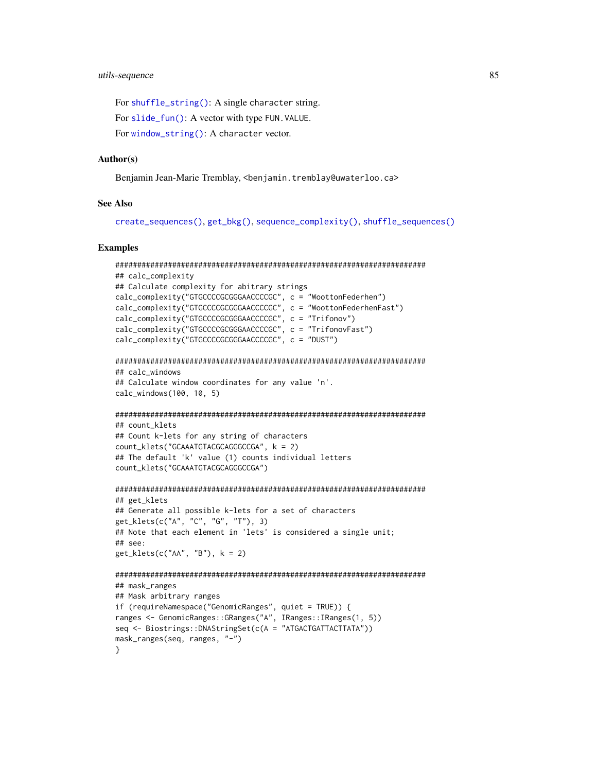For `shuffle_string()`: A single `character` string.

For `slide_fun()`: A vector with type `FUN.VALUE`.

For `window_string()`: A `character` vector.

### Author(s)

Benjamin Jean-Marie Tremblay, <benjamin.tremblay@uwaterloo.ca>

### See Also

`create_sequences()`, `get_bkg()`, `sequence_complexity()`, `shuffle_sequences()`

### Examples

```
#######################################################################
## calc_complexity
## Calculate complexity for abitrary strings
calc_complexity("GTGCCCCGCGGGAACCCCGC", c = "WoottonFederhen")
calc_complexity("GTGCCCCGCGGGAACCCCGC", c = "WoottonFederhenFast")
calc_complexity("GTGCCCCGCGGGAACCCCGC", c = "Trifonov")
calc_complexity("GTGCCCCGCGGGAACCCCGC", c = "TrifonovFast")
calc_complexity("GTGCCCCGCGGGAACCCCGC", c = "DUST")

#######################################################################
## calc_windows
## Calculate window coordinates for any value 'n'.
calc_windows(100, 10, 5)

#######################################################################
## count_klets
## Count k-lets for any string of characters
count_klets("GCAAATGTACGCAGGGCCGA", k = 2)
## The default 'k' value (1) counts individual letters
count_klets("GCAAATGTACGCAGGGCCGA")

#######################################################################
## get_klets
## Generate all possible k-lets for a set of characters
get_klets(c("A", "C", "G", "T"), 3)
## Note that each element in 'lets' is considered a single unit;
## see:
get_klets(c("AA", "B"), k = 2)

#######################################################################
## mask_ranges
## Mask arbitrary ranges
if (requireNamespace("GenomicRanges", quiet = TRUE)) {
ranges <- GenomicRanges::GRanges("A", IRanges::IRanges(1, 5))
seq <- Biostrings::DNAStringSet(c(A = "ATGACTGATTACTTATA"))
mask_ranges(seq, ranges, "-")
}
```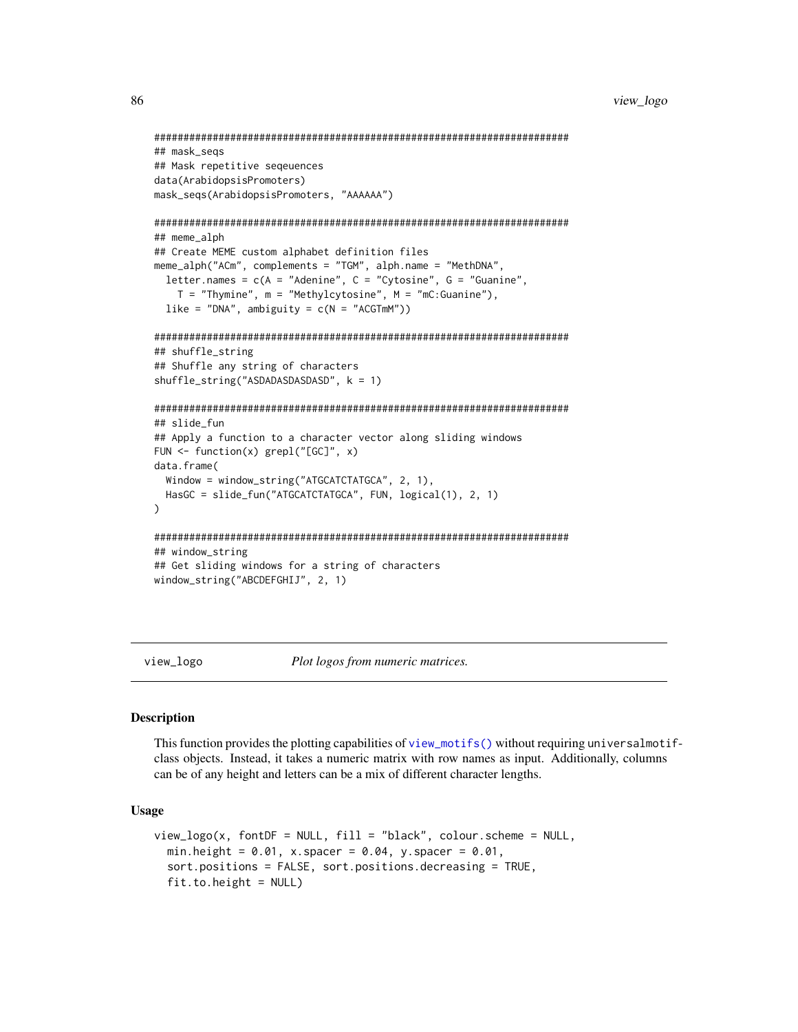```
#######################################################################
## mask_seqs
## Mask repetitive seqeuences
data(ArabidopsisPromoters)
mask_seqs(ArabidopsisPromoters, "AAAAAA")

#######################################################################
## meme_alph
## Create MEME custom alphabet definition files
meme_alph("ACm", complements = "TGM", alph.name = "MethDNA",
  letter.names = c(A = "Adenine", C = "Cytosine", G = "Guanine",
    T = "Thymine", m = "Methylcytosine", M = "mC:Guanine"),
  like = "DNA", ambiguity = c(N = "ACGTmM"))

#######################################################################
## shuffle_string
## Shuffle any string of characters
shuffle_string("ASDADASDASDASD", k = 1)

#######################################################################
## slide_fun
## Apply a function to a character vector along sliding windows
FUN <- function(x) grepl("[GC]", x)
data.frame(
  Window = window_string("ATGCATCTATGCA", 2, 1),
  HasGC = slide_fun("ATGCATCTATGCA", FUN, logical(1), 2, 1)
)

#######################################################################
## window_string
## Get sliding windows for a string of characters
window_string("ABCDEFGHIJ", 2, 1)
```

## view_logo    *Plot logos from numeric matrices.*

### Description

This function provides the plotting capabilities of `view_motifs()` without requiring universalmotif-class objects. Instead, it takes a numeric matrix with row names as input. Additionally, columns can be of any height and letters can be a mix of different character lengths.

### Usage

```
view_logo(x, fontDF = NULL, fill = "black", colour.scheme = NULL,
  min.height = 0.01, x.spacer = 0.04, y.spacer = 0.01,
  sort.positions = FALSE, sort.positions.decreasing = TRUE,
  fit.to.height = NULL)
```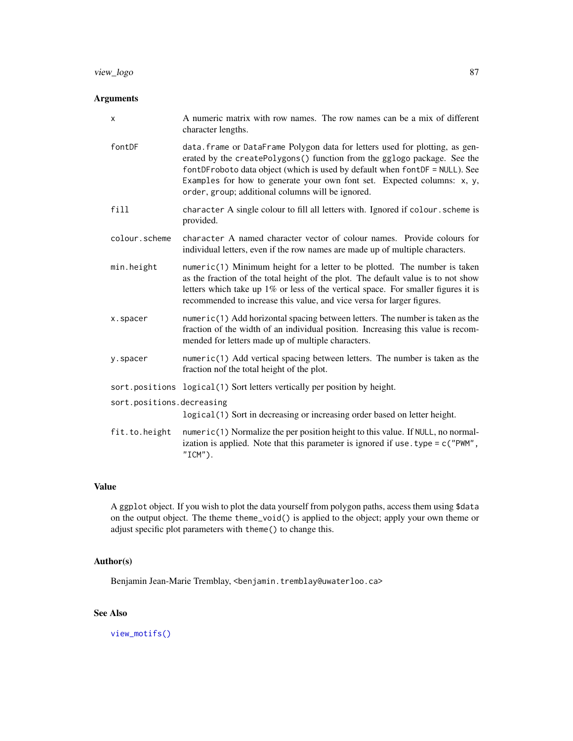## Arguments

| | |
|---|---|
| `x` | A numeric matrix with row names. The row names can be a mix of different character lengths. |
| `fontDF` | `data.frame` or `DataFrame` Polygon data for letters used for plotting, as generated by the `createPolygons()` function from the `gglogo` package. See the `fontDFroboto` data object (which is used by default when `fontDF = NULL`). See `Examples` for how to generate your own font set. Expected columns: `x`, `y`, `order`, `group`; additional columns will be ignored. |
| `fill` | `character` A single colour to fill all letters with. Ignored if `colour.scheme` is provided. |
| `colour.scheme` | `character` A named character vector of colour names. Provide colours for individual letters, even if the row names are made up of multiple characters. |
| `min.height` | `numeric(1)` Minimum height for a letter to be plotted. The number is taken as the fraction of the total height of the plot. The default value is to not show letters which take up 1% or less of the vertical space. For smaller figures it is recommended to increase this value, and vice versa for larger figures. |
| `x.spacer` | `numeric(1)` Add horizontal spacing between letters. The number is taken as the fraction of the width of an individual position. Increasing this value is recommended for letters made up of multiple characters. |
| `y.spacer` | `numeric(1)` Add vertical spacing between letters. The number is taken as the fraction nof the total height of the plot. |
| `sort.positions` | `logical(1)` Sort letters vertically per position by height. |
| `sort.positions.decreasing` | `logical(1)` Sort in decreasing or increasing order based on letter height. |
| `fit.to.height` | `numeric(1)` Normalize the per position height to this value. If `NULL`, no normalization is applied. Note that this parameter is ignored if `use.type = c("PWM", "ICM")`. |

## Value

A `ggplot` object. If you wish to plot the data yourself from polygon paths, access them using `$data` on the output object. The theme `theme_void()` is applied to the object; apply your own theme or adjust specific plot parameters with `theme()` to change this.

## Author(s)

Benjamin Jean-Marie Tremblay, `<benjamin.tremblay@uwaterloo.ca>`

## See Also

`view_motifs()`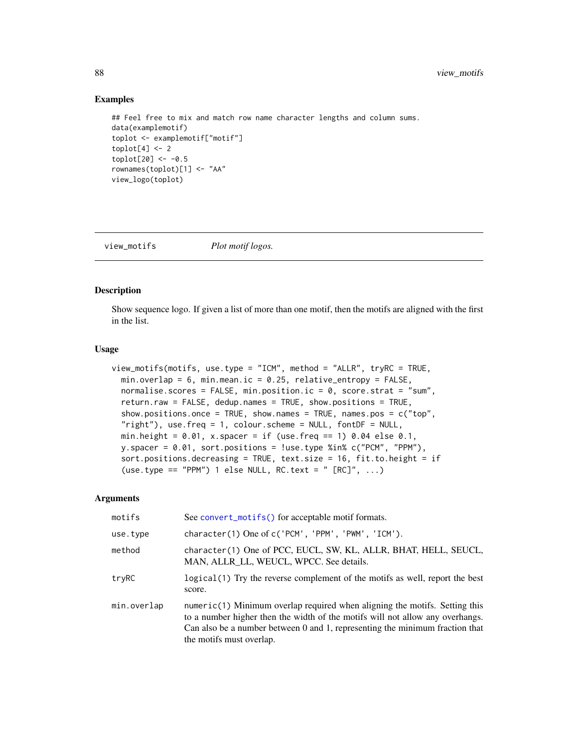## Examples

```
## Feel free to mix and match row name character lengths and column sums.
data(examplemotif)
toplot <- examplemotif["motif"]
toplot[4] <- 2
toplot[20] <- -0.5
rownames(toplot)[1] <- "AA"
view_logo(toplot)
```

---

# view_motifs *Plot motif logos.*

---

## Description

Show sequence logo. If given a list of more than one motif, then the motifs are aligned with the first in the list.

## Usage

```
view_motifs(motifs, use.type = "ICM", method = "ALLR", tryRC = TRUE,
  min.overlap = 6, min.mean.ic = 0.25, relative_entropy = FALSE,
  normalise.scores = FALSE, min.position.ic = 0, score.strat = "sum",
  return.raw = FALSE, dedup.names = TRUE, show.positions = TRUE,
  show.positions.once = TRUE, show.names = TRUE, names.pos = c("top",
  "right"), use.freq = 1, colour.scheme = NULL, fontDF = NULL,
  min.height = 0.01, x.spacer = if (use.freq == 1) 0.04 else 0.1,
  y.spacer = 0.01, sort.positions = !use.type %in% c("PCM", "PPM"),
  sort.positions.decreasing = TRUE, text.size = 16, fit.to.height = if
  (use.type == "PPM") 1 else NULL, RC.text = " [RC]", ...)
```

## Arguments

| | |
|---|---|
| motifs | See convert_motifs() for acceptable motif formats. |
| use.type | character(1) One of c('PCM', 'PPM', 'PWM', 'ICM'). |
| method | character(1) One of PCC, EUCL, SW, KL, ALLR, BHAT, HELL, SEUCL, MAN, ALLR_LL, WEUCL, WPCC. See details. |
| tryRC | logical(1) Try the reverse complement of the motifs as well, report the best score. |
| min.overlap | numeric(1) Minimum overlap required when aligning the motifs. Setting this to a number higher then the width of the motifs will not allow any overhangs. Can also be a number between 0 and 1, representing the minimum fraction that the motifs must overlap. |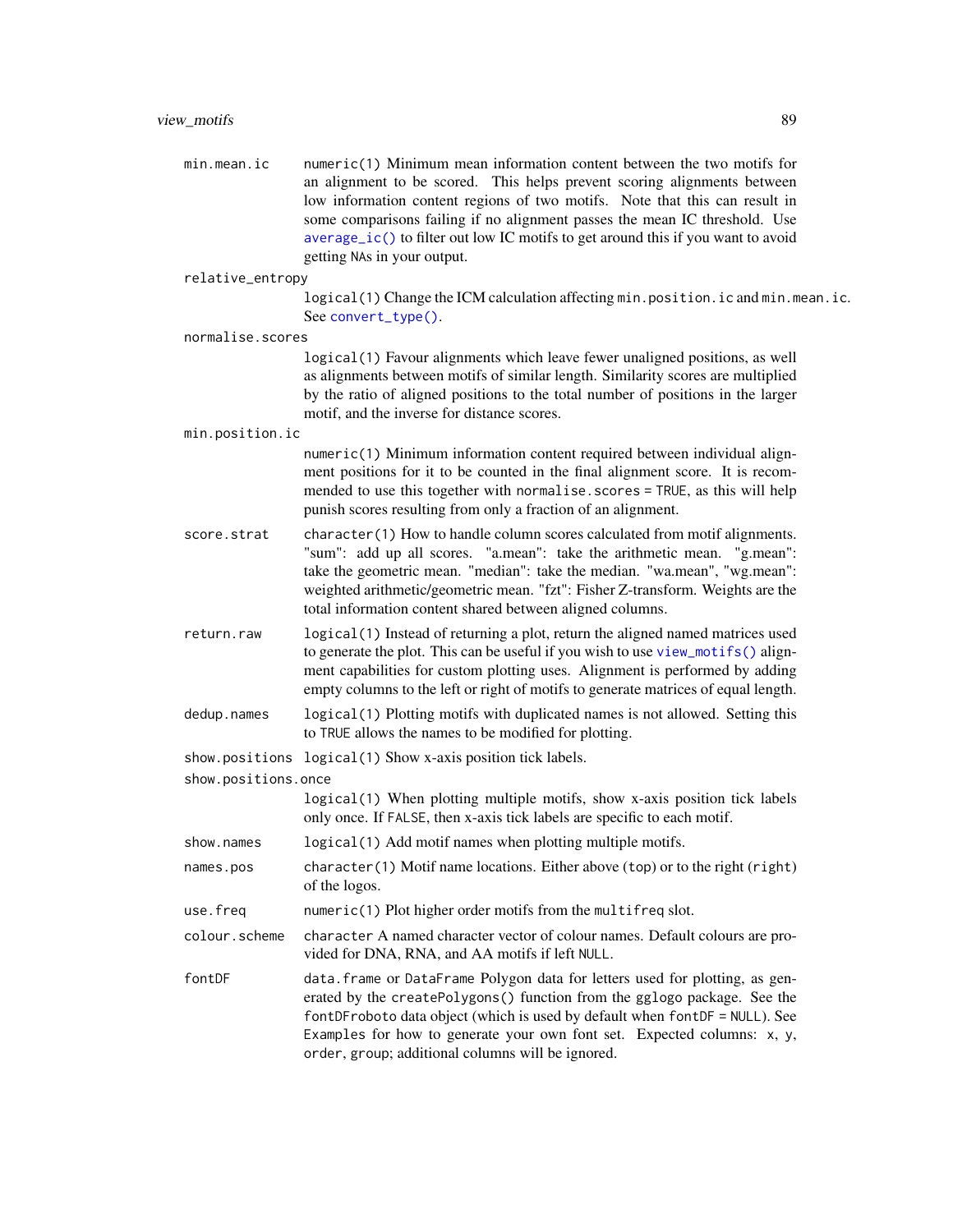- `min.mean.ic` — `numeric(1)` Minimum mean information content between the two motifs for an alignment to be scored. This helps prevent scoring alignments between low information content regions of two motifs. Note that this can result in some comparisons failing if no alignment passes the mean IC threshold. Use `average_ic()` to filter out low IC motifs to get around this if you want to avoid getting NAs in your output.

- `relative_entropy` — `logical(1)` Change the ICM calculation affecting `min.position.ic` and `min.mean.ic`. See `convert_type()`.

- `normalise.scores` — `logical(1)` Favour alignments which leave fewer unaligned positions, as well as alignments between motifs of similar length. Similarity scores are multiplied by the ratio of aligned positions to the total number of positions in the larger motif, and the inverse for distance scores.

- `min.position.ic` — `numeric(1)` Minimum information content required between individual alignment positions for it to be counted in the final alignment score. It is recommended to use this together with `normalise.scores = TRUE`, as this will help punish scores resulting from only a fraction of an alignment.

- `score.strat` — `character(1)` How to handle column scores calculated from motif alignments. "sum": add up all scores. "a.mean": take the arithmetic mean. "g.mean": take the geometric mean. "median": take the median. "wa.mean", "wg.mean": weighted arithmetic/geometric mean. "fzt": Fisher Z-transform. Weights are the total information content shared between aligned columns.

- `return.raw` — `logical(1)` Instead of returning a plot, return the aligned named matrices used to generate the plot. This can be useful if you wish to use `view_motifs()` alignment capabilities for custom plotting uses. Alignment is performed by adding empty columns to the left or right of motifs to generate matrices of equal length.

- `dedup.names` — `logical(1)` Plotting motifs with duplicated names is not allowed. Setting this to `TRUE` allows the names to be modified for plotting.

- `show.positions` — `logical(1)` Show x-axis position tick labels.

- `show.positions.once` — `logical(1)` When plotting multiple motifs, show x-axis position tick labels only once. If `FALSE`, then x-axis tick labels are specific to each motif.

- `show.names` — `logical(1)` Add motif names when plotting multiple motifs.

- `names.pos` — `character(1)` Motif name locations. Either above (`top`) or to the right (`right`) of the logos.

- `use.freq` — `numeric(1)` Plot higher order motifs from the `multifreq` slot.

- `colour.scheme` — `character` A named character vector of colour names. Default colours are provided for DNA, RNA, and AA motifs if left `NULL`.

- `fontDF` — `data.frame` or `DataFrame` Polygon data for letters used for plotting, as generated by the `createPolygons()` function from the gglogo package. See the `fontDFroboto` data object (which is used by default when `fontDF = NULL`). See `Examples` for how to generate your own font set. Expected columns: `x`, `y`, `order`, `group`; additional columns will be ignored.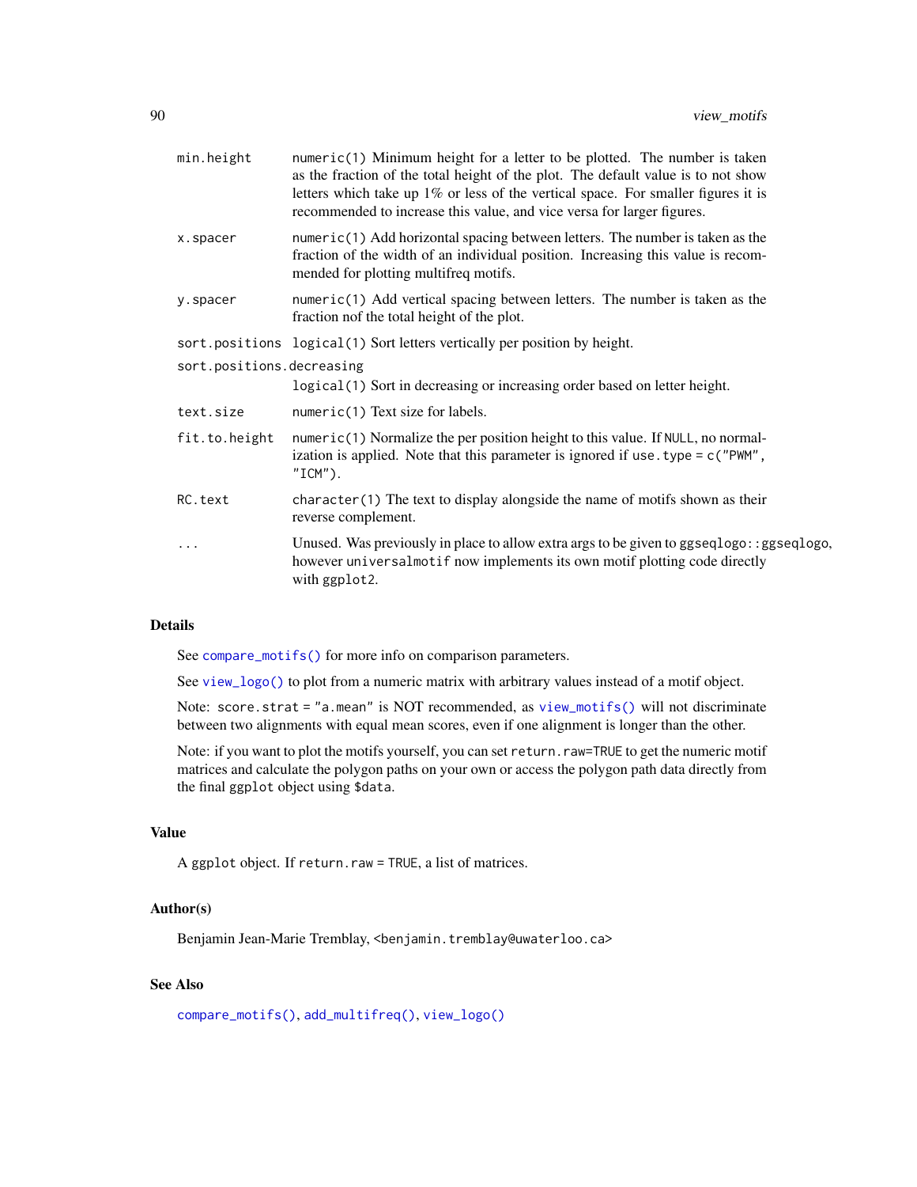| | |
|---|---|
| `min.height` | `numeric(1)` Minimum height for a letter to be plotted. The number is taken as the fraction of the total height of the plot. The default value is to not show letters which take up 1% or less of the vertical space. For smaller figures it is recommended to increase this value, and vice versa for larger figures. |
| `x.spacer` | `numeric(1)` Add horizontal spacing between letters. The number is taken as the fraction of the width of an individual position. Increasing this value is recommended for plotting multifreq motifs. |
| `y.spacer` | `numeric(1)` Add vertical spacing between letters. The number is taken as the fraction nof the total height of the plot. |
| `sort.positions` | `logical(1)` Sort letters vertically per position by height. |
| `sort.positions.decreasing` | `logical(1)` Sort in decreasing or increasing order based on letter height. |
| `text.size` | `numeric(1)` Text size for labels. |
| `fit.to.height` | `numeric(1)` Normalize the per position height to this value. If `NULL`, no normalization is applied. Note that this parameter is ignored if `use.type = c("PWM", "ICM")`. |
| `RC.text` | `character(1)` The text to display alongside the name of motifs shown as their reverse complement. |
| `...` | Unused. Was previously in place to allow extra args to be given to `ggseqlogo::ggseqlogo`, however `universalmotif` now implements its own motif plotting code directly with `ggplot2`. |

## Details

See `compare_motifs()` for more info on comparison parameters.

See `view_logo()` to plot from a numeric matrix with arbitrary values instead of a motif object.

Note: `score.strat = "a.mean"` is NOT recommended, as `view_motifs()` will not discriminate between two alignments with equal mean scores, even if one alignment is longer than the other.

Note: if you want to plot the motifs yourself, you can set `return.raw=TRUE` to get the numeric motif matrices and calculate the polygon paths on your own or access the polygon path data directly from the final `ggplot` object using `$data`.

## Value

A `ggplot` object. If `return.raw = TRUE`, a list of matrices.

## Author(s)

Benjamin Jean-Marie Tremblay, `<benjamin.tremblay@uwaterloo.ca>`

## See Also

`compare_motifs()`, `add_multifreq()`, `view_logo()`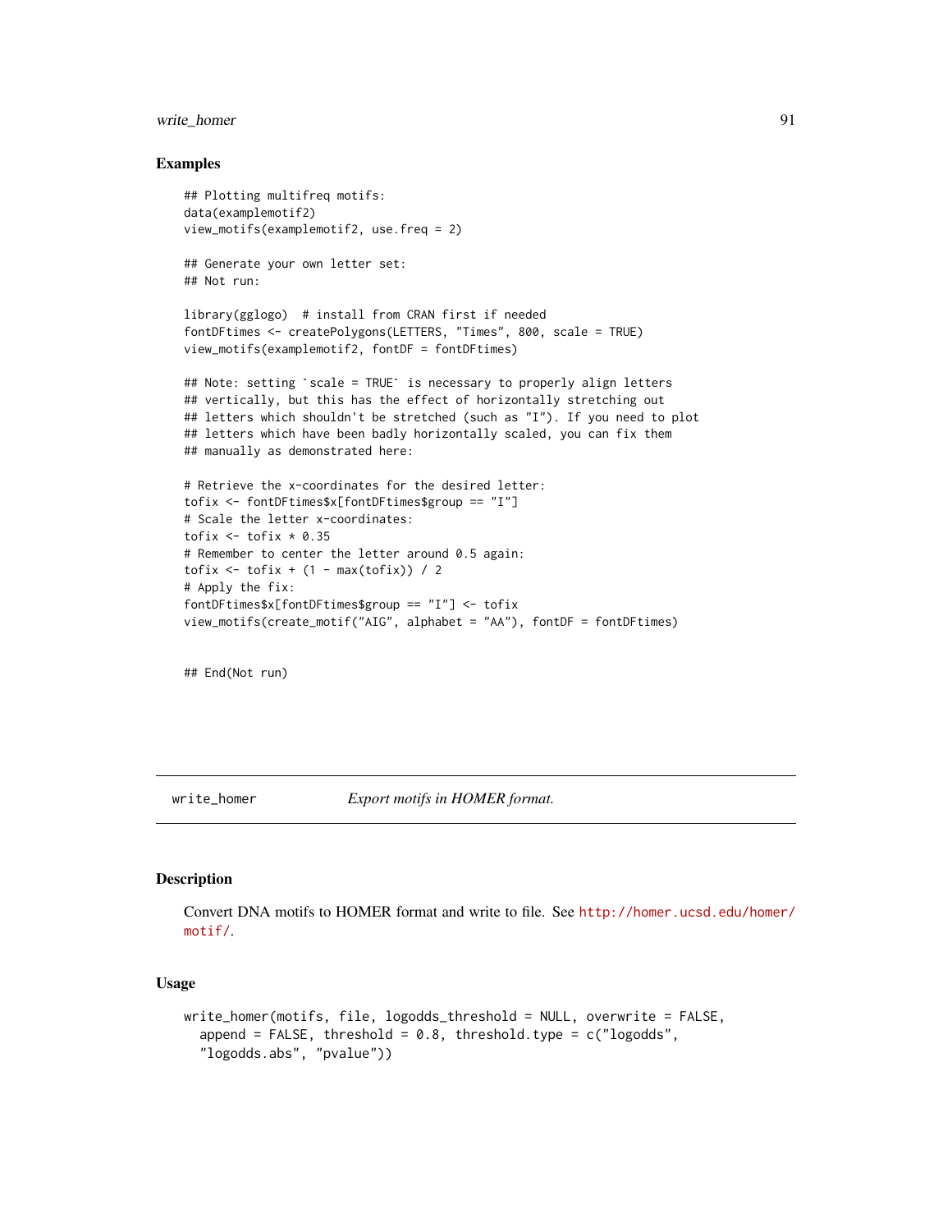## Examples

```
## Plotting multifreq motifs:
data(examplemotif2)
view_motifs(examplemotif2, use.freq = 2)

## Generate your own letter set:
## Not run:

library(gglogo)  # install from CRAN first if needed
fontDFtimes <- createPolygons(LETTERS, "Times", 800, scale = TRUE)
view_motifs(examplemotif2, fontDF = fontDFtimes)

## Note: setting `scale = TRUE` is necessary to properly align letters
## vertically, but this has the effect of horizontally stretching out
## letters which shouldn't be stretched (such as "I"). If you need to plot
## letters which have been badly horizontally scaled, you can fix them
## manually as demonstrated here:

# Retrieve the x-coordinates for the desired letter:
tofix <- fontDFtimes$x[fontDFtimes$group == "I"]
# Scale the letter x-coordinates:
tofix <- tofix * 0.35
# Remember to center the letter around 0.5 again:
tofix <- tofix + (1 - max(tofix)) / 2
# Apply the fix:
fontDFtimes$x[fontDFtimes$group == "I"] <- tofix
view_motifs(create_motif("AIG", alphabet = "AA"), fontDF = fontDFtimes)


## End(Not run)
```

---

`write_homer` *Export motifs in HOMER format.*

---

## Description

Convert DNA motifs to HOMER format and write to file. See http://homer.ucsd.edu/homer/motif/.

## Usage

```
write_homer(motifs, file, logodds_threshold = NULL, overwrite = FALSE,
  append = FALSE, threshold = 0.8, threshold.type = c("logodds",
  "logodds.abs", "pvalue"))
```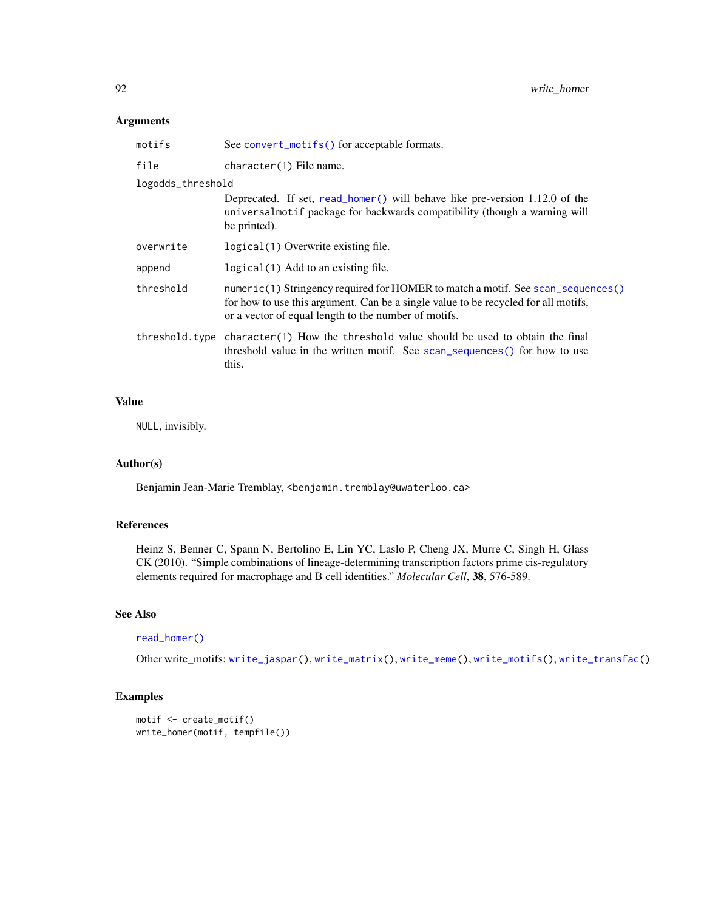### Arguments

| | |
|---|---|
| motifs | See convert_motifs() for acceptable formats. |
| file | character(1) File name. |
| logodds_threshold | Deprecated. If set, read_homer() will behave like pre-version 1.12.0 of the universalmotif package for backwards compatibility (though a warning will be printed). |
| overwrite | logical(1) Overwrite existing file. |
| append | logical(1) Add to an existing file. |
| threshold | numeric(1) Stringency required for HOMER to match a motif. See scan_sequences() for how to use this argument. Can be a single value to be recycled for all motifs, or a vector of equal length to the number of motifs. |
| threshold.type | character(1) How the threshold value should be used to obtain the final threshold value in the written motif. See scan_sequences() for how to use this. |

### Value

NULL, invisibly.

### Author(s)

Benjamin Jean-Marie Tremblay, <benjamin.tremblay@uwaterloo.ca>

### References

Heinz S, Benner C, Spann N, Bertolino E, Lin YC, Laslo P, Cheng JX, Murre C, Singh H, Glass CK (2010). "Simple combinations of lineage-determining transcription factors prime cis-regulatory elements required for macrophage and B cell identities." *Molecular Cell*, **38**, 576-589.

### See Also

read_homer()

Other write_motifs: write_jaspar(), write_matrix(), write_meme(), write_motifs(), write_transfac()

### Examples

```
motif <- create_motif()
write_homer(motif, tempfile())
```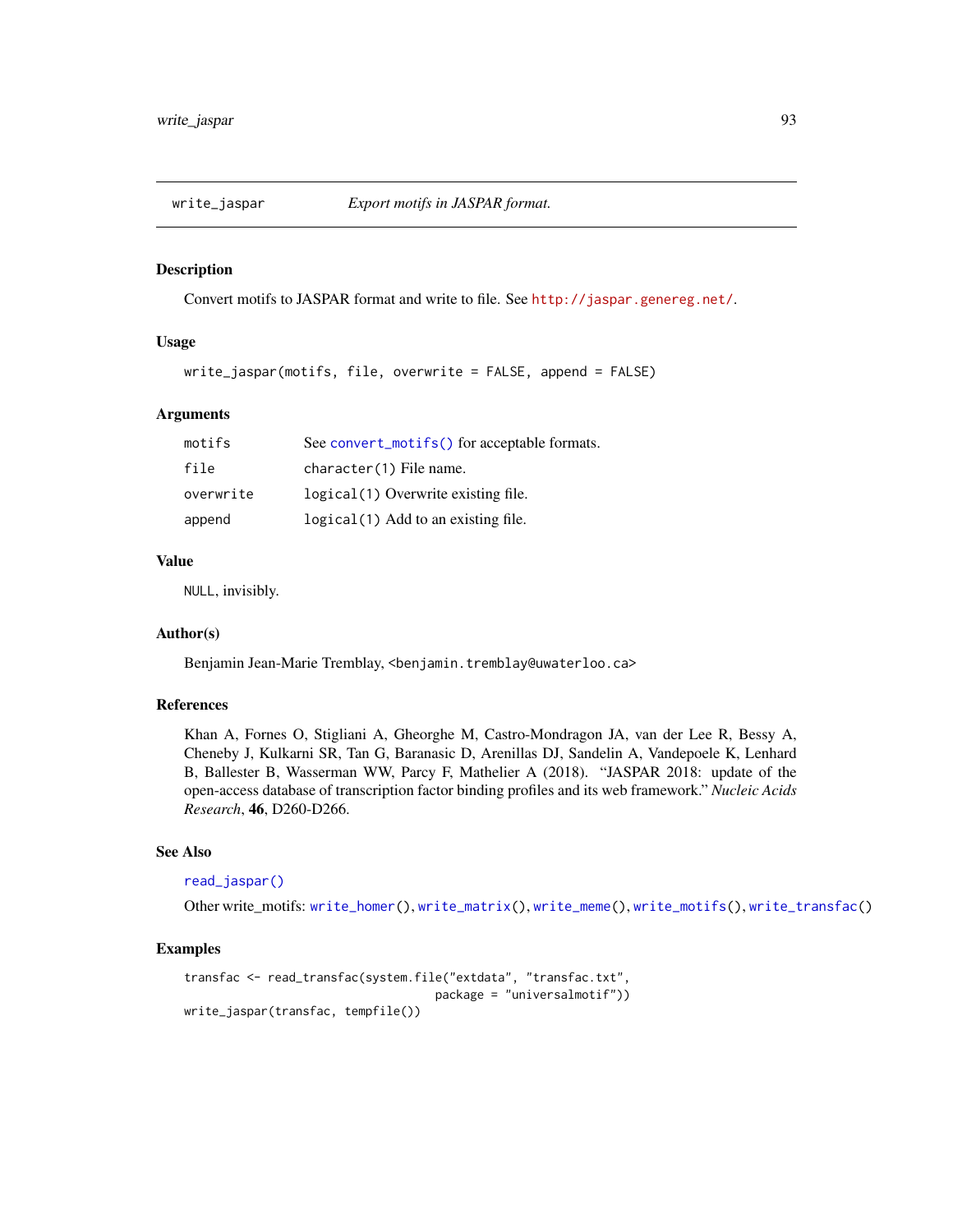# write_jaspar — *Export motifs in JASPAR format.*

## Description

Convert motifs to JASPAR format and write to file. See http://jaspar.genereg.net/.

## Usage

```
write_jaspar(motifs, file, overwrite = FALSE, append = FALSE)
```

## Arguments

| | |
|---|---|
| motifs | See convert_motifs() for acceptable formats. |
| file | character(1) File name. |
| overwrite | logical(1) Overwrite existing file. |
| append | logical(1) Add to an existing file. |

## Value

NULL, invisibly.

## Author(s)

Benjamin Jean-Marie Tremblay, <benjamin.tremblay@uwaterloo.ca>

## References

Khan A, Fornes O, Stigliani A, Gheorghe M, Castro-Mondragon JA, van der Lee R, Bessy A, Cheneby J, Kulkarni SR, Tan G, Baranasic D, Arenillas DJ, Sandelin A, Vandepoele K, Lenhard B, Ballester B, Wasserman WW, Parcy F, Mathelier A (2018). "JASPAR 2018: update of the open-access database of transcription factor binding profiles and its web framework." *Nucleic Acids Research*, **46**, D260-D266.

## See Also

read_jaspar()

Other write_motifs: write_homer(), write_matrix(), write_meme(), write_motifs(), write_transfac()

## Examples

```
transfac <- read_transfac(system.file("extdata", "transfac.txt",
                                      package = "universalmotif"))
write_jaspar(transfac, tempfile())
```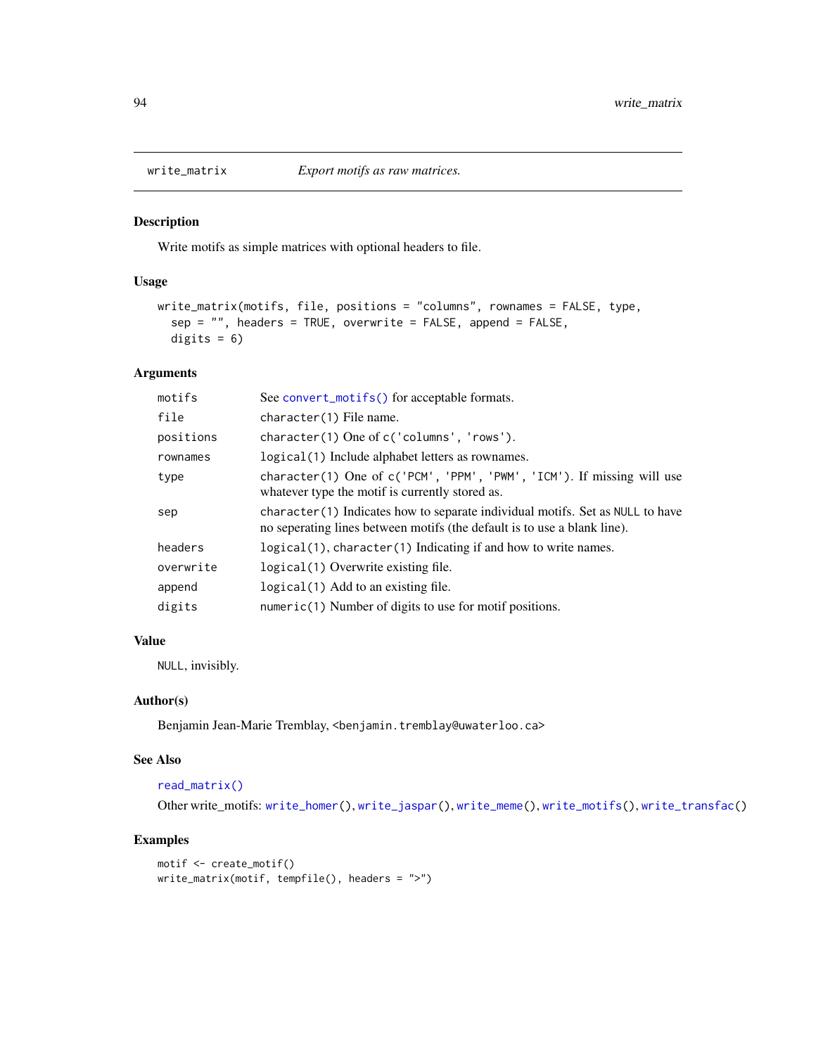# write_matrix — *Export motifs as raw matrices.*

## Description

Write motifs as simple matrices with optional headers to file.

## Usage

```
write_matrix(motifs, file, positions = "columns", rownames = FALSE, type,
  sep = "", headers = TRUE, overwrite = FALSE, append = FALSE,
  digits = 6)
```

## Arguments

| | |
|---|---|
| motifs | See `convert_motifs()` for acceptable formats. |
| file | `character(1)` File name. |
| positions | `character(1)` One of `c('columns', 'rows')`. |
| rownames | `logical(1)` Include alphabet letters as rownames. |
| type | `character(1)` One of `c('PCM', 'PPM', 'PWM', 'ICM')`. If missing will use whatever type the motif is currently stored as. |
| sep | `character(1)` Indicates how to separate individual motifs. Set as `NULL` to have no seperating lines between motifs (the default is to use a blank line). |
| headers | `logical(1)`, `character(1)` Indicating if and how to write names. |
| overwrite | `logical(1)` Overwrite existing file. |
| append | `logical(1)` Add to an existing file. |
| digits | `numeric(1)` Number of digits to use for motif positions. |

## Value

`NULL`, invisibly.

## Author(s)

Benjamin Jean-Marie Tremblay, <benjamin.tremblay@uwaterloo.ca>

## See Also

`read_matrix()`

Other write_motifs: `write_homer()`, `write_jaspar()`, `write_meme()`, `write_motifs()`, `write_transfac()`

## Examples

```
motif <- create_motif()
write_matrix(motif, tempfile(), headers = ">")
```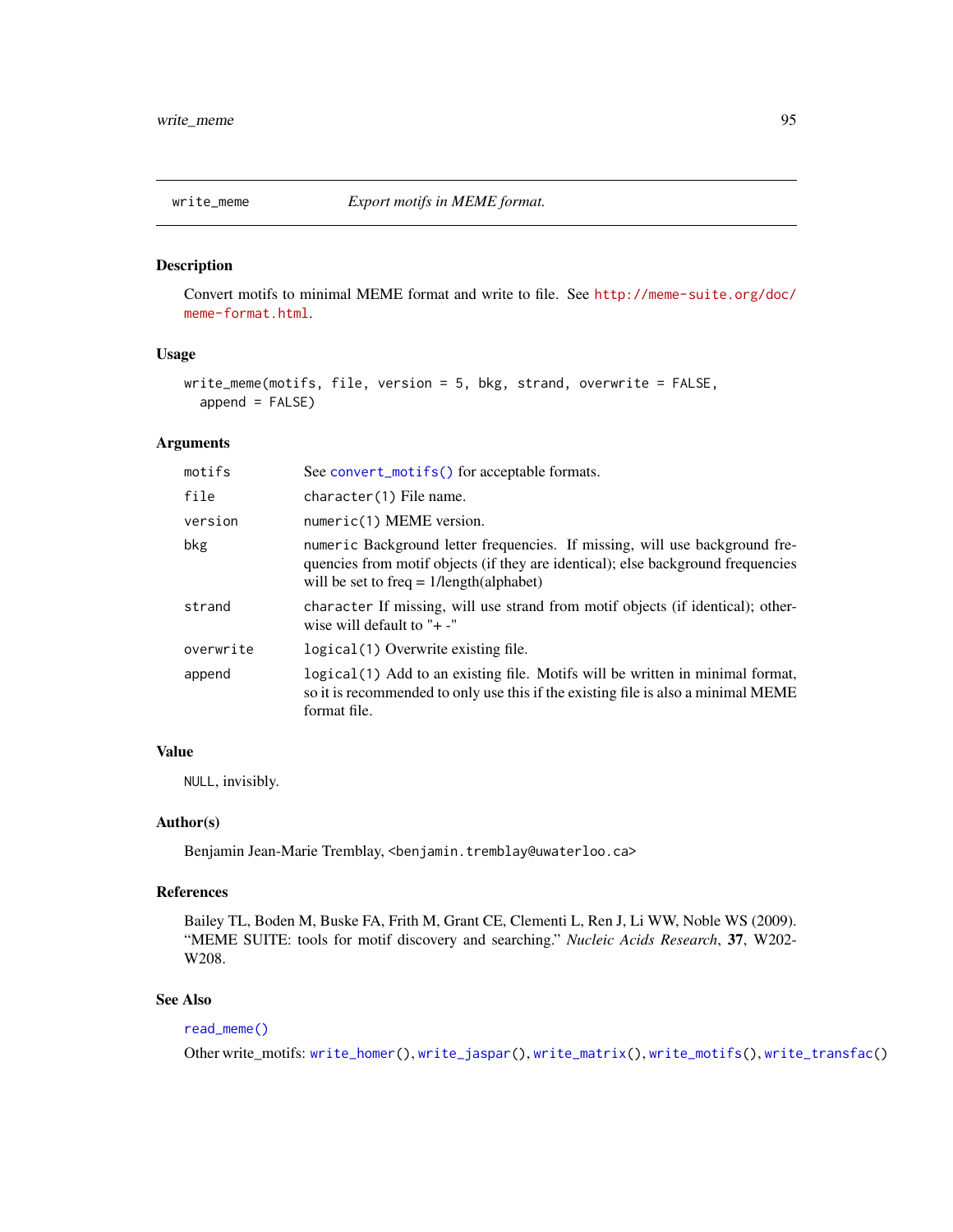write_meme    *Export motifs in MEME format.*

## Description

Convert motifs to minimal MEME format and write to file. See http://meme-suite.org/doc/meme-format.html.

## Usage

```
write_meme(motifs, file, version = 5, bkg, strand, overwrite = FALSE,
  append = FALSE)
```

## Arguments

| | |
|---|---|
| motifs | See convert_motifs() for acceptable formats. |
| file | character(1) File name. |
| version | numeric(1) MEME version. |
| bkg | numeric Background letter frequencies. If missing, will use background frequencies from motif objects (if they are identical); else background frequencies will be set to freq = 1/length(alphabet) |
| strand | character If missing, will use strand from motif objects (if identical); otherwise will default to "+-" |
| overwrite | logical(1) Overwrite existing file. |
| append | logical(1) Add to an existing file. Motifs will be written in minimal format, so it is recommended to only use this if the existing file is also a minimal MEME format file. |

## Value

NULL, invisibly.

## Author(s)

Benjamin Jean-Marie Tremblay, <benjamin.tremblay@uwaterloo.ca>

## References

Bailey TL, Boden M, Buske FA, Frith M, Grant CE, Clementi L, Ren J, Li WW, Noble WS (2009). "MEME SUITE: tools for motif discovery and searching." *Nucleic Acids Research*, **37**, W202-W208.

## See Also

read_meme()

Other write_motifs: write_homer(), write_jaspar(), write_matrix(), write_motifs(), write_transfac()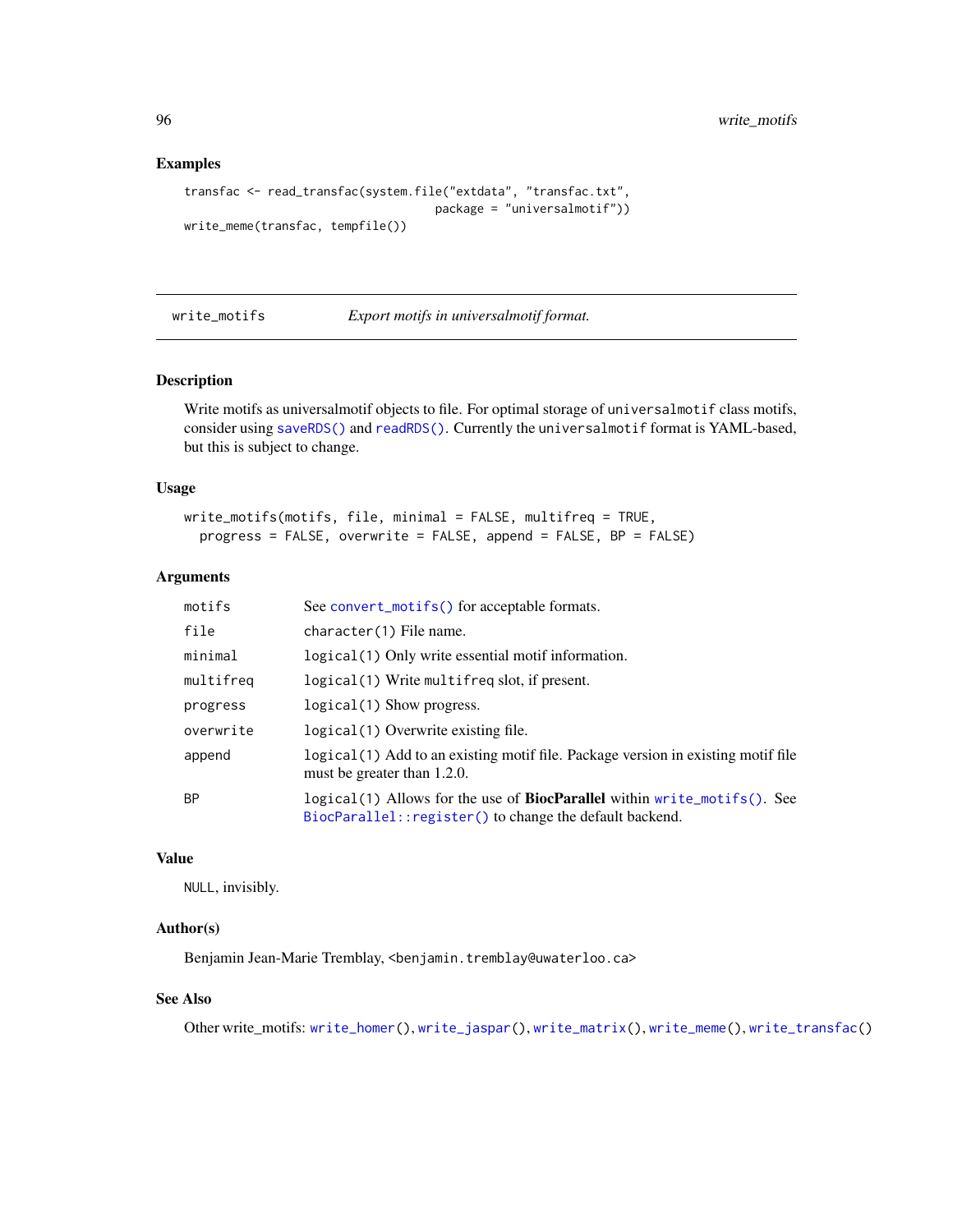## Examples

```
transfac <- read_transfac(system.file("extdata", "transfac.txt",
                                      package = "universalmotif"))
write_meme(transfac, tempfile())
```

---

# write_motifs — *Export motifs in universalmotif format.*

---

### Description

Write motifs as universalmotif objects to file. For optimal storage of `universalmotif` class motifs, consider using `saveRDS()` and `readRDS()`. Currently the `universalmotif` format is YAML-based, but this is subject to change.

### Usage

```
write_motifs(motifs, file, minimal = FALSE, multifreq = TRUE,
  progress = FALSE, overwrite = FALSE, append = FALSE, BP = FALSE)
```

### Arguments

| | |
|---|---|
| `motifs` | See `convert_motifs()` for acceptable formats. |
| `file` | `character(1)` File name. |
| `minimal` | `logical(1)` Only write essential motif information. |
| `multifreq` | `logical(1)` Write `multifreq` slot, if present. |
| `progress` | `logical(1)` Show progress. |
| `overwrite` | `logical(1)` Overwrite existing file. |
| `append` | `logical(1)` Add to an existing motif file. Package version in existing motif file must be greater than 1.2.0. |
| `BP` | `logical(1)` Allows for the use of **BiocParallel** within `write_motifs()`. See `BiocParallel::register()` to change the default backend. |

### Value

`NULL`, invisibly.

### Author(s)

Benjamin Jean-Marie Tremblay, `<benjamin.tremblay@uwaterloo.ca>`

### See Also

Other write_motifs: `write_homer()`, `write_jaspar()`, `write_matrix()`, `write_meme()`, `write_transfac()`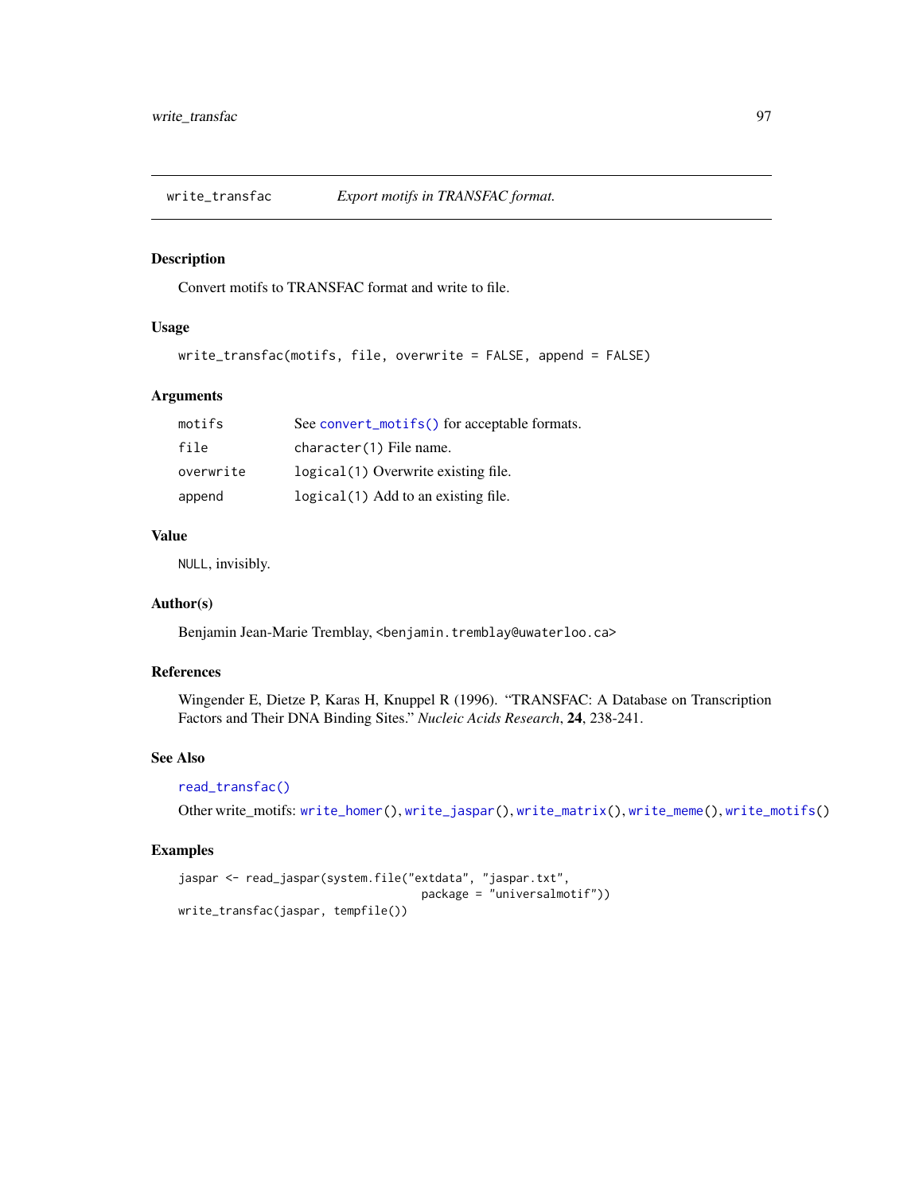## write_transfac — *Export motifs in TRANSFAC format.*

### Description

Convert motifs to TRANSFAC format and write to file.

### Usage

```
write_transfac(motifs, file, overwrite = FALSE, append = FALSE)
```

### Arguments

| | |
|---|---|
| motifs | See `convert_motifs()` for acceptable formats. |
| file | `character(1)` File name. |
| overwrite | `logical(1)` Overwrite existing file. |
| append | `logical(1)` Add to an existing file. |

### Value

`NULL`, invisibly.

### Author(s)

Benjamin Jean-Marie Tremblay, <benjamin.tremblay@uwaterloo.ca>

### References

Wingender E, Dietze P, Karas H, Knuppel R (1996). "TRANSFAC: A Database on Transcription Factors and Their DNA Binding Sites." *Nucleic Acids Research*, **24**, 238-241.

### See Also

`read_transfac()`

Other write_motifs: `write_homer()`, `write_jaspar()`, `write_matrix()`, `write_meme()`, `write_motifs()`

### Examples

```
jaspar <- read_jaspar(system.file("extdata", "jaspar.txt",
                                  package = "universalmotif"))
write_transfac(jaspar, tempfile())
```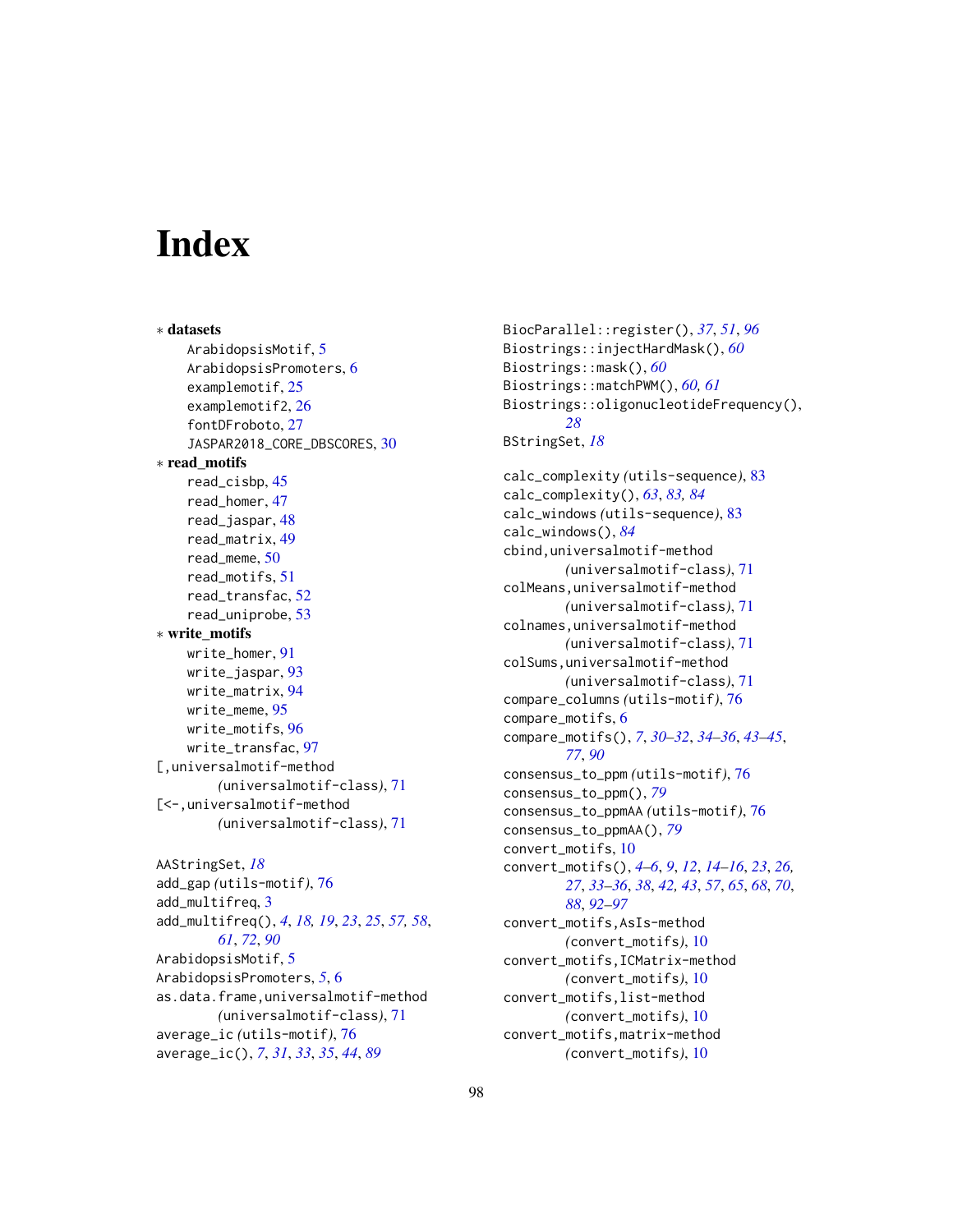# Index

∗ **datasets**
- ArabidopsisMotif, 5
- ArabidopsisPromoters, 6
- examplemotif, 25
- examplemotif2, 26
- fontDFroboto, 27
- JASPAR2018_CORE_DBSCORES, 30

∗ **read_motifs**
- read_cisbp, 45
- read_homer, 47
- read_jaspar, 48
- read_matrix, 49
- read_meme, 50
- read_motifs, 51
- read_transfac, 52
- read_uniprobe, 53

∗ **write_motifs**
- write_homer, 91
- write_jaspar, 93
- write_matrix, 94
- write_meme, 95
- write_motifs, 96
- write_transfac, 97

[,universalmotif-method *(universalmotif-class)*, 71
[<-,universalmotif-method *(universalmotif-class)*, 71

AAStringSet, *18*
add_gap *(utils-motif)*, 76
add_multifreq, 3
add_multifreq(), *4*, *18, 19*, *23*, *25*, *57, 58*, *61*, *72*, *90*
ArabidopsisMotif, 5
ArabidopsisPromoters, *5*, 6
as.data.frame,universalmotif-method *(universalmotif-class)*, 71
average_ic *(utils-motif)*, 76
average_ic(), *7*, *31*, *33*, *35*, *44*, *89*

BiocParallel::register(), *37*, *51*, *96*
Biostrings::injectHardMask(), *60*
Biostrings::mask(), *60*
Biostrings::matchPWM(), *60, 61*
Biostrings::oligonucleotideFrequency(), *28*
BStringSet, *18*

calc_complexity *(utils-sequence)*, 83
calc_complexity(), *63*, *83, 84*
calc_windows *(utils-sequence)*, 83
calc_windows(), *84*
cbind,universalmotif-method *(universalmotif-class)*, 71
colMeans,universalmotif-method *(universalmotif-class)*, 71
colnames,universalmotif-method *(universalmotif-class)*, 71
colSums,universalmotif-method *(universalmotif-class)*, 71
compare_columns *(utils-motif)*, 76
compare_motifs, 6
compare_motifs(), *7*, *30–32*, *34–36*, *43–45*, *77*, *90*
consensus_to_ppm *(utils-motif)*, 76
consensus_to_ppm(), *79*
consensus_to_ppmAA *(utils-motif)*, 76
consensus_to_ppmAA(), *79*
convert_motifs, 10
convert_motifs(), *4–6*, *9*, *12*, *14–16*, *23*, *26, 27*, *33–36*, *38*, *42, 43*, *57*, *65*, *68*, *70*, *88*, *92–97*
convert_motifs,AsIs-method *(convert_motifs)*, 10
convert_motifs,ICMatrix-method *(convert_motifs)*, 10
convert_motifs,list-method *(convert_motifs)*, 10
convert_motifs,matrix-method *(convert_motifs)*, 10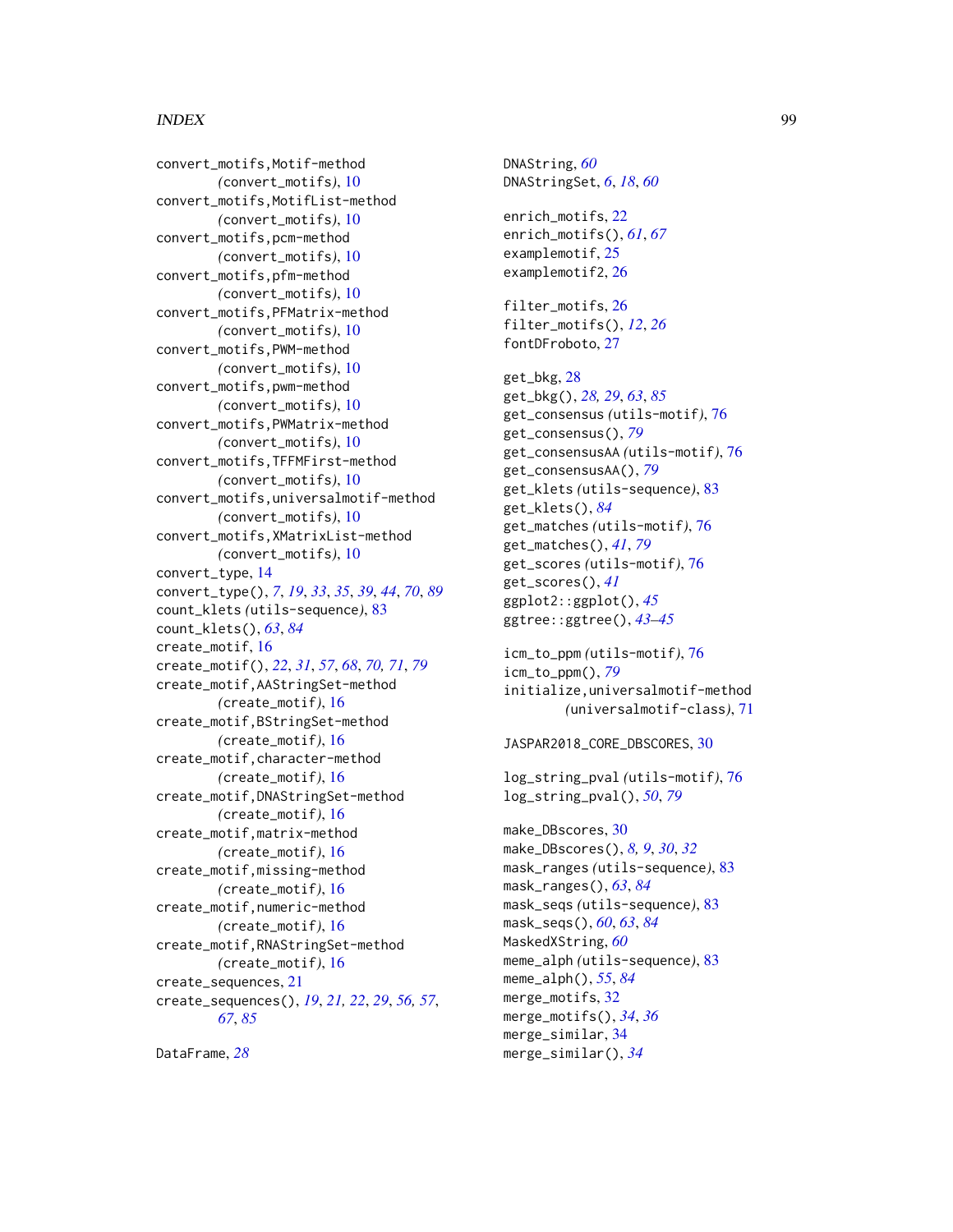convert_motifs,Motif-method
    *(convert_motifs)*, 10
convert_motifs,MotifList-method
    *(convert_motifs)*, 10
convert_motifs,pcm-method
    *(convert_motifs)*, 10
convert_motifs,pfm-method
    *(convert_motifs)*, 10
convert_motifs,PFMatrix-method
    *(convert_motifs)*, 10
convert_motifs,PWM-method
    *(convert_motifs)*, 10
convert_motifs,pwm-method
    *(convert_motifs)*, 10
convert_motifs,PWMatrix-method
    *(convert_motifs)*, 10
convert_motifs,TFFMFirst-method
    *(convert_motifs)*, 10
convert_motifs,universalmotif-method
    *(convert_motifs)*, 10
convert_motifs,XMatrixList-method
    *(convert_motifs)*, 10
convert_type, 14
convert_type(), *7*, *19*, *33*, *35*, *39*, *44*, *70*, *89*
count_klets *(utils-sequence)*, 83
count_klets(), *63*, *84*
create_motif, 16
create_motif(), *22*, *31*, *57*, *68*, *70, 71*, *79*
create_motif,AAStringSet-method
    *(create_motif)*, 16
create_motif,BStringSet-method
    *(create_motif)*, 16
create_motif,character-method
    *(create_motif)*, 16
create_motif,DNAStringSet-method
    *(create_motif)*, 16
create_motif,matrix-method
    *(create_motif)*, 16
create_motif,missing-method
    *(create_motif)*, 16
create_motif,numeric-method
    *(create_motif)*, 16
create_motif,RNAStringSet-method
    *(create_motif)*, 16
create_sequences, 21
create_sequences(), *19*, *21, 22*, *29*, *56, 57*,
    *67*, *85*

DataFrame, *28*
DNAString, *60*
DNAStringSet, *6*, *18*, *60*

enrich_motifs, 22
enrich_motifs(), *61*, *67*
examplemotif, 25
examplemotif2, 26

filter_motifs, 26
filter_motifs(), *12*, *26*
fontDFroboto, 27

get_bkg, 28
get_bkg(), *28, 29*, *63*, *85*
get_consensus *(utils-motif)*, 76
get_consensus(), *79*
get_consensusAA *(utils-motif)*, 76
get_consensusAA(), *79*
get_klets *(utils-sequence)*, 83
get_klets(), *84*
get_matches *(utils-motif)*, 76
get_matches(), *41*, *79*
get_scores *(utils-motif)*, 76
get_scores(), *41*
ggplot2::ggplot(), *45*
ggtree::ggtree(), *43–45*

icm_to_ppm *(utils-motif)*, 76
icm_to_ppm(), *79*
initialize,universalmotif-method
    *(universalmotif-class)*, 71

JASPAR2018_CORE_DBSCORES, 30

log_string_pval *(utils-motif)*, 76
log_string_pval(), *50*, *79*

make_DBscores, 30
make_DBscores(), *8, 9*, *30*, *32*
mask_ranges *(utils-sequence)*, 83
mask_ranges(), *63*, *84*
mask_seqs *(utils-sequence)*, 83
mask_seqs(), *60*, *63*, *84*
MaskedXString, *60*
meme_alph *(utils-sequence)*, 83
meme_alph(), *55*, *84*
merge_motifs, 32
merge_motifs(), *34*, *36*
merge_similar, 34
merge_similar(), *34*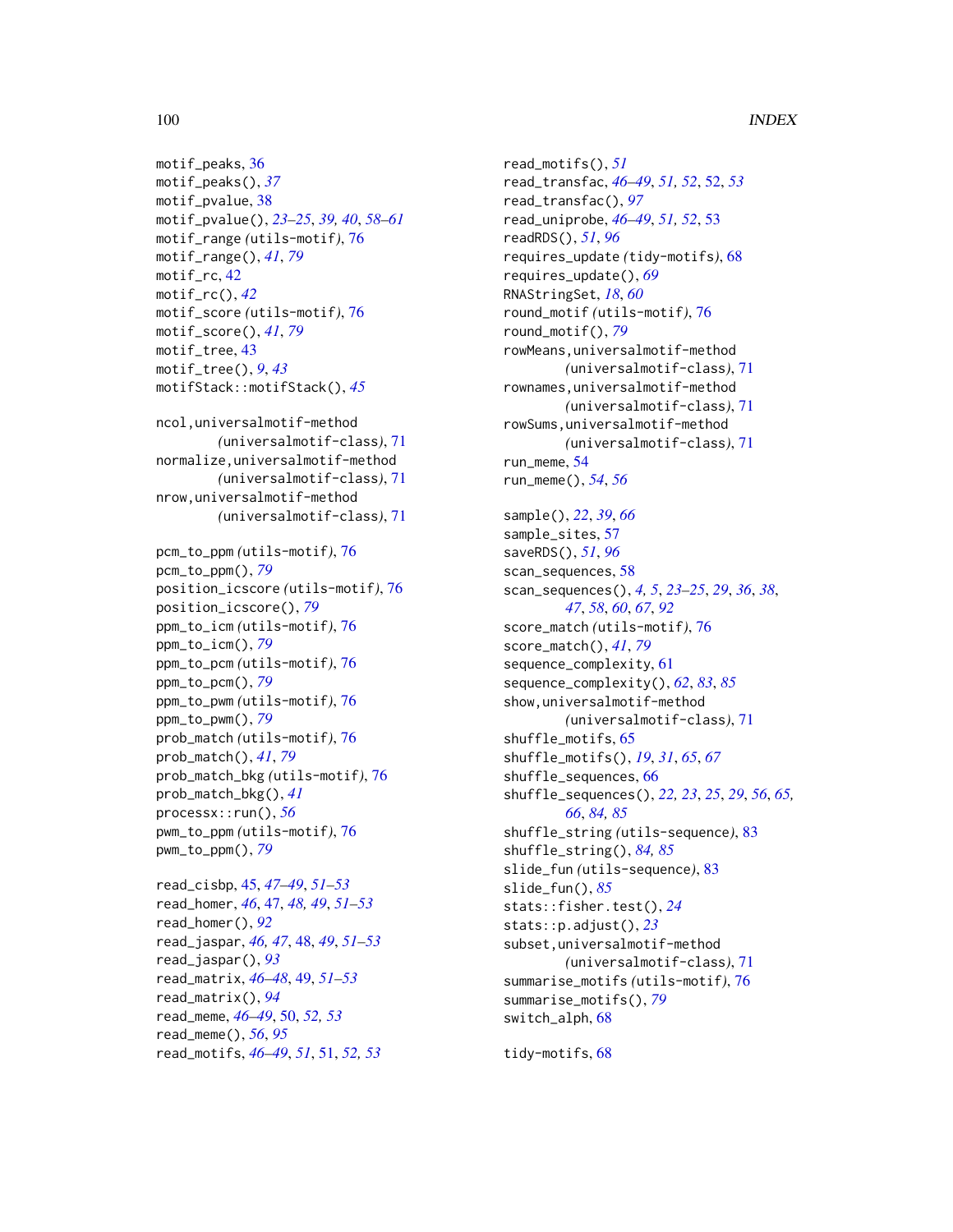motif_peaks, 36
motif_peaks(), *37*
motif_pvalue, 38
motif_pvalue(), *23–25*, *39, 40*, *58–61*
motif_range *(utils-motif)*, 76
motif_range(), *41*, *79*
motif_rc, 42
motif_rc(), *42*
motif_score *(utils-motif)*, 76
motif_score(), *41*, *79*
motif_tree, 43
motif_tree(), *9*, *43*
motifStack::motifStack(), *45*

ncol,universalmotif-method
        *(*universalmotif-class*)*, 71
normalize,universalmotif-method
        *(*universalmotif-class*)*, 71
nrow,universalmotif-method
        *(*universalmotif-class*)*, 71

pcm_to_ppm *(utils-motif)*, 76
pcm_to_ppm(), *79*
position_icscore *(utils-motif)*, 76
position_icscore(), *79*
ppm_to_icm *(utils-motif)*, 76
ppm_to_icm(), *79*
ppm_to_pcm *(utils-motif)*, 76
ppm_to_pcm(), *79*
ppm_to_pwm *(utils-motif)*, 76
ppm_to_pwm(), *79*
prob_match *(utils-motif)*, 76
prob_match(), *41*, *79*
prob_match_bkg *(utils-motif)*, 76
prob_match_bkg(), *41*
processx::run(), *56*
pwm_to_ppm *(utils-motif)*, 76
pwm_to_ppm(), *79*

read_cisbp, 45, *47–49*, *51–53*
read_homer, *46*, 47, *48, 49*, *51–53*
read_homer(), *92*
read_jaspar, *46, 47*, 48, *49*, *51–53*
read_jaspar(), *93*
read_matrix, *46–48*, 49, *51–53*
read_matrix(), *94*
read_meme, *46–49*, 50, *52, 53*
read_meme(), *56*, *95*
read_motifs, *46–49*, *51*, 51, *52, 53*
read_motifs(), *51*
read_transfac, *46–49*, *51, 52*, 52, *53*
read_transfac(), *97*
read_uniprobe, *46–49*, *51, 52*, 53
readRDS(), *51*, *96*
requires_update *(tidy-motifs)*, 68
requires_update(), *69*
RNAStringSet, *18*, *60*
round_motif *(utils-motif)*, 76
round_motif(), *79*
rowMeans,universalmotif-method
        *(*universalmotif-class*)*, 71
rownames,universalmotif-method
        *(*universalmotif-class*)*, 71
rowSums,universalmotif-method
        *(*universalmotif-class*)*, 71
run_meme, 54
run_meme(), *54*, *56*

sample(), *22*, *39*, *66*
sample_sites, 57
saveRDS(), *51*, *96*
scan_sequences, 58
scan_sequences(), *4, 5*, *23–25*, *29*, *36*, *38*,
        *47*, *58*, *60*, *67*, *92*
score_match *(utils-motif)*, 76
score_match(), *41*, *79*
sequence_complexity, 61
sequence_complexity(), *62*, *83*, *85*
show,universalmotif-method
        *(*universalmotif-class*)*, 71
shuffle_motifs, 65
shuffle_motifs(), *19*, *31*, *65*, *67*
shuffle_sequences, 66
shuffle_sequences(), *22, 23*, *25*, *29*, *56*, *65,*
        *66*, *84, 85*
shuffle_string *(utils-sequence)*, 83
shuffle_string(), *84, 85*
slide_fun *(utils-sequence)*, 83
slide_fun(), *85*
stats::fisher.test(), *24*
stats::p.adjust(), *23*
subset,universalmotif-method
        *(*universalmotif-class*)*, 71
summarise_motifs *(utils-motif)*, 76
summarise_motifs(), *79*
switch_alph, 68

tidy-motifs, 68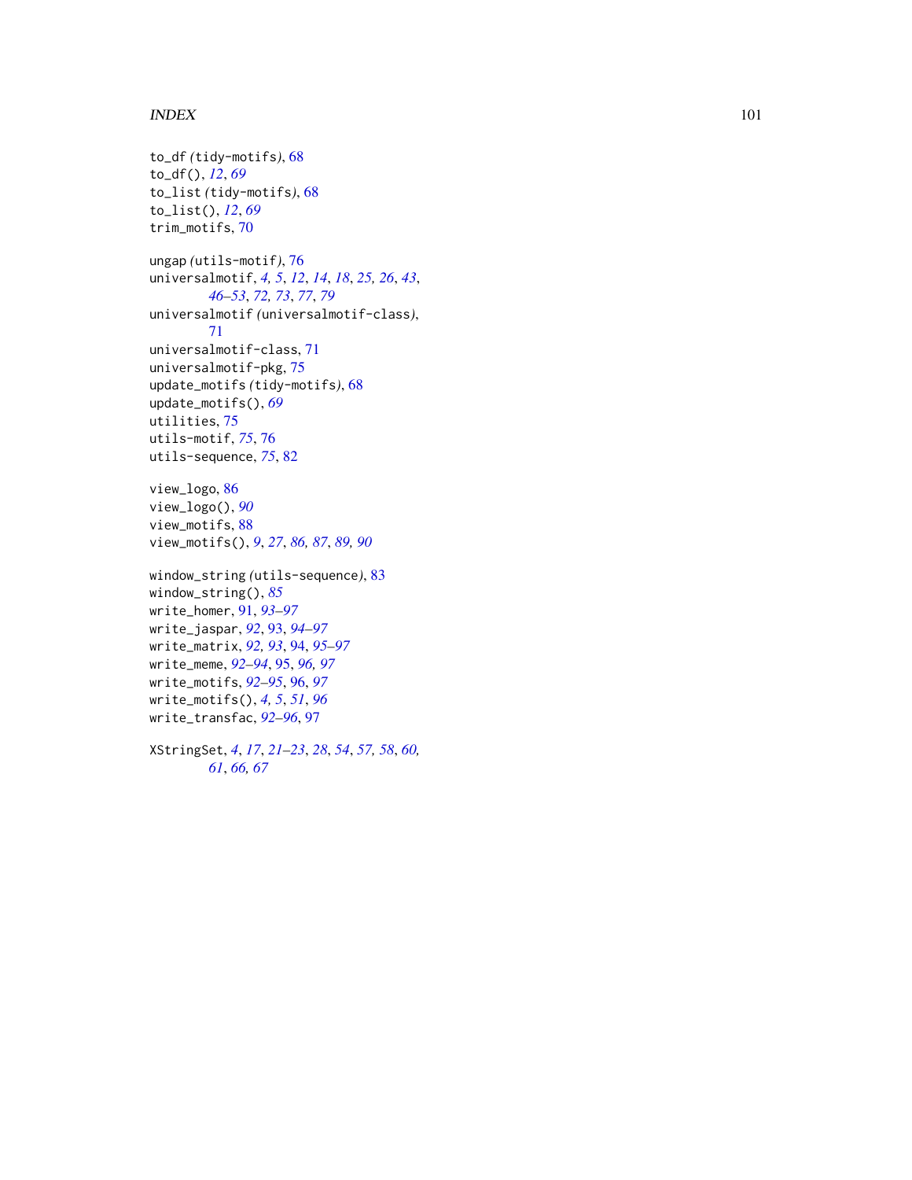to_df (tidy-motifs), 68
to_df(), *12*, *69*
to_list (tidy-motifs), 68
to_list(), *12*, *69*
trim_motifs, 70

ungap (utils-motif), 76
universalmotif, *4, 5*, *12*, *14*, *18*, *25, 26*, *43*, *46–53*, *72, 73*, *77*, *79*
universalmotif (universalmotif-class), 71
universalmotif-class, 71
universalmotif-pkg, 75
update_motifs (tidy-motifs), 68
update_motifs(), *69*
utilities, 75
utils-motif, *75*, 76
utils-sequence, *75*, 82

view_logo, 86
view_logo(), *90*
view_motifs, 88
view_motifs(), *9*, *27*, *86, 87*, *89, 90*

window_string (utils-sequence), 83
window_string(), *85*
write_homer, 91, *93–97*
write_jaspar, *92*, 93, *94–97*
write_matrix, *92, 93*, 94, *95–97*
write_meme, *92–94*, 95, *96, 97*
write_motifs, *92–95*, 96, *97*
write_motifs(), *4, 5*, *51*, *96*
write_transfac, *92–96*, 97

XStringSet, *4*, *17*, *21–23*, *28*, *54*, *57, 58*, *60, 61*, *66, 67*